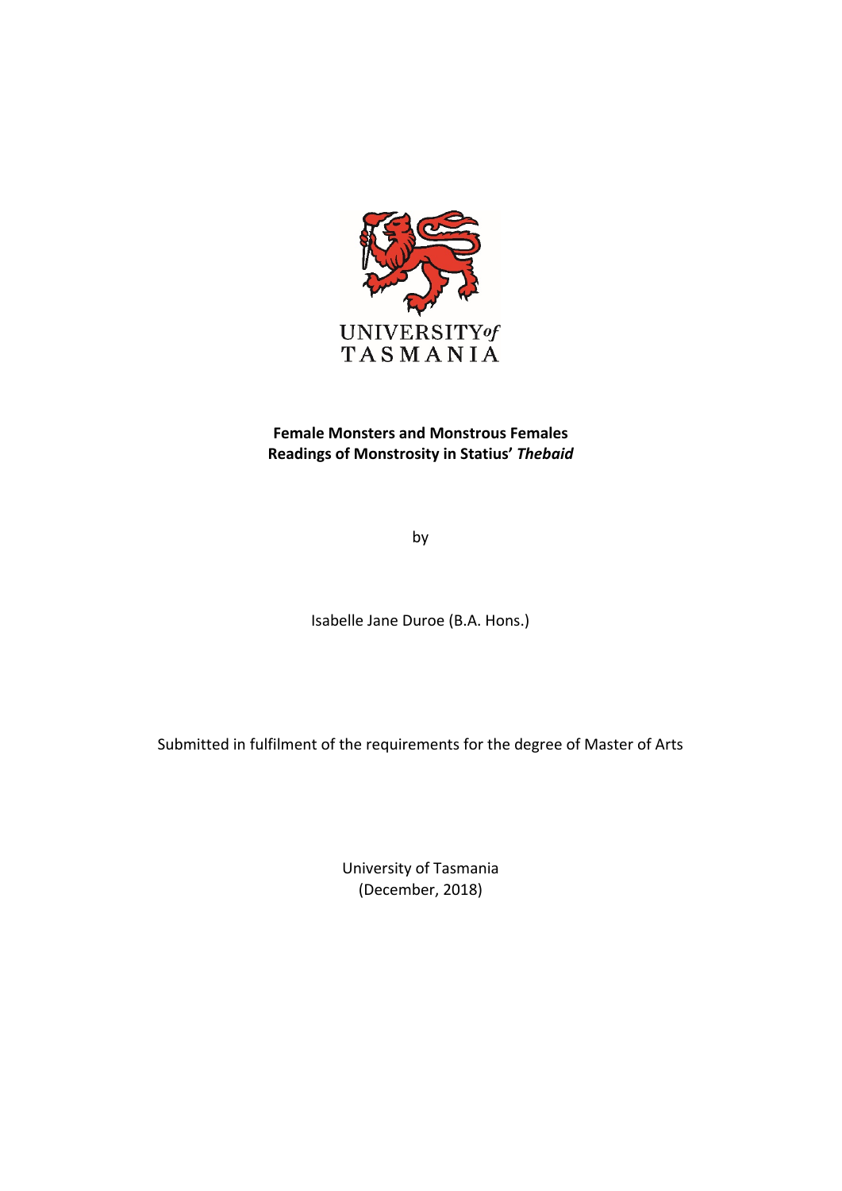UNIVERSITY of TASMANIA

**Female Monsters and Monstrous Females**
**Readings of Monstrosity in Statius' *Thebaid***

by

Isabelle Jane Duroe (B.A. Hons.)

Submitted in fulfilment of the requirements for the degree of Master of Arts

University of Tasmania
(December, 2018)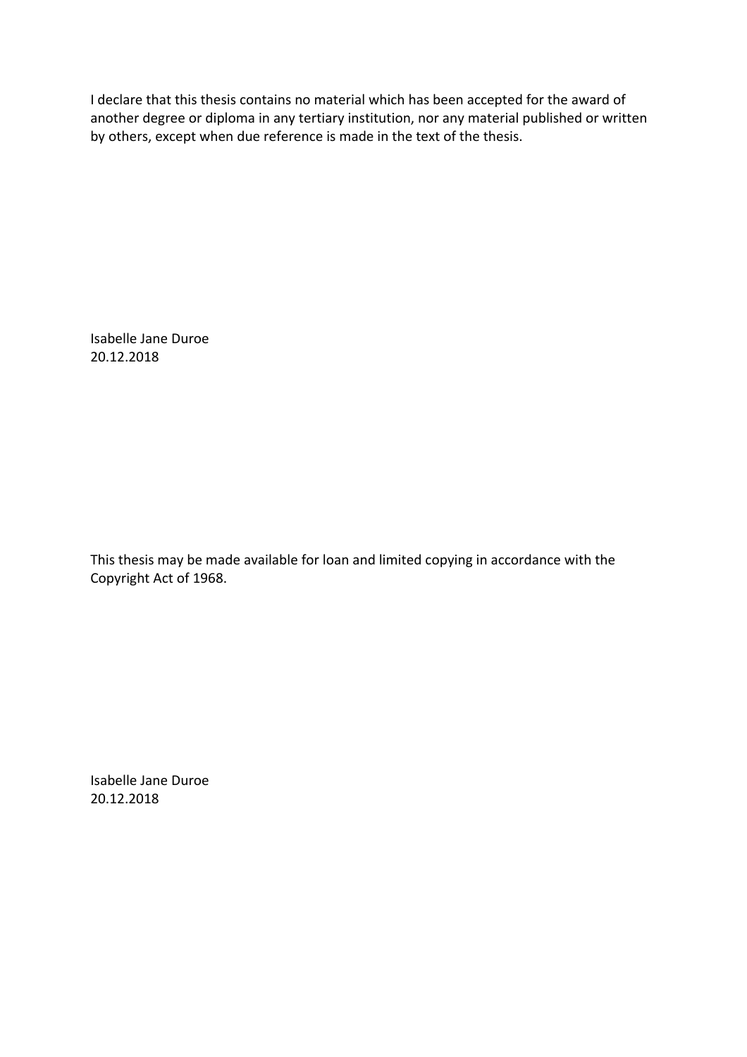I declare that this thesis contains no material which has been accepted for the award of another degree or diploma in any tertiary institution, nor any material published or written by others, except when due reference is made in the text of the thesis.

Isabelle Jane Duroe
20.12.2018

This thesis may be made available for loan and limited copying in accordance with the Copyright Act of 1968.

Isabelle Jane Duroe
20.12.2018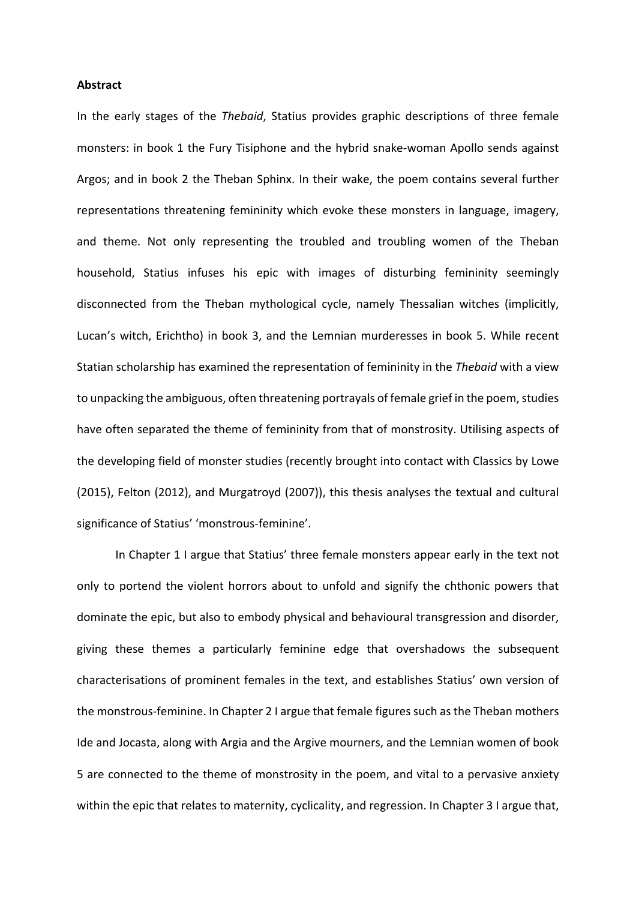**Abstract**

In the early stages of the *Thebaid*, Statius provides graphic descriptions of three female monsters: in book 1 the Fury Tisiphone and the hybrid snake-woman Apollo sends against Argos; and in book 2 the Theban Sphinx. In their wake, the poem contains several further representations threatening femininity which evoke these monsters in language, imagery, and theme. Not only representing the troubled and troubling women of the Theban household, Statius infuses his epic with images of disturbing femininity seemingly disconnected from the Theban mythological cycle, namely Thessalian witches (implicitly, Lucan's witch, Erichtho) in book 3, and the Lemnian murderesses in book 5. While recent Statian scholarship has examined the representation of femininity in the *Thebaid* with a view to unpacking the ambiguous, often threatening portrayals of female grief in the poem, studies have often separated the theme of femininity from that of monstrosity. Utilising aspects of the developing field of monster studies (recently brought into contact with Classics by Lowe (2015), Felton (2012), and Murgatroyd (2007)), this thesis analyses the textual and cultural significance of Statius' 'monstrous-feminine'.

In Chapter 1 I argue that Statius' three female monsters appear early in the text not only to portend the violent horrors about to unfold and signify the chthonic powers that dominate the epic, but also to embody physical and behavioural transgression and disorder, giving these themes a particularly feminine edge that overshadows the subsequent characterisations of prominent females in the text, and establishes Statius' own version of the monstrous-feminine. In Chapter 2 I argue that female figures such as the Theban mothers Ide and Jocasta, along with Argia and the Argive mourners, and the Lemnian women of book 5 are connected to the theme of monstrosity in the poem, and vital to a pervasive anxiety within the epic that relates to maternity, cyclicality, and regression. In Chapter 3 I argue that,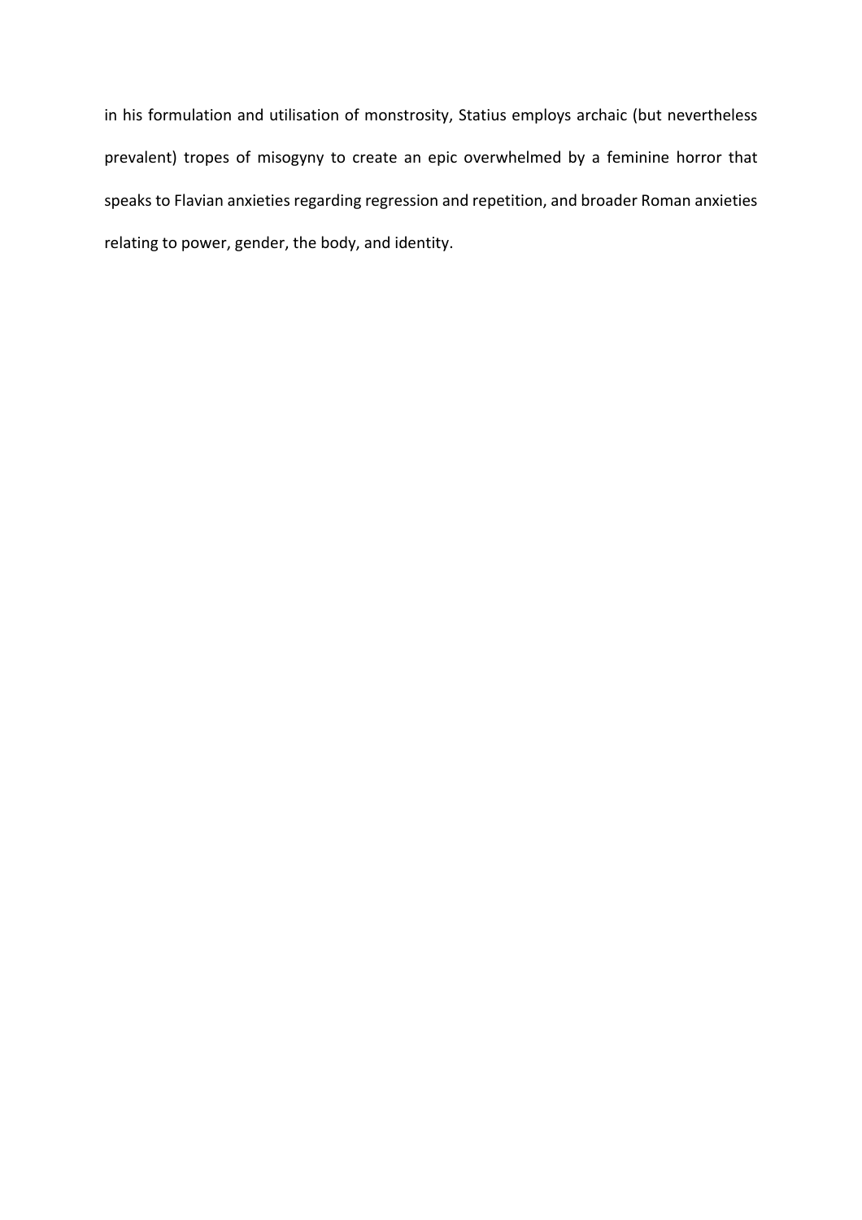in his formulation and utilisation of monstrosity, Statius employs archaic (but nevertheless prevalent) tropes of misogyny to create an epic overwhelmed by a feminine horror that speaks to Flavian anxieties regarding regression and repetition, and broader Roman anxieties relating to power, gender, the body, and identity.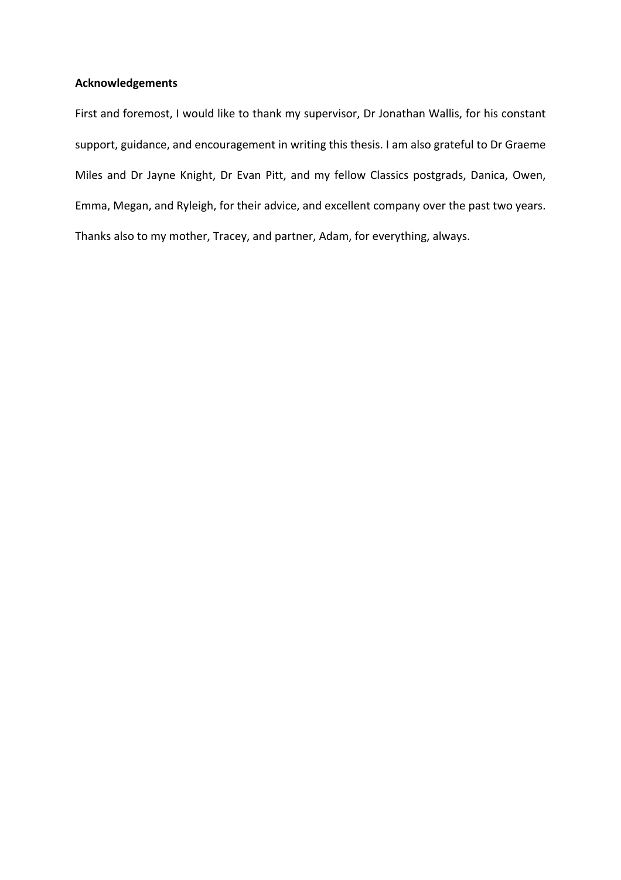**Acknowledgements**

First and foremost, I would like to thank my supervisor, Dr Jonathan Wallis, for his constant support, guidance, and encouragement in writing this thesis. I am also grateful to Dr Graeme Miles and Dr Jayne Knight, Dr Evan Pitt, and my fellow Classics postgrads, Danica, Owen, Emma, Megan, and Ryleigh, for their advice, and excellent company over the past two years. Thanks also to my mother, Tracey, and partner, Adam, for everything, always.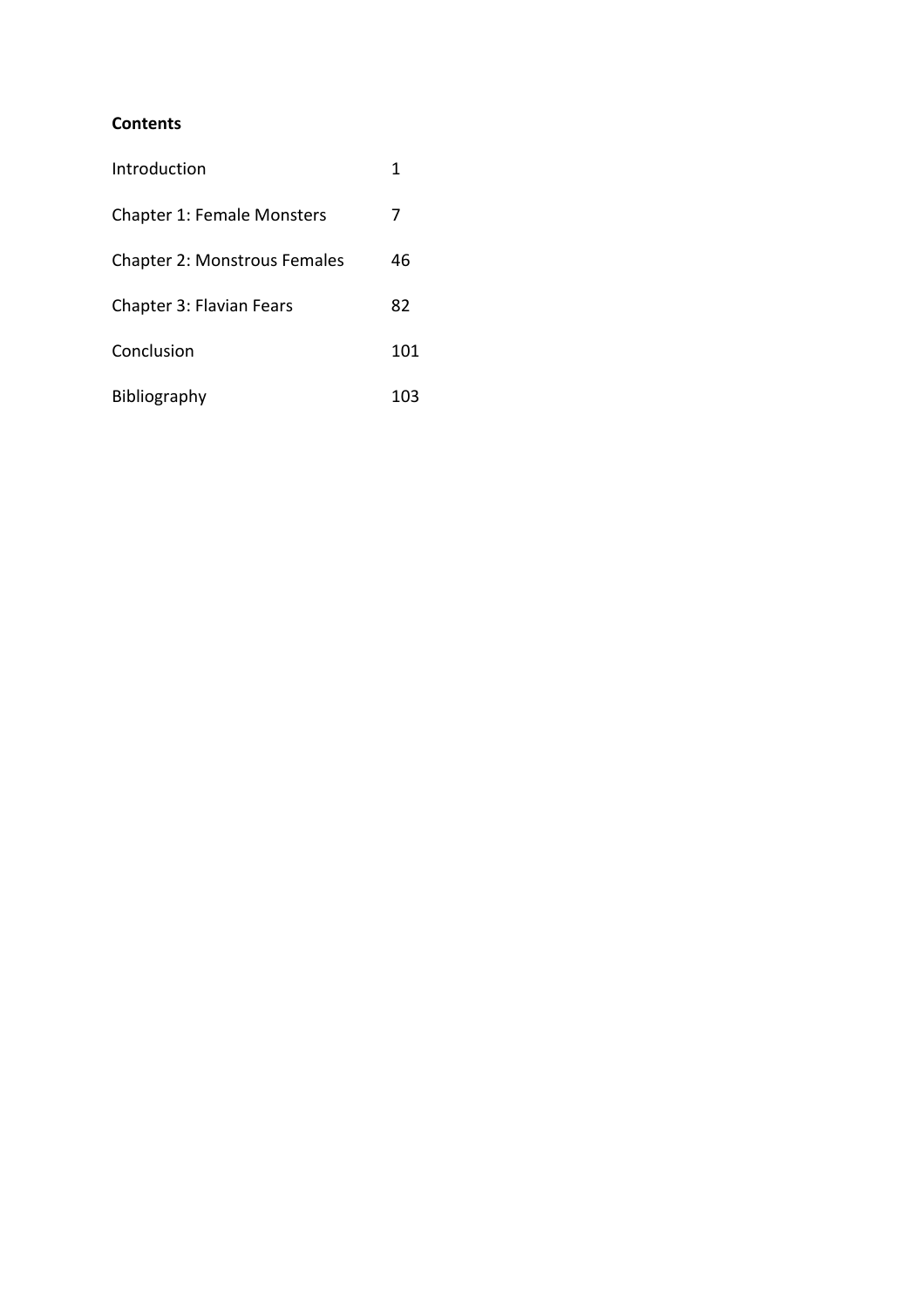**Contents**

| | |
|---|---|
| Introduction | 1 |
| Chapter 1: Female Monsters | 7 |
| Chapter 2: Monstrous Females | 46 |
| Chapter 3: Flavian Fears | 82 |
| Conclusion | 101 |
| Bibliography | 103 |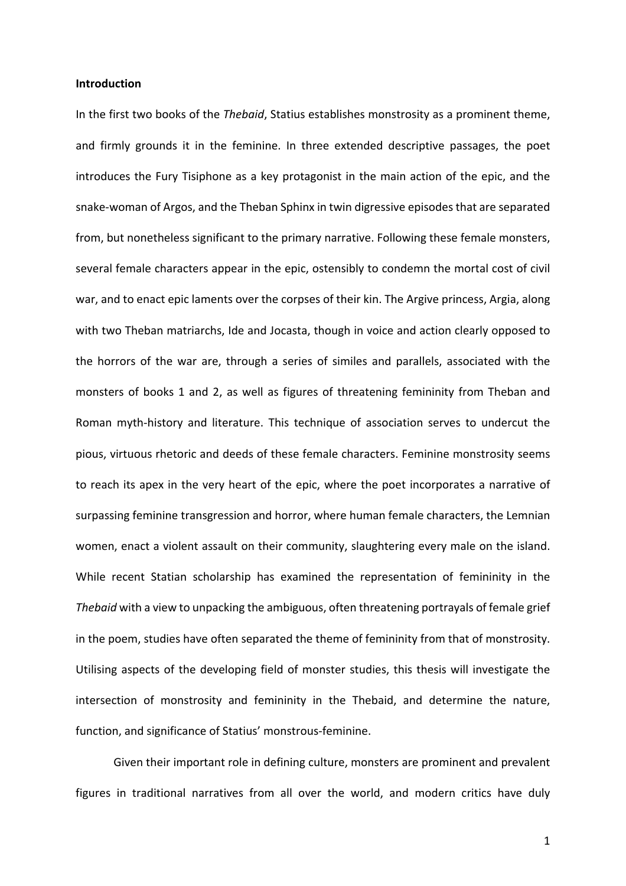**Introduction**

In the first two books of the *Thebaid*, Statius establishes monstrosity as a prominent theme, and firmly grounds it in the feminine. In three extended descriptive passages, the poet introduces the Fury Tisiphone as a key protagonist in the main action of the epic, and the snake-woman of Argos, and the Theban Sphinx in twin digressive episodes that are separated from, but nonetheless significant to the primary narrative. Following these female monsters, several female characters appear in the epic, ostensibly to condemn the mortal cost of civil war, and to enact epic laments over the corpses of their kin. The Argive princess, Argia, along with two Theban matriarchs, Ide and Jocasta, though in voice and action clearly opposed to the horrors of the war are, through a series of similes and parallels, associated with the monsters of books 1 and 2, as well as figures of threatening femininity from Theban and Roman myth-history and literature. This technique of association serves to undercut the pious, virtuous rhetoric and deeds of these female characters. Feminine monstrosity seems to reach its apex in the very heart of the epic, where the poet incorporates a narrative of surpassing feminine transgression and horror, where human female characters, the Lemnian women, enact a violent assault on their community, slaughtering every male on the island. While recent Statian scholarship has examined the representation of femininity in the *Thebaid* with a view to unpacking the ambiguous, often threatening portrayals of female grief in the poem, studies have often separated the theme of femininity from that of monstrosity. Utilising aspects of the developing field of monster studies, this thesis will investigate the intersection of monstrosity and femininity in the Thebaid, and determine the nature, function, and significance of Statius' monstrous-feminine.

Given their important role in defining culture, monsters are prominent and prevalent figures in traditional narratives from all over the world, and modern critics have duly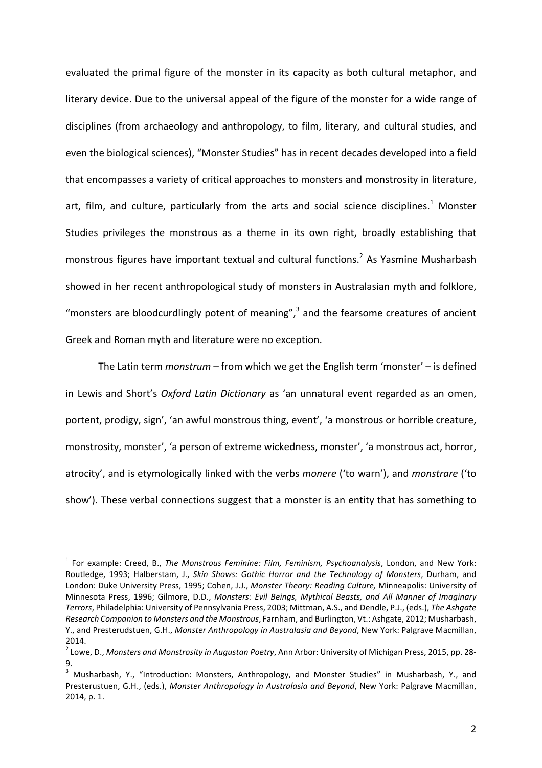evaluated the primal figure of the monster in its capacity as both cultural metaphor, and literary device. Due to the universal appeal of the figure of the monster for a wide range of disciplines (from archaeology and anthropology, to film, literary, and cultural studies, and even the biological sciences), "Monster Studies" has in recent decades developed into a field that encompasses a variety of critical approaches to monsters and monstrosity in literature, art, film, and culture, particularly from the arts and social science disciplines.[1] Monster Studies privileges the monstrous as a theme in its own right, broadly establishing that monstrous figures have important textual and cultural functions.[2] As Yasmine Musharbash showed in her recent anthropological study of monsters in Australasian myth and folklore, "monsters are bloodcurdlingly potent of meaning",[3] and the fearsome creatures of ancient Greek and Roman myth and literature were no exception.

The Latin term *monstrum* – from which we get the English term 'monster' – is defined in Lewis and Short's *Oxford Latin Dictionary* as 'an unnatural event regarded as an omen, portent, prodigy, sign', 'an awful monstrous thing, event', 'a monstrous or horrible creature, monstrosity, monster', 'a person of extreme wickedness, monster', 'a monstrous act, horror, atrocity', and is etymologically linked with the verbs *monere* ('to warn'), and *monstrare* ('to show'). These verbal connections suggest that a monster is an entity that has something to

---

[1] For example: Creed, B., *The Monstrous Feminine: Film, Feminism, Psychoanalysis*, London, and New York: Routledge, 1993; Halberstam, J., *Skin Shows: Gothic Horror and the Technology of Monsters*, Durham, and London: Duke University Press, 1995; Cohen, J.J., *Monster Theory: Reading Culture,* Minneapolis: University of Minnesota Press, 1996; Gilmore, D.D., *Monsters: Evil Beings, Mythical Beasts, and All Manner of Imaginary Terrors*, Philadelphia: University of Pennsylvania Press, 2003; Mittman, A.S., and Dendle, P.J., (eds.), *The Ashgate Research Companion to Monsters and the Monstrous*, Farnham, and Burlington, Vt.: Ashgate, 2012; Musharbash, Y., and Presterudstuen, G.H., *Monster Anthropology in Australasia and Beyond*, New York: Palgrave Macmillan, 2014.

[2] Lowe, D., *Monsters and Monstrosity in Augustan Poetry*, Ann Arbor: University of Michigan Press, 2015, pp. 28-9.

[3] Musharbash, Y., "Introduction: Monsters, Anthropology, and Monster Studies" in Musharbash, Y., and Presterustuen, G.H., (eds.), *Monster Anthropology in Australasia and Beyond*, New York: Palgrave Macmillan, 2014, p. 1.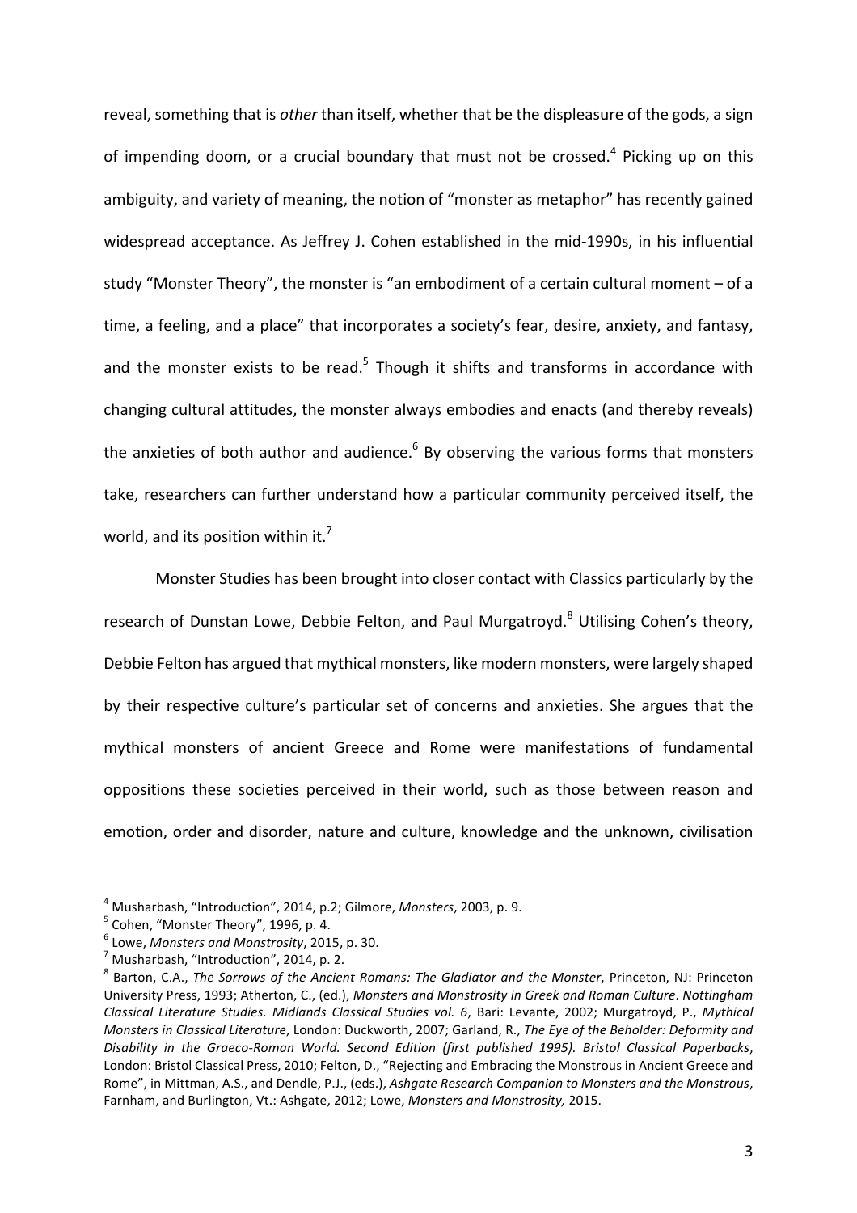reveal, something that is *other* than itself, whether that be the displeasure of the gods, a sign of impending doom, or a crucial boundary that must not be crossed.[4] Picking up on this ambiguity, and variety of meaning, the notion of "monster as metaphor" has recently gained widespread acceptance. As Jeffrey J. Cohen established in the mid-1990s, in his influential study "Monster Theory", the monster is "an embodiment of a certain cultural moment – of a time, a feeling, and a place" that incorporates a society's fear, desire, anxiety, and fantasy, and the monster exists to be read.[5] Though it shifts and transforms in accordance with changing cultural attitudes, the monster always embodies and enacts (and thereby reveals) the anxieties of both author and audience.[6] By observing the various forms that monsters take, researchers can further understand how a particular community perceived itself, the world, and its position within it.[7]

Monster Studies has been brought into closer contact with Classics particularly by the research of Dunstan Lowe, Debbie Felton, and Paul Murgatroyd.[8] Utilising Cohen's theory, Debbie Felton has argued that mythical monsters, like modern monsters, were largely shaped by their respective culture's particular set of concerns and anxieties. She argues that the mythical monsters of ancient Greece and Rome were manifestations of fundamental oppositions these societies perceived in their world, such as those between reason and emotion, order and disorder, nature and culture, knowledge and the unknown, civilisation

---

[4] Musharbash, "Introduction", 2014, p.2; Gilmore, *Monsters*, 2003, p. 9.

[5] Cohen, "Monster Theory", 1996, p. 4.

[6] Lowe, *Monsters and Monstrosity*, 2015, p. 30.

[7] Musharbash, "Introduction", 2014, p. 2.

[8] Barton, C.A., *The Sorrows of the Ancient Romans: The Gladiator and the Monster*, Princeton, NJ: Princeton University Press, 1993; Atherton, C., (ed.), *Monsters and Monstrosity in Greek and Roman Culture*. *Nottingham Classical Literature Studies. Midlands Classical Studies vol. 6*, Bari: Levante, 2002; Murgatroyd, P., *Mythical Monsters in Classical Literature*, London: Duckworth, 2007; Garland, R., *The Eye of the Beholder: Deformity and Disability in the Graeco-Roman World. Second Edition (first published 1995). Bristol Classical Paperbacks*, London: Bristol Classical Press, 2010; Felton, D., "Rejecting and Embracing the Monstrous in Ancient Greece and Rome", in Mittman, A.S., and Dendle, P.J., (eds.), *Ashgate Research Companion to Monsters and the Monstrous*, Farnham, and Burlington, Vt.: Ashgate, 2012; Lowe, *Monsters and Monstrosity,* 2015.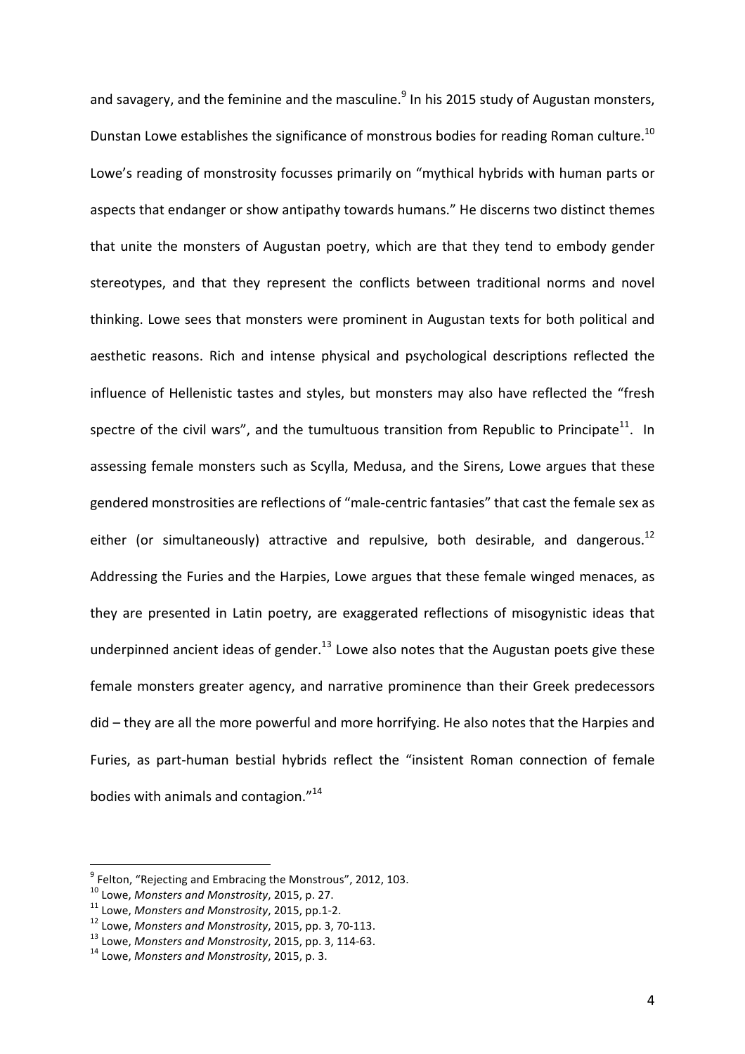and savagery, and the feminine and the masculine.[9] In his 2015 study of Augustan monsters, Dunstan Lowe establishes the significance of monstrous bodies for reading Roman culture.[10] Lowe's reading of monstrosity focusses primarily on "mythical hybrids with human parts or aspects that endanger or show antipathy towards humans." He discerns two distinct themes that unite the monsters of Augustan poetry, which are that they tend to embody gender stereotypes, and that they represent the conflicts between traditional norms and novel thinking. Lowe sees that monsters were prominent in Augustan texts for both political and aesthetic reasons. Rich and intense physical and psychological descriptions reflected the influence of Hellenistic tastes and styles, but monsters may also have reflected the "fresh spectre of the civil wars", and the tumultuous transition from Republic to Principate[11]. In assessing female monsters such as Scylla, Medusa, and the Sirens, Lowe argues that these gendered monstrosities are reflections of "male-centric fantasies" that cast the female sex as either (or simultaneously) attractive and repulsive, both desirable, and dangerous.[12] Addressing the Furies and the Harpies, Lowe argues that these female winged menaces, as they are presented in Latin poetry, are exaggerated reflections of misogynistic ideas that underpinned ancient ideas of gender.[13] Lowe also notes that the Augustan poets give these female monsters greater agency, and narrative prominence than their Greek predecessors did – they are all the more powerful and more horrifying. He also notes that the Harpies and Furies, as part-human bestial hybrids reflect the "insistent Roman connection of female bodies with animals and contagion."[14]

---

[9] Felton, "Rejecting and Embracing the Monstrous", 2012, 103.

[10] Lowe, *Monsters and Monstrosity*, 2015, p. 27.

[11] Lowe, *Monsters and Monstrosity*, 2015, pp.1-2.

[12] Lowe, *Monsters and Monstrosity*, 2015, pp. 3, 70-113.

[13] Lowe, *Monsters and Monstrosity*, 2015, pp. 3, 114-63.

[14] Lowe, *Monsters and Monstrosity*, 2015, p. 3.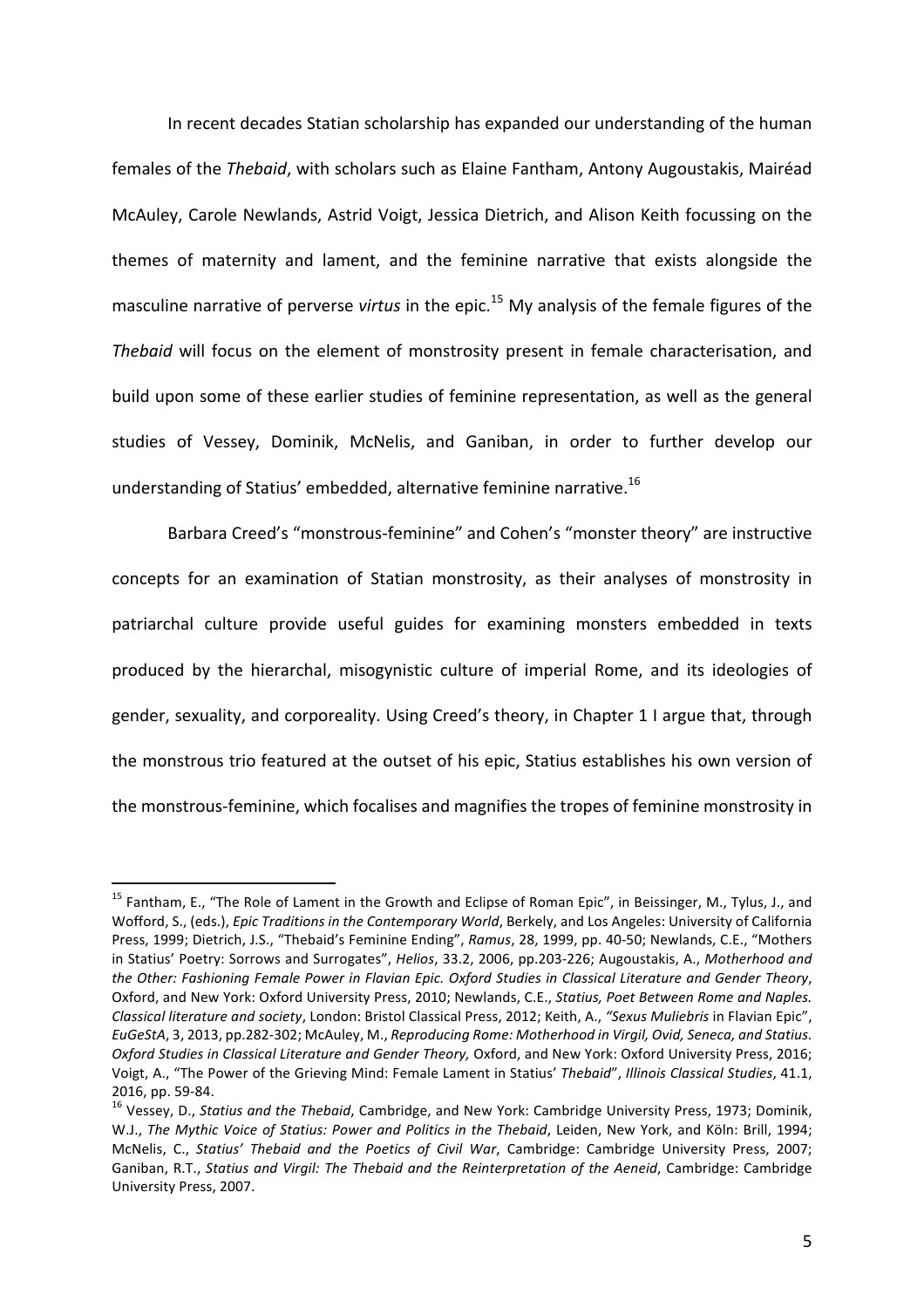In recent decades Statian scholarship has expanded our understanding of the human females of the *Thebaid*, with scholars such as Elaine Fantham, Antony Augoustakis, Mairéad McAuley, Carole Newlands, Astrid Voigt, Jessica Dietrich, and Alison Keith focussing on the themes of maternity and lament, and the feminine narrative that exists alongside the masculine narrative of perverse *virtus* in the epic.[15] My analysis of the female figures of the *Thebaid* will focus on the element of monstrosity present in female characterisation, and build upon some of these earlier studies of feminine representation, as well as the general studies of Vessey, Dominik, McNelis, and Ganiban, in order to further develop our understanding of Statius' embedded, alternative feminine narrative.[16]

Barbara Creed's "monstrous-feminine" and Cohen's "monster theory" are instructive concepts for an examination of Statian monstrosity, as their analyses of monstrosity in patriarchal culture provide useful guides for examining monsters embedded in texts produced by the hierarchal, misogynistic culture of imperial Rome, and its ideologies of gender, sexuality, and corporeality. Using Creed's theory, in Chapter 1 I argue that, through the monstrous trio featured at the outset of his epic, Statius establishes his own version of the monstrous-feminine, which focalises and magnifies the tropes of feminine monstrosity in

---

[15] Fantham, E., "The Role of Lament in the Growth and Eclipse of Roman Epic", in Beissinger, M., Tylus, J., and Wofford, S., (eds.), *Epic Traditions in the Contemporary World*, Berkely, and Los Angeles: University of California Press, 1999; Dietrich, J.S., "Thebaid's Feminine Ending", *Ramus*, 28, 1999, pp. 40-50; Newlands, C.E., "Mothers in Statius' Poetry: Sorrows and Surrogates", *Helios*, 33.2, 2006, pp.203-226; Augoustakis, A., *Motherhood and the Other: Fashioning Female Power in Flavian Epic. Oxford Studies in Classical Literature and Gender Theory*, Oxford, and New York: Oxford University Press, 2010; Newlands, C.E., *Statius, Poet Between Rome and Naples. Classical literature and society*, London: Bristol Classical Press, 2012; Keith, A., *"Sexus Muliebris* in Flavian Epic", *EuGeStA*, 3, 2013, pp.282-302; McAuley, M., *Reproducing Rome: Motherhood in Virgil, Ovid, Seneca, and Statius. Oxford Studies in Classical Literature and Gender Theory,* Oxford, and New York: Oxford University Press, 2016; Voigt, A., "The Power of the Grieving Mind: Female Lament in Statius' *Thebaid*", *Illinois Classical Studies*, 41.1, 2016, pp. 59-84.

[16] Vessey, D., *Statius and the Thebaid*, Cambridge, and New York: Cambridge University Press, 1973; Dominik, W.J., *The Mythic Voice of Statius: Power and Politics in the Thebaid*, Leiden, New York, and Köln: Brill, 1994; McNelis, C., *Statius' Thebaid and the Poetics of Civil War*, Cambridge: Cambridge University Press, 2007; Ganiban, R.T., *Statius and Virgil: The Thebaid and the Reinterpretation of the Aeneid*, Cambridge: Cambridge University Press, 2007.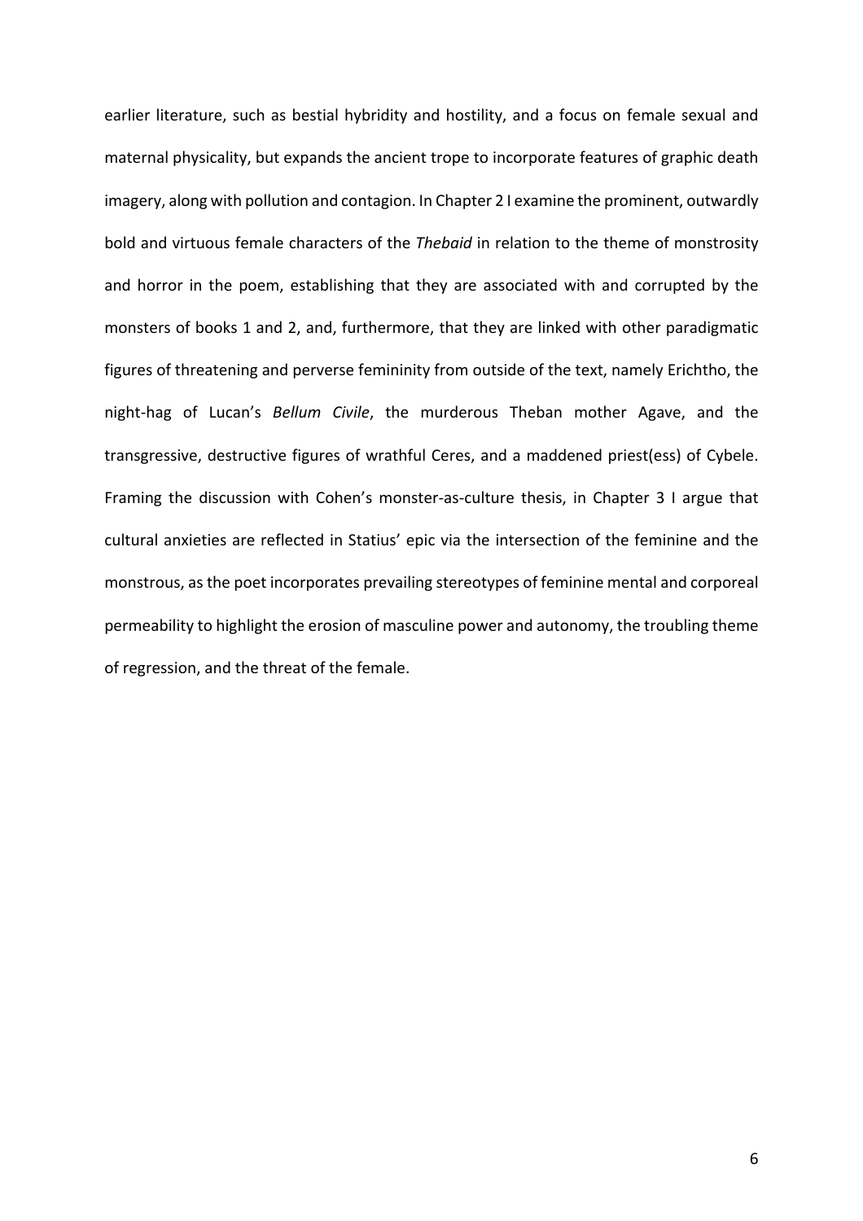earlier literature, such as bestial hybridity and hostility, and a focus on female sexual and maternal physicality, but expands the ancient trope to incorporate features of graphic death imagery, along with pollution and contagion. In Chapter 2 I examine the prominent, outwardly bold and virtuous female characters of the *Thebaid* in relation to the theme of monstrosity and horror in the poem, establishing that they are associated with and corrupted by the monsters of books 1 and 2, and, furthermore, that they are linked with other paradigmatic figures of threatening and perverse femininity from outside of the text, namely Erichtho, the night-hag of Lucan's *Bellum Civile*, the murderous Theban mother Agave, and the transgressive, destructive figures of wrathful Ceres, and a maddened priest(ess) of Cybele. Framing the discussion with Cohen's monster-as-culture thesis, in Chapter 3 I argue that cultural anxieties are reflected in Statius' epic via the intersection of the feminine and the monstrous, as the poet incorporates prevailing stereotypes of feminine mental and corporeal permeability to highlight the erosion of masculine power and autonomy, the troubling theme of regression, and the threat of the female.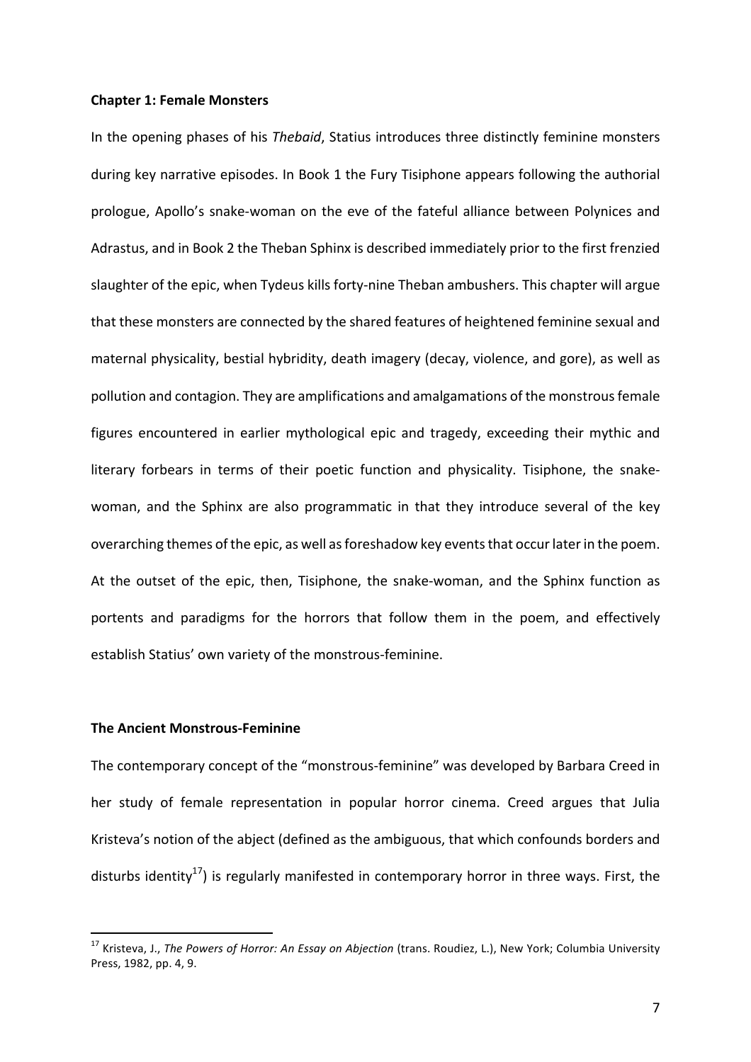## Chapter 1: Female Monsters

In the opening phases of his *Thebaid*, Statius introduces three distinctly feminine monsters during key narrative episodes. In Book 1 the Fury Tisiphone appears following the authorial prologue, Apollo's snake-woman on the eve of the fateful alliance between Polynices and Adrastus, and in Book 2 the Theban Sphinx is described immediately prior to the first frenzied slaughter of the epic, when Tydeus kills forty-nine Theban ambushers. This chapter will argue that these monsters are connected by the shared features of heightened feminine sexual and maternal physicality, bestial hybridity, death imagery (decay, violence, and gore), as well as pollution and contagion. They are amplifications and amalgamations of the monstrous female figures encountered in earlier mythological epic and tragedy, exceeding their mythic and literary forbears in terms of their poetic function and physicality. Tisiphone, the snake-woman, and the Sphinx are also programmatic in that they introduce several of the key overarching themes of the epic, as well as foreshadow key events that occur later in the poem. At the outset of the epic, then, Tisiphone, the snake-woman, and the Sphinx function as portents and paradigms for the horrors that follow them in the poem, and effectively establish Statius' own variety of the monstrous-feminine.

### The Ancient Monstrous-Feminine

The contemporary concept of the "monstrous-feminine" was developed by Barbara Creed in her study of female representation in popular horror cinema. Creed argues that Julia Kristeva's notion of the abject (defined as the ambiguous, that which confounds borders and disturbs identity[17]) is regularly manifested in contemporary horror in three ways. First, the

[17] Kristeva, J., *The Powers of Horror: An Essay on Abjection* (trans. Roudiez, L.), New York; Columbia University Press, 1982, pp. 4, 9.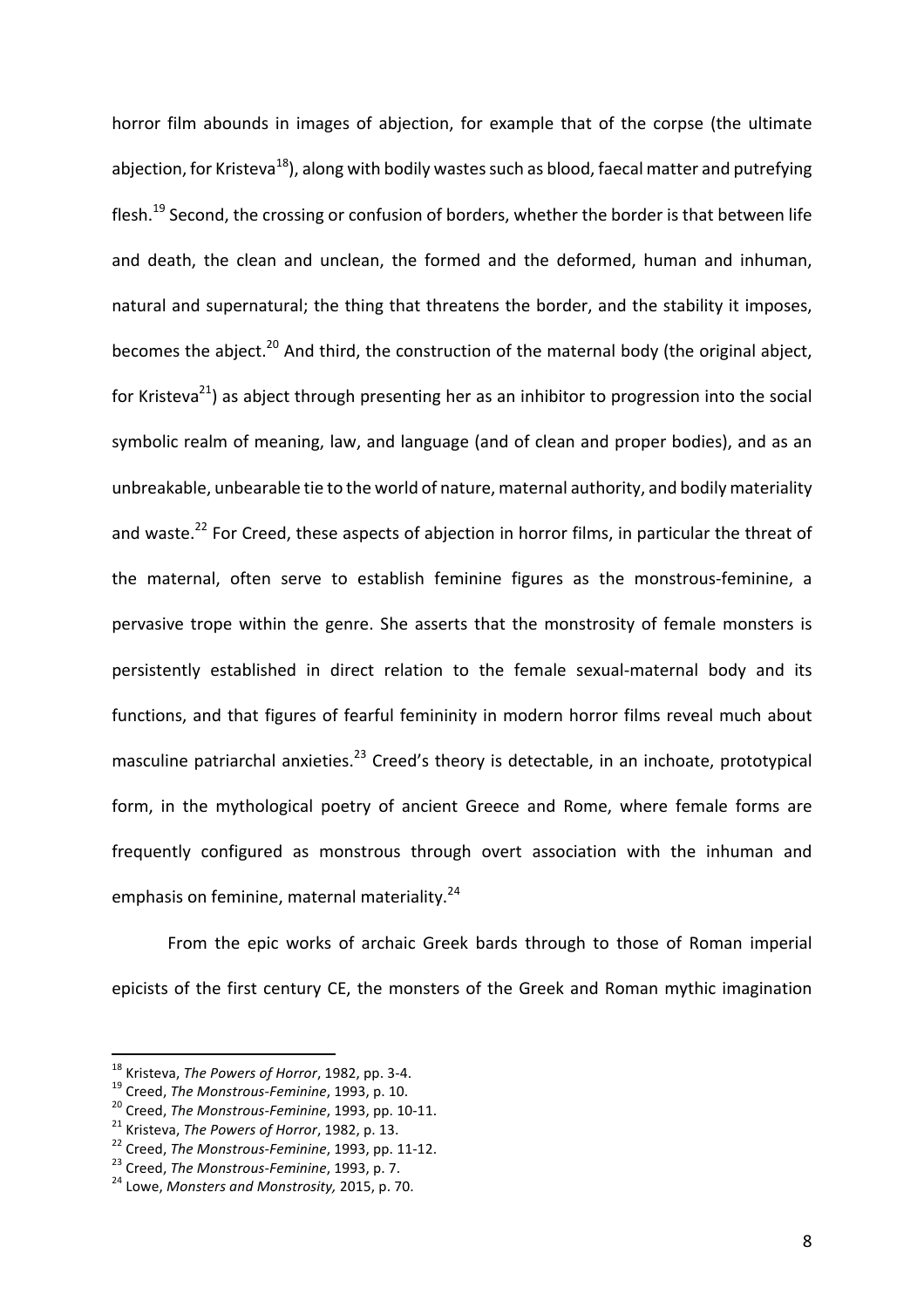horror film abounds in images of abjection, for example that of the corpse (the ultimate abjection, for Kristeva[18]), along with bodily wastes such as blood, faecal matter and putrefying flesh.[19] Second, the crossing or confusion of borders, whether the border is that between life and death, the clean and unclean, the formed and the deformed, human and inhuman, natural and supernatural; the thing that threatens the border, and the stability it imposes, becomes the abject.[20] And third, the construction of the maternal body (the original abject, for Kristeva[21]) as abject through presenting her as an inhibitor to progression into the social symbolic realm of meaning, law, and language (and of clean and proper bodies), and as an unbreakable, unbearable tie to the world of nature, maternal authority, and bodily materiality and waste.[22] For Creed, these aspects of abjection in horror films, in particular the threat of the maternal, often serve to establish feminine figures as the monstrous-feminine, a pervasive trope within the genre. She asserts that the monstrosity of female monsters is persistently established in direct relation to the female sexual-maternal body and its functions, and that figures of fearful femininity in modern horror films reveal much about masculine patriarchal anxieties.[23] Creed's theory is detectable, in an inchoate, prototypical form, in the mythological poetry of ancient Greece and Rome, where female forms are frequently configured as monstrous through overt association with the inhuman and emphasis on feminine, maternal materiality.[24]

From the epic works of archaic Greek bards through to those of Roman imperial epicists of the first century CE, the monsters of the Greek and Roman mythic imagination

---

[18] Kristeva, *The Powers of Horror*, 1982, pp. 3-4.

[19] Creed, *The Monstrous-Feminine*, 1993, p. 10.

[20] Creed, *The Monstrous-Feminine*, 1993, pp. 10-11.

[21] Kristeva, *The Powers of Horror*, 1982, p. 13.

[22] Creed, *The Monstrous-Feminine*, 1993, pp. 11-12.

[23] Creed, *The Monstrous-Feminine*, 1993, p. 7.

[24] Lowe, *Monsters and Monstrosity,* 2015, p. 70.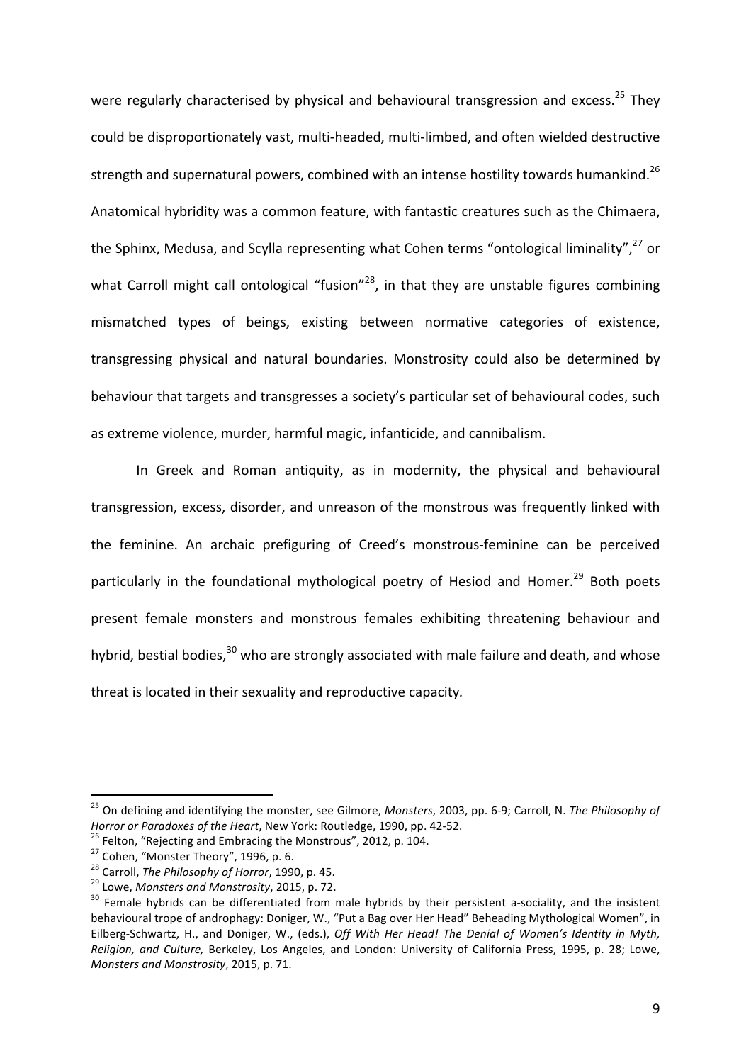were regularly characterised by physical and behavioural transgression and excess.[25] They could be disproportionately vast, multi-headed, multi-limbed, and often wielded destructive strength and supernatural powers, combined with an intense hostility towards humankind.[26] Anatomical hybridity was a common feature, with fantastic creatures such as the Chimaera, the Sphinx, Medusa, and Scylla representing what Cohen terms "ontological liminality",[27] or what Carroll might call ontological "fusion"[28], in that they are unstable figures combining mismatched types of beings, existing between normative categories of existence, transgressing physical and natural boundaries. Monstrosity could also be determined by behaviour that targets and transgresses a society's particular set of behavioural codes, such as extreme violence, murder, harmful magic, infanticide, and cannibalism.

In Greek and Roman antiquity, as in modernity, the physical and behavioural transgression, excess, disorder, and unreason of the monstrous was frequently linked with the feminine. An archaic prefiguring of Creed's monstrous-feminine can be perceived particularly in the foundational mythological poetry of Hesiod and Homer.[29] Both poets present female monsters and monstrous females exhibiting threatening behaviour and hybrid, bestial bodies,[30] who are strongly associated with male failure and death, and whose threat is located in their sexuality and reproductive capacity.

---

[25] On defining and identifying the monster, see Gilmore, *Monsters*, 2003, pp. 6-9; Carroll, N. *The Philosophy of Horror or Paradoxes of the Heart*, New York: Routledge, 1990, pp. 42-52.

[26] Felton, "Rejecting and Embracing the Monstrous", 2012, p. 104.

[27] Cohen, "Monster Theory", 1996, p. 6.

[28] Carroll, *The Philosophy of Horror*, 1990, p. 45.

[29] Lowe, *Monsters and Monstrosity*, 2015, p. 72.

[30] Female hybrids can be differentiated from male hybrids by their persistent a-sociality, and the insistent behavioural trope of androphagy: Doniger, W., "Put a Bag over Her Head" Beheading Mythological Women", in Eilberg-Schwartz, H., and Doniger, W., (eds.), *Off With Her Head! The Denial of Women's Identity in Myth, Religion, and Culture,* Berkeley, Los Angeles, and London: University of California Press, 1995, p. 28; Lowe, *Monsters and Monstrosity*, 2015, p. 71.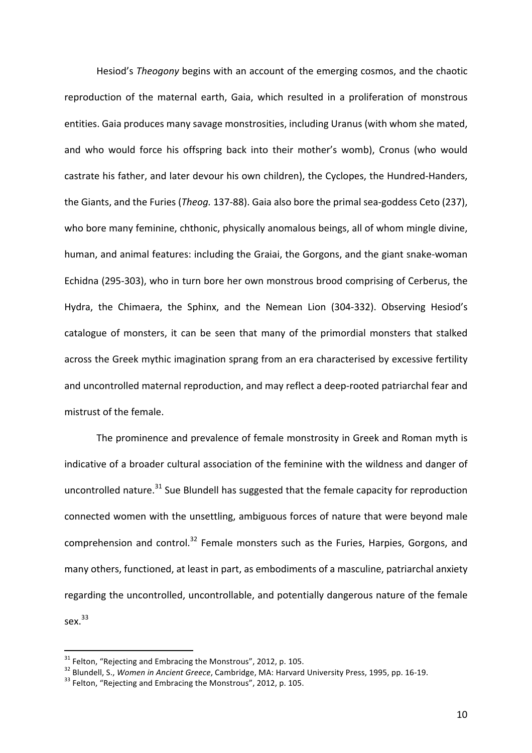Hesiod's *Theogony* begins with an account of the emerging cosmos, and the chaotic reproduction of the maternal earth, Gaia, which resulted in a proliferation of monstrous entities. Gaia produces many savage monstrosities, including Uranus (with whom she mated, and who would force his offspring back into their mother's womb), Cronus (who would castrate his father, and later devour his own children), the Cyclopes, the Hundred-Handers, the Giants, and the Furies (*Theog.* 137-88). Gaia also bore the primal sea-goddess Ceto (237), who bore many feminine, chthonic, physically anomalous beings, all of whom mingle divine, human, and animal features: including the Graiai, the Gorgons, and the giant snake-woman Echidna (295-303), who in turn bore her own monstrous brood comprising of Cerberus, the Hydra, the Chimaera, the Sphinx, and the Nemean Lion (304-332). Observing Hesiod's catalogue of monsters, it can be seen that many of the primordial monsters that stalked across the Greek mythic imagination sprang from an era characterised by excessive fertility and uncontrolled maternal reproduction, and may reflect a deep-rooted patriarchal fear and mistrust of the female.

The prominence and prevalence of female monstrosity in Greek and Roman myth is indicative of a broader cultural association of the feminine with the wildness and danger of uncontrolled nature.[31] Sue Blundell has suggested that the female capacity for reproduction connected women with the unsettling, ambiguous forces of nature that were beyond male comprehension and control.[32] Female monsters such as the Furies, Harpies, Gorgons, and many others, functioned, at least in part, as embodiments of a masculine, patriarchal anxiety regarding the uncontrolled, uncontrollable, and potentially dangerous nature of the female sex.[33]

---

[31] Felton, "Rejecting and Embracing the Monstrous", 2012, p. 105.

[32] Blundell, S., *Women in Ancient Greece*, Cambridge, MA: Harvard University Press, 1995, pp. 16-19.

[33] Felton, "Rejecting and Embracing the Monstrous", 2012, p. 105.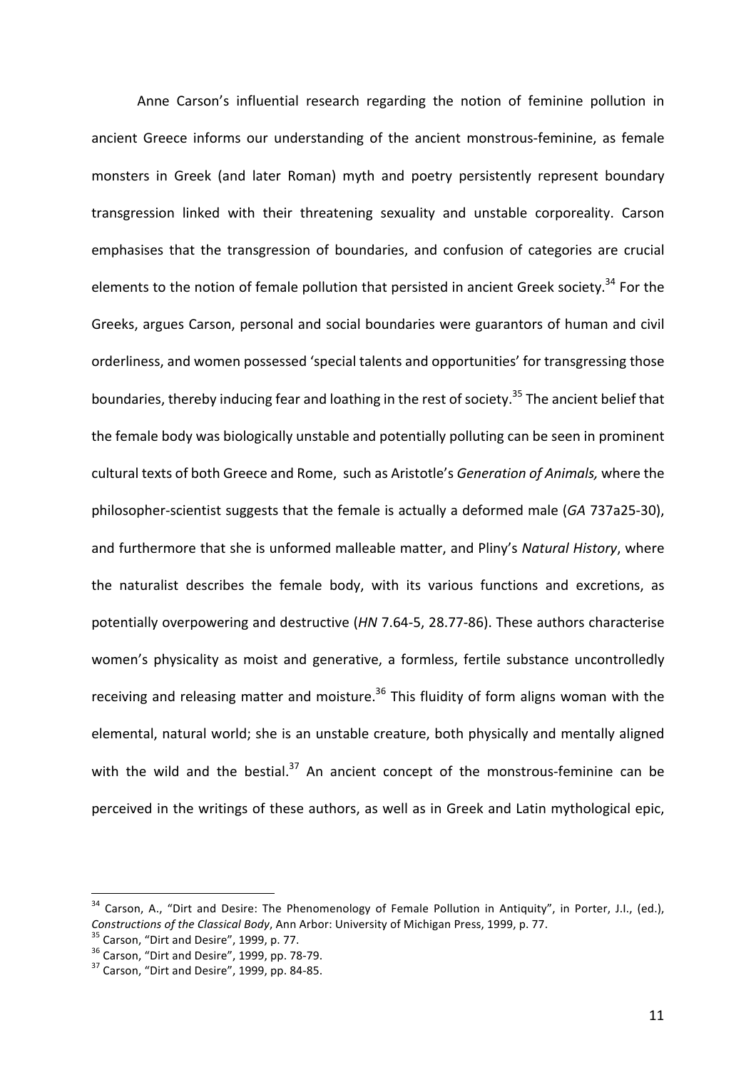Anne Carson's influential research regarding the notion of feminine pollution in ancient Greece informs our understanding of the ancient monstrous-feminine, as female monsters in Greek (and later Roman) myth and poetry persistently represent boundary transgression linked with their threatening sexuality and unstable corporeality. Carson emphasises that the transgression of boundaries, and confusion of categories are crucial elements to the notion of female pollution that persisted in ancient Greek society.[34] For the Greeks, argues Carson, personal and social boundaries were guarantors of human and civil orderliness, and women possessed 'special talents and opportunities' for transgressing those boundaries, thereby inducing fear and loathing in the rest of society.[35] The ancient belief that the female body was biologically unstable and potentially polluting can be seen in prominent cultural texts of both Greece and Rome, such as Aristotle's *Generation of Animals,* where the philosopher-scientist suggests that the female is actually a deformed male (*GA* 737a25-30), and furthermore that she is unformed malleable matter, and Pliny's *Natural History*, where the naturalist describes the female body, with its various functions and excretions, as potentially overpowering and destructive (*HN* 7.64-5, 28.77-86). These authors characterise women's physicality as moist and generative, a formless, fertile substance uncontrolledly receiving and releasing matter and moisture.[36] This fluidity of form aligns woman with the elemental, natural world; she is an unstable creature, both physically and mentally aligned with the wild and the bestial.[37] An ancient concept of the monstrous-feminine can be perceived in the writings of these authors, as well as in Greek and Latin mythological epic,

---

[34] Carson, A., "Dirt and Desire: The Phenomenology of Female Pollution in Antiquity", in Porter, J.I., (ed.), *Constructions of the Classical Body*, Ann Arbor: University of Michigan Press, 1999, p. 77.

[35] Carson, "Dirt and Desire", 1999, p. 77.

[36] Carson, "Dirt and Desire", 1999, pp. 78-79.

[37] Carson, "Dirt and Desire", 1999, pp. 84-85.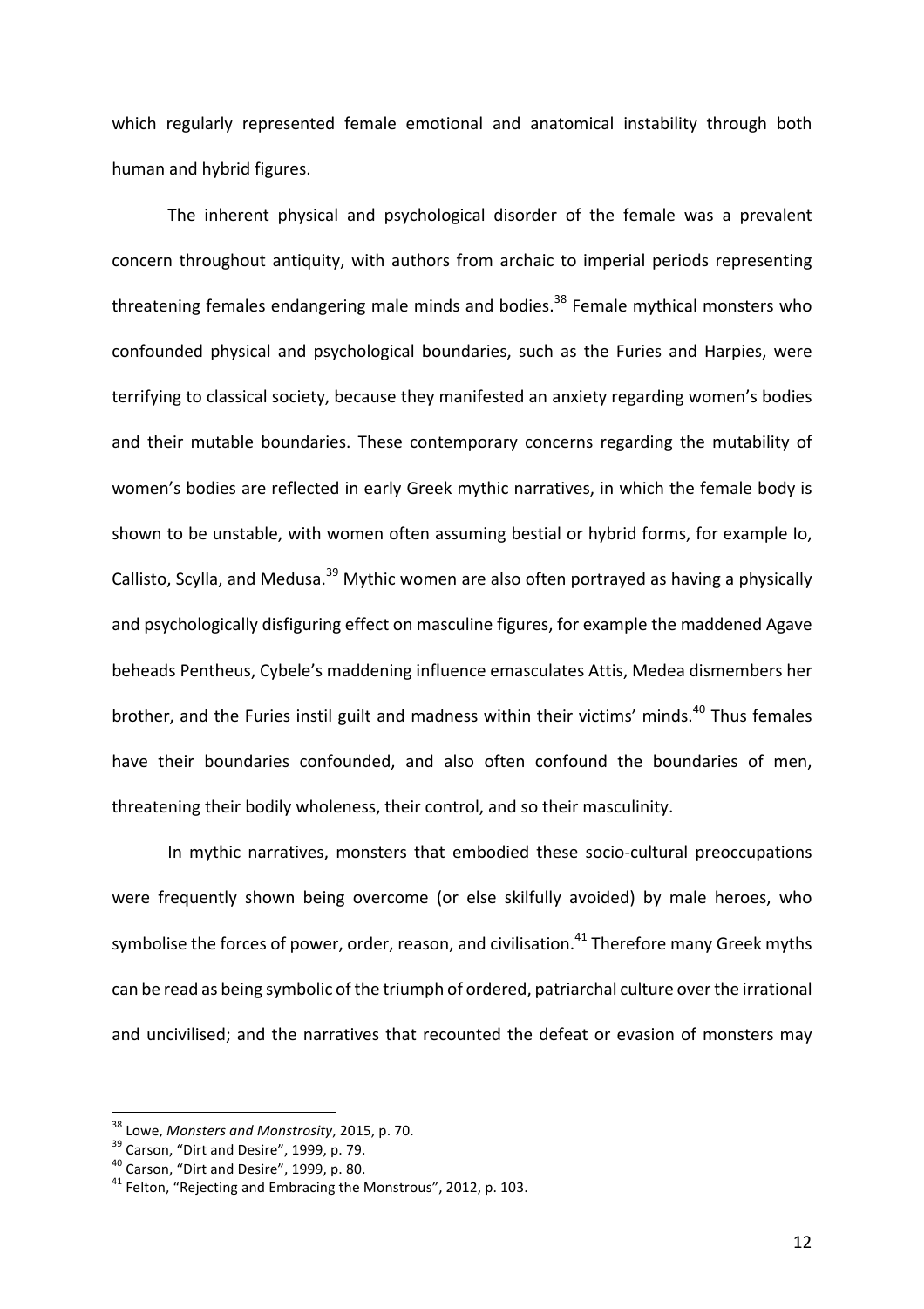which regularly represented female emotional and anatomical instability through both human and hybrid figures.

The inherent physical and psychological disorder of the female was a prevalent concern throughout antiquity, with authors from archaic to imperial periods representing threatening females endangering male minds and bodies.[38] Female mythical monsters who confounded physical and psychological boundaries, such as the Furies and Harpies, were terrifying to classical society, because they manifested an anxiety regarding women's bodies and their mutable boundaries. These contemporary concerns regarding the mutability of women's bodies are reflected in early Greek mythic narratives, in which the female body is shown to be unstable, with women often assuming bestial or hybrid forms, for example Io, Callisto, Scylla, and Medusa.[39] Mythic women are also often portrayed as having a physically and psychologically disfiguring effect on masculine figures, for example the maddened Agave beheads Pentheus, Cybele's maddening influence emasculates Attis, Medea dismembers her brother, and the Furies instil guilt and madness within their victims' minds.[40] Thus females have their boundaries confounded, and also often confound the boundaries of men, threatening their bodily wholeness, their control, and so their masculinity.

In mythic narratives, monsters that embodied these socio-cultural preoccupations were frequently shown being overcome (or else skilfully avoided) by male heroes, who symbolise the forces of power, order, reason, and civilisation.[41] Therefore many Greek myths can be read as being symbolic of the triumph of ordered, patriarchal culture over the irrational and uncivilised; and the narratives that recounted the defeat or evasion of monsters may

---

[38] Lowe, *Monsters and Monstrosity*, 2015, p. 70.

[39] Carson, "Dirt and Desire", 1999, p. 79.

[40] Carson, "Dirt and Desire", 1999, p. 80.

[41] Felton, "Rejecting and Embracing the Monstrous", 2012, p. 103.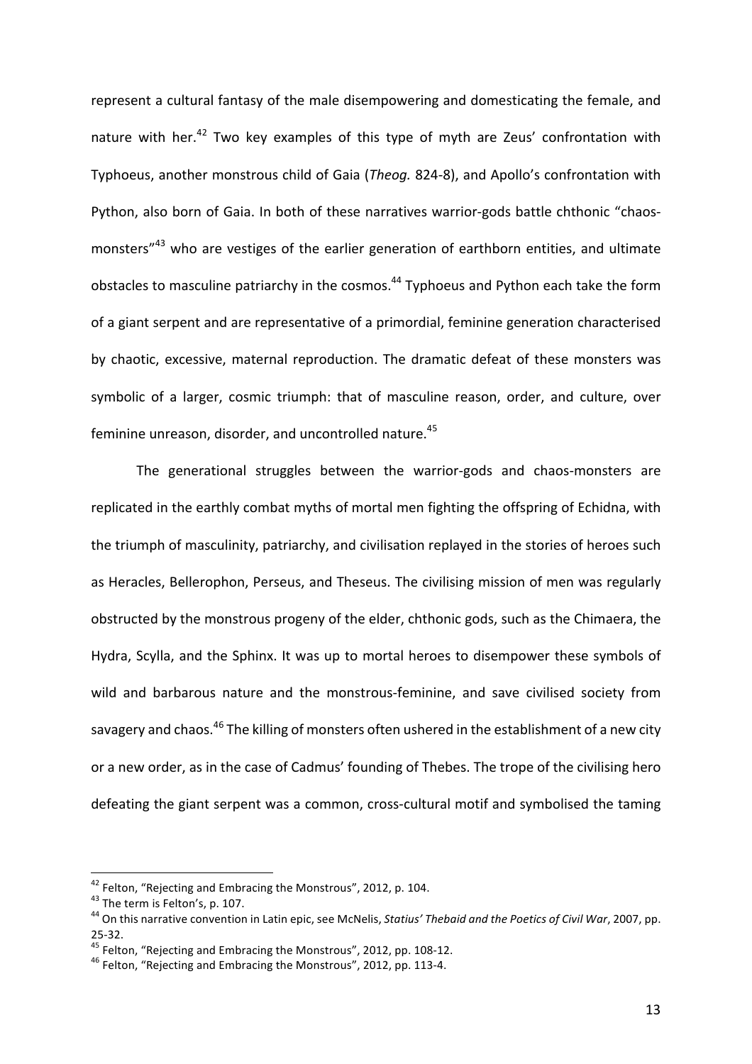represent a cultural fantasy of the male disempowering and domesticating the female, and nature with her.[42] Two key examples of this type of myth are Zeus' confrontation with Typhoeus, another monstrous child of Gaia (*Theog.* 824-8), and Apollo's confrontation with Python, also born of Gaia. In both of these narratives warrior-gods battle chthonic "chaos-monsters"[43] who are vestiges of the earlier generation of earthborn entities, and ultimate obstacles to masculine patriarchy in the cosmos.[44] Typhoeus and Python each take the form of a giant serpent and are representative of a primordial, feminine generation characterised by chaotic, excessive, maternal reproduction. The dramatic defeat of these monsters was symbolic of a larger, cosmic triumph: that of masculine reason, order, and culture, over feminine unreason, disorder, and uncontrolled nature.[45]

The generational struggles between the warrior-gods and chaos-monsters are replicated in the earthly combat myths of mortal men fighting the offspring of Echidna, with the triumph of masculinity, patriarchy, and civilisation replayed in the stories of heroes such as Heracles, Bellerophon, Perseus, and Theseus. The civilising mission of men was regularly obstructed by the monstrous progeny of the elder, chthonic gods, such as the Chimaera, the Hydra, Scylla, and the Sphinx. It was up to mortal heroes to disempower these symbols of wild and barbarous nature and the monstrous-feminine, and save civilised society from savagery and chaos.[46] The killing of monsters often ushered in the establishment of a new city or a new order, as in the case of Cadmus' founding of Thebes. The trope of the civilising hero defeating the giant serpent was a common, cross-cultural motif and symbolised the taming

[42] Felton, "Rejecting and Embracing the Monstrous", 2012, p. 104.
[43] The term is Felton's, p. 107.
[44] On this narrative convention in Latin epic, see McNelis, *Statius' Thebaid and the Poetics of Civil War*, 2007, pp. 25-32.
[45] Felton, "Rejecting and Embracing the Monstrous", 2012, pp. 108-12.
[46] Felton, "Rejecting and Embracing the Monstrous", 2012, pp. 113-4.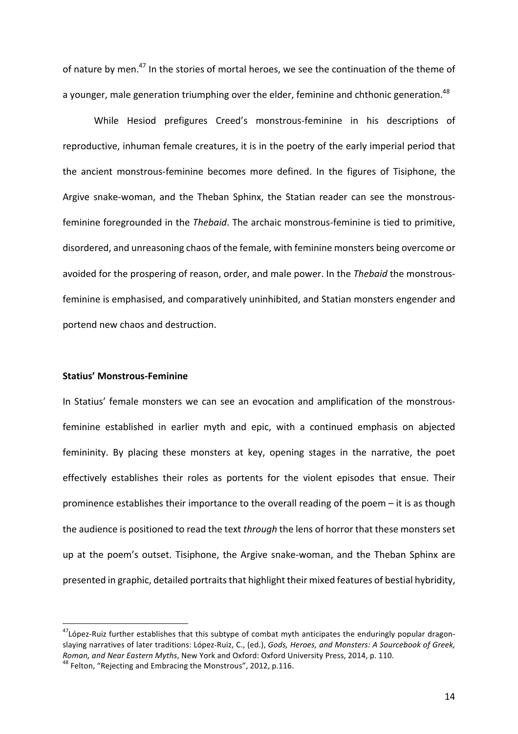of nature by men.[47] In the stories of mortal heroes, we see the continuation of the theme of a younger, male generation triumphing over the elder, feminine and chthonic generation.[48]

While Hesiod prefigures Creed's monstrous-feminine in his descriptions of reproductive, inhuman female creatures, it is in the poetry of the early imperial period that the ancient monstrous-feminine becomes more defined. In the figures of Tisiphone, the Argive snake-woman, and the Theban Sphinx, the Statian reader can see the monstrous-feminine foregrounded in the *Thebaid*. The archaic monstrous-feminine is tied to primitive, disordered, and unreasoning chaos of the female, with feminine monsters being overcome or avoided for the prospering of reason, order, and male power. In the *Thebaid* the monstrous-feminine is emphasised, and comparatively uninhibited, and Statian monsters engender and portend new chaos and destruction.

**Statius' Monstrous-Feminine**

In Statius' female monsters we can see an evocation and amplification of the monstrous-feminine established in earlier myth and epic, with a continued emphasis on abjected femininity. By placing these monsters at key, opening stages in the narrative, the poet effectively establishes their roles as portents for the violent episodes that ensue. Their prominence establishes their importance to the overall reading of the poem – it is as though the audience is positioned to read the text *through* the lens of horror that these monsters set up at the poem's outset. Tisiphone, the Argive snake-woman, and the Theban Sphinx are presented in graphic, detailed portraits that highlight their mixed features of bestial hybridity,

---

[47] López-Ruiz further establishes that this subtype of combat myth anticipates the enduringly popular dragon-slaying narratives of later traditions: López-Ruiz, C., (ed.), *Gods, Heroes, and Monsters: A Sourcebook of Greek, Roman, and Near Eastern Myths*, New York and Oxford: Oxford University Press, 2014, p. 110.

[48] Felton, "Rejecting and Embracing the Monstrous", 2012, p.116.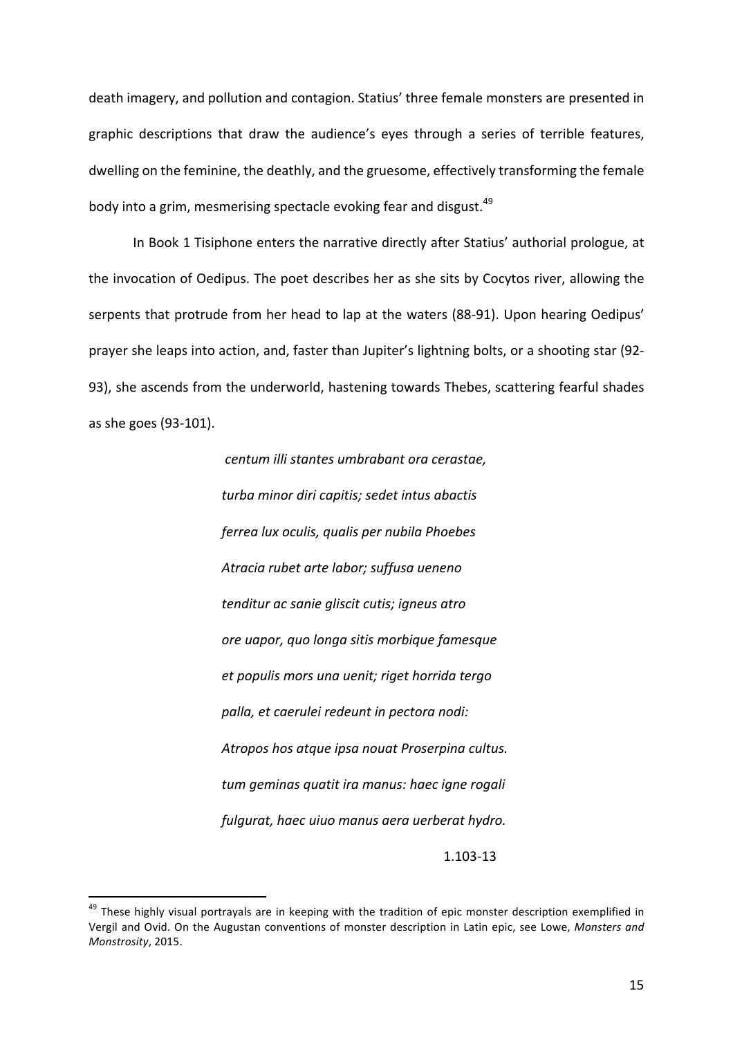death imagery, and pollution and contagion. Statius' three female monsters are presented in graphic descriptions that draw the audience's eyes through a series of terrible features, dwelling on the feminine, the deathly, and the gruesome, effectively transforming the female body into a grim, mesmerising spectacle evoking fear and disgust.[49]

In Book 1 Tisiphone enters the narrative directly after Statius' authorial prologue, at the invocation of Oedipus. The poet describes her as she sits by Cocytos river, allowing the serpents that protrude from her head to lap at the waters (88-91). Upon hearing Oedipus' prayer she leaps into action, and, faster than Jupiter's lightning bolts, or a shooting star (92-93), she ascends from the underworld, hastening towards Thebes, scattering fearful shades as she goes (93-101).

> *centum illi stantes umbrabant ora cerastae,*
> *turba minor diri capitis; sedet intus abactis*
> *ferrea lux oculis, qualis per nubila Phoebes*
> *Atracia rubet arte labor; suffusa ueneno*
> *tenditur ac sanie gliscit cutis; igneus atro*
> *ore uapor, quo longa sitis morbique famesque*
> *et populis mors una uenit; riget horrida tergo*
> *palla, et caerulei redeunt in pectora nodi:*
> *Atropos hos atque ipsa nouat Proserpina cultus.*
> *tum geminas quatit ira manus: haec igne rogali*
> *fulgurat, haec uiuo manus aera uerberat hydro.*
>
> 1.103-13

---

[49] These highly visual portrayals are in keeping with the tradition of epic monster description exemplified in Vergil and Ovid. On the Augustan conventions of monster description in Latin epic, see Lowe, *Monsters and Monstrosity*, 2015.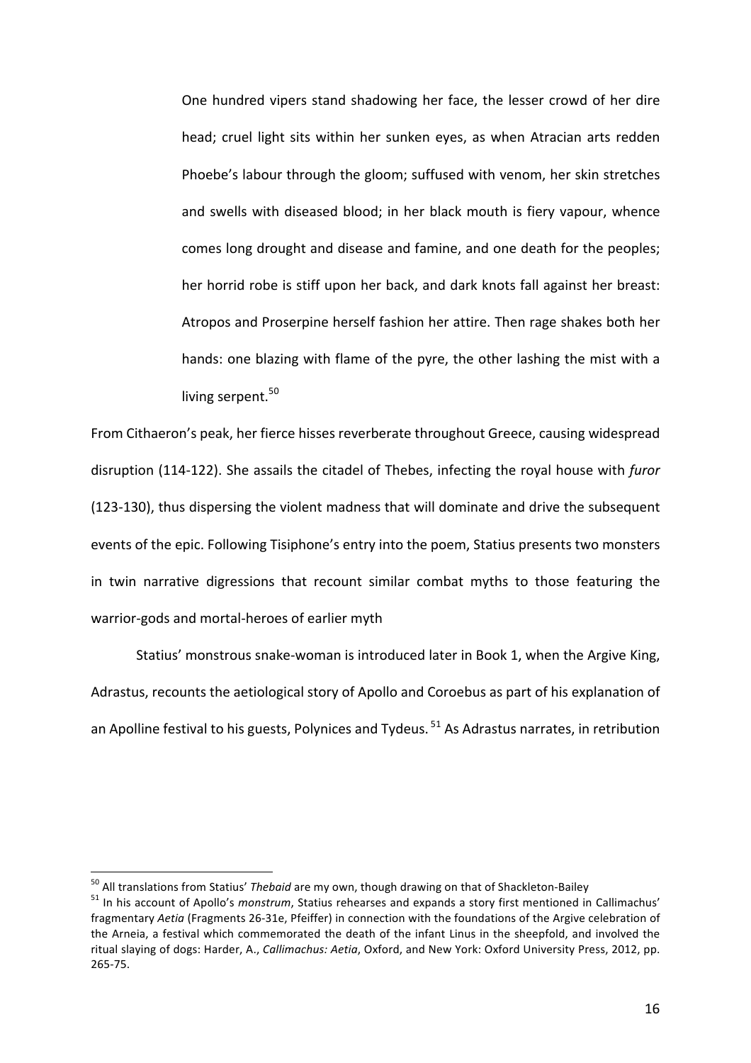> One hundred vipers stand shadowing her face, the lesser crowd of her dire head; cruel light sits within her sunken eyes, as when Atracian arts redden Phoebe's labour through the gloom; suffused with venom, her skin stretches and swells with diseased blood; in her black mouth is fiery vapour, whence comes long drought and disease and famine, and one death for the peoples; her horrid robe is stiff upon her back, and dark knots fall against her breast: Atropos and Proserpine herself fashion her attire. Then rage shakes both her hands: one blazing with flame of the pyre, the other lashing the mist with a living serpent.[50]

From Cithaeron's peak, her fierce hisses reverberate throughout Greece, causing widespread disruption (114-122). She assails the citadel of Thebes, infecting the royal house with *furor* (123-130), thus dispersing the violent madness that will dominate and drive the subsequent events of the epic. Following Tisiphone's entry into the poem, Statius presents two monsters in twin narrative digressions that recount similar combat myths to those featuring the warrior-gods and mortal-heroes of earlier myth

Statius' monstrous snake-woman is introduced later in Book 1, when the Argive King, Adrastus, recounts the aetiological story of Apollo and Coroebus as part of his explanation of an Apolline festival to his guests, Polynices and Tydeus.[51] As Adrastus narrates, in retribution

---

[50] All translations from Statius' *Thebaid* are my own, though drawing on that of Shackleton-Bailey

[51] In his account of Apollo's *monstrum*, Statius rehearses and expands a story first mentioned in Callimachus' fragmentary *Aetia* (Fragments 26-31e, Pfeiffer) in connection with the foundations of the Argive celebration of the Arneia, a festival which commemorated the death of the infant Linus in the sheepfold, and involved the ritual slaying of dogs: Harder, A., *Callimachus: Aetia*, Oxford, and New York: Oxford University Press, 2012, pp. 265-75.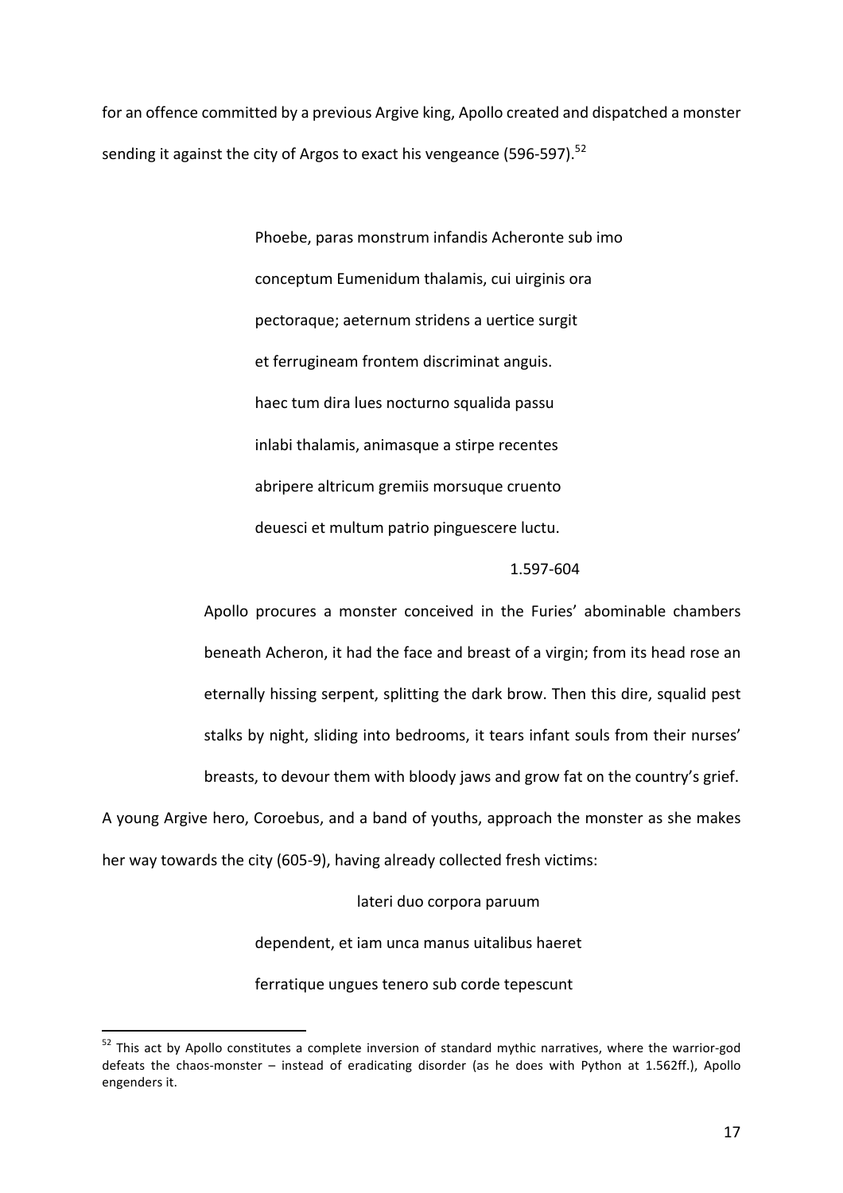for an offence committed by a previous Argive king, Apollo created and dispatched a monster sending it against the city of Argos to exact his vengeance (596-597).[52]

> Phoebe, paras monstrum infandis Acheronte sub imo
> conceptum Eumenidum thalamis, cui uirginis ora
> pectoraque; aeternum stridens a uertice surgit
> et ferrugineam frontem discriminat anguis.
> haec tum dira lues nocturno squalida passu
> inlabi thalamis, animasque a stirpe recentes
> abripere altricum gremiis morsuque cruento
> deuesci et multum patrio pinguescere luctu.
>
> 1.597-604

> Apollo procures a monster conceived in the Furies' abominable chambers beneath Acheron, it had the face and breast of a virgin; from its head rose an eternally hissing serpent, splitting the dark brow. Then this dire, squalid pest stalks by night, sliding into bedrooms, it tears infant souls from their nurses' breasts, to devour them with bloody jaws and grow fat on the country's grief.

A young Argive hero, Coroebus, and a band of youths, approach the monster as she makes her way towards the city (605-9), having already collected fresh victims:

> lateri duo corpora paruum
> dependent, et iam unca manus uitalibus haeret
> ferratique ungues tenero sub corde tepescunt

[52] This act by Apollo constitutes a complete inversion of standard mythic narratives, where the warrior-god defeats the chaos-monster – instead of eradicating disorder (as he does with Python at 1.562ff.), Apollo engenders it.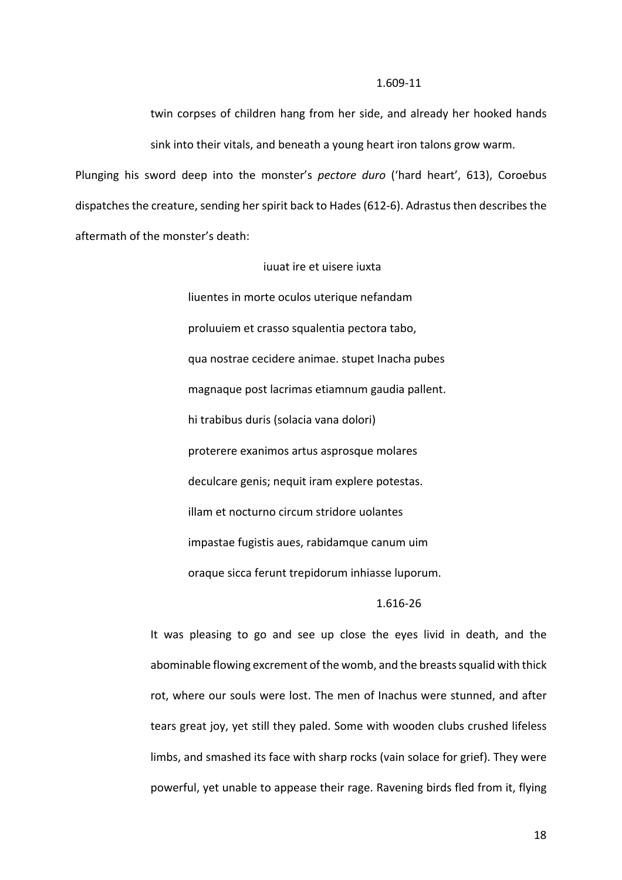1.609-11

> twin corpses of children hang from her side, and already her hooked hands sink into their vitals, and beneath a young heart iron talons grow warm.

Plunging his sword deep into the monster's *pectore duro* ('hard heart', 613), Coroebus dispatches the creature, sending her spirit back to Hades (612-6). Adrastus then describes the aftermath of the monster's death:

> iuuat ire et uisere iuxta
>
> liuentes in morte oculos uterique nefandam
>
> proluuiem et crasso squalentia pectora tabo,
>
> qua nostrae cecidere animae. stupet Inacha pubes
>
> magnaque post lacrimas etiamnum gaudia pallent.
>
> hi trabibus duris (solacia uana dolori)
>
> proterere exanimos artus asprosque molares
>
> deculcare genis; nequit iram explere potestas.
>
> illam et nocturno circum stridore uolantes
>
> impastae fugistis aues, rabidamque canum uim
>
> oraque sicca ferunt trepidorum inhiasse luporum.

1.616-26

> It was pleasing to go and see up close the eyes livid in death, and the abominable flowing excrement of the womb, and the breasts squalid with thick rot, where our souls were lost. The men of Inachus were stunned, and after tears great joy, yet still they paled. Some with wooden clubs crushed lifeless limbs, and smashed its face with sharp rocks (vain solace for grief). They were powerful, yet unable to appease their rage. Ravening birds fled from it, flying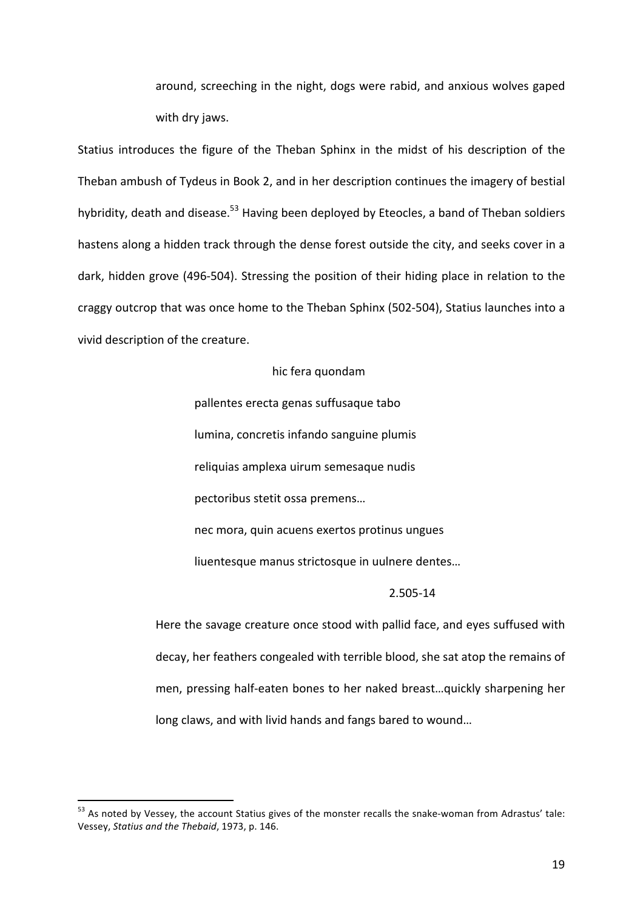around, screeching in the night, dogs were rabid, and anxious wolves gaped with dry jaws.

Statius introduces the figure of the Theban Sphinx in the midst of his description of the Theban ambush of Tydeus in Book 2, and in her description continues the imagery of bestial hybridity, death and disease.[53] Having been deployed by Eteocles, a band of Theban soldiers hastens along a hidden track through the dense forest outside the city, and seeks cover in a dark, hidden grove (496-504). Stressing the position of their hiding place in relation to the craggy outcrop that was once home to the Theban Sphinx (502-504), Statius launches into a vivid description of the creature.

> hic fera quondam
>
> pallentes erecta genas suffusaque tabo
>
> lumina, concretis infando sanguine plumis
>
> reliquias amplexa uirum semesaque nudis
>
> pectoribus stetit ossa premens…
>
> nec mora, quin acuens exertos protinus ungues
>
> liuentesque manus strictosque in uulnere dentes…
>
> 2.505-14

> Here the savage creature once stood with pallid face, and eyes suffused with decay, her feathers congealed with terrible blood, she sat atop the remains of men, pressing half-eaten bones to her naked breast…quickly sharpening her long claws, and with livid hands and fangs bared to wound…

---

[53] As noted by Vessey, the account Statius gives of the monster recalls the snake-woman from Adrastus' tale: Vessey, *Statius and the Thebaid*, 1973, p. 146.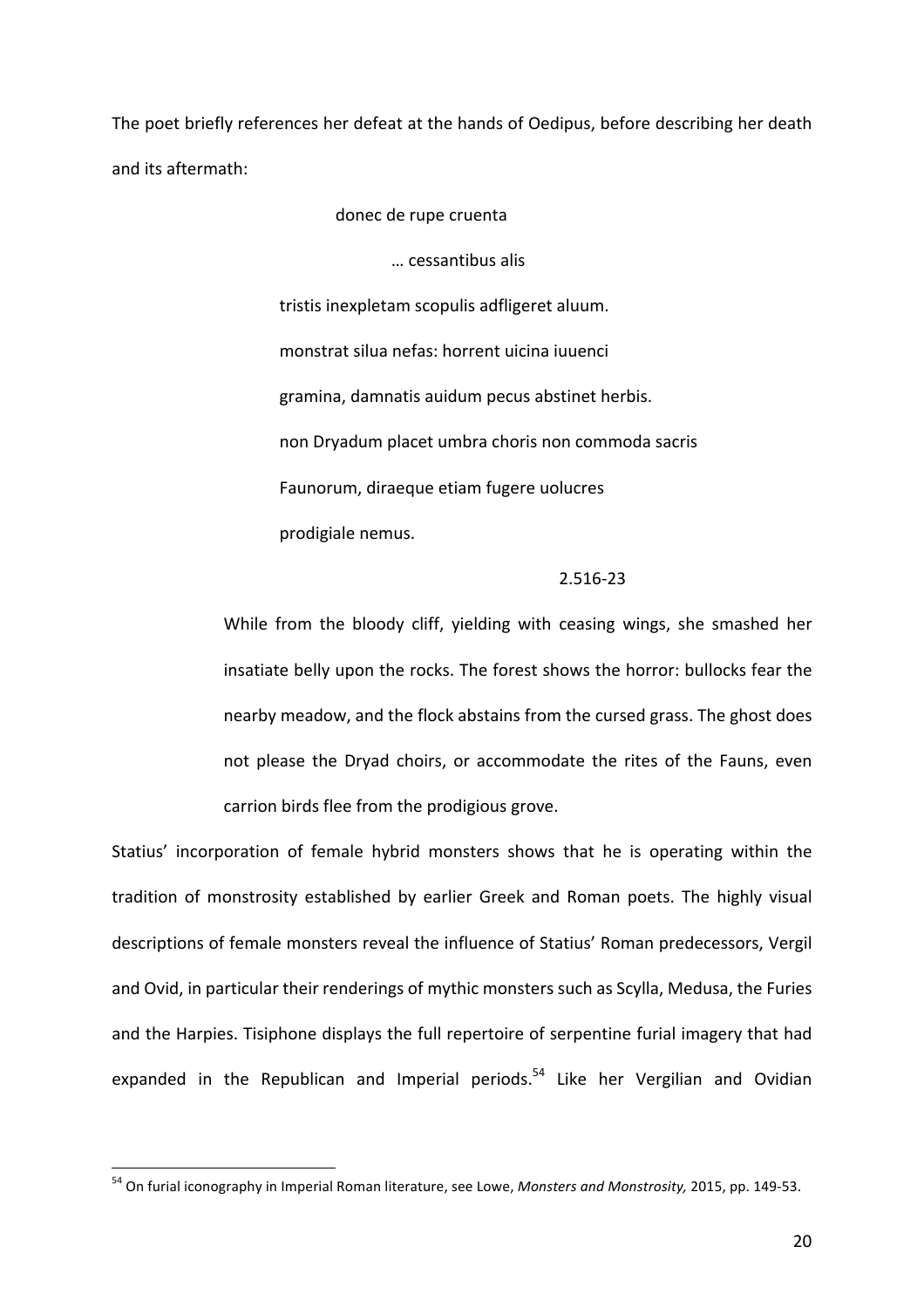The poet briefly references her defeat at the hands of Oedipus, before describing her death and its aftermath:

> donec de rupe cruenta
>
> … cessantibus alis
>
> tristis inexpletam scopulis adfligeret aluum.
>
> monstrat silua nefas: horrent uicina iuuenci
>
> gramina, damnatis auidum pecus abstinet herbis.
>
> non Dryadum placet umbra choris non commoda sacris
>
> Faunorum, diraeque etiam fugere uolucres
>
> prodigiale nemus.
>
> 2.516-23

> While from the bloody cliff, yielding with ceasing wings, she smashed her insatiate belly upon the rocks. The forest shows the horror: bullocks fear the nearby meadow, and the flock abstains from the cursed grass. The ghost does not please the Dryad choirs, or accommodate the rites of the Fauns, even carrion birds flee from the prodigious grove.

Statius' incorporation of female hybrid monsters shows that he is operating within the tradition of monstrosity established by earlier Greek and Roman poets. The highly visual descriptions of female monsters reveal the influence of Statius' Roman predecessors, Vergil and Ovid, in particular their renderings of mythic monsters such as Scylla, Medusa, the Furies and the Harpies. Tisiphone displays the full repertoire of serpentine furial imagery that had expanded in the Republican and Imperial periods.[54] Like her Vergilian and Ovidian

[54] On furial iconography in Imperial Roman literature, see Lowe, *Monsters and Monstrosity,* 2015, pp. 149-53.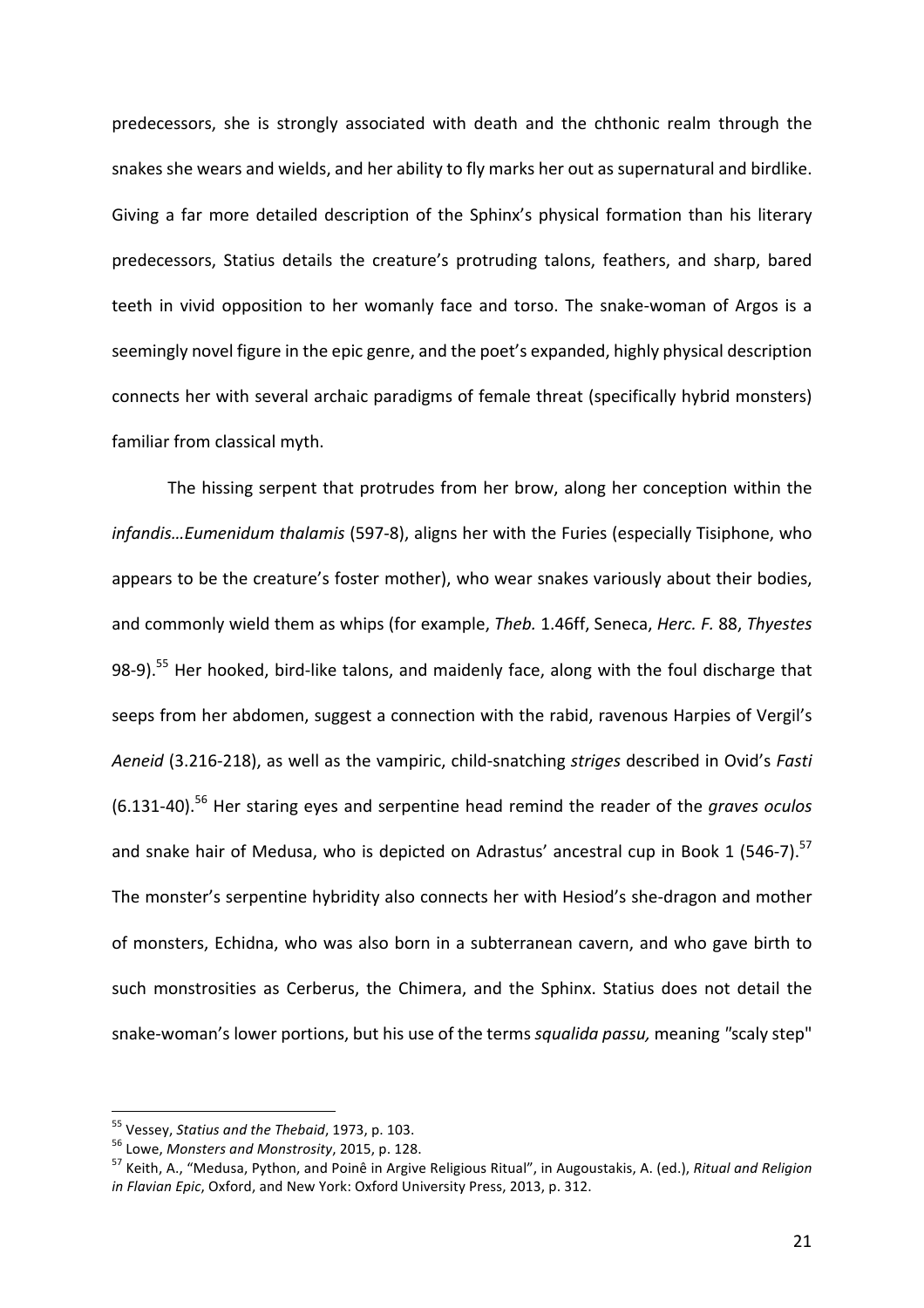predecessors, she is strongly associated with death and the chthonic realm through the snakes she wears and wields, and her ability to fly marks her out as supernatural and birdlike. Giving a far more detailed description of the Sphinx's physical formation than his literary predecessors, Statius details the creature's protruding talons, feathers, and sharp, bared teeth in vivid opposition to her womanly face and torso. The snake-woman of Argos is a seemingly novel figure in the epic genre, and the poet's expanded, highly physical description connects her with several archaic paradigms of female threat (specifically hybrid monsters) familiar from classical myth.

The hissing serpent that protrudes from her brow, along her conception within the *infandis…Eumenidum thalamis* (597-8), aligns her with the Furies (especially Tisiphone, who appears to be the creature's foster mother), who wear snakes variously about their bodies, and commonly wield them as whips (for example, *Theb.* 1.46ff, Seneca, *Herc. F.* 88, *Thyestes* 98-9).[55] Her hooked, bird-like talons, and maidenly face, along with the foul discharge that seeps from her abdomen, suggest a connection with the rabid, ravenous Harpies of Vergil's *Aeneid* (3.216-218), as well as the vampiric, child-snatching *striges* described in Ovid's *Fasti* (6.131-40).[56] Her staring eyes and serpentine head remind the reader of the *graves oculos* and snake hair of Medusa, who is depicted on Adrastus' ancestral cup in Book 1 (546-7).[57] The monster's serpentine hybridity also connects her with Hesiod's she-dragon and mother of monsters, Echidna, who was also born in a subterranean cavern, and who gave birth to such monstrosities as Cerberus, the Chimera, and the Sphinx. Statius does not detail the snake-woman's lower portions, but his use of the terms *squalida passu,* meaning "scaly step"

---

[55] Vessey, *Statius and the Thebaid*, 1973, p. 103.

[56] Lowe, *Monsters and Monstrosity*, 2015, p. 128.

[57] Keith, A., "Medusa, Python, and Poinê in Argive Religious Ritual", in Augoustakis, A. (ed.), *Ritual and Religion in Flavian Epic*, Oxford, and New York: Oxford University Press, 2013, p. 312.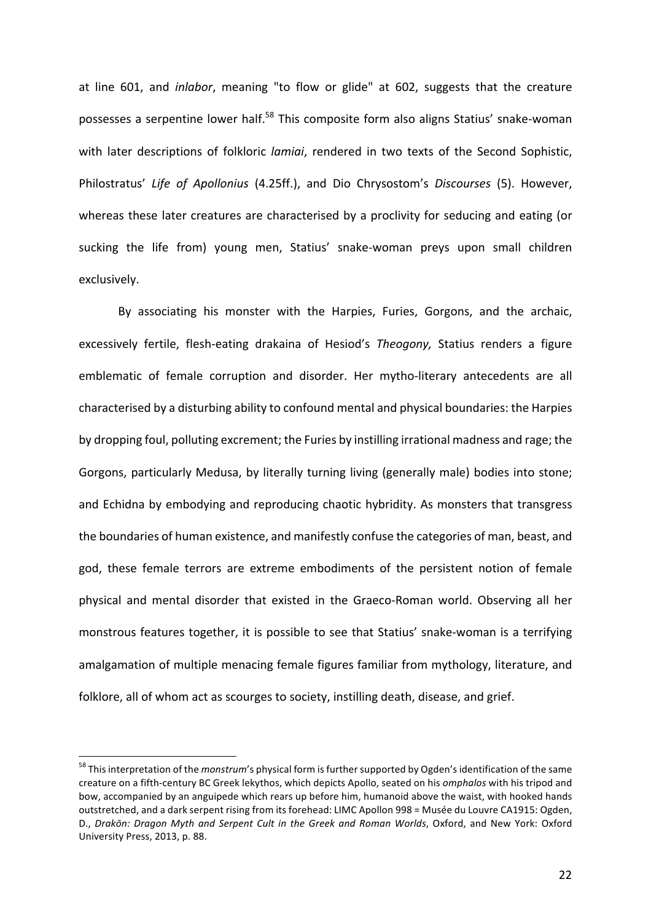at line 601, and *inlabor*, meaning "to flow or glide" at 602, suggests that the creature possesses a serpentine lower half.[58] This composite form also aligns Statius' snake-woman with later descriptions of folkloric *lamiai*, rendered in two texts of the Second Sophistic, Philostratus' *Life of Apollonius* (4.25ff.), and Dio Chrysostom's *Discourses* (5). However, whereas these later creatures are characterised by a proclivity for seducing and eating (or sucking the life from) young men, Statius' snake-woman preys upon small children exclusively.

By associating his monster with the Harpies, Furies, Gorgons, and the archaic, excessively fertile, flesh-eating drakaina of Hesiod's *Theogony,* Statius renders a figure emblematic of female corruption and disorder. Her mytho-literary antecedents are all characterised by a disturbing ability to confound mental and physical boundaries: the Harpies by dropping foul, polluting excrement; the Furies by instilling irrational madness and rage; the Gorgons, particularly Medusa, by literally turning living (generally male) bodies into stone; and Echidna by embodying and reproducing chaotic hybridity. As monsters that transgress the boundaries of human existence, and manifestly confuse the categories of man, beast, and god, these female terrors are extreme embodiments of the persistent notion of female physical and mental disorder that existed in the Graeco-Roman world. Observing all her monstrous features together, it is possible to see that Statius' snake-woman is a terrifying amalgamation of multiple menacing female figures familiar from mythology, literature, and folklore, all of whom act as scourges to society, instilling death, disease, and grief.

---

[58] This interpretation of the *monstrum*'s physical form is further supported by Ogden's identification of the same creature on a fifth-century BC Greek lekythos, which depicts Apollo, seated on his *omphalos* with his tripod and bow, accompanied by an anguipede which rears up before him, humanoid above the waist, with hooked hands outstretched, and a dark serpent rising from its forehead: LIMC Apollon 998 = Musée du Louvre CA1915: Ogden, D., *Drakōn: Dragon Myth and Serpent Cult in the Greek and Roman Worlds*, Oxford, and New York: Oxford University Press, 2013, p. 88.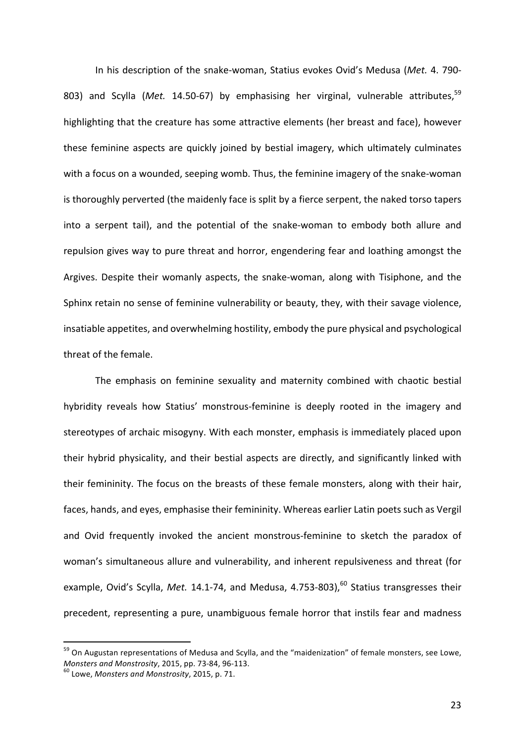In his description of the snake-woman, Statius evokes Ovid's Medusa (*Met.* 4. 790-803) and Scylla (*Met.* 14.50-67) by emphasising her virginal, vulnerable attributes,[59] highlighting that the creature has some attractive elements (her breast and face), however these feminine aspects are quickly joined by bestial imagery, which ultimately culminates with a focus on a wounded, seeping womb. Thus, the feminine imagery of the snake-woman is thoroughly perverted (the maidenly face is split by a fierce serpent, the naked torso tapers into a serpent tail), and the potential of the snake-woman to embody both allure and repulsion gives way to pure threat and horror, engendering fear and loathing amongst the Argives. Despite their womanly aspects, the snake-woman, along with Tisiphone, and the Sphinx retain no sense of feminine vulnerability or beauty, they, with their savage violence, insatiable appetites, and overwhelming hostility, embody the pure physical and psychological threat of the female.

The emphasis on feminine sexuality and maternity combined with chaotic bestial hybridity reveals how Statius' monstrous-feminine is deeply rooted in the imagery and stereotypes of archaic misogyny. With each monster, emphasis is immediately placed upon their hybrid physicality, and their bestial aspects are directly, and significantly linked with their femininity. The focus on the breasts of these female monsters, along with their hair, faces, hands, and eyes, emphasise their femininity. Whereas earlier Latin poets such as Vergil and Ovid frequently invoked the ancient monstrous-feminine to sketch the paradox of woman's simultaneous allure and vulnerability, and inherent repulsiveness and threat (for example, Ovid's Scylla, *Met.* 14.1-74, and Medusa, 4.753-803),[60] Statius transgresses their precedent, representing a pure, unambiguous female horror that instils fear and madness

---

[59] On Augustan representations of Medusa and Scylla, and the "maidenization" of female monsters, see Lowe, *Monsters and Monstrosity*, 2015, pp. 73-84, 96-113.

[60] Lowe, *Monsters and Monstrosity*, 2015, p. 71.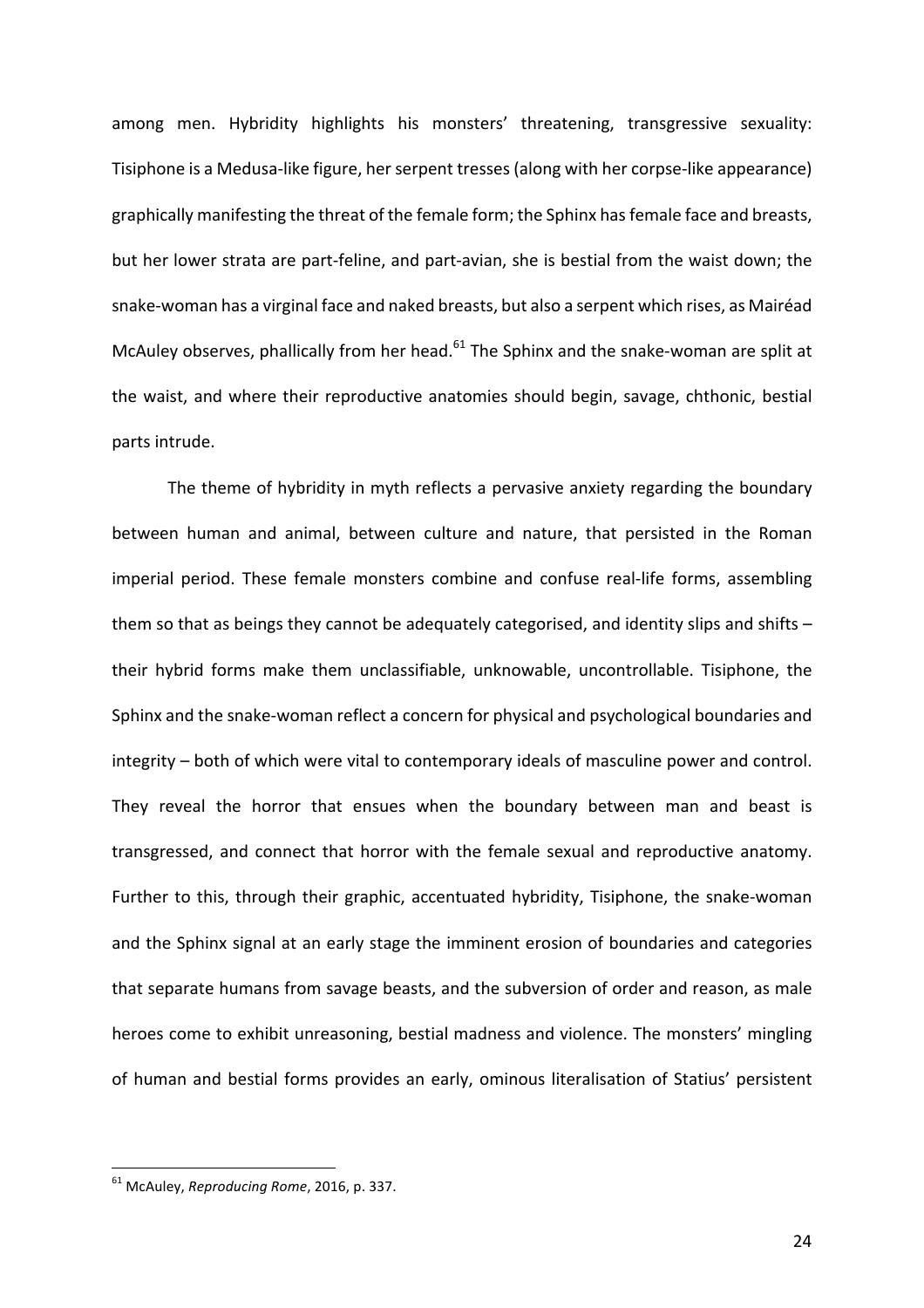among men. Hybridity highlights his monsters' threatening, transgressive sexuality: Tisiphone is a Medusa-like figure, her serpent tresses (along with her corpse-like appearance) graphically manifesting the threat of the female form; the Sphinx has female face and breasts, but her lower strata are part-feline, and part-avian, she is bestial from the waist down; the snake-woman has a virginal face and naked breasts, but also a serpent which rises, as Mairéad McAuley observes, phallically from her head.[61] The Sphinx and the snake-woman are split at the waist, and where their reproductive anatomies should begin, savage, chthonic, bestial parts intrude.

The theme of hybridity in myth reflects a pervasive anxiety regarding the boundary between human and animal, between culture and nature, that persisted in the Roman imperial period. These female monsters combine and confuse real-life forms, assembling them so that as beings they cannot be adequately categorised, and identity slips and shifts – their hybrid forms make them unclassifiable, unknowable, uncontrollable. Tisiphone, the Sphinx and the snake-woman reflect a concern for physical and psychological boundaries and integrity – both of which were vital to contemporary ideals of masculine power and control. They reveal the horror that ensues when the boundary between man and beast is transgressed, and connect that horror with the female sexual and reproductive anatomy. Further to this, through their graphic, accentuated hybridity, Tisiphone, the snake-woman and the Sphinx signal at an early stage the imminent erosion of boundaries and categories that separate humans from savage beasts, and the subversion of order and reason, as male heroes come to exhibit unreasoning, bestial madness and violence. The monsters' mingling of human and bestial forms provides an early, ominous literalisation of Statius' persistent

[61] McAuley, *Reproducing Rome*, 2016, p. 337.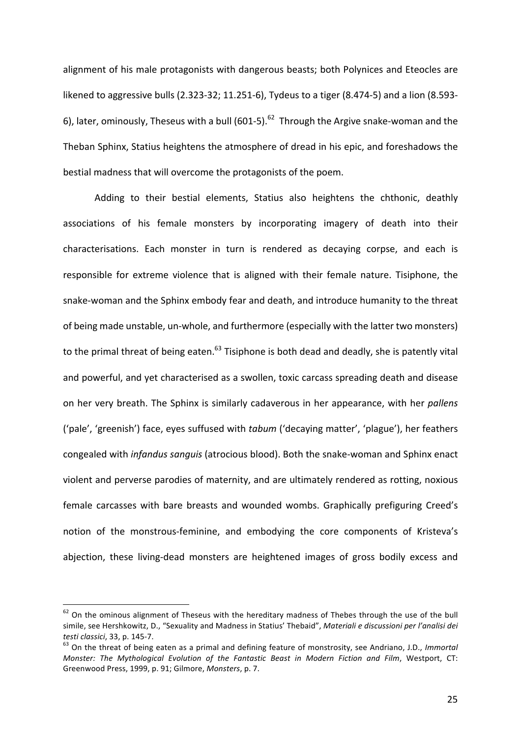alignment of his male protagonists with dangerous beasts; both Polynices and Eteocles are likened to aggressive bulls (2.323-32; 11.251-6), Tydeus to a tiger (8.474-5) and a lion (8.593-6), later, ominously, Theseus with a bull (601-5).[62] Through the Argive snake-woman and the Theban Sphinx, Statius heightens the atmosphere of dread in his epic, and foreshadows the bestial madness that will overcome the protagonists of the poem.

Adding to their bestial elements, Statius also heightens the chthonic, deathly associations of his female monsters by incorporating imagery of death into their characterisations. Each monster in turn is rendered as decaying corpse, and each is responsible for extreme violence that is aligned with their female nature. Tisiphone, the snake-woman and the Sphinx embody fear and death, and introduce humanity to the threat of being made unstable, un-whole, and furthermore (especially with the latter two monsters) to the primal threat of being eaten.[63] Tisiphone is both dead and deadly, she is patently vital and powerful, and yet characterised as a swollen, toxic carcass spreading death and disease on her very breath. The Sphinx is similarly cadaverous in her appearance, with her *pallens* ('pale', 'greenish') face, eyes suffused with *tabum* ('decaying matter', 'plague'), her feathers congealed with *infandus sanguis* (atrocious blood). Both the snake-woman and Sphinx enact violent and perverse parodies of maternity, and are ultimately rendered as rotting, noxious female carcasses with bare breasts and wounded wombs. Graphically prefiguring Creed's notion of the monstrous-feminine, and embodying the core components of Kristeva's abjection, these living-dead monsters are heightened images of gross bodily excess and

---

[62] On the ominous alignment of Theseus with the hereditary madness of Thebes through the use of the bull simile, see Hershkowitz, D., "Sexuality and Madness in Statius' Thebaid", *Materiali e discussioni per l'analisi dei testi classici*, 33, p. 145-7.

[63] On the threat of being eaten as a primal and defining feature of monstrosity, see Andriano, J.D., *Immortal Monster: The Mythological Evolution of the Fantastic Beast in Modern Fiction and Film*, Westport, CT: Greenwood Press, 1999, p. 91; Gilmore, *Monsters*, p. 7.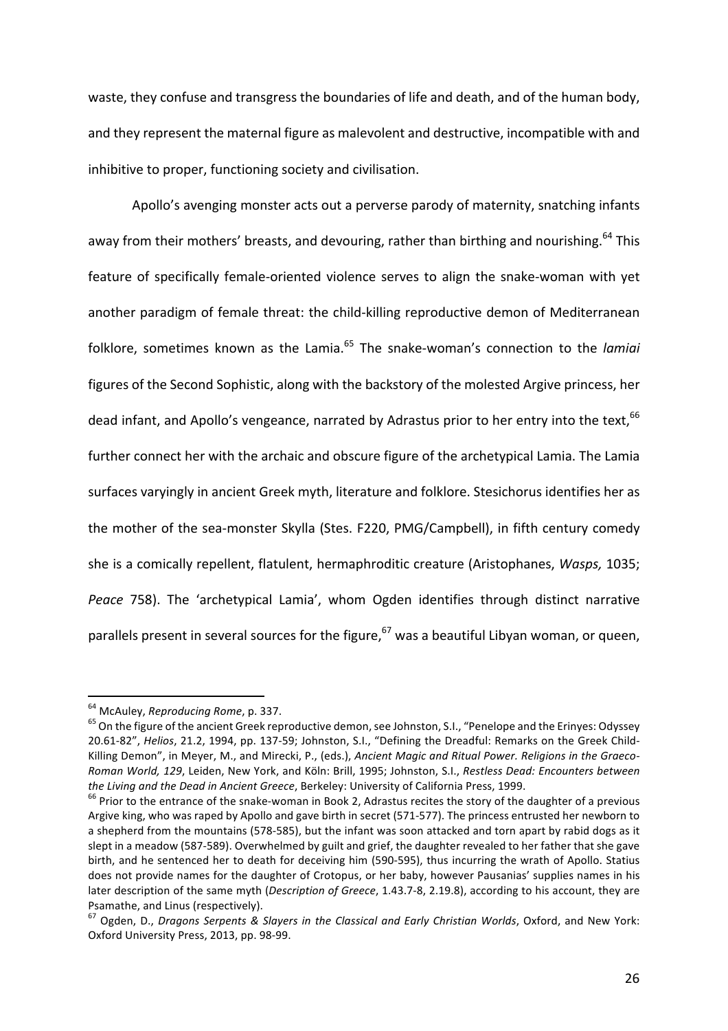waste, they confuse and transgress the boundaries of life and death, and of the human body, and they represent the maternal figure as malevolent and destructive, incompatible with and inhibitive to proper, functioning society and civilisation.

Apollo's avenging monster acts out a perverse parody of maternity, snatching infants away from their mothers' breasts, and devouring, rather than birthing and nourishing.[64] This feature of specifically female-oriented violence serves to align the snake-woman with yet another paradigm of female threat: the child-killing reproductive demon of Mediterranean folklore, sometimes known as the Lamia.[65] The snake-woman's connection to the *lamiai* figures of the Second Sophistic, along with the backstory of the molested Argive princess, her dead infant, and Apollo's vengeance, narrated by Adrastus prior to her entry into the text,[66] further connect her with the archaic and obscure figure of the archetypical Lamia. The Lamia surfaces varyingly in ancient Greek myth, literature and folklore. Stesichorus identifies her as the mother of the sea-monster Skylla (Stes. F220, PMG/Campbell), in fifth century comedy she is a comically repellent, flatulent, hermaphroditic creature (Aristophanes, *Wasps,* 1035; *Peace* 758). The 'archetypical Lamia', whom Ogden identifies through distinct narrative parallels present in several sources for the figure,[67] was a beautiful Libyan woman, or queen,

---

[64] McAuley, *Reproducing Rome*, p. 337.

[65] On the figure of the ancient Greek reproductive demon, see Johnston, S.I., "Penelope and the Erinyes: Odyssey 20.61-82", *Helios*, 21.2, 1994, pp. 137-59; Johnston, S.I., "Defining the Dreadful: Remarks on the Greek Child-Killing Demon", in Meyer, M., and Mirecki, P., (eds.), *Ancient Magic and Ritual Power. Religions in the Graeco-Roman World, 129*, Leiden, New York, and Köln: Brill, 1995; Johnston, S.I., *Restless Dead: Encounters between the Living and the Dead in Ancient Greece*, Berkeley: University of California Press, 1999.

[66] Prior to the entrance of the snake-woman in Book 2, Adrastus recites the story of the daughter of a previous Argive king, who was raped by Apollo and gave birth in secret (571-577). The princess entrusted her newborn to a shepherd from the mountains (578-585), but the infant was soon attacked and torn apart by rabid dogs as it slept in a meadow (587-589). Overwhelmed by guilt and grief, the daughter revealed to her father that she gave birth, and he sentenced her to death for deceiving him (590-595), thus incurring the wrath of Apollo. Statius does not provide names for the daughter of Crotopus, or her baby, however Pausanias' supplies names in his later description of the same myth (*Description of Greece*, 1.43.7-8, 2.19.8), according to his account, they are Psamathe, and Linus (respectively).

[67] Ogden, D., *Dragons Serpents & Slayers in the Classical and Early Christian Worlds*, Oxford, and New York: Oxford University Press, 2013, pp. 98-99.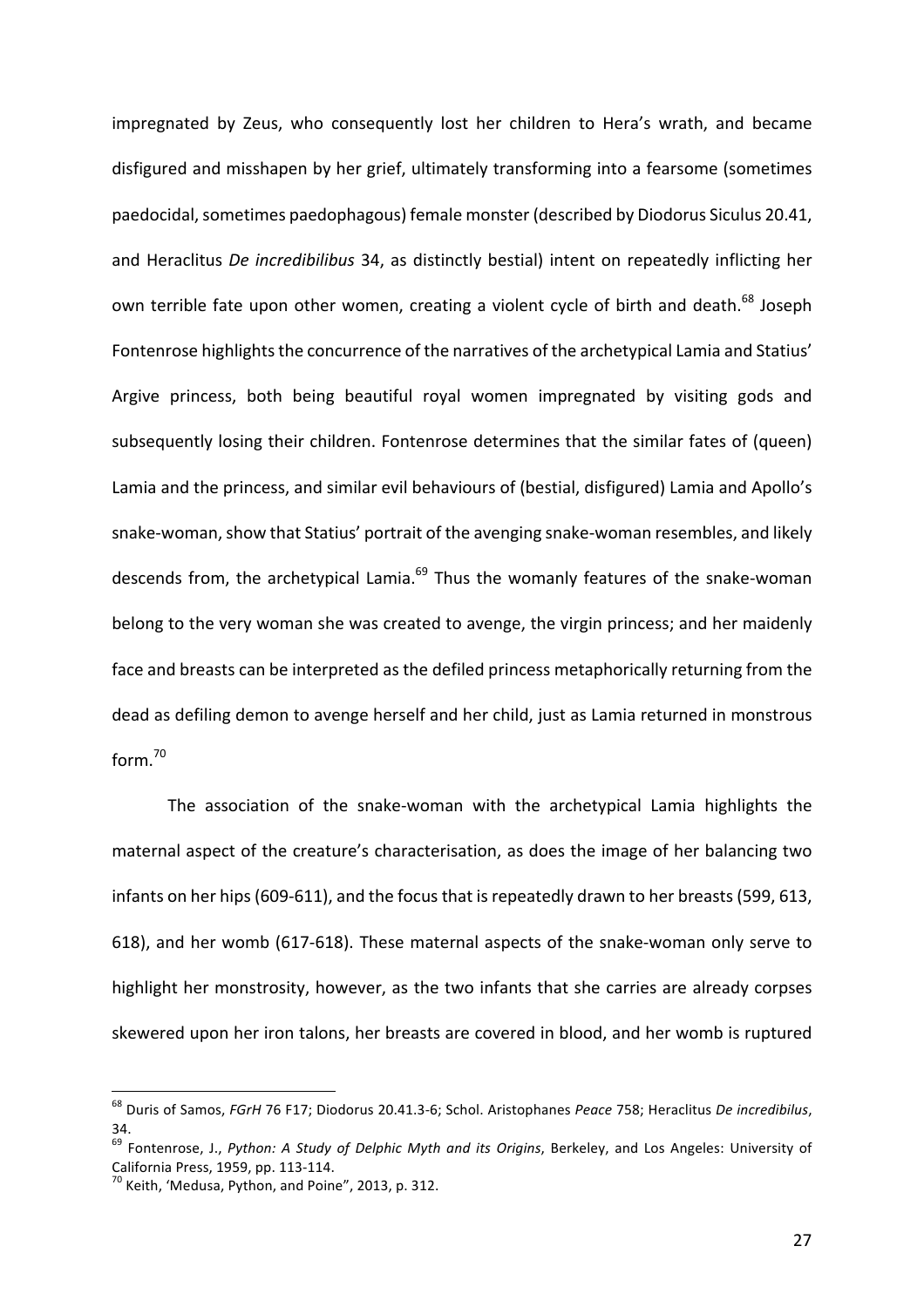impregnated by Zeus, who consequently lost her children to Hera's wrath, and became disfigured and misshapen by her grief, ultimately transforming into a fearsome (sometimes paedocidal, sometimes paedophagous) female monster (described by Diodorus Siculus 20.41, and Heraclitus *De incredibilibus* 34, as distinctly bestial) intent on repeatedly inflicting her own terrible fate upon other women, creating a violent cycle of birth and death.[68] Joseph Fontenrose highlights the concurrence of the narratives of the archetypical Lamia and Statius' Argive princess, both being beautiful royal women impregnated by visiting gods and subsequently losing their children. Fontenrose determines that the similar fates of (queen) Lamia and the princess, and similar evil behaviours of (bestial, disfigured) Lamia and Apollo's snake-woman, show that Statius' portrait of the avenging snake-woman resembles, and likely descends from, the archetypical Lamia.[69] Thus the womanly features of the snake-woman belong to the very woman she was created to avenge, the virgin princess; and her maidenly face and breasts can be interpreted as the defiled princess metaphorically returning from the dead as defiling demon to avenge herself and her child, just as Lamia returned in monstrous form.[70]

The association of the snake-woman with the archetypical Lamia highlights the maternal aspect of the creature's characterisation, as does the image of her balancing two infants on her hips (609-611), and the focus that is repeatedly drawn to her breasts (599, 613, 618), and her womb (617-618). These maternal aspects of the snake-woman only serve to highlight her monstrosity, however, as the two infants that she carries are already corpses skewered upon her iron talons, her breasts are covered in blood, and her womb is ruptured

---

[68] Duris of Samos, *FGrH* 76 F17; Diodorus 20.41.3-6; Schol. Aristophanes *Peace* 758; Heraclitus *De incredibilus*, 34.

[69] Fontenrose, J., *Python: A Study of Delphic Myth and its Origins*, Berkeley, and Los Angeles: University of California Press, 1959, pp. 113-114.

[70] Keith, 'Medusa, Python, and Poine", 2013, p. 312.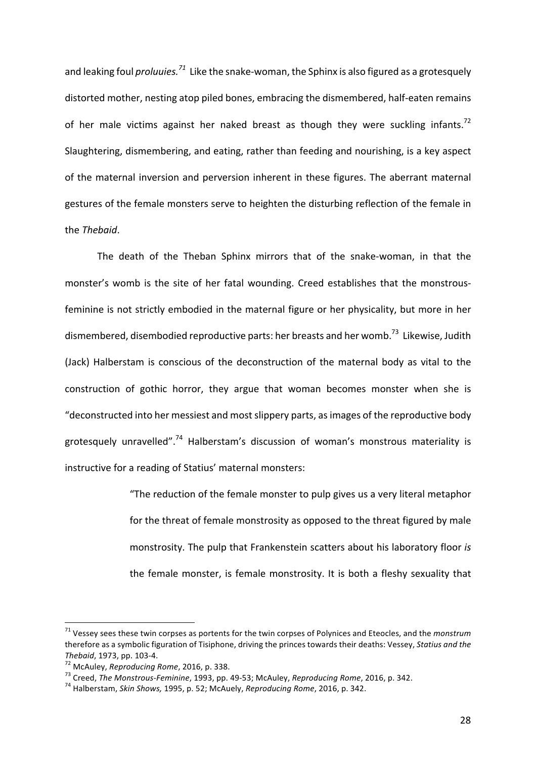and leaking foul *proluuies.*[71] Like the snake-woman, the Sphinx is also figured as a grotesquely distorted mother, nesting atop piled bones, embracing the dismembered, half-eaten remains of her male victims against her naked breast as though they were suckling infants.[72] Slaughtering, dismembering, and eating, rather than feeding and nourishing, is a key aspect of the maternal inversion and perversion inherent in these figures. The aberrant maternal gestures of the female monsters serve to heighten the disturbing reflection of the female in the *Thebaid*.

The death of the Theban Sphinx mirrors that of the snake-woman, in that the monster's womb is the site of her fatal wounding. Creed establishes that the monstrous-feminine is not strictly embodied in the maternal figure or her physicality, but more in her dismembered, disembodied reproductive parts: her breasts and her womb.[73] Likewise, Judith (Jack) Halberstam is conscious of the deconstruction of the maternal body as vital to the construction of gothic horror, they argue that woman becomes monster when she is "deconstructed into her messiest and most slippery parts, as images of the reproductive body grotesquely unravelled".[74] Halberstam's discussion of woman's monstrous materiality is instructive for a reading of Statius' maternal monsters:

> "The reduction of the female monster to pulp gives us a very literal metaphor for the threat of female monstrosity as opposed to the threat figured by male monstrosity. The pulp that Frankenstein scatters about his laboratory floor *is* the female monster, is female monstrosity. It is both a fleshy sexuality that

---

[71] Vessey sees these twin corpses as portents for the twin corpses of Polynices and Eteocles, and the *monstrum* therefore as a symbolic figuration of Tisiphone, driving the princes towards their deaths: Vessey, *Statius and the Thebaid*, 1973, pp. 103-4.

[72] McAuley, *Reproducing Rome*, 2016, p. 338.

[73] Creed, *The Monstrous-Feminine*, 1993, pp. 49-53; McAuley, *Reproducing Rome*, 2016, p. 342.

[74] Halberstam, *Skin Shows,* 1995, p. 52; McAuely, *Reproducing Rome*, 2016, p. 342.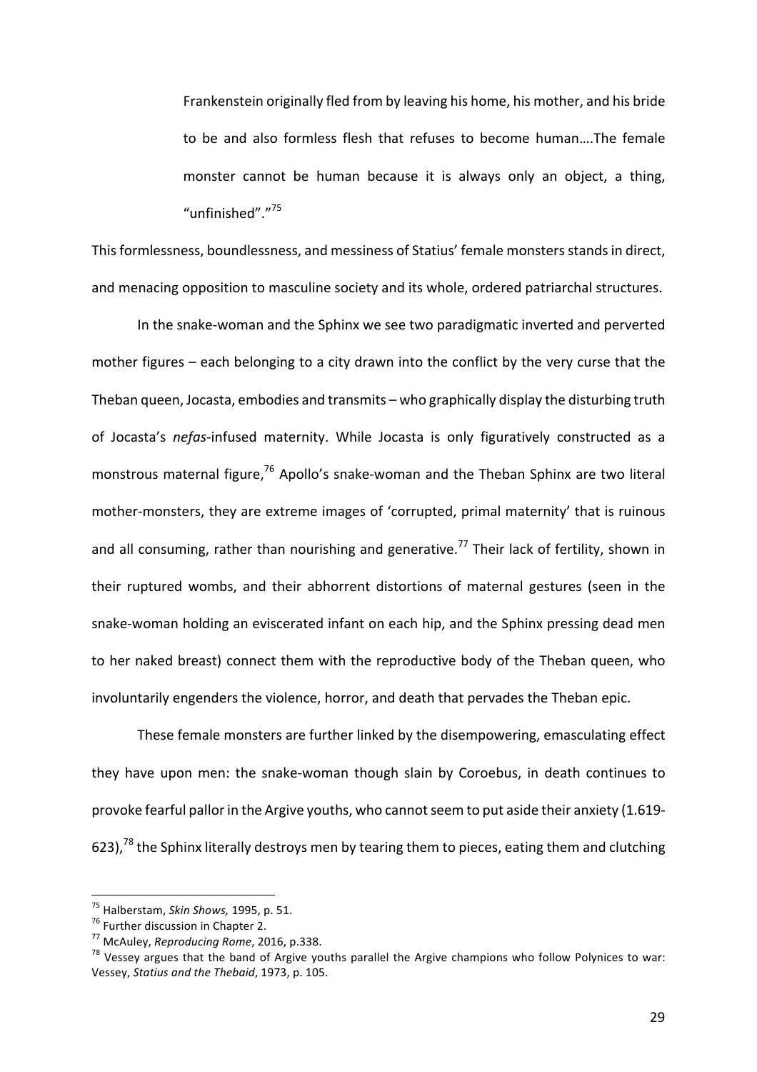> Frankenstein originally fled from by leaving his home, his mother, and his bride to be and also formless flesh that refuses to become human….The female monster cannot be human because it is always only an object, a thing, "unfinished"."[75]

This formlessness, boundlessness, and messiness of Statius' female monsters stands in direct, and menacing opposition to masculine society and its whole, ordered patriarchal structures.

In the snake-woman and the Sphinx we see two paradigmatic inverted and perverted mother figures – each belonging to a city drawn into the conflict by the very curse that the Theban queen, Jocasta, embodies and transmits – who graphically display the disturbing truth of Jocasta's *nefas*-infused maternity. While Jocasta is only figuratively constructed as a monstrous maternal figure,[76] Apollo's snake-woman and the Theban Sphinx are two literal mother-monsters, they are extreme images of 'corrupted, primal maternity' that is ruinous and all consuming, rather than nourishing and generative.[77] Their lack of fertility, shown in their ruptured wombs, and their abhorrent distortions of maternal gestures (seen in the snake-woman holding an eviscerated infant on each hip, and the Sphinx pressing dead men to her naked breast) connect them with the reproductive body of the Theban queen, who involuntarily engenders the violence, horror, and death that pervades the Theban epic.

These female monsters are further linked by the disempowering, emasculating effect they have upon men: the snake-woman though slain by Coroebus, in death continues to provoke fearful pallor in the Argive youths, who cannot seem to put aside their anxiety (1.619-623),[78] the Sphinx literally destroys men by tearing them to pieces, eating them and clutching

---

[75] Halberstam, *Skin Shows,* 1995, p. 51.

[76] Further discussion in Chapter 2.

[77] McAuley, *Reproducing Rome*, 2016, p.338.

[78] Vessey argues that the band of Argive youths parallel the Argive champions who follow Polynices to war: Vessey, *Statius and the Thebaid*, 1973, p. 105.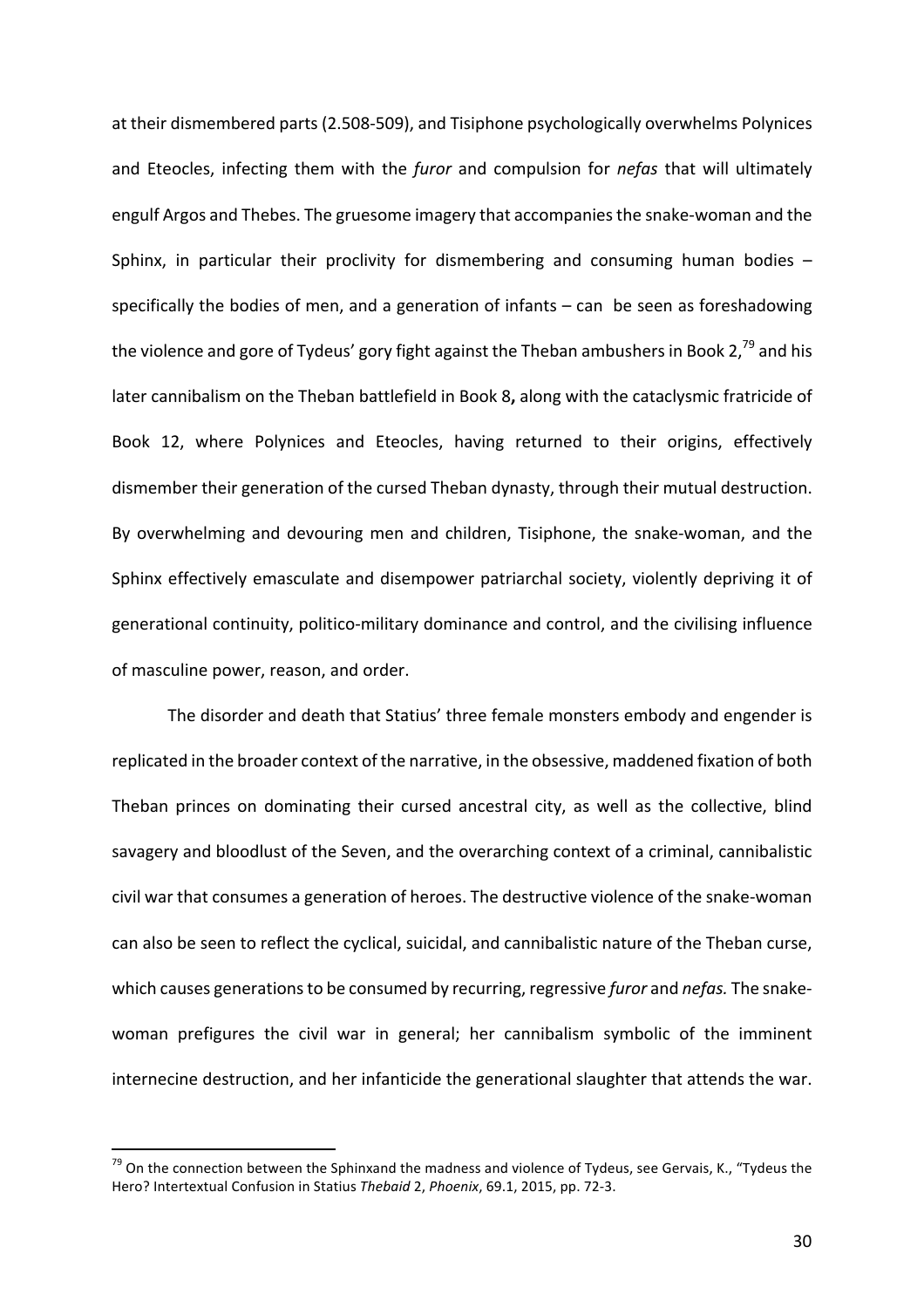at their dismembered parts (2.508-509), and Tisiphone psychologically overwhelms Polynices and Eteocles, infecting them with the *furor* and compulsion for *nefas* that will ultimately engulf Argos and Thebes. The gruesome imagery that accompanies the snake-woman and the Sphinx, in particular their proclivity for dismembering and consuming human bodies – specifically the bodies of men, and a generation of infants – can be seen as foreshadowing the violence and gore of Tydeus' gory fight against the Theban ambushers in Book 2,[79] and his later cannibalism on the Theban battlefield in Book 8**,** along with the cataclysmic fratricide of Book 12, where Polynices and Eteocles, having returned to their origins, effectively dismember their generation of the cursed Theban dynasty, through their mutual destruction. By overwhelming and devouring men and children, Tisiphone, the snake-woman, and the Sphinx effectively emasculate and disempower patriarchal society, violently depriving it of generational continuity, politico-military dominance and control, and the civilising influence of masculine power, reason, and order.

The disorder and death that Statius' three female monsters embody and engender is replicated in the broader context of the narrative, in the obsessive, maddened fixation of both Theban princes on dominating their cursed ancestral city, as well as the collective, blind savagery and bloodlust of the Seven, and the overarching context of a criminal, cannibalistic civil war that consumes a generation of heroes. The destructive violence of the snake-woman can also be seen to reflect the cyclical, suicidal, and cannibalistic nature of the Theban curse, which causes generations to be consumed by recurring, regressive *furor* and *nefas.* The snake-woman prefigures the civil war in general; her cannibalism symbolic of the imminent internecine destruction, and her infanticide the generational slaughter that attends the war.

[79] On the connection between the Sphinxand the madness and violence of Tydeus, see Gervais, K., "Tydeus the Hero? Intertextual Confusion in Statius *Thebaid* 2, *Phoenix*, 69.1, 2015, pp. 72-3.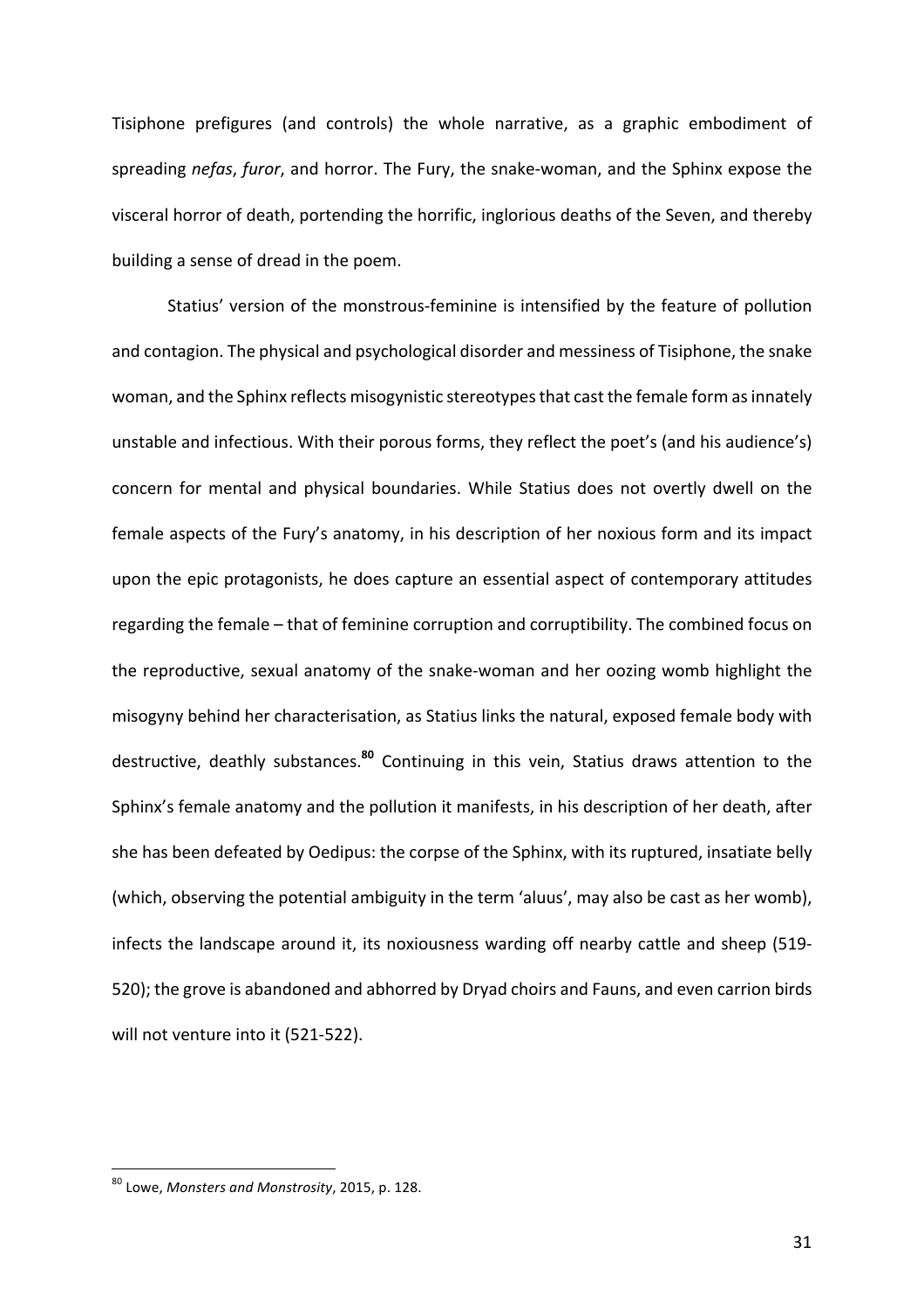Tisiphone prefigures (and controls) the whole narrative, as a graphic embodiment of spreading *nefas*, *furor*, and horror. The Fury, the snake-woman, and the Sphinx expose the visceral horror of death, portending the horrific, inglorious deaths of the Seven, and thereby building a sense of dread in the poem.

Statius' version of the monstrous-feminine is intensified by the feature of pollution and contagion. The physical and psychological disorder and messiness of Tisiphone, the snake woman, and the Sphinx reflects misogynistic stereotypes that cast the female form as innately unstable and infectious. With their porous forms, they reflect the poet's (and his audience's) concern for mental and physical boundaries. While Statius does not overtly dwell on the female aspects of the Fury's anatomy, in his description of her noxious form and its impact upon the epic protagonists, he does capture an essential aspect of contemporary attitudes regarding the female – that of feminine corruption and corruptibility. The combined focus on the reproductive, sexual anatomy of the snake-woman and her oozing womb highlight the misogyny behind her characterisation, as Statius links the natural, exposed female body with destructive, deathly substances.[80] Continuing in this vein, Statius draws attention to the Sphinx's female anatomy and the pollution it manifests, in his description of her death, after she has been defeated by Oedipus: the corpse of the Sphinx, with its ruptured, insatiate belly (which, observing the potential ambiguity in the term 'aluus', may also be cast as her womb), infects the landscape around it, its noxiousness warding off nearby cattle and sheep (519-520); the grove is abandoned and abhorred by Dryad choirs and Fauns, and even carrion birds will not venture into it (521-522).

---

[80] Lowe, *Monsters and Monstrosity*, 2015, p. 128.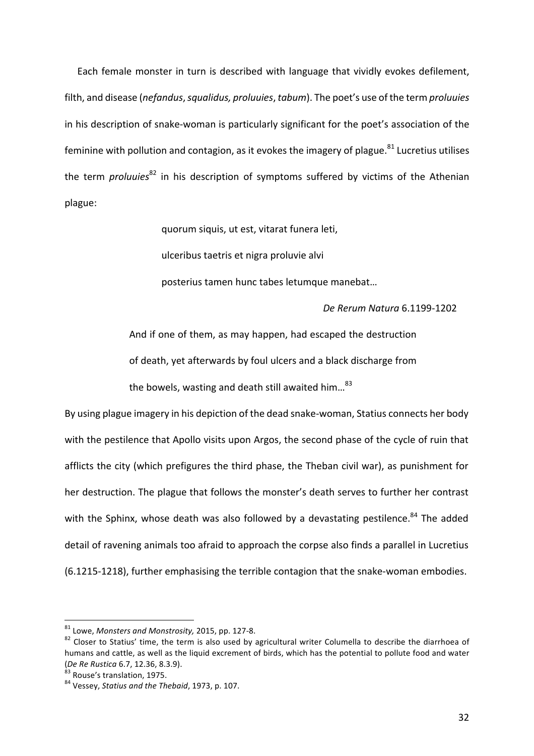Each female monster in turn is described with language that vividly evokes defilement, filth, and disease (*nefandus*, *squalidus, proluuies*, *tabum*). The poet's use of the term *proluuies* in his description of snake-woman is particularly significant for the poet's association of the feminine with pollution and contagion, as it evokes the imagery of plague.[81] Lucretius utilises the term *proluuies*[82] in his description of symptoms suffered by victims of the Athenian plague:

> quorum siquis, ut est, vitarat funera leti,
>
> ulceribus taetris et nigra proluvie alvi
>
> posterius tamen hunc tabes letumque manebat…
>
> *De Rerum Natura* 6.1199-1202

> And if one of them, as may happen, had escaped the destruction of death, yet afterwards by foul ulcers and a black discharge from the bowels, wasting and death still awaited him…[83]

By using plague imagery in his depiction of the dead snake-woman, Statius connects her body with the pestilence that Apollo visits upon Argos, the second phase of the cycle of ruin that afflicts the city (which prefigures the third phase, the Theban civil war), as punishment for her destruction. The plague that follows the monster's death serves to further her contrast with the Sphinx, whose death was also followed by a devastating pestilence.[84] The added detail of ravening animals too afraid to approach the corpse also finds a parallel in Lucretius (6.1215-1218), further emphasising the terrible contagion that the snake-woman embodies.

---

[81] Lowe, *Monsters and Monstrosity,* 2015, pp. 127-8.

[82] Closer to Statius' time, the term is also used by agricultural writer Columella to describe the diarrhoea of humans and cattle, as well as the liquid excrement of birds, which has the potential to pollute food and water (*De Re Rustica* 6.7, 12.36, 8.3.9).

[83] Rouse's translation, 1975.

[84] Vessey, *Statius and the Thebaid*, 1973, p. 107.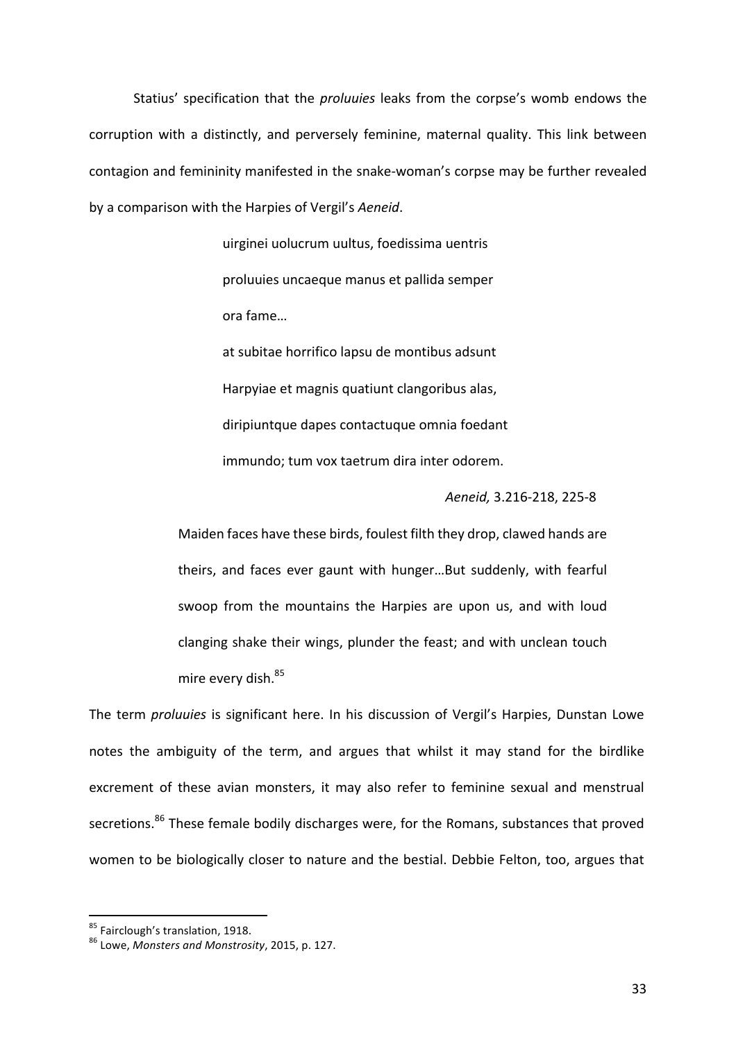Statius' specification that the *proluuies* leaks from the corpse's womb endows the corruption with a distinctly, and perversely feminine, maternal quality. This link between contagion and femininity manifested in the snake-woman's corpse may be further revealed by a comparison with the Harpies of Vergil's *Aeneid*.

> uirginei uolucrum uultus, foedissima uentris
>
> proluuies uncaeque manus et pallida semper
>
> ora fame…
>
> at subitae horrifico lapsu de montibus adsunt
>
> Harpyiae et magnis quatiunt clangoribus alas,
>
> diripiuntque dapes contactuque omnia foedant
>
> immundo; tum vox taetrum dira inter odorem.
>
> *Aeneid,* 3.216-218, 225-8

> Maiden faces have these birds, foulest filth they drop, clawed hands are theirs, and faces ever gaunt with hunger…But suddenly, with fearful swoop from the mountains the Harpies are upon us, and with loud clanging shake their wings, plunder the feast; and with unclean touch mire every dish.[85]

The term *proluuies* is significant here. In his discussion of Vergil's Harpies, Dunstan Lowe notes the ambiguity of the term, and argues that whilst it may stand for the birdlike excrement of these avian monsters, it may also refer to feminine sexual and menstrual secretions.[86] These female bodily discharges were, for the Romans, substances that proved women to be biologically closer to nature and the bestial. Debbie Felton, too, argues that

---

[85] Fairclough's translation, 1918.

[86] Lowe, *Monsters and Monstrosity*, 2015, p. 127.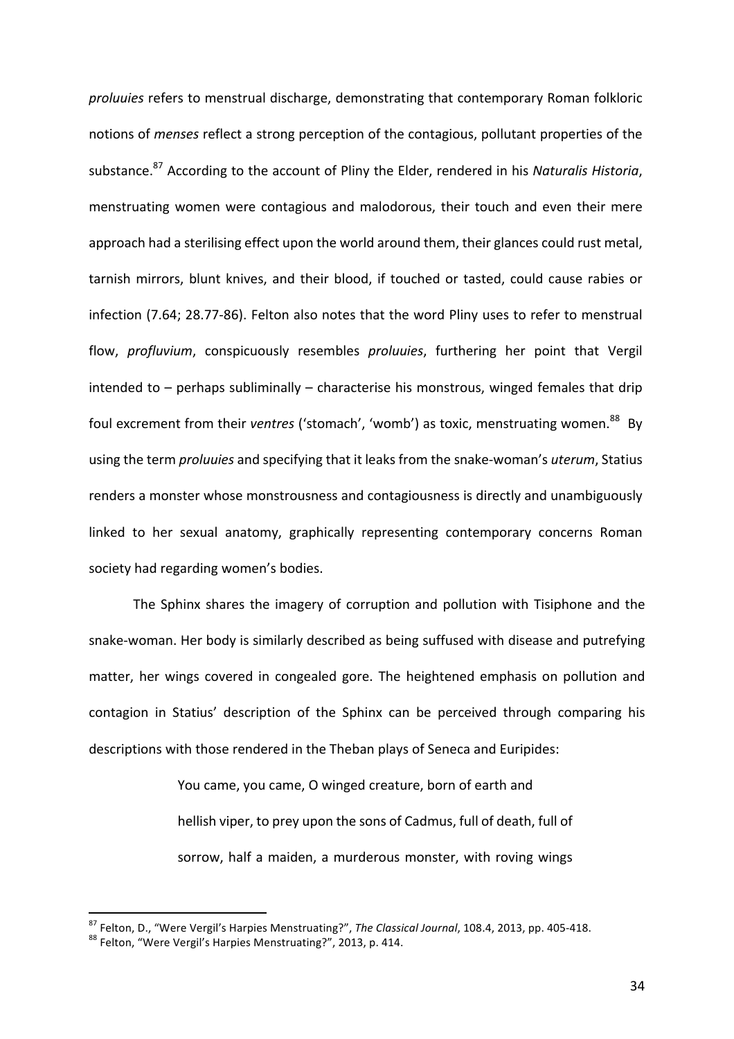*proluuies* refers to menstrual discharge, demonstrating that contemporary Roman folkloric notions of *menses* reflect a strong perception of the contagious, pollutant properties of the substance.[87] According to the account of Pliny the Elder, rendered in his *Naturalis Historia*, menstruating women were contagious and malodorous, their touch and even their mere approach had a sterilising effect upon the world around them, their glances could rust metal, tarnish mirrors, blunt knives, and their blood, if touched or tasted, could cause rabies or infection (7.64; 28.77-86). Felton also notes that the word Pliny uses to refer to menstrual flow, *profluvium*, conspicuously resembles *proluuies*, furthering her point that Vergil intended to – perhaps subliminally – characterise his monstrous, winged females that drip foul excrement from their *ventres* ('stomach', 'womb') as toxic, menstruating women.[88] By using the term *proluuies* and specifying that it leaks from the snake-woman's *uterum*, Statius renders a monster whose monstrousness and contagiousness is directly and unambiguously linked to her sexual anatomy, graphically representing contemporary concerns Roman society had regarding women's bodies.

The Sphinx shares the imagery of corruption and pollution with Tisiphone and the snake-woman. Her body is similarly described as being suffused with disease and putrefying matter, her wings covered in congealed gore. The heightened emphasis on pollution and contagion in Statius' description of the Sphinx can be perceived through comparing his descriptions with those rendered in the Theban plays of Seneca and Euripides:

> You came, you came, O winged creature, born of earth and hellish viper, to prey upon the sons of Cadmus, full of death, full of sorrow, half a maiden, a murderous monster, with roving wings

[87] Felton, D., "Were Vergil's Harpies Menstruating?", *The Classical Journal*, 108.4, 2013, pp. 405-418.

[88] Felton, "Were Vergil's Harpies Menstruating?", 2013, p. 414.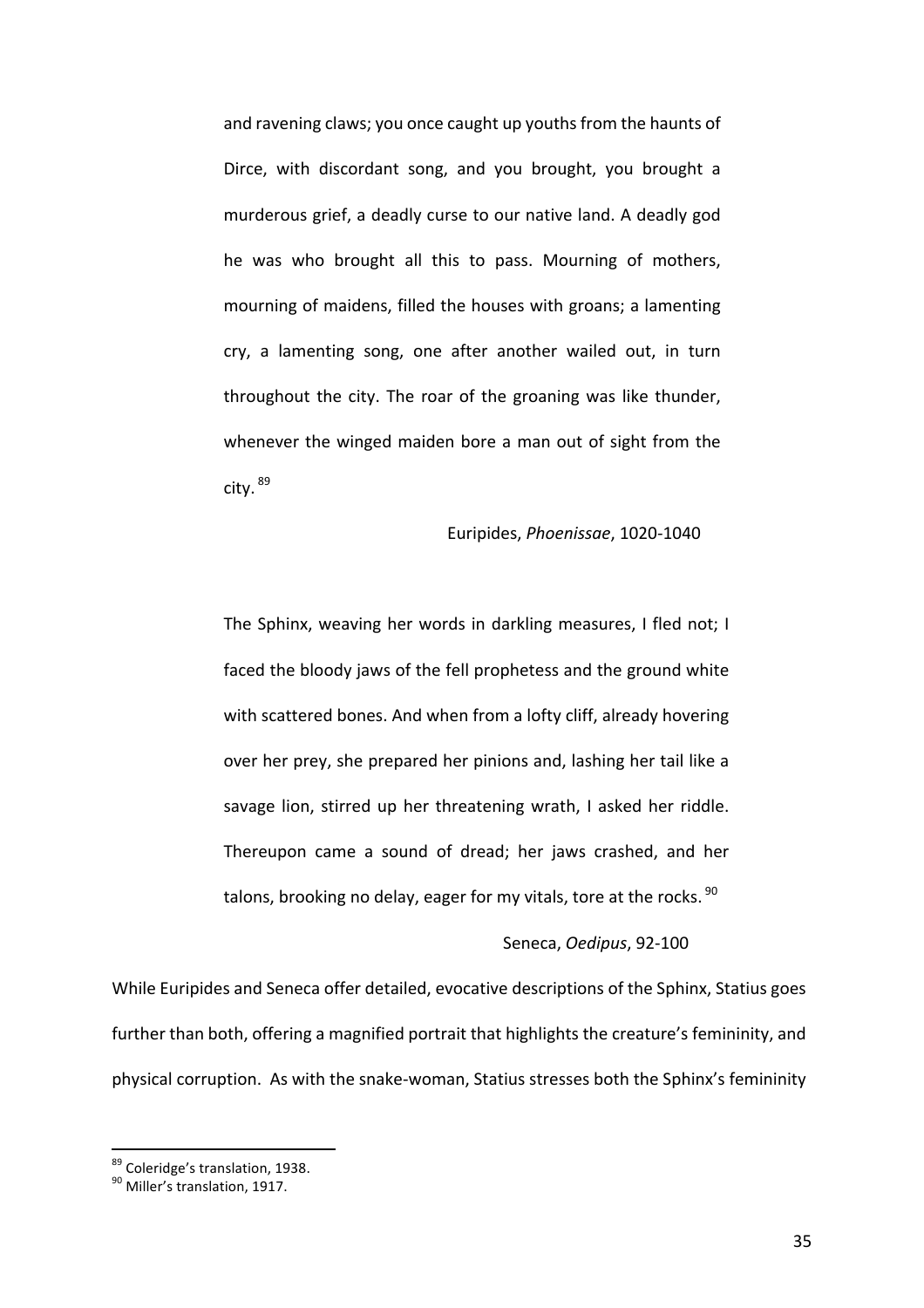> and ravening claws; you once caught up youths from the haunts of Dirce, with discordant song, and you brought, you brought a murderous grief, a deadly curse to our native land. A deadly god he was who brought all this to pass. Mourning of mothers, mourning of maidens, filled the houses with groans; a lamenting cry, a lamenting song, one after another wailed out, in turn throughout the city. The roar of the groaning was like thunder, whenever the winged maiden bore a man out of sight from the city. [89]
>
> Euripides, *Phoenissae*, 1020-1040

> The Sphinx, weaving her words in darkling measures, I fled not; I faced the bloody jaws of the fell prophetess and the ground white with scattered bones. And when from a lofty cliff, already hovering over her prey, she prepared her pinions and, lashing her tail like a savage lion, stirred up her threatening wrath, I asked her riddle. Thereupon came a sound of dread; her jaws crashed, and her talons, brooking no delay, eager for my vitals, tore at the rocks. [90]
>
> Seneca, *Oedipus*, 92-100

While Euripides and Seneca offer detailed, evocative descriptions of the Sphinx, Statius goes further than both, offering a magnified portrait that highlights the creature's femininity, and physical corruption. As with the snake-woman, Statius stresses both the Sphinx's femininity

[89] Coleridge's translation, 1938.

[90] Miller's translation, 1917.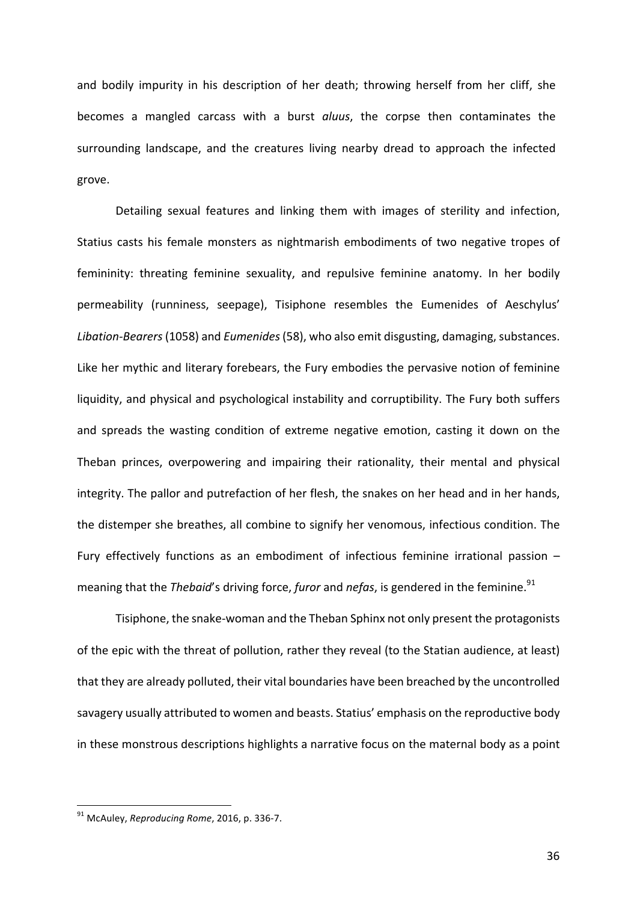and bodily impurity in his description of her death; throwing herself from her cliff, she becomes a mangled carcass with a burst *aluus*, the corpse then contaminates the surrounding landscape, and the creatures living nearby dread to approach the infected grove.

Detailing sexual features and linking them with images of sterility and infection, Statius casts his female monsters as nightmarish embodiments of two negative tropes of femininity: threating feminine sexuality, and repulsive feminine anatomy. In her bodily permeability (runniness, seepage), Tisiphone resembles the Eumenides of Aeschylus' *Libation-Bearers* (1058) and *Eumenides* (58), who also emit disgusting, damaging, substances. Like her mythic and literary forebears, the Fury embodies the pervasive notion of feminine liquidity, and physical and psychological instability and corruptibility. The Fury both suffers and spreads the wasting condition of extreme negative emotion, casting it down on the Theban princes, overpowering and impairing their rationality, their mental and physical integrity. The pallor and putrefaction of her flesh, the snakes on her head and in her hands, the distemper she breathes, all combine to signify her venomous, infectious condition. The Fury effectively functions as an embodiment of infectious feminine irrational passion – meaning that the *Thebaid*'s driving force, *furor* and *nefas*, is gendered in the feminine.[91]

Tisiphone, the snake-woman and the Theban Sphinx not only present the protagonists of the epic with the threat of pollution, rather they reveal (to the Statian audience, at least) that they are already polluted, their vital boundaries have been breached by the uncontrolled savagery usually attributed to women and beasts. Statius' emphasis on the reproductive body in these monstrous descriptions highlights a narrative focus on the maternal body as a point

---

[91] McAuley, *Reproducing Rome*, 2016, p. 336-7.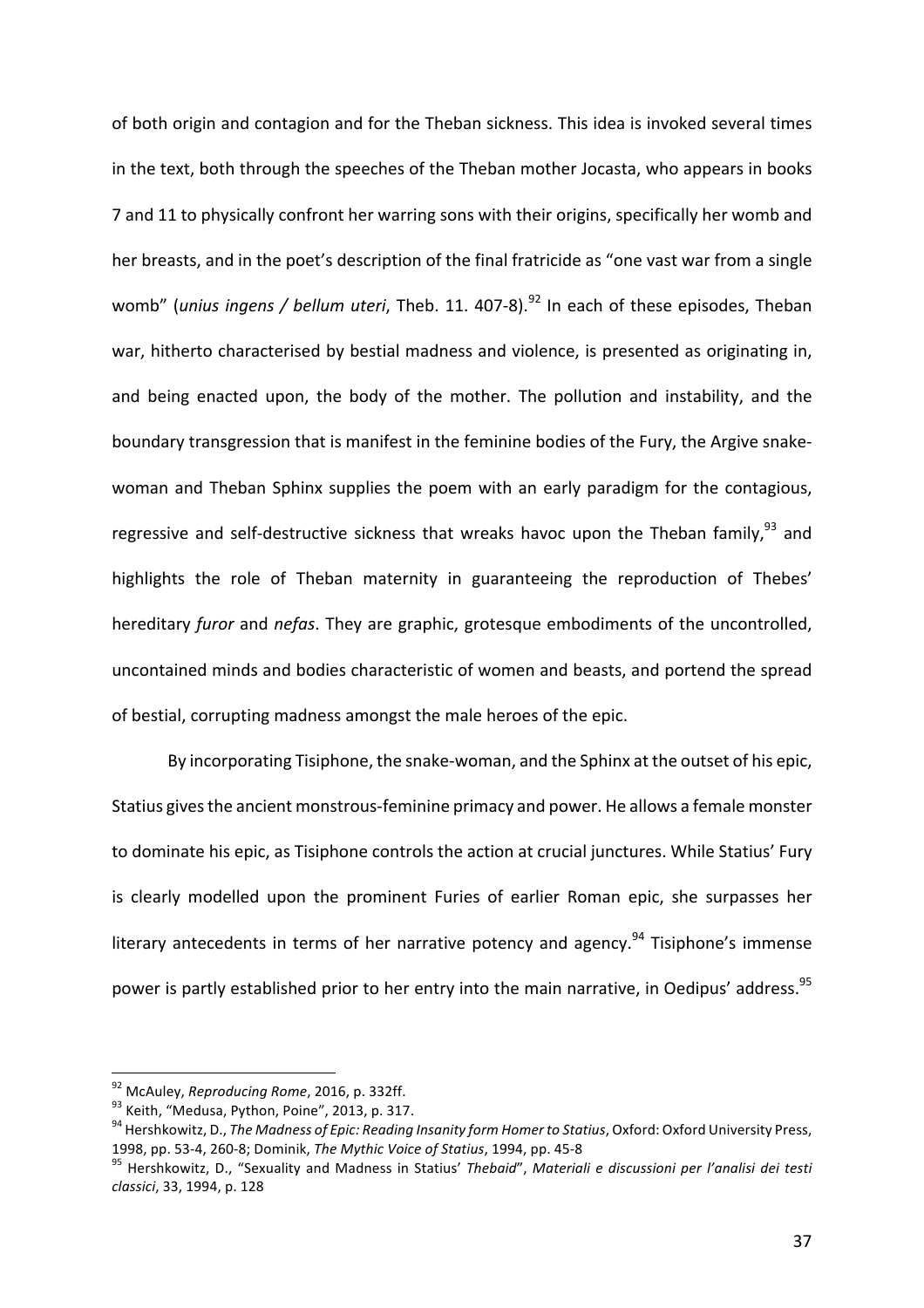of both origin and contagion and for the Theban sickness. This idea is invoked several times in the text, both through the speeches of the Theban mother Jocasta, who appears in books 7 and 11 to physically confront her warring sons with their origins, specifically her womb and her breasts, and in the poet's description of the final fratricide as "one vast war from a single womb" (*unius ingens / bellum uteri*, Theb. 11. 407-8).[92] In each of these episodes, Theban war, hitherto characterised by bestial madness and violence, is presented as originating in, and being enacted upon, the body of the mother. The pollution and instability, and the boundary transgression that is manifest in the feminine bodies of the Fury, the Argive snake-woman and Theban Sphinx supplies the poem with an early paradigm for the contagious, regressive and self-destructive sickness that wreaks havoc upon the Theban family,[93] and highlights the role of Theban maternity in guaranteeing the reproduction of Thebes' hereditary *furor* and *nefas*. They are graphic, grotesque embodiments of the uncontrolled, uncontained minds and bodies characteristic of women and beasts, and portend the spread of bestial, corrupting madness amongst the male heroes of the epic.

By incorporating Tisiphone, the snake-woman, and the Sphinx at the outset of his epic, Statius gives the ancient monstrous-feminine primacy and power. He allows a female monster to dominate his epic, as Tisiphone controls the action at crucial junctures. While Statius' Fury is clearly modelled upon the prominent Furies of earlier Roman epic, she surpasses her literary antecedents in terms of her narrative potency and agency.[94] Tisiphone's immense power is partly established prior to her entry into the main narrative, in Oedipus' address.[95]

---

[92] McAuley, *Reproducing Rome*, 2016, p. 332ff.

[93] Keith, "Medusa, Python, Poine", 2013, p. 317.

[94] Hershkowitz, D., *The Madness of Epic: Reading Insanity form Homer to Statius*, Oxford: Oxford University Press, 1998, pp. 53-4, 260-8; Dominik, *The Mythic Voice of Statius*, 1994, pp. 45-8

[95] Hershkowitz, D., "Sexuality and Madness in Statius' *Thebaid*", *Materiali e discussioni per l'analisi dei testi classici*, 33, 1994, p. 128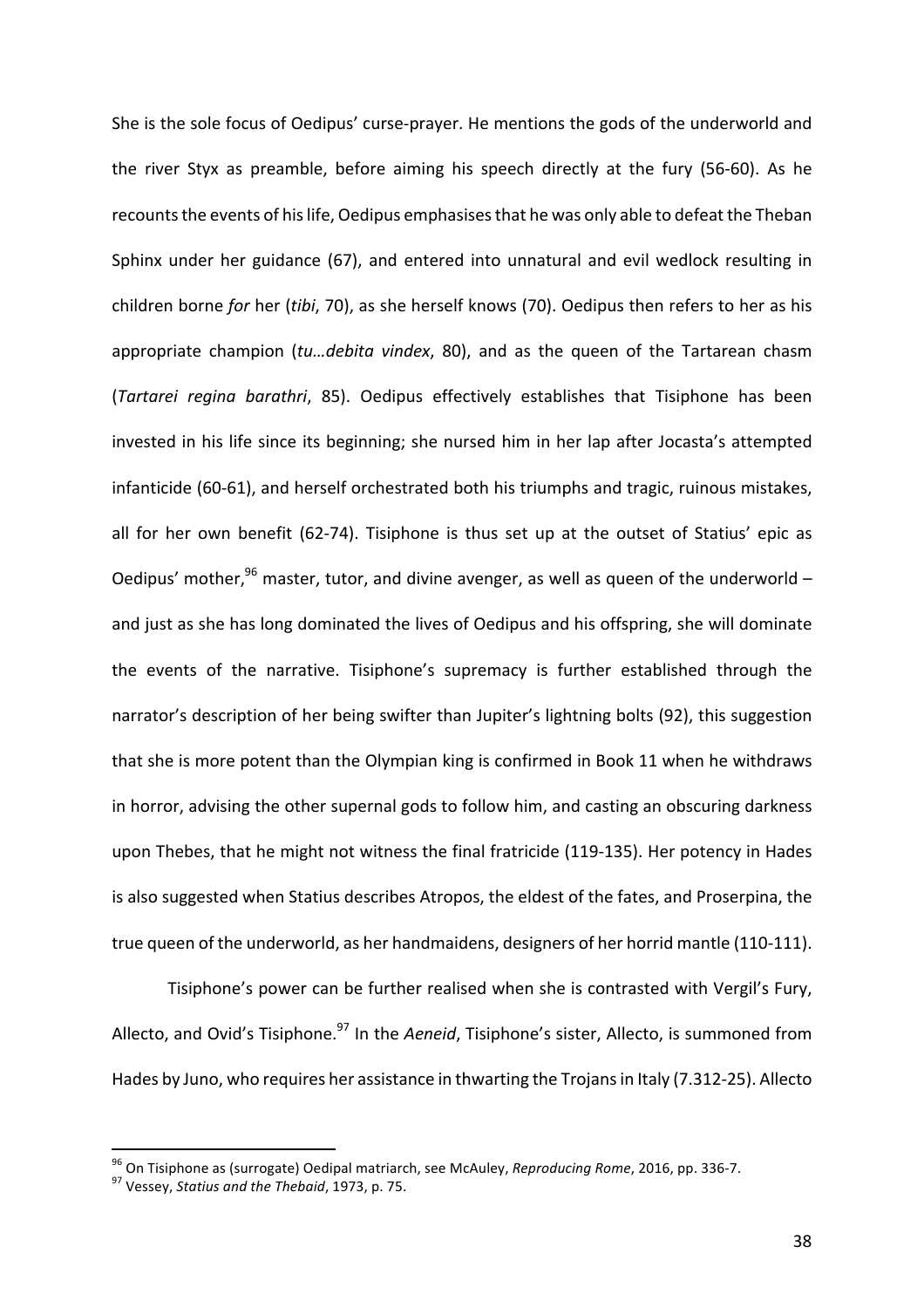She is the sole focus of Oedipus' curse-prayer. He mentions the gods of the underworld and the river Styx as preamble, before aiming his speech directly at the fury (56-60). As he recounts the events of his life, Oedipus emphasises that he was only able to defeat the Theban Sphinx under her guidance (67), and entered into unnatural and evil wedlock resulting in children borne *for* her (*tibi*, 70), as she herself knows (70). Oedipus then refers to her as his appropriate champion (*tu…debita vindex*, 80), and as the queen of the Tartarean chasm (*Tartarei regina barathri*, 85). Oedipus effectively establishes that Tisiphone has been invested in his life since its beginning; she nursed him in her lap after Jocasta's attempted infanticide (60-61), and herself orchestrated both his triumphs and tragic, ruinous mistakes, all for her own benefit (62-74). Tisiphone is thus set up at the outset of Statius' epic as Oedipus' mother,[96] master, tutor, and divine avenger, as well as queen of the underworld – and just as she has long dominated the lives of Oedipus and his offspring, she will dominate the events of the narrative. Tisiphone's supremacy is further established through the narrator's description of her being swifter than Jupiter's lightning bolts (92), this suggestion that she is more potent than the Olympian king is confirmed in Book 11 when he withdraws in horror, advising the other supernal gods to follow him, and casting an obscuring darkness upon Thebes, that he might not witness the final fratricide (119-135). Her potency in Hades is also suggested when Statius describes Atropos, the eldest of the fates, and Proserpina, the true queen of the underworld, as her handmaidens, designers of her horrid mantle (110-111).

Tisiphone's power can be further realised when she is contrasted with Vergil's Fury, Allecto, and Ovid's Tisiphone.[97] In the *Aeneid*, Tisiphone's sister, Allecto, is summoned from Hades by Juno, who requires her assistance in thwarting the Trojans in Italy (7.312-25). Allecto

---

[96] On Tisiphone as (surrogate) Oedipal matriarch, see McAuley, *Reproducing Rome*, 2016, pp. 336-7.

[97] Vessey, *Statius and the Thebaid*, 1973, p. 75.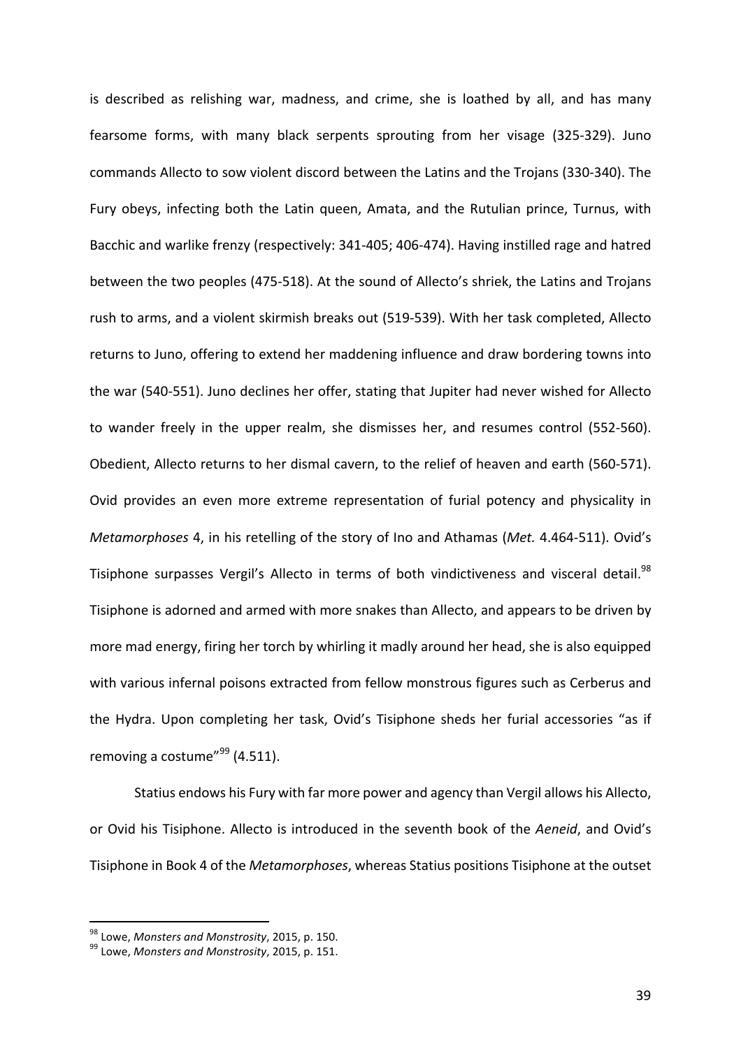is described as relishing war, madness, and crime, she is loathed by all, and has many fearsome forms, with many black serpents sprouting from her visage (325-329). Juno commands Allecto to sow violent discord between the Latins and the Trojans (330-340). The Fury obeys, infecting both the Latin queen, Amata, and the Rutulian prince, Turnus, with Bacchic and warlike frenzy (respectively: 341-405; 406-474). Having instilled rage and hatred between the two peoples (475-518). At the sound of Allecto's shriek, the Latins and Trojans rush to arms, and a violent skirmish breaks out (519-539). With her task completed, Allecto returns to Juno, offering to extend her maddening influence and draw bordering towns into the war (540-551). Juno declines her offer, stating that Jupiter had never wished for Allecto to wander freely in the upper realm, she dismisses her, and resumes control (552-560). Obedient, Allecto returns to her dismal cavern, to the relief of heaven and earth (560-571). Ovid provides an even more extreme representation of furial potency and physicality in *Metamorphoses* 4, in his retelling of the story of Ino and Athamas (*Met.* 4.464-511). Ovid's Tisiphone surpasses Vergil's Allecto in terms of both vindictiveness and visceral detail.[98] Tisiphone is adorned and armed with more snakes than Allecto, and appears to be driven by more mad energy, firing her torch by whirling it madly around her head, she is also equipped with various infernal poisons extracted from fellow monstrous figures such as Cerberus and the Hydra. Upon completing her task, Ovid's Tisiphone sheds her furial accessories "as if removing a costume"[99] (4.511).

Statius endows his Fury with far more power and agency than Vergil allows his Allecto, or Ovid his Tisiphone. Allecto is introduced in the seventh book of the *Aeneid*, and Ovid's Tisiphone in Book 4 of the *Metamorphoses*, whereas Statius positions Tisiphone at the outset

[98] Lowe, *Monsters and Monstrosity*, 2015, p. 150.
[99] Lowe, *Monsters and Monstrosity*, 2015, p. 151.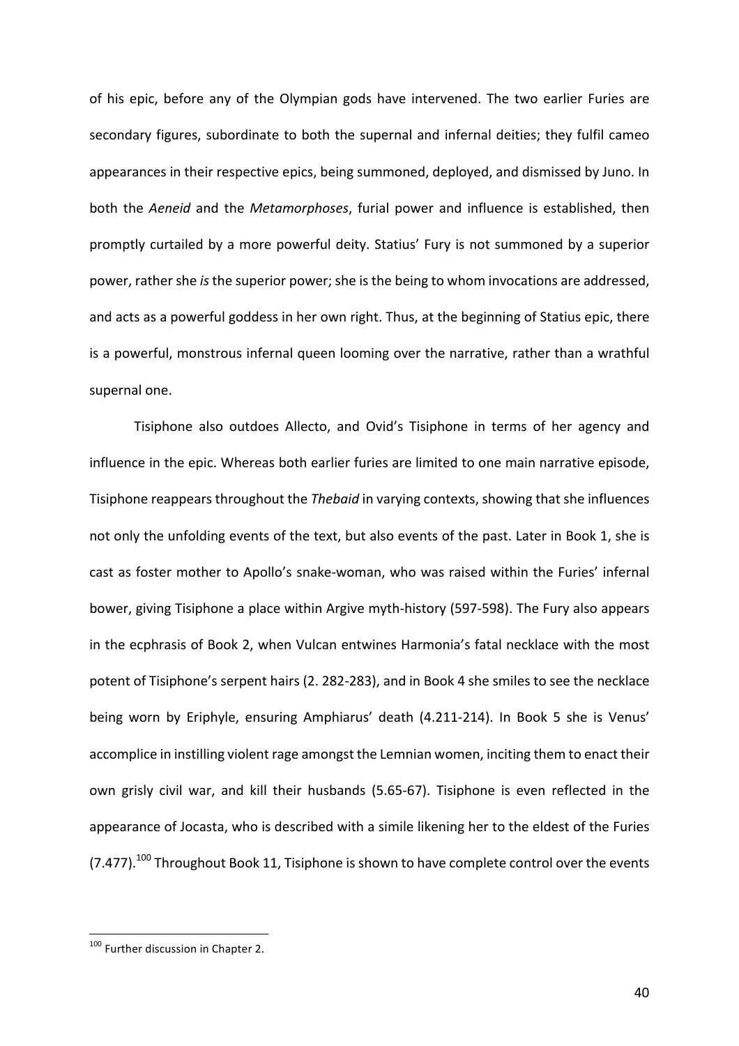of his epic, before any of the Olympian gods have intervened. The two earlier Furies are secondary figures, subordinate to both the supernal and infernal deities; they fulfil cameo appearances in their respective epics, being summoned, deployed, and dismissed by Juno. In both the *Aeneid* and the *Metamorphoses*, furial power and influence is established, then promptly curtailed by a more powerful deity. Statius' Fury is not summoned by a superior power, rather she *is* the superior power; she is the being to whom invocations are addressed, and acts as a powerful goddess in her own right. Thus, at the beginning of Statius epic, there is a powerful, monstrous infernal queen looming over the narrative, rather than a wrathful supernal one.

Tisiphone also outdoes Allecto, and Ovid's Tisiphone in terms of her agency and influence in the epic. Whereas both earlier furies are limited to one main narrative episode, Tisiphone reappears throughout the *Thebaid* in varying contexts, showing that she influences not only the unfolding events of the text, but also events of the past. Later in Book 1, she is cast as foster mother to Apollo's snake-woman, who was raised within the Furies' infernal bower, giving Tisiphone a place within Argive myth-history (597-598). The Fury also appears in the ecphrasis of Book 2, when Vulcan entwines Harmonia's fatal necklace with the most potent of Tisiphone's serpent hairs (2. 282-283), and in Book 4 she smiles to see the necklace being worn by Eriphyle, ensuring Amphiarus' death (4.211-214). In Book 5 she is Venus' accomplice in instilling violent rage amongst the Lemnian women, inciting them to enact their own grisly civil war, and kill their husbands (5.65-67). Tisiphone is even reflected in the appearance of Jocasta, who is described with a simile likening her to the eldest of the Furies (7.477).[100] Throughout Book 11, Tisiphone is shown to have complete control over the events

[100] Further discussion in Chapter 2.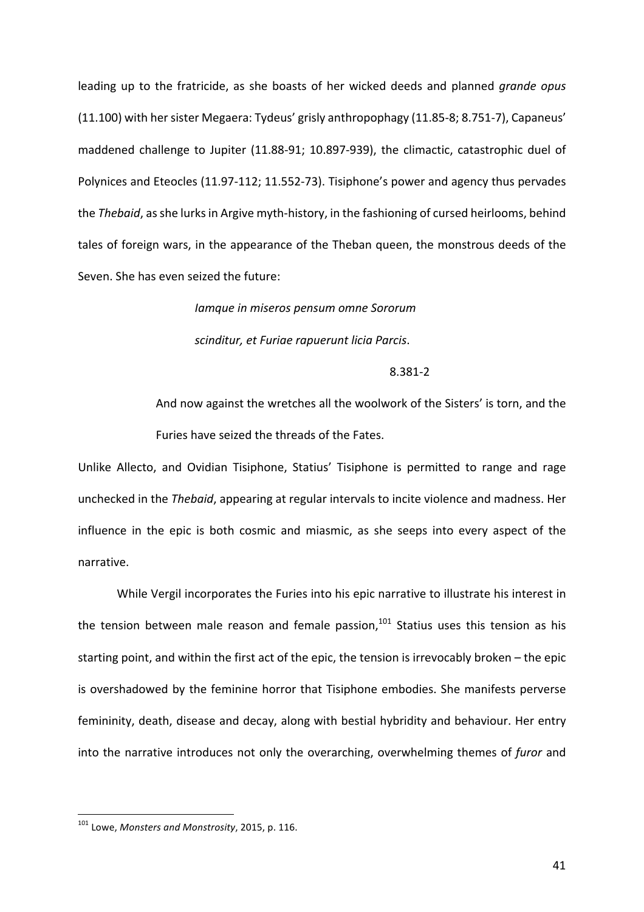leading up to the fratricide, as she boasts of her wicked deeds and planned *grande opus* (11.100) with her sister Megaera: Tydeus' grisly anthropophagy (11.85-8; 8.751-7), Capaneus' maddened challenge to Jupiter (11.88-91; 10.897-939), the climactic, catastrophic duel of Polynices and Eteocles (11.97-112; 11.552-73). Tisiphone's power and agency thus pervades the *Thebaid*, as she lurks in Argive myth-history, in the fashioning of cursed heirlooms, behind tales of foreign wars, in the appearance of the Theban queen, the monstrous deeds of the Seven. She has even seized the future:

> *Iamque in miseros pensum omne Sororum*
>
> *scinditur, et Furiae rapuerunt licia Parcis*.
>
> 8.381-2

> And now against the wretches all the woolwork of the Sisters' is torn, and the Furies have seized the threads of the Fates.

Unlike Allecto, and Ovidian Tisiphone, Statius' Tisiphone is permitted to range and rage unchecked in the *Thebaid*, appearing at regular intervals to incite violence and madness. Her influence in the epic is both cosmic and miasmic, as she seeps into every aspect of the narrative.

While Vergil incorporates the Furies into his epic narrative to illustrate his interest in the tension between male reason and female passion,[101] Statius uses this tension as his starting point, and within the first act of the epic, the tension is irrevocably broken – the epic is overshadowed by the feminine horror that Tisiphone embodies. She manifests perverse femininity, death, disease and decay, along with bestial hybridity and behaviour. Her entry into the narrative introduces not only the overarching, overwhelming themes of *furor* and

[101] Lowe, *Monsters and Monstrosity*, 2015, p. 116.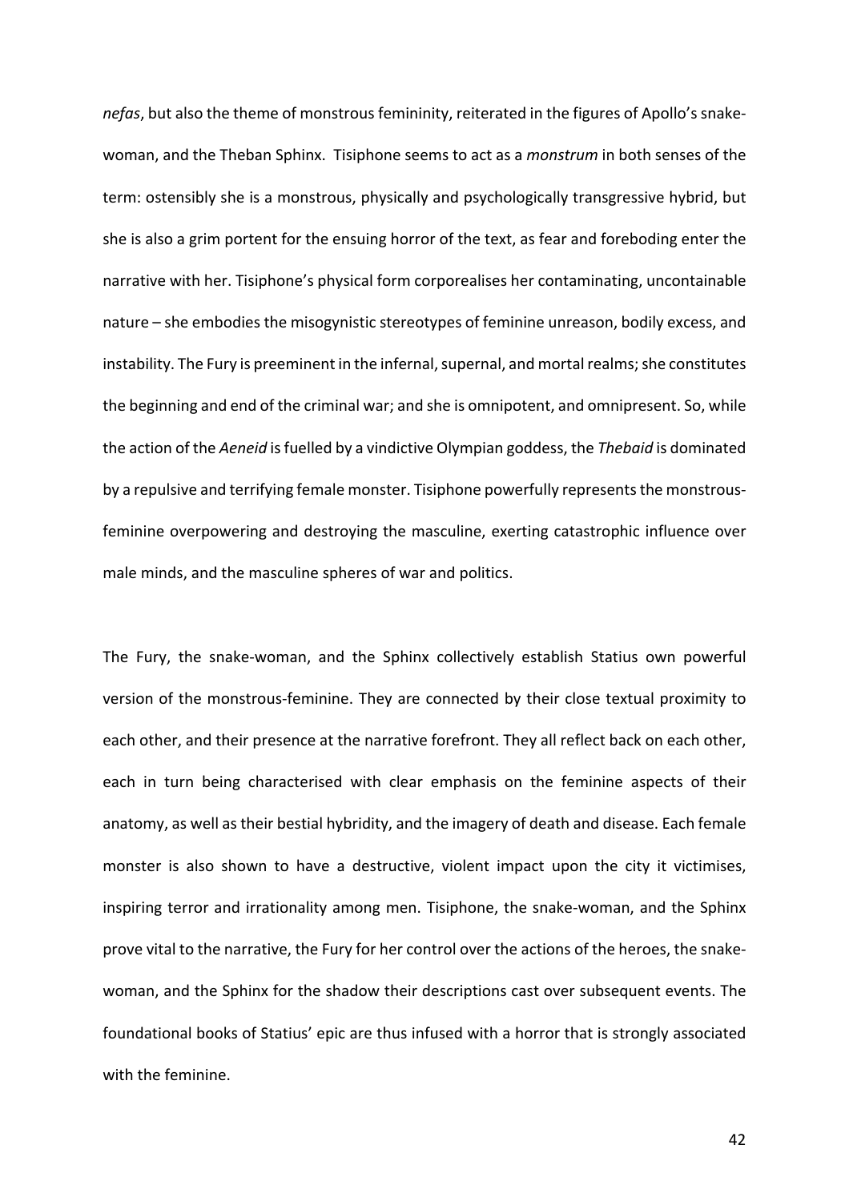*nefas*, but also the theme of monstrous femininity, reiterated in the figures of Apollo's snake-woman, and the Theban Sphinx. Tisiphone seems to act as a *monstrum* in both senses of the term: ostensibly she is a monstrous, physically and psychologically transgressive hybrid, but she is also a grim portent for the ensuing horror of the text, as fear and foreboding enter the narrative with her. Tisiphone's physical form corporealises her contaminating, uncontainable nature – she embodies the misogynistic stereotypes of feminine unreason, bodily excess, and instability. The Fury is preeminent in the infernal, supernal, and mortal realms; she constitutes the beginning and end of the criminal war; and she is omnipotent, and omnipresent. So, while the action of the *Aeneid* is fuelled by a vindictive Olympian goddess, the *Thebaid* is dominated by a repulsive and terrifying female monster. Tisiphone powerfully represents the monstrous-feminine overpowering and destroying the masculine, exerting catastrophic influence over male minds, and the masculine spheres of war and politics.

The Fury, the snake-woman, and the Sphinx collectively establish Statius own powerful version of the monstrous-feminine. They are connected by their close textual proximity to each other, and their presence at the narrative forefront. They all reflect back on each other, each in turn being characterised with clear emphasis on the feminine aspects of their anatomy, as well as their bestial hybridity, and the imagery of death and disease. Each female monster is also shown to have a destructive, violent impact upon the city it victimises, inspiring terror and irrationality among men. Tisiphone, the snake-woman, and the Sphinx prove vital to the narrative, the Fury for her control over the actions of the heroes, the snake-woman, and the Sphinx for the shadow their descriptions cast over subsequent events. The foundational books of Statius' epic are thus infused with a horror that is strongly associated with the feminine.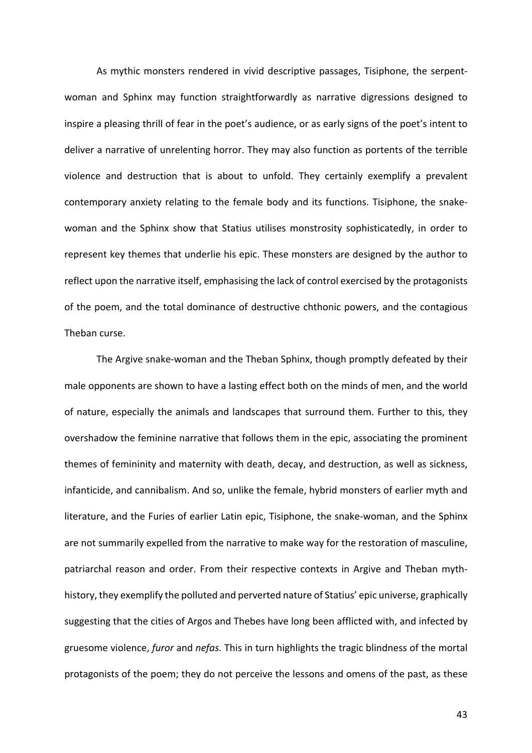As mythic monsters rendered in vivid descriptive passages, Tisiphone, the serpent-woman and Sphinx may function straightforwardly as narrative digressions designed to inspire a pleasing thrill of fear in the poet's audience, or as early signs of the poet's intent to deliver a narrative of unrelenting horror. They may also function as portents of the terrible violence and destruction that is about to unfold. They certainly exemplify a prevalent contemporary anxiety relating to the female body and its functions. Tisiphone, the snake-woman and the Sphinx show that Statius utilises monstrosity sophisticatedly, in order to represent key themes that underlie his epic. These monsters are designed by the author to reflect upon the narrative itself, emphasising the lack of control exercised by the protagonists of the poem, and the total dominance of destructive chthonic powers, and the contagious Theban curse.

The Argive snake-woman and the Theban Sphinx, though promptly defeated by their male opponents are shown to have a lasting effect both on the minds of men, and the world of nature, especially the animals and landscapes that surround them. Further to this, they overshadow the feminine narrative that follows them in the epic, associating the prominent themes of femininity and maternity with death, decay, and destruction, as well as sickness, infanticide, and cannibalism. And so, unlike the female, hybrid monsters of earlier myth and literature, and the Furies of earlier Latin epic, Tisiphone, the snake-woman, and the Sphinx are not summarily expelled from the narrative to make way for the restoration of masculine, patriarchal reason and order. From their respective contexts in Argive and Theban myth-history, they exemplify the polluted and perverted nature of Statius' epic universe, graphically suggesting that the cities of Argos and Thebes have long been afflicted with, and infected by gruesome violence, *furor* and *nefas.* This in turn highlights the tragic blindness of the mortal protagonists of the poem; they do not perceive the lessons and omens of the past, as these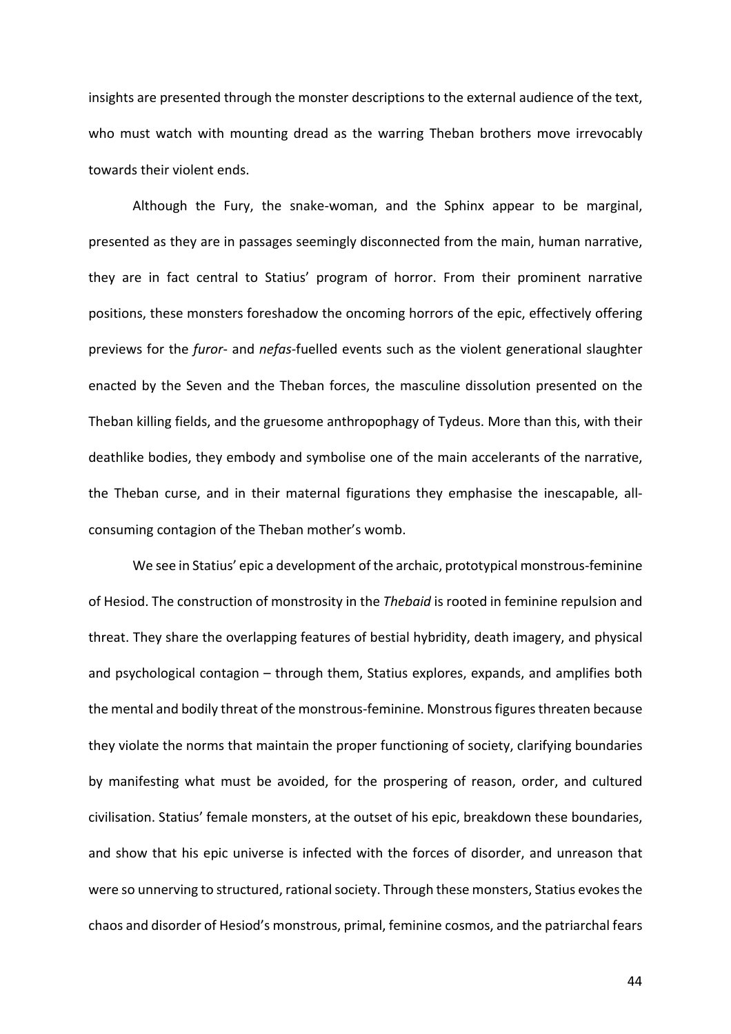insights are presented through the monster descriptions to the external audience of the text, who must watch with mounting dread as the warring Theban brothers move irrevocably towards their violent ends.

Although the Fury, the snake-woman, and the Sphinx appear to be marginal, presented as they are in passages seemingly disconnected from the main, human narrative, they are in fact central to Statius' program of horror. From their prominent narrative positions, these monsters foreshadow the oncoming horrors of the epic, effectively offering previews for the *furor*- and *nefas*-fuelled events such as the violent generational slaughter enacted by the Seven and the Theban forces, the masculine dissolution presented on the Theban killing fields, and the gruesome anthropophagy of Tydeus. More than this, with their deathlike bodies, they embody and symbolise one of the main accelerants of the narrative, the Theban curse, and in their maternal figurations they emphasise the inescapable, all-consuming contagion of the Theban mother's womb.

We see in Statius' epic a development of the archaic, prototypical monstrous-feminine of Hesiod. The construction of monstrosity in the *Thebaid* is rooted in feminine repulsion and threat. They share the overlapping features of bestial hybridity, death imagery, and physical and psychological contagion – through them, Statius explores, expands, and amplifies both the mental and bodily threat of the monstrous-feminine. Monstrous figures threaten because they violate the norms that maintain the proper functioning of society, clarifying boundaries by manifesting what must be avoided, for the prospering of reason, order, and cultured civilisation. Statius' female monsters, at the outset of his epic, breakdown these boundaries, and show that his epic universe is infected with the forces of disorder, and unreason that were so unnerving to structured, rational society. Through these monsters, Statius evokes the chaos and disorder of Hesiod's monstrous, primal, feminine cosmos, and the patriarchal fears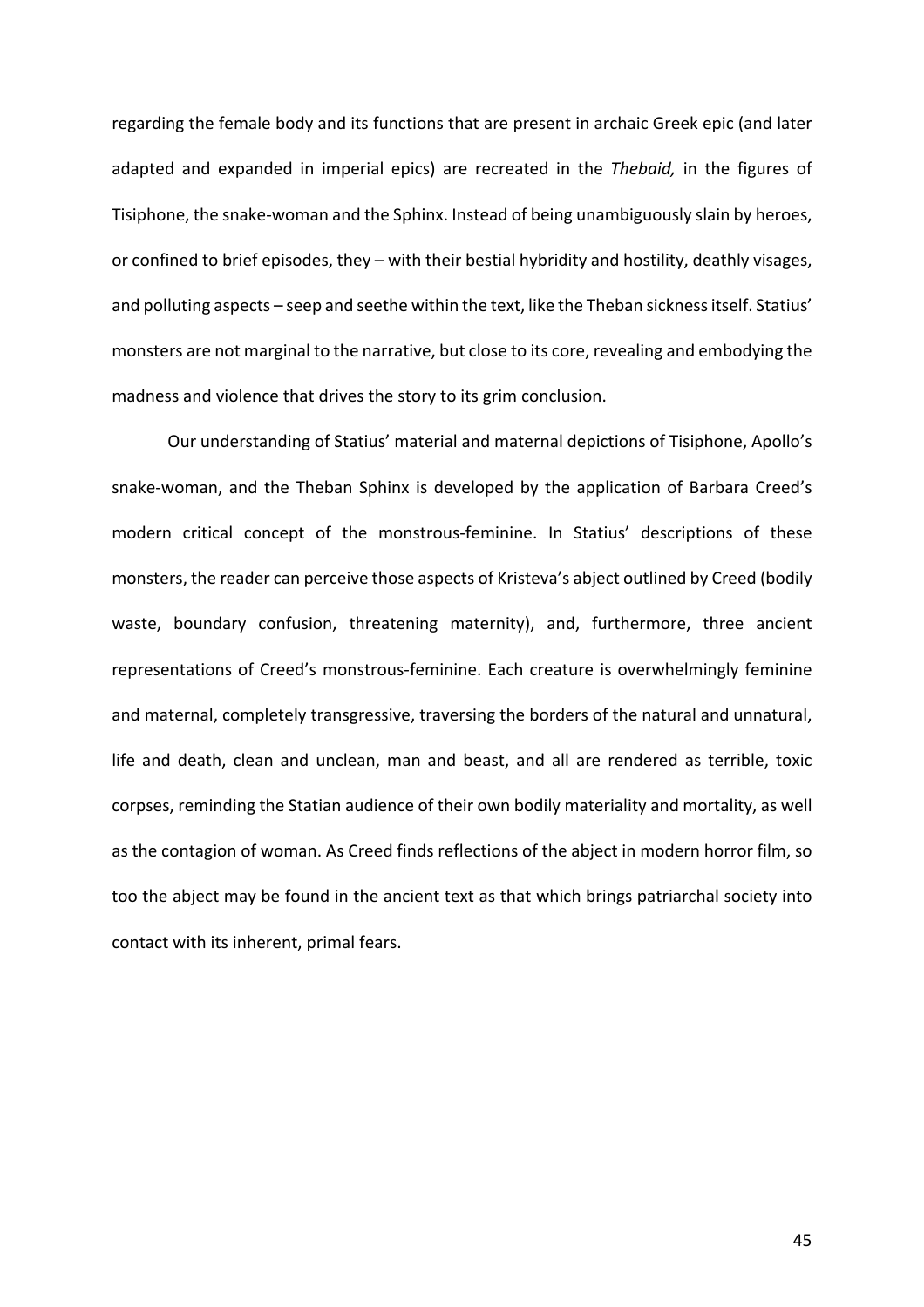regarding the female body and its functions that are present in archaic Greek epic (and later adapted and expanded in imperial epics) are recreated in the *Thebaid,* in the figures of Tisiphone, the snake-woman and the Sphinx. Instead of being unambiguously slain by heroes, or confined to brief episodes, they – with their bestial hybridity and hostility, deathly visages, and polluting aspects – seep and seethe within the text, like the Theban sickness itself. Statius' monsters are not marginal to the narrative, but close to its core, revealing and embodying the madness and violence that drives the story to its grim conclusion.

Our understanding of Statius' material and maternal depictions of Tisiphone, Apollo's snake-woman, and the Theban Sphinx is developed by the application of Barbara Creed's modern critical concept of the monstrous-feminine. In Statius' descriptions of these monsters, the reader can perceive those aspects of Kristeva's abject outlined by Creed (bodily waste, boundary confusion, threatening maternity), and, furthermore, three ancient representations of Creed's monstrous-feminine. Each creature is overwhelmingly feminine and maternal, completely transgressive, traversing the borders of the natural and unnatural, life and death, clean and unclean, man and beast, and all are rendered as terrible, toxic corpses, reminding the Statian audience of their own bodily materiality and mortality, as well as the contagion of woman. As Creed finds reflections of the abject in modern horror film, so too the abject may be found in the ancient text as that which brings patriarchal society into contact with its inherent, primal fears.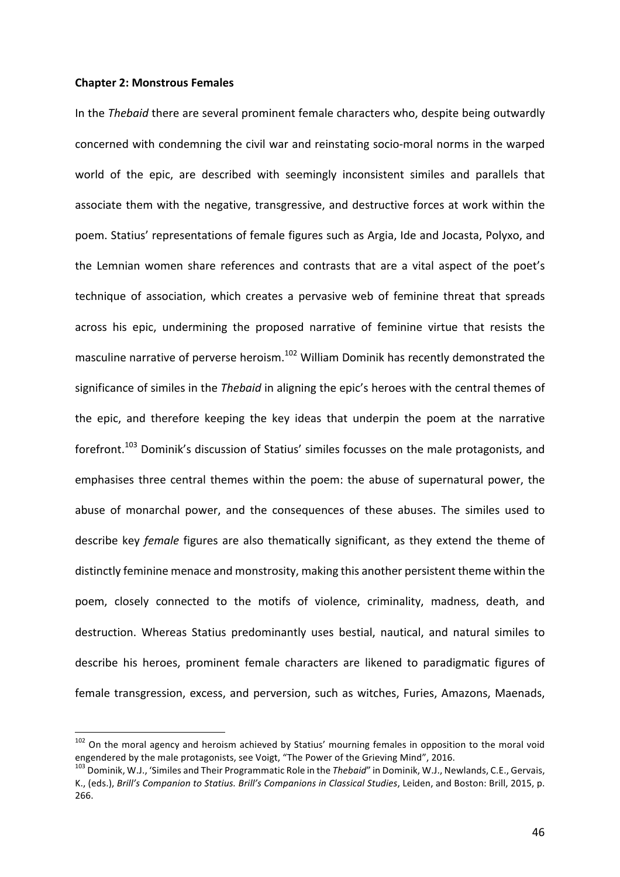**Chapter 2: Monstrous Females**

In the *Thebaid* there are several prominent female characters who, despite being outwardly concerned with condemning the civil war and reinstating socio-moral norms in the warped world of the epic, are described with seemingly inconsistent similes and parallels that associate them with the negative, transgressive, and destructive forces at work within the poem. Statius' representations of female figures such as Argia, Ide and Jocasta, Polyxo, and the Lemnian women share references and contrasts that are a vital aspect of the poet's technique of association, which creates a pervasive web of feminine threat that spreads across his epic, undermining the proposed narrative of feminine virtue that resists the masculine narrative of perverse heroism.[102] William Dominik has recently demonstrated the significance of similes in the *Thebaid* in aligning the epic's heroes with the central themes of the epic, and therefore keeping the key ideas that underpin the poem at the narrative forefront.[103] Dominik's discussion of Statius' similes focusses on the male protagonists, and emphasises three central themes within the poem: the abuse of supernatural power, the abuse of monarchal power, and the consequences of these abuses. The similes used to describe key *female* figures are also thematically significant, as they extend the theme of distinctly feminine menace and monstrosity, making this another persistent theme within the poem, closely connected to the motifs of violence, criminality, madness, death, and destruction. Whereas Statius predominantly uses bestial, nautical, and natural similes to describe his heroes, prominent female characters are likened to paradigmatic figures of female transgression, excess, and perversion, such as witches, Furies, Amazons, Maenads,

---

[102] On the moral agency and heroism achieved by Statius' mourning females in opposition to the moral void engendered by the male protagonists, see Voigt, "The Power of the Grieving Mind", 2016.

[103] Dominik, W.J., 'Similes and Their Programmatic Role in the *Thebaid*" in Dominik, W.J., Newlands, C.E., Gervais, K., (eds.), *Brill's Companion to Statius. Brill's Companions in Classical Studies*, Leiden, and Boston: Brill, 2015, p. 266.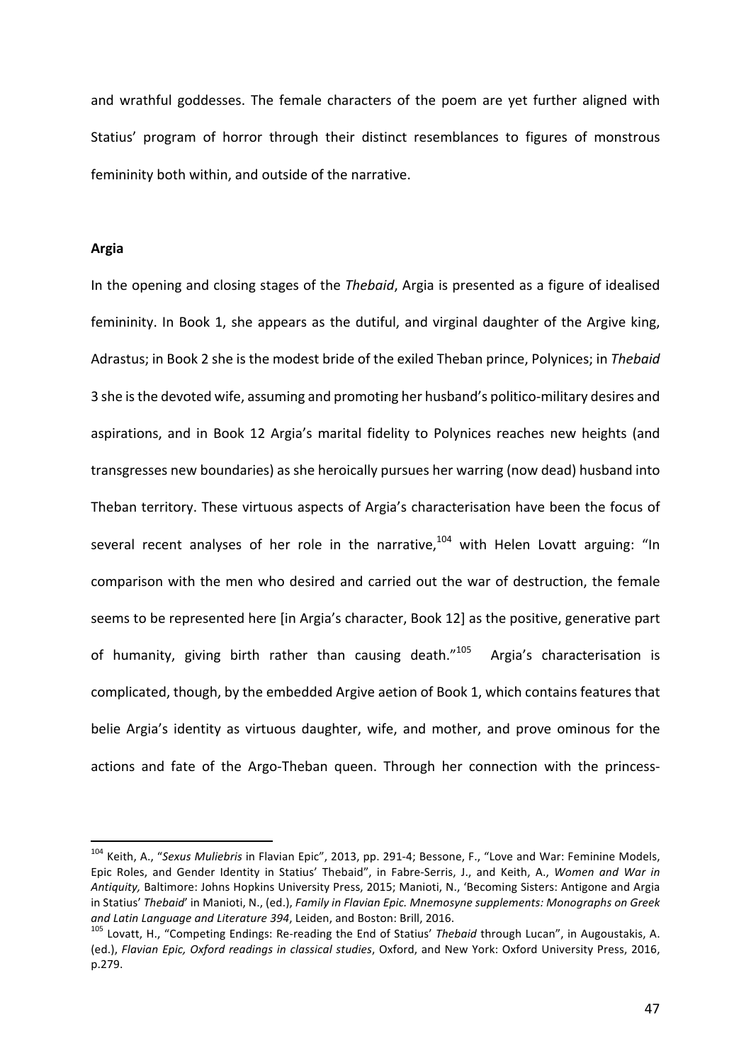and wrathful goddesses. The female characters of the poem are yet further aligned with Statius' program of horror through their distinct resemblances to figures of monstrous femininity both within, and outside of the narrative.

**Argia**

In the opening and closing stages of the *Thebaid*, Argia is presented as a figure of idealised femininity. In Book 1, she appears as the dutiful, and virginal daughter of the Argive king, Adrastus; in Book 2 she is the modest bride of the exiled Theban prince, Polynices; in *Thebaid* 3 she is the devoted wife, assuming and promoting her husband's politico-military desires and aspirations, and in Book 12 Argia's marital fidelity to Polynices reaches new heights (and transgresses new boundaries) as she heroically pursues her warring (now dead) husband into Theban territory. These virtuous aspects of Argia's characterisation have been the focus of several recent analyses of her role in the narrative,[104] with Helen Lovatt arguing: "In comparison with the men who desired and carried out the war of destruction, the female seems to be represented here [in Argia's character, Book 12] as the positive, generative part of humanity, giving birth rather than causing death."[105] Argia's characterisation is complicated, though, by the embedded Argive aetion of Book 1, which contains features that belie Argia's identity as virtuous daughter, wife, and mother, and prove ominous for the actions and fate of the Argo-Theban queen. Through her connection with the princess-

[104] Keith, A., "*Sexus Muliebris* in Flavian Epic", 2013, pp. 291-4; Bessone, F., "Love and War: Feminine Models, Epic Roles, and Gender Identity in Statius' Thebaid", in Fabre-Serris, J., and Keith, A., *Women and War in Antiquity,* Baltimore: Johns Hopkins University Press, 2015; Manioti, N., 'Becoming Sisters: Antigone and Argia in Statius' *Thebaid*' in Manioti, N., (ed.), *Family in Flavian Epic. Mnemosyne supplements: Monographs on Greek and Latin Language and Literature 394*, Leiden, and Boston: Brill, 2016.

[105] Lovatt, H., "Competing Endings: Re-reading the End of Statius' *Thebaid* through Lucan", in Augoustakis, A. (ed.), *Flavian Epic, Oxford readings in classical studies*, Oxford, and New York: Oxford University Press, 2016, p.279.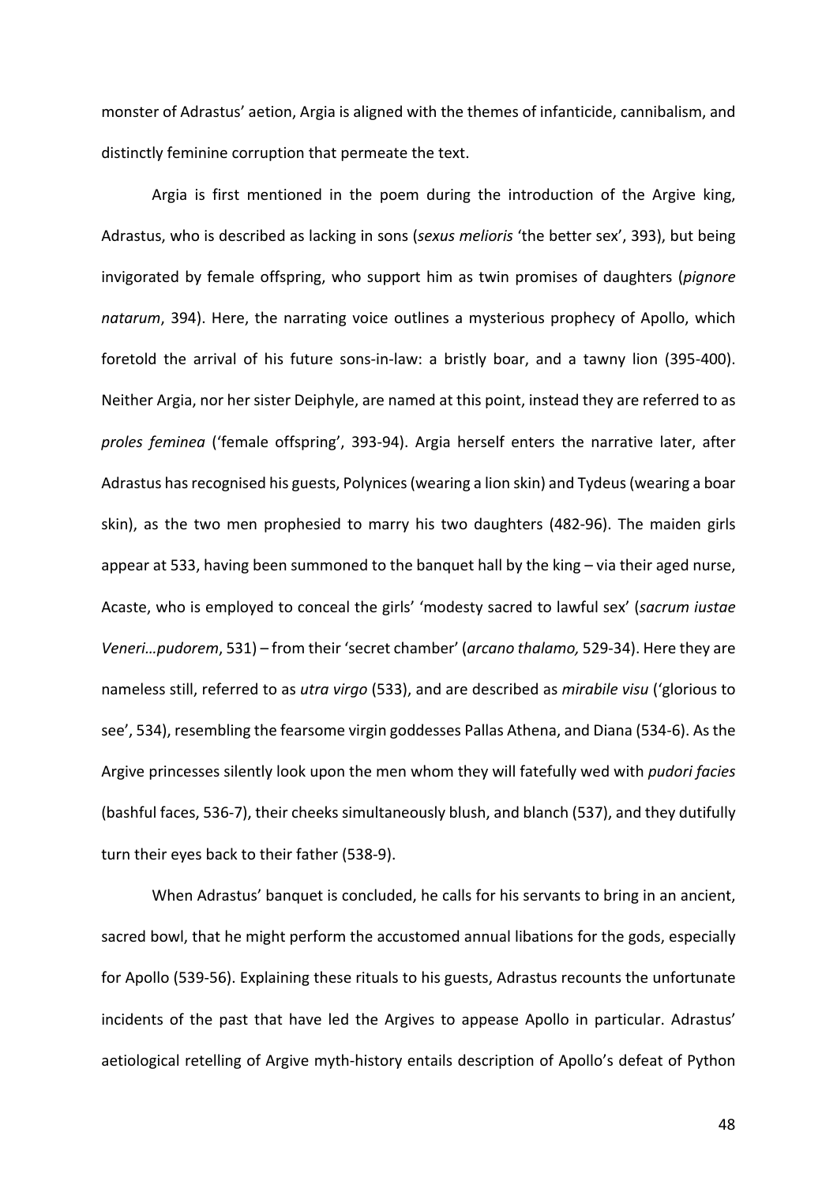monster of Adrastus' aetion, Argia is aligned with the themes of infanticide, cannibalism, and distinctly feminine corruption that permeate the text.

Argia is first mentioned in the poem during the introduction of the Argive king, Adrastus, who is described as lacking in sons (*sexus melioris* 'the better sex', 393), but being invigorated by female offspring, who support him as twin promises of daughters (*pignore natarum*, 394). Here, the narrating voice outlines a mysterious prophecy of Apollo, which foretold the arrival of his future sons-in-law: a bristly boar, and a tawny lion (395-400). Neither Argia, nor her sister Deiphyle, are named at this point, instead they are referred to as *proles feminea* ('female offspring', 393-94). Argia herself enters the narrative later, after Adrastus has recognised his guests, Polynices (wearing a lion skin) and Tydeus (wearing a boar skin), as the two men prophesied to marry his two daughters (482-96). The maiden girls appear at 533, having been summoned to the banquet hall by the king – via their aged nurse, Acaste, who is employed to conceal the girls' 'modesty sacred to lawful sex' (*sacrum iustae Veneri…pudorem*, 531) – from their 'secret chamber' (*arcano thalamo,* 529-34). Here they are nameless still, referred to as *utra virgo* (533), and are described as *mirabile visu* ('glorious to see', 534), resembling the fearsome virgin goddesses Pallas Athena, and Diana (534-6). As the Argive princesses silently look upon the men whom they will fatefully wed with *pudori facies* (bashful faces, 536-7), their cheeks simultaneously blush, and blanch (537), and they dutifully turn their eyes back to their father (538-9).

When Adrastus' banquet is concluded, he calls for his servants to bring in an ancient, sacred bowl, that he might perform the accustomed annual libations for the gods, especially for Apollo (539-56). Explaining these rituals to his guests, Adrastus recounts the unfortunate incidents of the past that have led the Argives to appease Apollo in particular. Adrastus' aetiological retelling of Argive myth-history entails description of Apollo's defeat of Python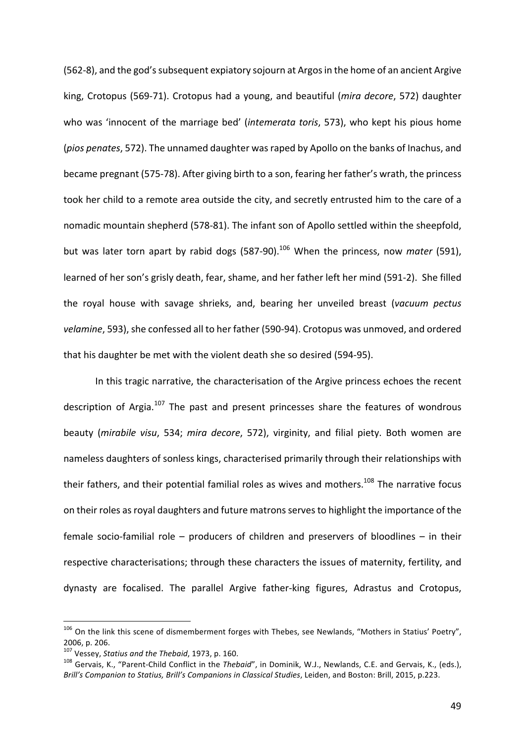(562-8), and the god's subsequent expiatory sojourn at Argos in the home of an ancient Argive king, Crotopus (569-71). Crotopus had a young, and beautiful (*mira decore*, 572) daughter who was 'innocent of the marriage bed' (*intemerata toris*, 573), who kept his pious home (*pios penates*, 572). The unnamed daughter was raped by Apollo on the banks of Inachus, and became pregnant (575-78). After giving birth to a son, fearing her father's wrath, the princess took her child to a remote area outside the city, and secretly entrusted him to the care of a nomadic mountain shepherd (578-81). The infant son of Apollo settled within the sheepfold, but was later torn apart by rabid dogs (587-90).[106] When the princess, now *mater* (591), learned of her son's grisly death, fear, shame, and her father left her mind (591-2). She filled the royal house with savage shrieks, and, bearing her unveiled breast (*vacuum pectus velamine*, 593), she confessed all to her father (590-94). Crotopus was unmoved, and ordered that his daughter be met with the violent death she so desired (594-95).

In this tragic narrative, the characterisation of the Argive princess echoes the recent description of Argia.[107] The past and present princesses share the features of wondrous beauty (*mirabile visu*, 534; *mira decore*, 572), virginity, and filial piety. Both women are nameless daughters of sonless kings, characterised primarily through their relationships with their fathers, and their potential familial roles as wives and mothers.[108] The narrative focus on their roles as royal daughters and future matrons serves to highlight the importance of the female socio-familial role – producers of children and preservers of bloodlines – in their respective characterisations; through these characters the issues of maternity, fertility, and dynasty are focalised. The parallel Argive father-king figures, Adrastus and Crotopus,

[106] On the link this scene of dismemberment forges with Thebes, see Newlands, "Mothers in Statius' Poetry", 2006, p. 206.

[107] Vessey, *Statius and the Thebaid*, 1973, p. 160.

[108] Gervais, K., "Parent-Child Conflict in the *Thebaid*", in Dominik, W.J., Newlands, C.E. and Gervais, K., (eds.), *Brill's Companion to Statius, Brill's Companions in Classical Studies*, Leiden, and Boston: Brill, 2015, p.223.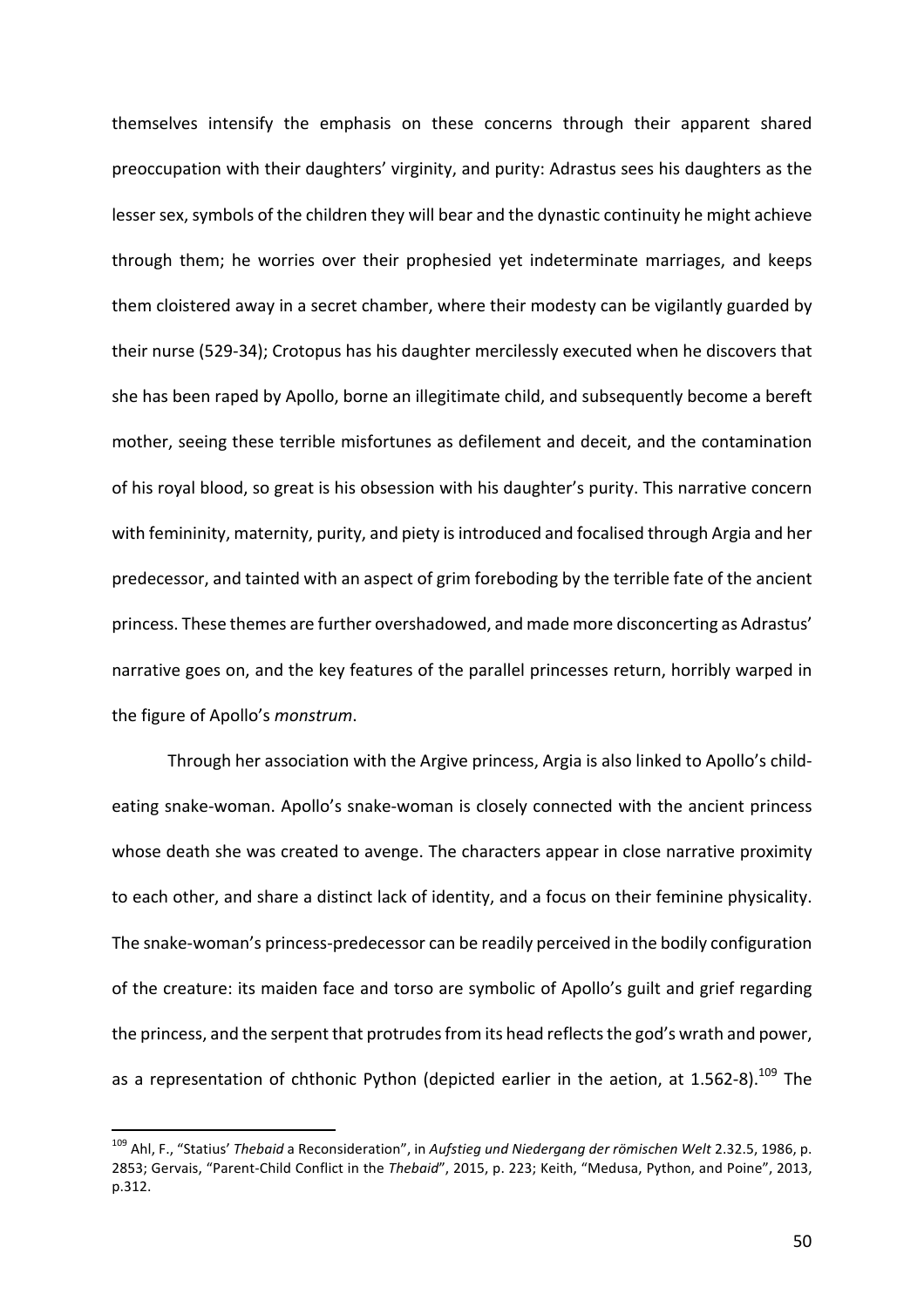themselves intensify the emphasis on these concerns through their apparent shared preoccupation with their daughters' virginity, and purity: Adrastus sees his daughters as the lesser sex, symbols of the children they will bear and the dynastic continuity he might achieve through them; he worries over their prophesied yet indeterminate marriages, and keeps them cloistered away in a secret chamber, where their modesty can be vigilantly guarded by their nurse (529-34); Crotopus has his daughter mercilessly executed when he discovers that she has been raped by Apollo, borne an illegitimate child, and subsequently become a bereft mother, seeing these terrible misfortunes as defilement and deceit, and the contamination of his royal blood, so great is his obsession with his daughter's purity. This narrative concern with femininity, maternity, purity, and piety is introduced and focalised through Argia and her predecessor, and tainted with an aspect of grim foreboding by the terrible fate of the ancient princess. These themes are further overshadowed, and made more disconcerting as Adrastus' narrative goes on, and the key features of the parallel princesses return, horribly warped in the figure of Apollo's *monstrum*.

Through her association with the Argive princess, Argia is also linked to Apollo's child-eating snake-woman. Apollo's snake-woman is closely connected with the ancient princess whose death she was created to avenge. The characters appear in close narrative proximity to each other, and share a distinct lack of identity, and a focus on their feminine physicality. The snake-woman's princess-predecessor can be readily perceived in the bodily configuration of the creature: its maiden face and torso are symbolic of Apollo's guilt and grief regarding the princess, and the serpent that protrudes from its head reflects the god's wrath and power, as a representation of chthonic Python (depicted earlier in the aetion, at 1.562-8).[109] The

---

[109] Ahl, F., "Statius' *Thebaid* a Reconsideration", in *Aufstieg und Niedergang der römischen Welt* 2.32.5, 1986, p. 2853; Gervais, "Parent-Child Conflict in the *Thebaid*", 2015, p. 223; Keith, "Medusa, Python, and Poine", 2013, p.312.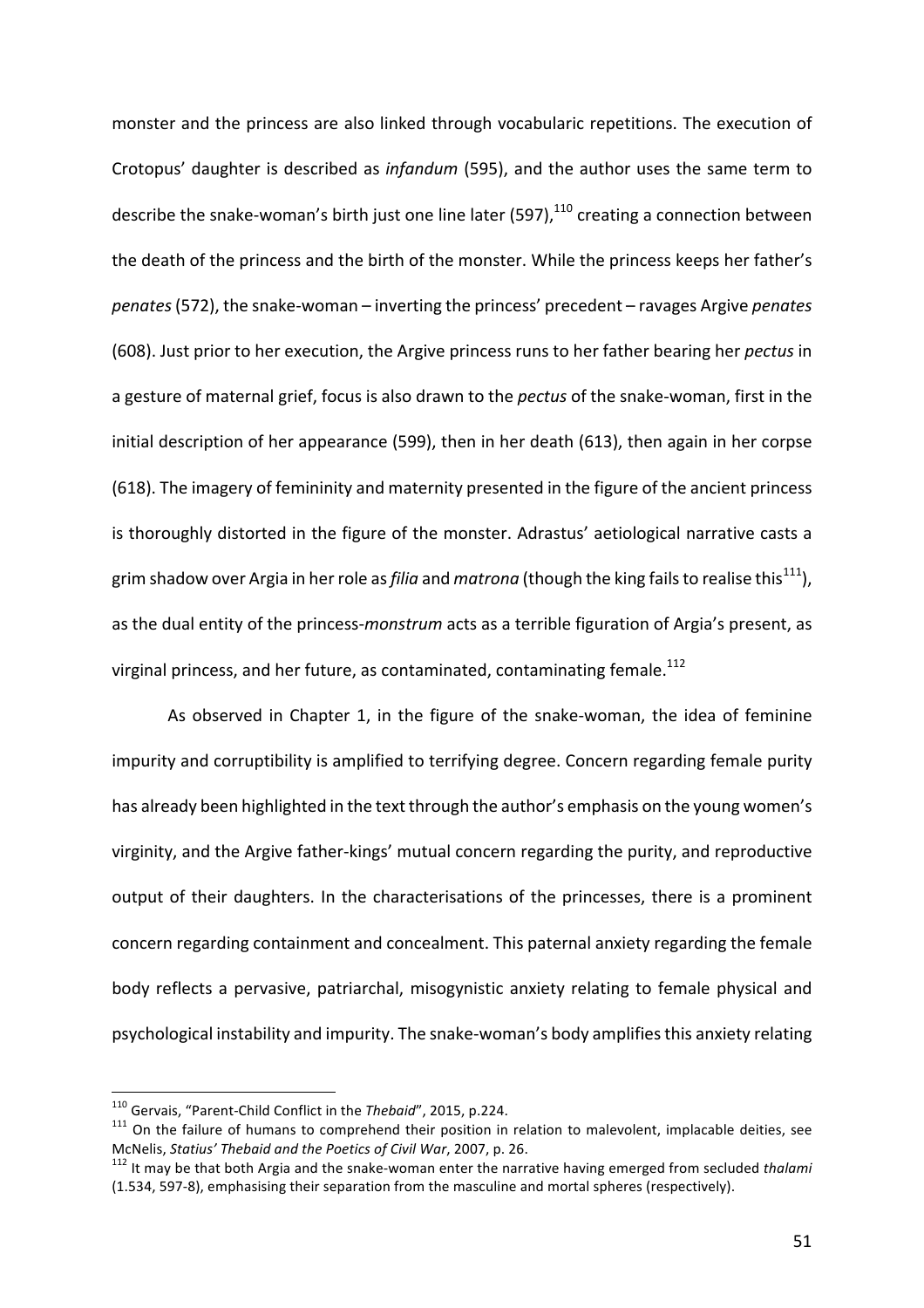monster and the princess are also linked through vocabularic repetitions. The execution of Crotopus' daughter is described as *infandum* (595), and the author uses the same term to describe the snake-woman's birth just one line later (597),[110] creating a connection between the death of the princess and the birth of the monster. While the princess keeps her father's *penates* (572), the snake-woman – inverting the princess' precedent – ravages Argive *penates* (608). Just prior to her execution, the Argive princess runs to her father bearing her *pectus* in a gesture of maternal grief, focus is also drawn to the *pectus* of the snake-woman, first in the initial description of her appearance (599), then in her death (613), then again in her corpse (618). The imagery of femininity and maternity presented in the figure of the ancient princess is thoroughly distorted in the figure of the monster. Adrastus' aetiological narrative casts a grim shadow over Argia in her role as *filia* and *matrona* (though the king fails to realise this[111]), as the dual entity of the princess-*monstrum* acts as a terrible figuration of Argia's present, as virginal princess, and her future, as contaminated, contaminating female.[112]

As observed in Chapter 1, in the figure of the snake-woman, the idea of feminine impurity and corruptibility is amplified to terrifying degree. Concern regarding female purity has already been highlighted in the text through the author's emphasis on the young women's virginity, and the Argive father-kings' mutual concern regarding the purity, and reproductive output of their daughters. In the characterisations of the princesses, there is a prominent concern regarding containment and concealment. This paternal anxiety regarding the female body reflects a pervasive, patriarchal, misogynistic anxiety relating to female physical and psychological instability and impurity. The snake-woman's body amplifies this anxiety relating

---

[110] Gervais, "Parent-Child Conflict in the *Thebaid*", 2015, p.224.

[111] On the failure of humans to comprehend their position in relation to malevolent, implacable deities, see McNelis, *Statius' Thebaid and the Poetics of Civil War*, 2007, p. 26.

[112] It may be that both Argia and the snake-woman enter the narrative having emerged from secluded *thalami* (1.534, 597-8), emphasising their separation from the masculine and mortal spheres (respectively).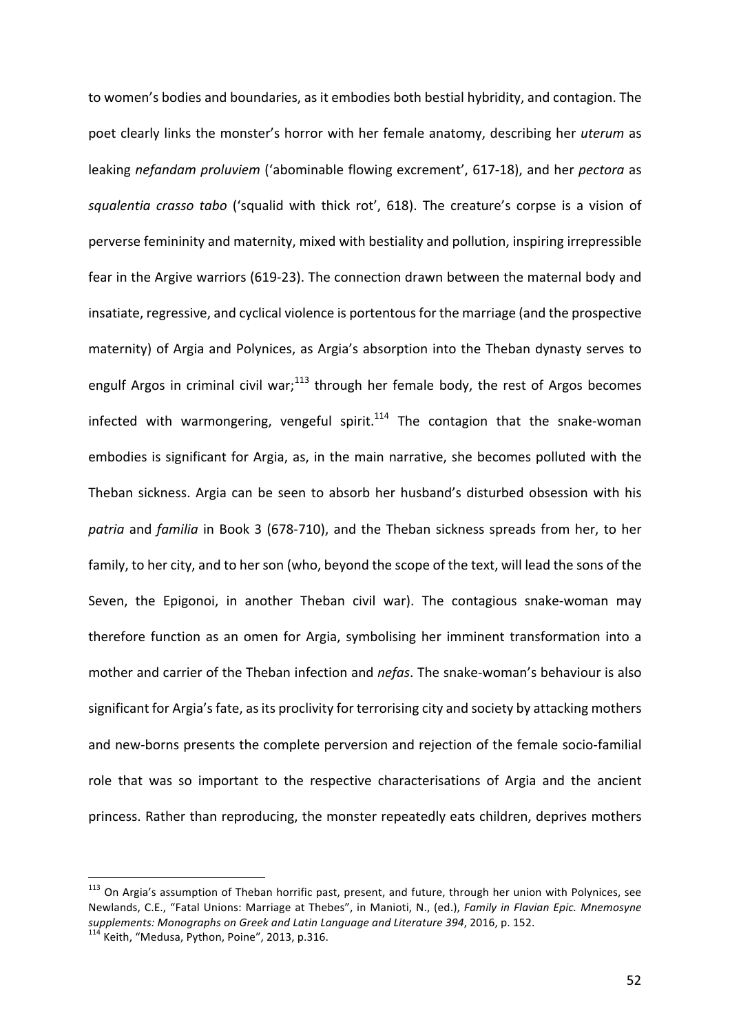to women's bodies and boundaries, as it embodies both bestial hybridity, and contagion. The poet clearly links the monster's horror with her female anatomy, describing her *uterum* as leaking *nefandam proluviem* ('abominable flowing excrement', 617-18), and her *pectora* as *squalentia crasso tabo* ('squalid with thick rot', 618). The creature's corpse is a vision of perverse femininity and maternity, mixed with bestiality and pollution, inspiring irrepressible fear in the Argive warriors (619-23). The connection drawn between the maternal body and insatiate, regressive, and cyclical violence is portentous for the marriage (and the prospective maternity) of Argia and Polynices, as Argia's absorption into the Theban dynasty serves to engulf Argos in criminal civil war;[113] through her female body, the rest of Argos becomes infected with warmongering, vengeful spirit.[114] The contagion that the snake-woman embodies is significant for Argia, as, in the main narrative, she becomes polluted with the Theban sickness. Argia can be seen to absorb her husband's disturbed obsession with his *patria* and *familia* in Book 3 (678-710), and the Theban sickness spreads from her, to her family, to her city, and to her son (who, beyond the scope of the text, will lead the sons of the Seven, the Epigonoi, in another Theban civil war). The contagious snake-woman may therefore function as an omen for Argia, symbolising her imminent transformation into a mother and carrier of the Theban infection and *nefas*. The snake-woman's behaviour is also significant for Argia's fate, as its proclivity for terrorising city and society by attacking mothers and new-borns presents the complete perversion and rejection of the female socio-familial role that was so important to the respective characterisations of Argia and the ancient princess. Rather than reproducing, the monster repeatedly eats children, deprives mothers

[113] On Argia's assumption of Theban horrific past, present, and future, through her union with Polynices, see Newlands, C.E., "Fatal Unions: Marriage at Thebes", in Manioti, N., (ed.), *Family in Flavian Epic. Mnemosyne supplements: Monographs on Greek and Latin Language and Literature 394*, 2016, p. 152.

[114] Keith, "Medusa, Python, Poine", 2013, p.316.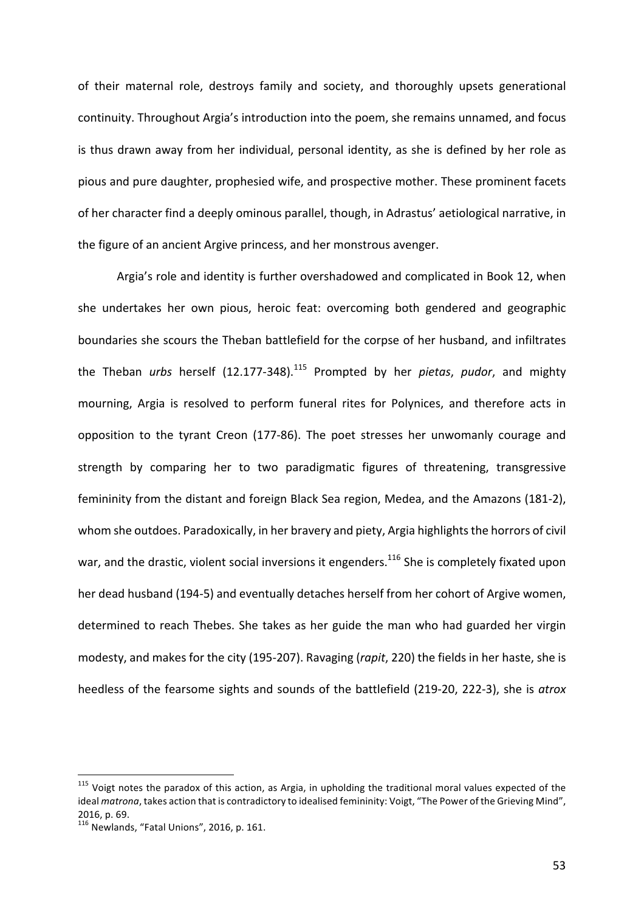of their maternal role, destroys family and society, and thoroughly upsets generational continuity. Throughout Argia's introduction into the poem, she remains unnamed, and focus is thus drawn away from her individual, personal identity, as she is defined by her role as pious and pure daughter, prophesied wife, and prospective mother. These prominent facets of her character find a deeply ominous parallel, though, in Adrastus' aetiological narrative, in the figure of an ancient Argive princess, and her monstrous avenger.

Argia's role and identity is further overshadowed and complicated in Book 12, when she undertakes her own pious, heroic feat: overcoming both gendered and geographic boundaries she scours the Theban battlefield for the corpse of her husband, and infiltrates the Theban *urbs* herself (12.177-348).[115] Prompted by her *pietas*, *pudor*, and mighty mourning, Argia is resolved to perform funeral rites for Polynices, and therefore acts in opposition to the tyrant Creon (177-86). The poet stresses her unwomanly courage and strength by comparing her to two paradigmatic figures of threatening, transgressive femininity from the distant and foreign Black Sea region, Medea, and the Amazons (181-2), whom she outdoes. Paradoxically, in her bravery and piety, Argia highlights the horrors of civil war, and the drastic, violent social inversions it engenders.[116] She is completely fixated upon her dead husband (194-5) and eventually detaches herself from her cohort of Argive women, determined to reach Thebes. She takes as her guide the man who had guarded her virgin modesty, and makes for the city (195-207). Ravaging (*rapit*, 220) the fields in her haste, she is heedless of the fearsome sights and sounds of the battlefield (219-20, 222-3), she is *atrox*

---

[115] Voigt notes the paradox of this action, as Argia, in upholding the traditional moral values expected of the ideal *matrona*, takes action that is contradictory to idealised femininity: Voigt, "The Power of the Grieving Mind", 2016, p. 69.

[116] Newlands, "Fatal Unions", 2016, p. 161.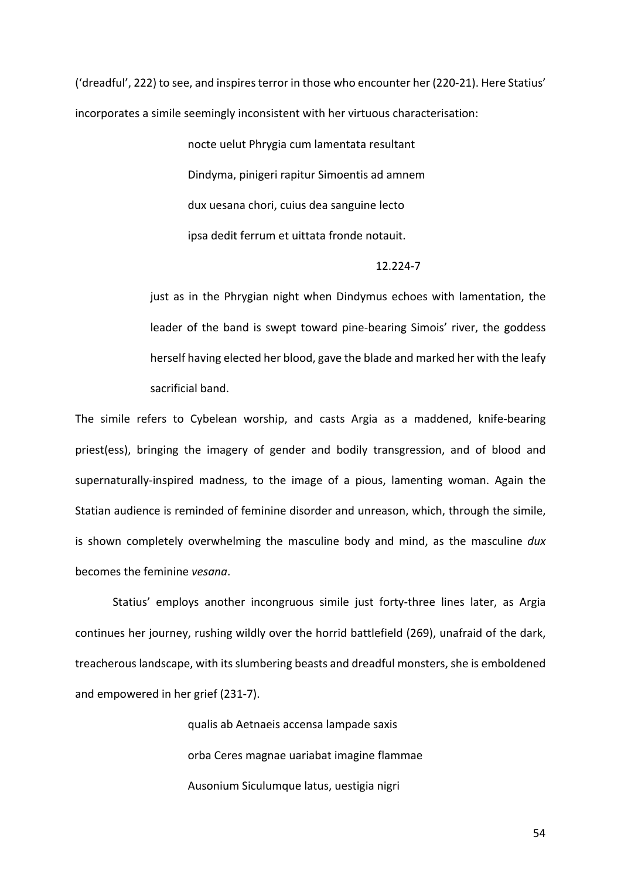('dreadful', 222) to see, and inspires terror in those who encounter her (220-21). Here Statius' incorporates a simile seemingly inconsistent with her virtuous characterisation:

> nocte uelut Phrygia cum lamentata resultant
> Dindyma, pinigeri rapitur Simoentis ad amnem
> dux uesana chori, cuius dea sanguine lecto
> ipsa dedit ferrum et uittata fronde notauit.
>
> 12.224-7

> just as in the Phrygian night when Dindymus echoes with lamentation, the leader of the band is swept toward pine-bearing Simois' river, the goddess herself having elected her blood, gave the blade and marked her with the leafy sacrificial band.

The simile refers to Cybelean worship, and casts Argia as a maddened, knife-bearing priest(ess), bringing the imagery of gender and bodily transgression, and of blood and supernaturally-inspired madness, to the image of a pious, lamenting woman. Again the Statian audience is reminded of feminine disorder and unreason, which, through the simile, is shown completely overwhelming the masculine body and mind, as the masculine *dux* becomes the feminine *vesana*.

Statius' employs another incongruous simile just forty-three lines later, as Argia continues her journey, rushing wildly over the horrid battlefield (269), unafraid of the dark, treacherous landscape, with its slumbering beasts and dreadful monsters, she is emboldened and empowered in her grief (231-7).

> qualis ab Aetnaeis accensa lampade saxis
> orba Ceres magnae uariabat imagine flammae
> Ausonium Siculumque latus, uestigia nigri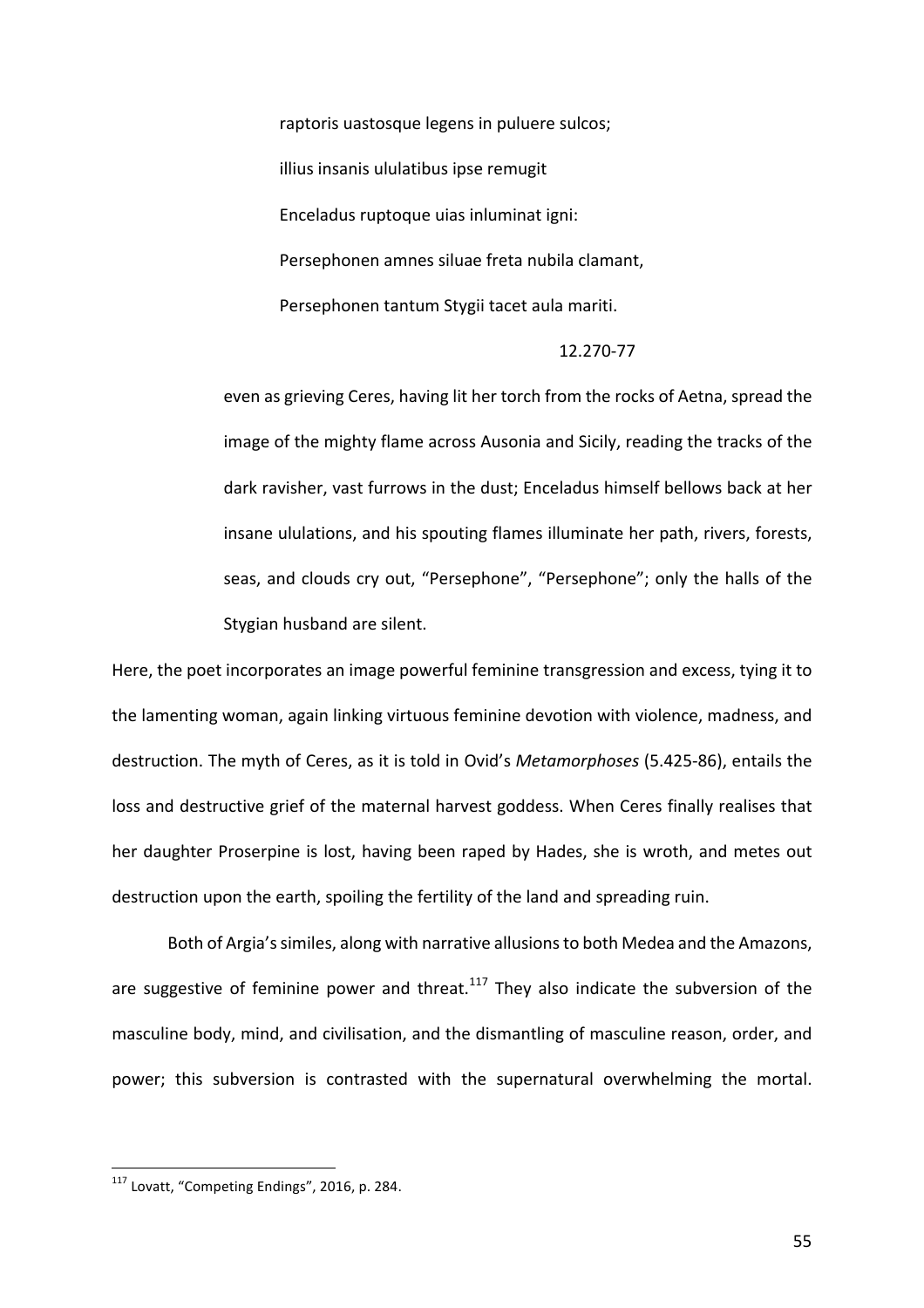> raptoris uastosque legens in puluere sulcos;
>
> illius insanis ululatibus ipse remugit
>
> Enceladus ruptoque uias inluminat igni:
>
> Persephonen amnes siluae freta nubila clamant,
>
> Persephonen tantum Stygii tacet aula mariti.
>
> 12.270-77
>
> even as grieving Ceres, having lit her torch from the rocks of Aetna, spread the image of the mighty flame across Ausonia and Sicily, reading the tracks of the dark ravisher, vast furrows in the dust; Enceladus himself bellows back at her insane ululations, and his spouting flames illuminate her path, rivers, forests, seas, and clouds cry out, "Persephone", "Persephone"; only the halls of the Stygian husband are silent.

Here, the poet incorporates an image powerful feminine transgression and excess, tying it to the lamenting woman, again linking virtuous feminine devotion with violence, madness, and destruction. The myth of Ceres, as it is told in Ovid's *Metamorphoses* (5.425-86), entails the loss and destructive grief of the maternal harvest goddess. When Ceres finally realises that her daughter Proserpine is lost, having been raped by Hades, she is wroth, and metes out destruction upon the earth, spoiling the fertility of the land and spreading ruin.

Both of Argia's similes, along with narrative allusions to both Medea and the Amazons, are suggestive of feminine power and threat.[117] They also indicate the subversion of the masculine body, mind, and civilisation, and the dismantling of masculine reason, order, and power; this subversion is contrasted with the supernatural overwhelming the mortal.

[117] Lovatt, "Competing Endings", 2016, p. 284.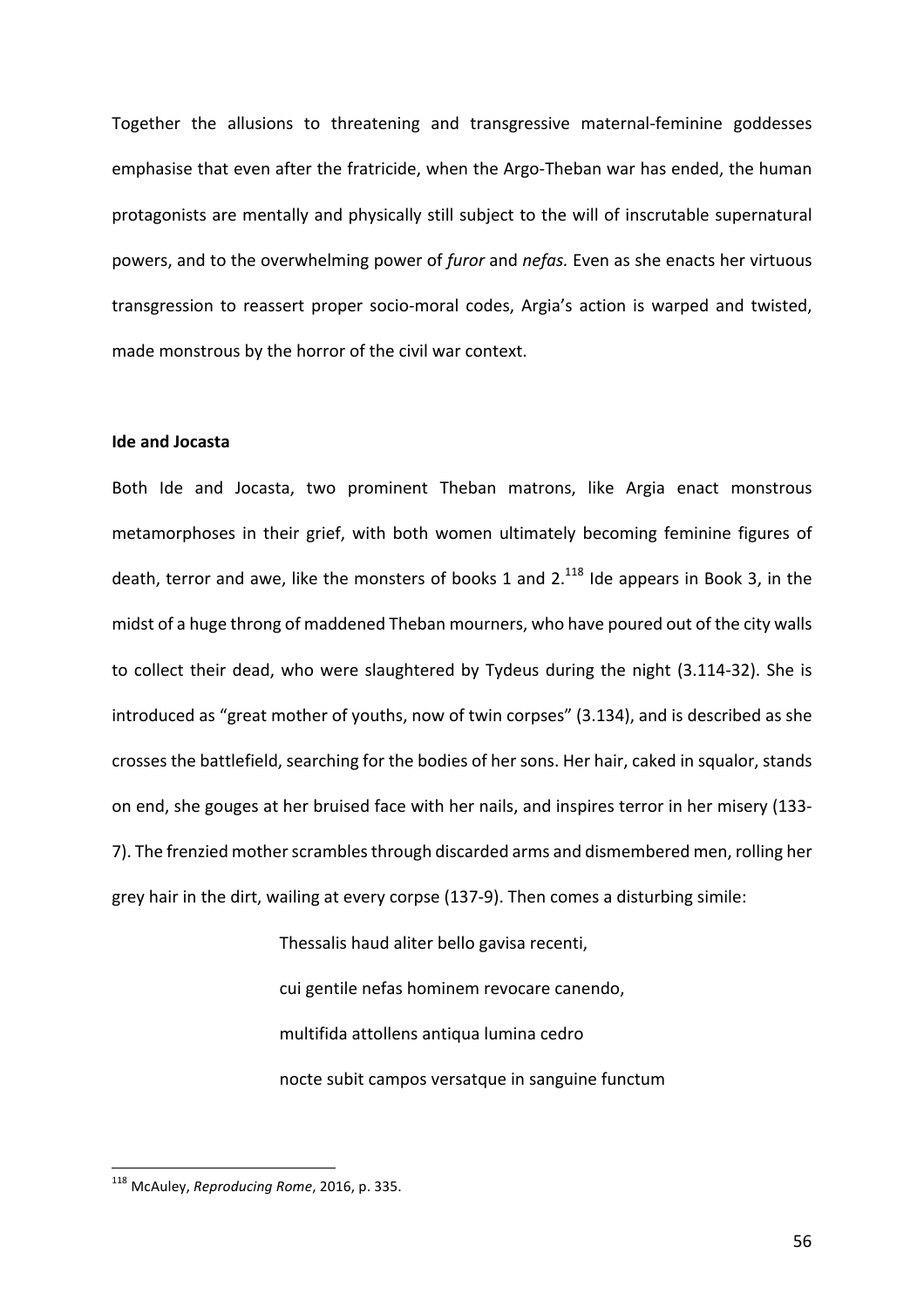Together the allusions to threatening and transgressive maternal-feminine goddesses emphasise that even after the fratricide, when the Argo-Theban war has ended, the human protagonists are mentally and physically still subject to the will of inscrutable supernatural powers, and to the overwhelming power of *furor* and *nefas.* Even as she enacts her virtuous transgression to reassert proper socio-moral codes, Argia's action is warped and twisted, made monstrous by the horror of the civil war context.

**Ide and Jocasta**

Both Ide and Jocasta, two prominent Theban matrons, like Argia enact monstrous metamorphoses in their grief, with both women ultimately becoming feminine figures of death, terror and awe, like the monsters of books 1 and 2.[118] Ide appears in Book 3, in the midst of a huge throng of maddened Theban mourners, who have poured out of the city walls to collect their dead, who were slaughtered by Tydeus during the night (3.114-32). She is introduced as "great mother of youths, now of twin corpses" (3.134), and is described as she crosses the battlefield, searching for the bodies of her sons. Her hair, caked in squalor, stands on end, she gouges at her bruised face with her nails, and inspires terror in her misery (133-7). The frenzied mother scrambles through discarded arms and dismembered men, rolling her grey hair in the dirt, wailing at every corpse (137-9). Then comes a disturbing simile:

> Thessalis haud aliter bello gavisa recenti,
> cui gentile nefas hominem revocare canendo,
> multifida attollens antiqua lumina cedro
> nocte subit campos versatque in sanguine functum

---

[118] McAuley, *Reproducing Rome*, 2016, p. 335.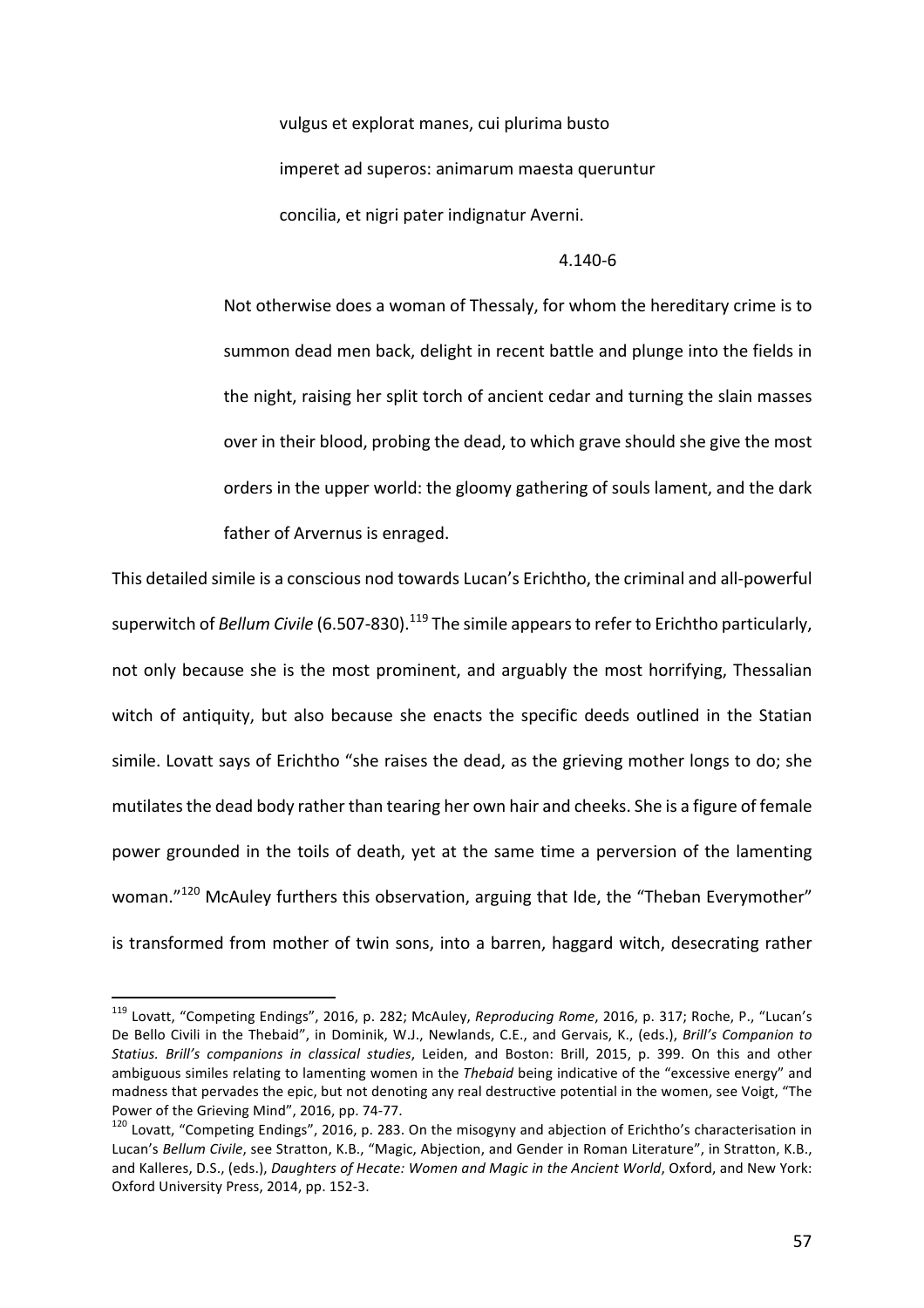vulgus et explorat manes, cui plurima busto

imperet ad superos: animarum maesta queruntur

concilia, et nigri pater indignatur Averni.

4.140-6

> Not otherwise does a woman of Thessaly, for whom the hereditary crime is to summon dead men back, delight in recent battle and plunge into the fields in the night, raising her split torch of ancient cedar and turning the slain masses over in their blood, probing the dead, to which grave should she give the most orders in the upper world: the gloomy gathering of souls lament, and the dark father of Arvernus is enraged.

This detailed simile is a conscious nod towards Lucan's Erichtho, the criminal and all-powerful superwitch of *Bellum Civile* (6.507-830).[119] The simile appears to refer to Erichtho particularly, not only because she is the most prominent, and arguably the most horrifying, Thessalian witch of antiquity, but also because she enacts the specific deeds outlined in the Statian simile. Lovatt says of Erichtho "she raises the dead, as the grieving mother longs to do; she mutilates the dead body rather than tearing her own hair and cheeks. She is a figure of female power grounded in the toils of death, yet at the same time a perversion of the lamenting woman."[120] McAuley furthers this observation, arguing that Ide, the "Theban Everymother" is transformed from mother of twin sons, into a barren, haggard witch, desecrating rather

---

[119] Lovatt, "Competing Endings", 2016, p. 282; McAuley, *Reproducing Rome*, 2016, p. 317; Roche, P., "Lucan's De Bello Civili in the Thebaid", in Dominik, W.J., Newlands, C.E., and Gervais, K., (eds.), *Brill's Companion to Statius. Brill's companions in classical studies*, Leiden, and Boston: Brill, 2015, p. 399. On this and other ambiguous similes relating to lamenting women in the *Thebaid* being indicative of the "excessive energy" and madness that pervades the epic, but not denoting any real destructive potential in the women, see Voigt, "The Power of the Grieving Mind", 2016, pp. 74-77.

[120] Lovatt, "Competing Endings", 2016, p. 283. On the misogyny and abjection of Erichtho's characterisation in Lucan's *Bellum Civile*, see Stratton, K.B., "Magic, Abjection, and Gender in Roman Literature", in Stratton, K.B., and Kalleres, D.S., (eds.), *Daughters of Hecate: Women and Magic in the Ancient World*, Oxford, and New York: Oxford University Press, 2014, pp. 152-3.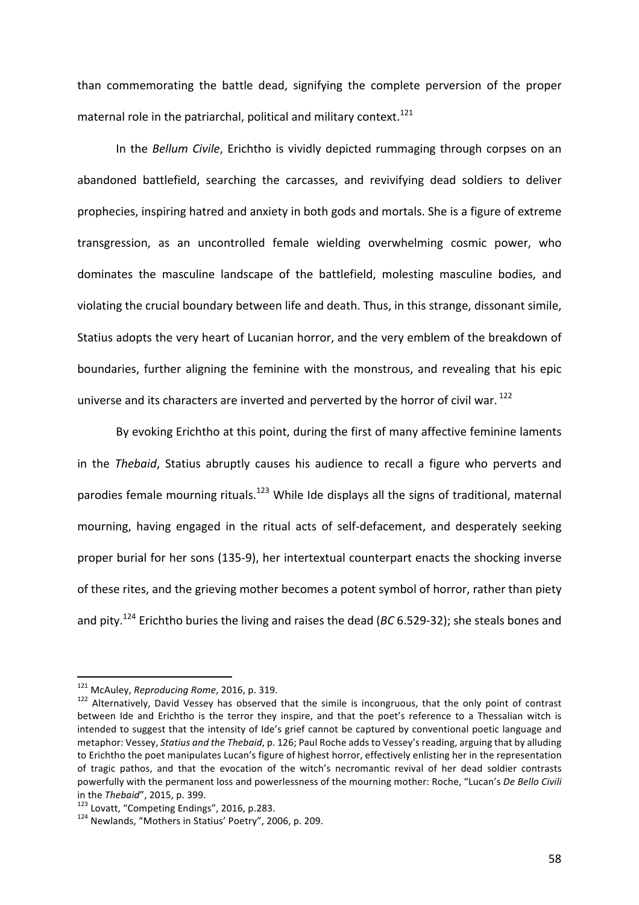than commemorating the battle dead, signifying the complete perversion of the proper maternal role in the patriarchal, political and military context.[121]

In the *Bellum Civile*, Erichtho is vividly depicted rummaging through corpses on an abandoned battlefield, searching the carcasses, and revivifying dead soldiers to deliver prophecies, inspiring hatred and anxiety in both gods and mortals. She is a figure of extreme transgression, as an uncontrolled female wielding overwhelming cosmic power, who dominates the masculine landscape of the battlefield, molesting masculine bodies, and violating the crucial boundary between life and death. Thus, in this strange, dissonant simile, Statius adopts the very heart of Lucanian horror, and the very emblem of the breakdown of boundaries, further aligning the feminine with the monstrous, and revealing that his epic universe and its characters are inverted and perverted by the horror of civil war.[122]

By evoking Erichtho at this point, during the first of many affective feminine laments in the *Thebaid*, Statius abruptly causes his audience to recall a figure who perverts and parodies female mourning rituals.[123] While Ide displays all the signs of traditional, maternal mourning, having engaged in the ritual acts of self-defacement, and desperately seeking proper burial for her sons (135-9), her intertextual counterpart enacts the shocking inverse of these rites, and the grieving mother becomes a potent symbol of horror, rather than piety and pity.[124] Erichtho buries the living and raises the dead (*BC* 6.529-32); she steals bones and

---

[121] McAuley, *Reproducing Rome*, 2016, p. 319.

[122] Alternatively, David Vessey has observed that the simile is incongruous, that the only point of contrast between Ide and Erichtho is the terror they inspire, and that the poet's reference to a Thessalian witch is intended to suggest that the intensity of Ide's grief cannot be captured by conventional poetic language and metaphor: Vessey, *Statius and the Thebaid*, p. 126; Paul Roche adds to Vessey's reading, arguing that by alluding to Erichtho the poet manipulates Lucan's figure of highest horror, effectively enlisting her in the representation of tragic pathos, and that the evocation of the witch's necromantic revival of her dead soldier contrasts powerfully with the permanent loss and powerlessness of the mourning mother: Roche, "Lucan's *De Bello Civili* in the *Thebaid*", 2015, p. 399.

[123] Lovatt, "Competing Endings", 2016, p.283.

[124] Newlands, "Mothers in Statius' Poetry", 2006, p. 209.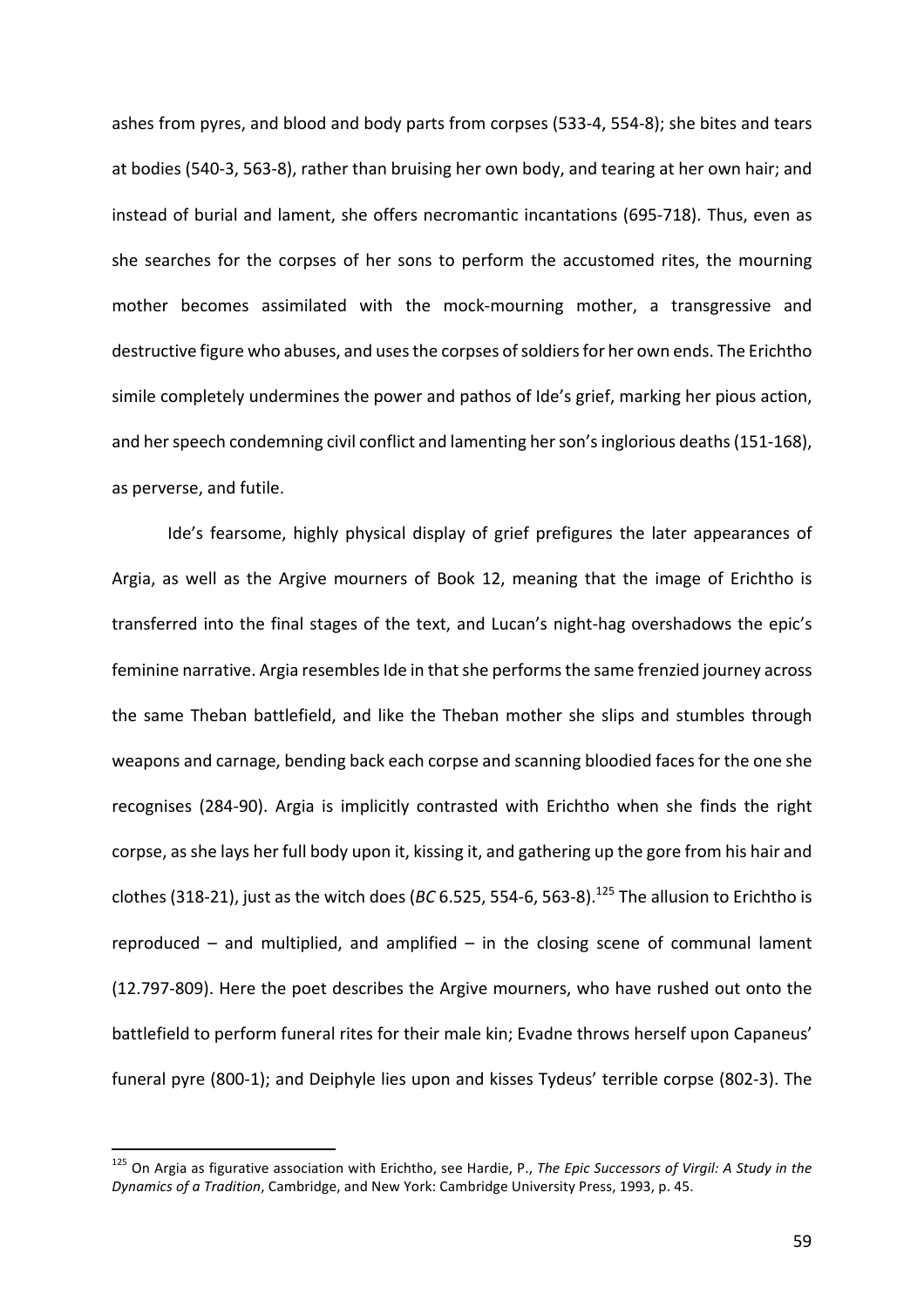ashes from pyres, and blood and body parts from corpses (533-4, 554-8); she bites and tears at bodies (540-3, 563-8), rather than bruising her own body, and tearing at her own hair; and instead of burial and lament, she offers necromantic incantations (695-718). Thus, even as she searches for the corpses of her sons to perform the accustomed rites, the mourning mother becomes assimilated with the mock-mourning mother, a transgressive and destructive figure who abuses, and uses the corpses of soldiers for her own ends. The Erichtho simile completely undermines the power and pathos of Ide's grief, marking her pious action, and her speech condemning civil conflict and lamenting her son's inglorious deaths (151-168), as perverse, and futile.

Ide's fearsome, highly physical display of grief prefigures the later appearances of Argia, as well as the Argive mourners of Book 12, meaning that the image of Erichtho is transferred into the final stages of the text, and Lucan's night-hag overshadows the epic's feminine narrative. Argia resembles Ide in that she performs the same frenzied journey across the same Theban battlefield, and like the Theban mother she slips and stumbles through weapons and carnage, bending back each corpse and scanning bloodied faces for the one she recognises (284-90). Argia is implicitly contrasted with Erichtho when she finds the right corpse, as she lays her full body upon it, kissing it, and gathering up the gore from his hair and clothes (318-21), just as the witch does (*BC* 6.525, 554-6, 563-8).[125] The allusion to Erichtho is reproduced – and multiplied, and amplified – in the closing scene of communal lament (12.797-809). Here the poet describes the Argive mourners, who have rushed out onto the battlefield to perform funeral rites for their male kin; Evadne throws herself upon Capaneus' funeral pyre (800-1); and Deiphyle lies upon and kisses Tydeus' terrible corpse (802-3). The

[125] On Argia as figurative association with Erichtho, see Hardie, P., *The Epic Successors of Virgil: A Study in the Dynamics of a Tradition*, Cambridge, and New York: Cambridge University Press, 1993, p. 45.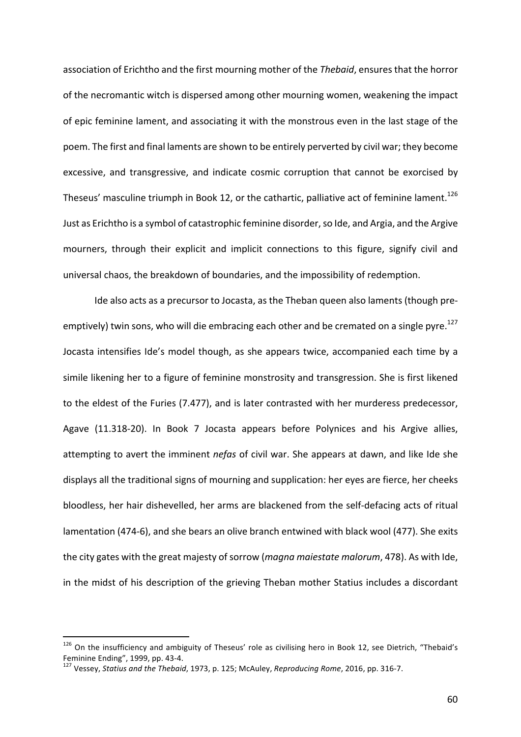association of Erichtho and the first mourning mother of the *Thebaid*, ensures that the horror of the necromantic witch is dispersed among other mourning women, weakening the impact of epic feminine lament, and associating it with the monstrous even in the last stage of the poem. The first and final laments are shown to be entirely perverted by civil war; they become excessive, and transgressive, and indicate cosmic corruption that cannot be exorcised by Theseus' masculine triumph in Book 12, or the cathartic, palliative act of feminine lament.[126] Just as Erichtho is a symbol of catastrophic feminine disorder, so Ide, and Argia, and the Argive mourners, through their explicit and implicit connections to this figure, signify civil and universal chaos, the breakdown of boundaries, and the impossibility of redemption.

Ide also acts as a precursor to Jocasta, as the Theban queen also laments (though pre-emptively) twin sons, who will die embracing each other and be cremated on a single pyre.[127] Jocasta intensifies Ide's model though, as she appears twice, accompanied each time by a simile likening her to a figure of feminine monstrosity and transgression. She is first likened to the eldest of the Furies (7.477), and is later contrasted with her murderess predecessor, Agave (11.318-20). In Book 7 Jocasta appears before Polynices and his Argive allies, attempting to avert the imminent *nefas* of civil war. She appears at dawn, and like Ide she displays all the traditional signs of mourning and supplication: her eyes are fierce, her cheeks bloodless, her hair dishevelled, her arms are blackened from the self-defacing acts of ritual lamentation (474-6), and she bears an olive branch entwined with black wool (477). She exits the city gates with the great majesty of sorrow (*magna maiestate malorum*, 478). As with Ide, in the midst of his description of the grieving Theban mother Statius includes a discordant

---

[126] On the insufficiency and ambiguity of Theseus' role as civilising hero in Book 12, see Dietrich, "Thebaid's Feminine Ending", 1999, pp. 43-4.

[127] Vessey, *Statius and the Thebaid*, 1973, p. 125; McAuley, *Reproducing Rome*, 2016, pp. 316-7.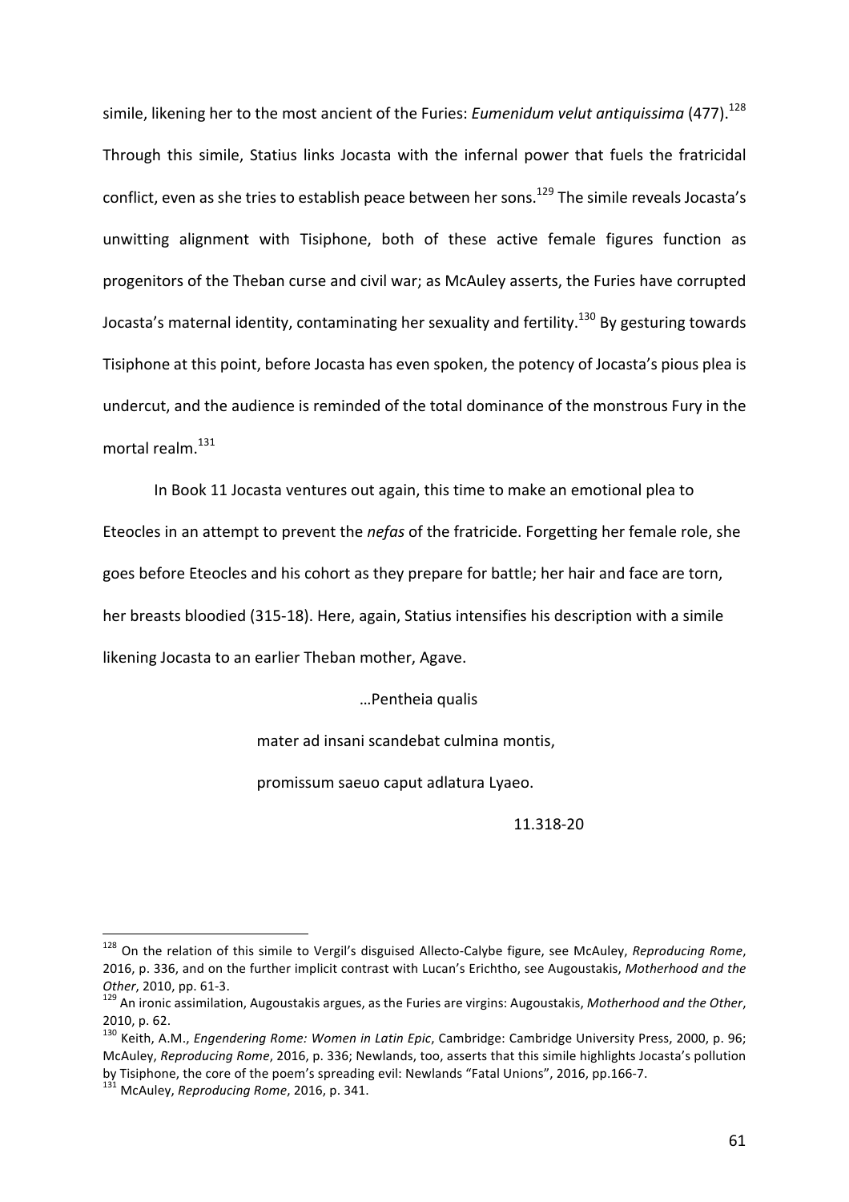simile, likening her to the most ancient of the Furies: *Eumenidum velut antiquissima* (477).[128] Through this simile, Statius links Jocasta with the infernal power that fuels the fratricidal conflict, even as she tries to establish peace between her sons.[129] The simile reveals Jocasta's unwitting alignment with Tisiphone, both of these active female figures function as progenitors of the Theban curse and civil war; as McAuley asserts, the Furies have corrupted Jocasta's maternal identity, contaminating her sexuality and fertility.[130] By gesturing towards Tisiphone at this point, before Jocasta has even spoken, the potency of Jocasta's pious plea is undercut, and the audience is reminded of the total dominance of the monstrous Fury in the mortal realm.[131]

In Book 11 Jocasta ventures out again, this time to make an emotional plea to Eteocles in an attempt to prevent the *nefas* of the fratricide. Forgetting her female role, she goes before Eteocles and his cohort as they prepare for battle; her hair and face are torn, her breasts bloodied (315-18). Here, again, Statius intensifies his description with a simile likening Jocasta to an earlier Theban mother, Agave.

> …Pentheia qualis
>
> mater ad insani scandebat culmina montis,
>
> promissum saeuo caput adlatura Lyaeo.
>
> 11.318-20

---

[128] On the relation of this simile to Vergil's disguised Allecto-Calybe figure, see McAuley, *Reproducing Rome*, 2016, p. 336, and on the further implicit contrast with Lucan's Erichtho, see Augoustakis, *Motherhood and the Other*, 2010, pp. 61-3.

[129] An ironic assimilation, Augoustakis argues, as the Furies are virgins: Augoustakis, *Motherhood and the Other*, 2010, p. 62.

[130] Keith, A.M., *Engendering Rome: Women in Latin Epic*, Cambridge: Cambridge University Press, 2000, p. 96; McAuley, *Reproducing Rome*, 2016, p. 336; Newlands, too, asserts that this simile highlights Jocasta's pollution by Tisiphone, the core of the poem's spreading evil: Newlands "Fatal Unions", 2016, pp.166-7.

[131] McAuley, *Reproducing Rome*, 2016, p. 341.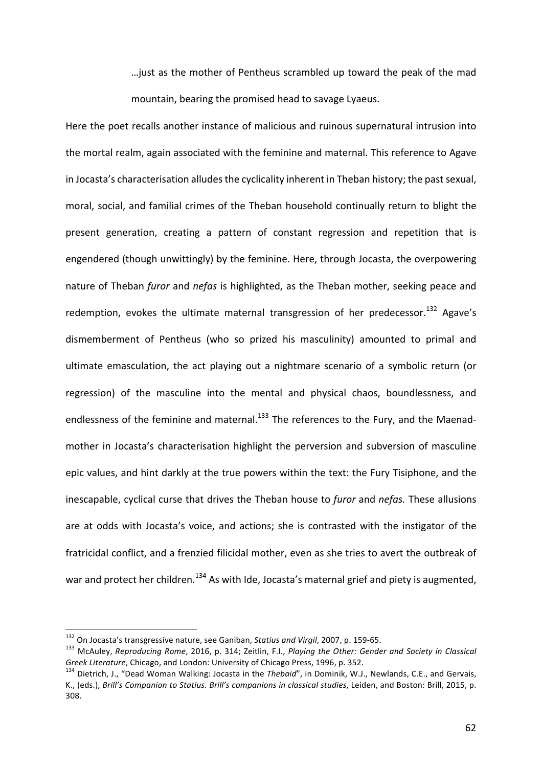> …just as the mother of Pentheus scrambled up toward the peak of the mad mountain, bearing the promised head to savage Lyaeus.

Here the poet recalls another instance of malicious and ruinous supernatural intrusion into the mortal realm, again associated with the feminine and maternal. This reference to Agave in Jocasta's characterisation alludes the cyclicality inherent in Theban history; the past sexual, moral, social, and familial crimes of the Theban household continually return to blight the present generation, creating a pattern of constant regression and repetition that is engendered (though unwittingly) by the feminine. Here, through Jocasta, the overpowering nature of Theban *furor* and *nefas* is highlighted, as the Theban mother, seeking peace and redemption, evokes the ultimate maternal transgression of her predecessor.[132] Agave's dismemberment of Pentheus (who so prized his masculinity) amounted to primal and ultimate emasculation, the act playing out a nightmare scenario of a symbolic return (or regression) of the masculine into the mental and physical chaos, boundlessness, and endlessness of the feminine and maternal.[133] The references to the Fury, and the Maenad-mother in Jocasta's characterisation highlight the perversion and subversion of masculine epic values, and hint darkly at the true powers within the text: the Fury Tisiphone, and the inescapable, cyclical curse that drives the Theban house to *furor* and *nefas.* These allusions are at odds with Jocasta's voice, and actions; she is contrasted with the instigator of the fratricidal conflict, and a frenzied filicidal mother, even as she tries to avert the outbreak of war and protect her children.[134] As with Ide, Jocasta's maternal grief and piety is augmented,

---

[132] On Jocasta's transgressive nature, see Ganiban, *Statius and Virgil*, 2007, p. 159-65.

[133] McAuley, *Reproducing Rome*, 2016, p. 314; Zeitlin, F.I., *Playing the Other: Gender and Society in Classical Greek Literature*, Chicago, and London: University of Chicago Press, 1996, p. 352.

[134] Dietrich, J., "Dead Woman Walking: Jocasta in the *Thebaid*", in Dominik, W.J., Newlands, C.E., and Gervais, K., (eds.), *Brill's Companion to Statius. Brill's companions in classical studies*, Leiden, and Boston: Brill, 2015, p. 308.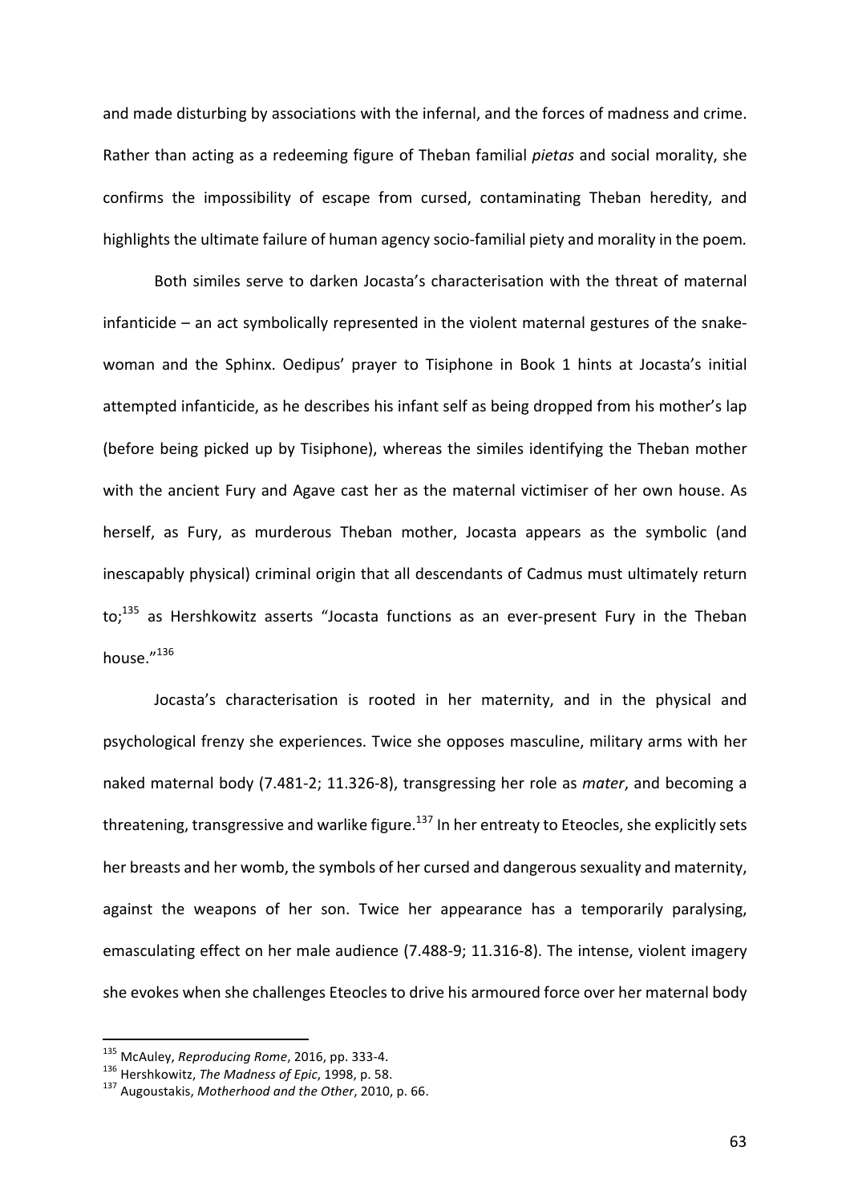and made disturbing by associations with the infernal, and the forces of madness and crime. Rather than acting as a redeeming figure of Theban familial *pietas* and social morality, she confirms the impossibility of escape from cursed, contaminating Theban heredity, and highlights the ultimate failure of human agency socio-familial piety and morality in the poem.

Both similes serve to darken Jocasta's characterisation with the threat of maternal infanticide – an act symbolically represented in the violent maternal gestures of the snake-woman and the Sphinx. Oedipus' prayer to Tisiphone in Book 1 hints at Jocasta's initial attempted infanticide, as he describes his infant self as being dropped from his mother's lap (before being picked up by Tisiphone), whereas the similes identifying the Theban mother with the ancient Fury and Agave cast her as the maternal victimiser of her own house. As herself, as Fury, as murderous Theban mother, Jocasta appears as the symbolic (and inescapably physical) criminal origin that all descendants of Cadmus must ultimately return to;[135] as Hershkowitz asserts "Jocasta functions as an ever-present Fury in the Theban house."[136]

Jocasta's characterisation is rooted in her maternity, and in the physical and psychological frenzy she experiences. Twice she opposes masculine, military arms with her naked maternal body (7.481-2; 11.326-8), transgressing her role as *mater*, and becoming a threatening, transgressive and warlike figure.[137] In her entreaty to Eteocles, she explicitly sets her breasts and her womb, the symbols of her cursed and dangerous sexuality and maternity, against the weapons of her son. Twice her appearance has a temporarily paralysing, emasculating effect on her male audience (7.488-9; 11.316-8). The intense, violent imagery she evokes when she challenges Eteocles to drive his armoured force over her maternal body

---

[135] McAuley, *Reproducing Rome*, 2016, pp. 333-4.

[136] Hershkowitz, *The Madness of Epic*, 1998, p. 58.

[137] Augoustakis, *Motherhood and the Other*, 2010, p. 66.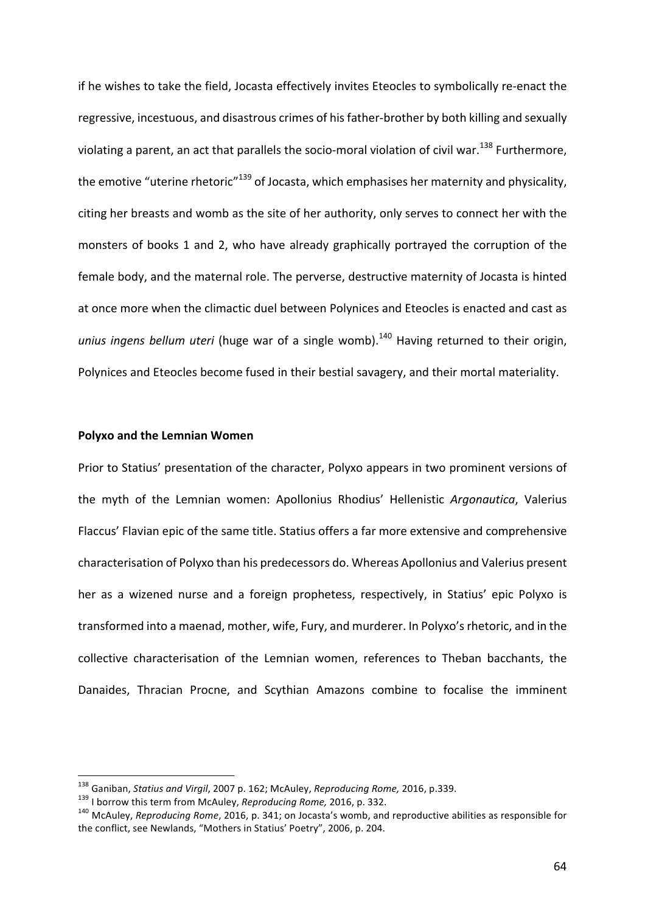if he wishes to take the field, Jocasta effectively invites Eteocles to symbolically re-enact the regressive, incestuous, and disastrous crimes of his father-brother by both killing and sexually violating a parent, an act that parallels the socio-moral violation of civil war.[138] Furthermore, the emotive "uterine rhetoric"[139] of Jocasta, which emphasises her maternity and physicality, citing her breasts and womb as the site of her authority, only serves to connect her with the monsters of books 1 and 2, who have already graphically portrayed the corruption of the female body, and the maternal role. The perverse, destructive maternity of Jocasta is hinted at once more when the climactic duel between Polynices and Eteocles is enacted and cast as *unius ingens bellum uteri* (huge war of a single womb).[140] Having returned to their origin, Polynices and Eteocles become fused in their bestial savagery, and their mortal materiality.

**Polyxo and the Lemnian Women**

Prior to Statius' presentation of the character, Polyxo appears in two prominent versions of the myth of the Lemnian women: Apollonius Rhodius' Hellenistic *Argonautica*, Valerius Flaccus' Flavian epic of the same title. Statius offers a far more extensive and comprehensive characterisation of Polyxo than his predecessors do. Whereas Apollonius and Valerius present her as a wizened nurse and a foreign prophetess, respectively, in Statius' epic Polyxo is transformed into a maenad, mother, wife, Fury, and murderer. In Polyxo's rhetoric, and in the collective characterisation of the Lemnian women, references to Theban bacchants, the Danaides, Thracian Procne, and Scythian Amazons combine to focalise the imminent

---

[138] Ganiban, *Statius and Virgil*, 2007 p. 162; McAuley, *Reproducing Rome,* 2016, p.339.

[139] I borrow this term from McAuley, *Reproducing Rome,* 2016, p. 332.

[140] McAuley, *Reproducing Rome*, 2016, p. 341; on Jocasta's womb, and reproductive abilities as responsible for the conflict, see Newlands, "Mothers in Statius' Poetry", 2006, p. 204.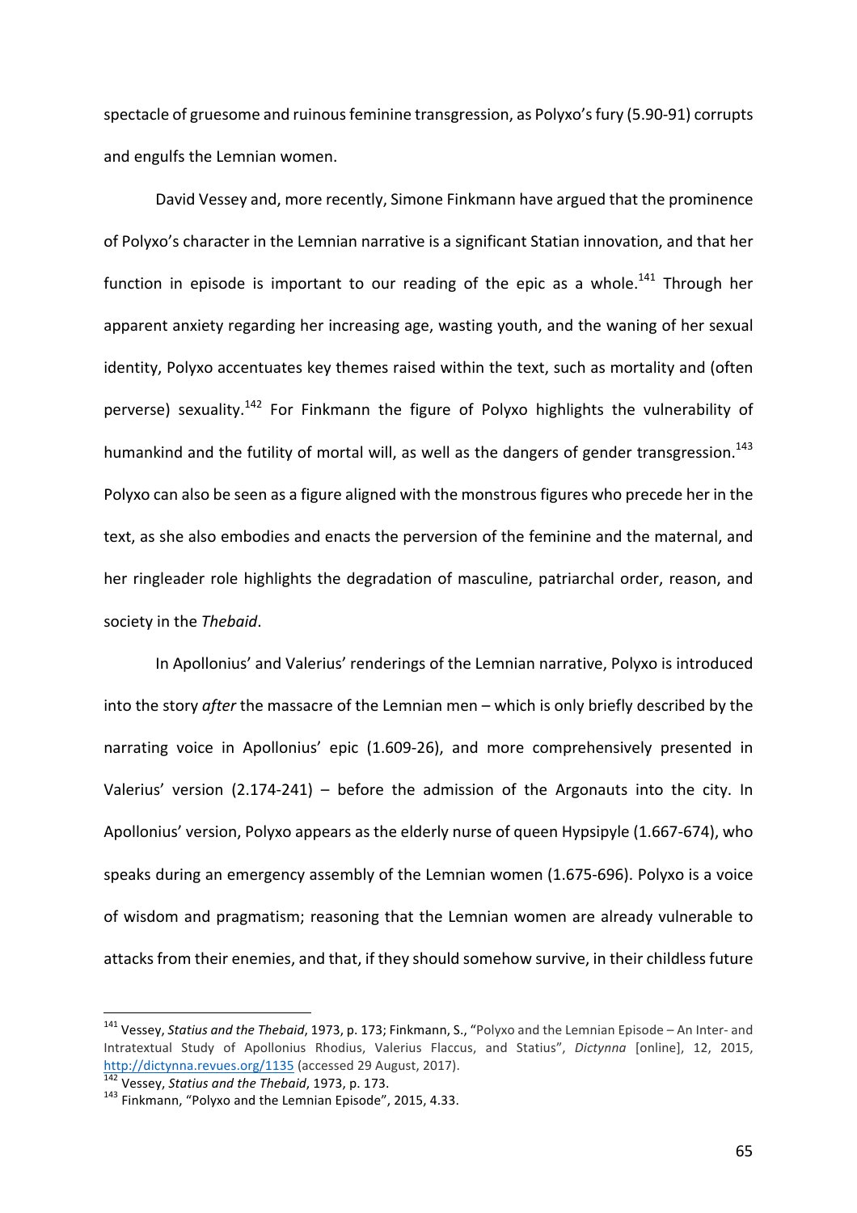spectacle of gruesome and ruinous feminine transgression, as Polyxo's fury (5.90-91) corrupts and engulfs the Lemnian women.

David Vessey and, more recently, Simone Finkmann have argued that the prominence of Polyxo's character in the Lemnian narrative is a significant Statian innovation, and that her function in episode is important to our reading of the epic as a whole.[141] Through her apparent anxiety regarding her increasing age, wasting youth, and the waning of her sexual identity, Polyxo accentuates key themes raised within the text, such as mortality and (often perverse) sexuality.[142] For Finkmann the figure of Polyxo highlights the vulnerability of humankind and the futility of mortal will, as well as the dangers of gender transgression.[143] Polyxo can also be seen as a figure aligned with the monstrous figures who precede her in the text, as she also embodies and enacts the perversion of the feminine and the maternal, and her ringleader role highlights the degradation of masculine, patriarchal order, reason, and society in the *Thebaid*.

In Apollonius' and Valerius' renderings of the Lemnian narrative, Polyxo is introduced into the story *after* the massacre of the Lemnian men – which is only briefly described by the narrating voice in Apollonius' epic (1.609-26), and more comprehensively presented in Valerius' version (2.174-241) – before the admission of the Argonauts into the city. In Apollonius' version, Polyxo appears as the elderly nurse of queen Hypsipyle (1.667-674), who speaks during an emergency assembly of the Lemnian women (1.675-696). Polyxo is a voice of wisdom and pragmatism; reasoning that the Lemnian women are already vulnerable to attacks from their enemies, and that, if they should somehow survive, in their childless future

---

[141] Vessey, *Statius and the Thebaid*, 1973, p. 173; Finkmann, S., "Polyxo and the Lemnian Episode – An Inter- and Intratextual Study of Apollonius Rhodius, Valerius Flaccus, and Statius", *Dictynna* [online], 12, 2015, http://dictynna.revues.org/1135 (accessed 29 August, 2017).

[142] Vessey, *Statius and the Thebaid*, 1973, p. 173.

[143] Finkmann, "Polyxo and the Lemnian Episode", 2015, 4.33.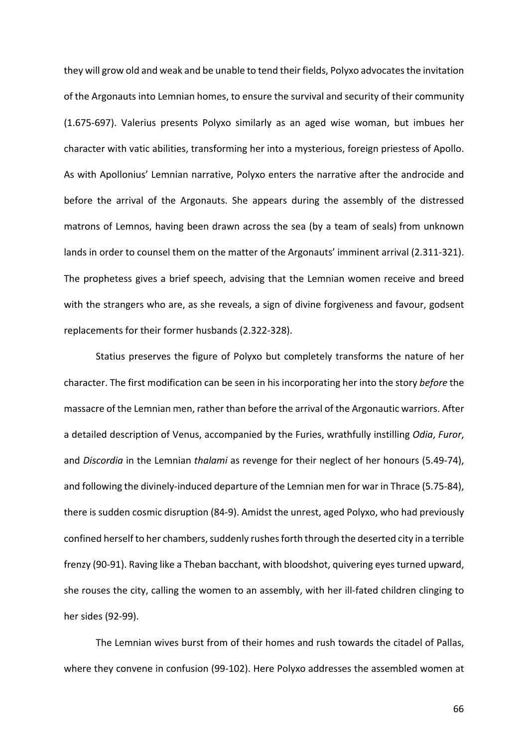they will grow old and weak and be unable to tend their fields, Polyxo advocates the invitation of the Argonauts into Lemnian homes, to ensure the survival and security of their community (1.675-697). Valerius presents Polyxo similarly as an aged wise woman, but imbues her character with vatic abilities, transforming her into a mysterious, foreign priestess of Apollo. As with Apollonius' Lemnian narrative, Polyxo enters the narrative after the androcide and before the arrival of the Argonauts. She appears during the assembly of the distressed matrons of Lemnos, having been drawn across the sea (by a team of seals) from unknown lands in order to counsel them on the matter of the Argonauts' imminent arrival (2.311-321). The prophetess gives a brief speech, advising that the Lemnian women receive and breed with the strangers who are, as she reveals, a sign of divine forgiveness and favour, godsent replacements for their former husbands (2.322-328).

Statius preserves the figure of Polyxo but completely transforms the nature of her character. The first modification can be seen in his incorporating her into the story *before* the massacre of the Lemnian men, rather than before the arrival of the Argonautic warriors. After a detailed description of Venus, accompanied by the Furies, wrathfully instilling *Odia*, *Furor*, and *Discordia* in the Lemnian *thalami* as revenge for their neglect of her honours (5.49-74), and following the divinely-induced departure of the Lemnian men for war in Thrace (5.75-84), there is sudden cosmic disruption (84-9). Amidst the unrest, aged Polyxo, who had previously confined herself to her chambers, suddenly rushes forth through the deserted city in a terrible frenzy (90-91). Raving like a Theban bacchant, with bloodshot, quivering eyes turned upward, she rouses the city, calling the women to an assembly, with her ill-fated children clinging to her sides (92-99).

The Lemnian wives burst from of their homes and rush towards the citadel of Pallas, where they convene in confusion (99-102). Here Polyxo addresses the assembled women at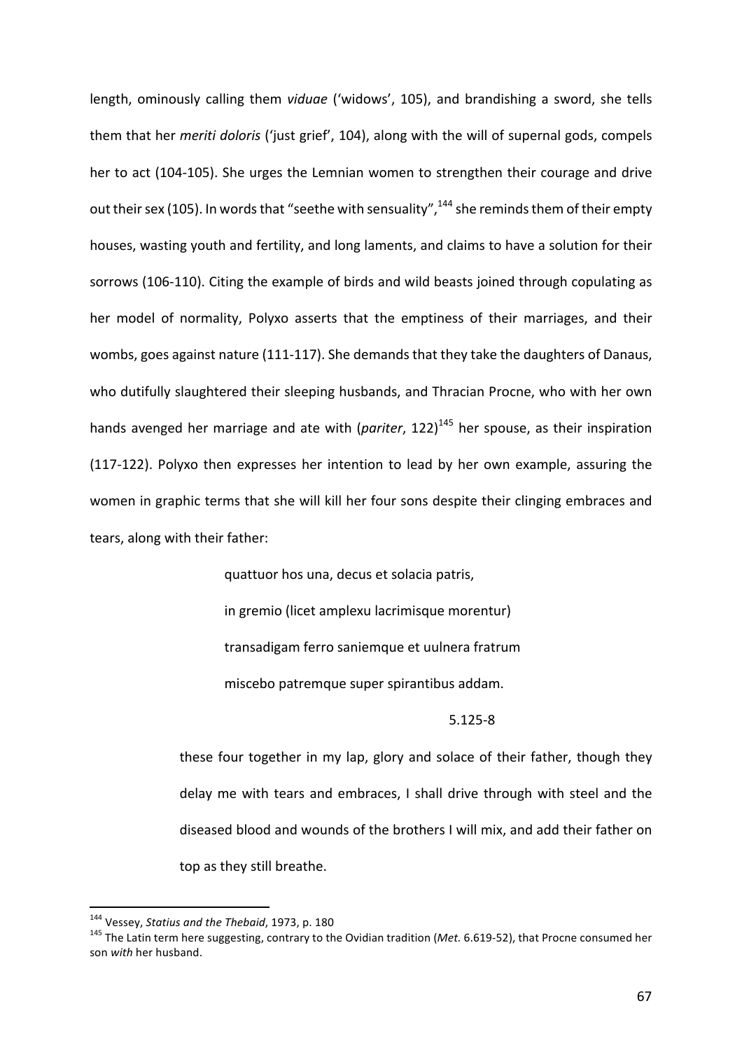length, ominously calling them *viduae* ('widows', 105), and brandishing a sword, she tells them that her *meriti doloris* ('just grief', 104), along with the will of supernal gods, compels her to act (104-105). She urges the Lemnian women to strengthen their courage and drive out their sex (105). In words that "seethe with sensuality",[144] she reminds them of their empty houses, wasting youth and fertility, and long laments, and claims to have a solution for their sorrows (106-110). Citing the example of birds and wild beasts joined through copulating as her model of normality, Polyxo asserts that the emptiness of their marriages, and their wombs, goes against nature (111-117). She demands that they take the daughters of Danaus, who dutifully slaughtered their sleeping husbands, and Thracian Procne, who with her own hands avenged her marriage and ate with (*pariter*, 122)[145] her spouse, as their inspiration (117-122). Polyxo then expresses her intention to lead by her own example, assuring the women in graphic terms that she will kill her four sons despite their clinging embraces and tears, along with their father:

> quattuor hos una, decus et solacia patris,
> in gremio (licet amplexu lacrimisque morentur)
> transadigam ferro saniemque et uulnera fratrum
> miscebo patremque super spirantibus addam.
>
> 5.125-8

> these four together in my lap, glory and solace of their father, though they delay me with tears and embraces, I shall drive through with steel and the diseased blood and wounds of the brothers I will mix, and add their father on top as they still breathe.

---

[144] Vessey, *Statius and the Thebaid*, 1973, p. 180

[145] The Latin term here suggesting, contrary to the Ovidian tradition (*Met.* 6.619-52), that Procne consumed her son *with* her husband.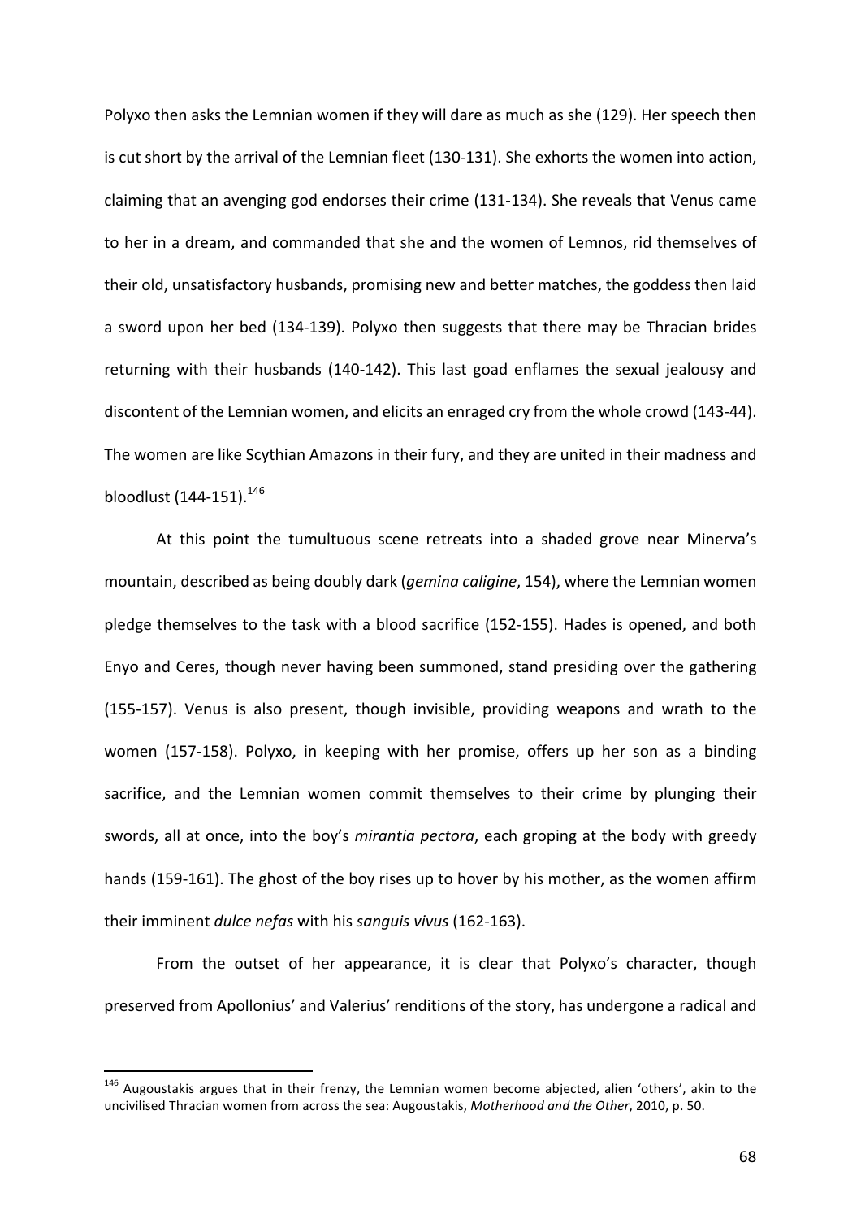Polyxo then asks the Lemnian women if they will dare as much as she (129). Her speech then is cut short by the arrival of the Lemnian fleet (130-131). She exhorts the women into action, claiming that an avenging god endorses their crime (131-134). She reveals that Venus came to her in a dream, and commanded that she and the women of Lemnos, rid themselves of their old, unsatisfactory husbands, promising new and better matches, the goddess then laid a sword upon her bed (134-139). Polyxo then suggests that there may be Thracian brides returning with their husbands (140-142). This last goad enflames the sexual jealousy and discontent of the Lemnian women, and elicits an enraged cry from the whole crowd (143-44). The women are like Scythian Amazons in their fury, and they are united in their madness and bloodlust (144-151).[146]

At this point the tumultuous scene retreats into a shaded grove near Minerva's mountain, described as being doubly dark (*gemina caligine*, 154), where the Lemnian women pledge themselves to the task with a blood sacrifice (152-155). Hades is opened, and both Enyo and Ceres, though never having been summoned, stand presiding over the gathering (155-157). Venus is also present, though invisible, providing weapons and wrath to the women (157-158). Polyxo, in keeping with her promise, offers up her son as a binding sacrifice, and the Lemnian women commit themselves to their crime by plunging their swords, all at once, into the boy's *mirantia pectora*, each groping at the body with greedy hands (159-161). The ghost of the boy rises up to hover by his mother, as the women affirm their imminent *dulce nefas* with his *sanguis vivus* (162-163).

From the outset of her appearance, it is clear that Polyxo's character, though preserved from Apollonius' and Valerius' renditions of the story, has undergone a radical and

---

[146] Augoustakis argues that in their frenzy, the Lemnian women become abjected, alien 'others', akin to the uncivilised Thracian women from across the sea: Augoustakis, *Motherhood and the Other*, 2010, p. 50.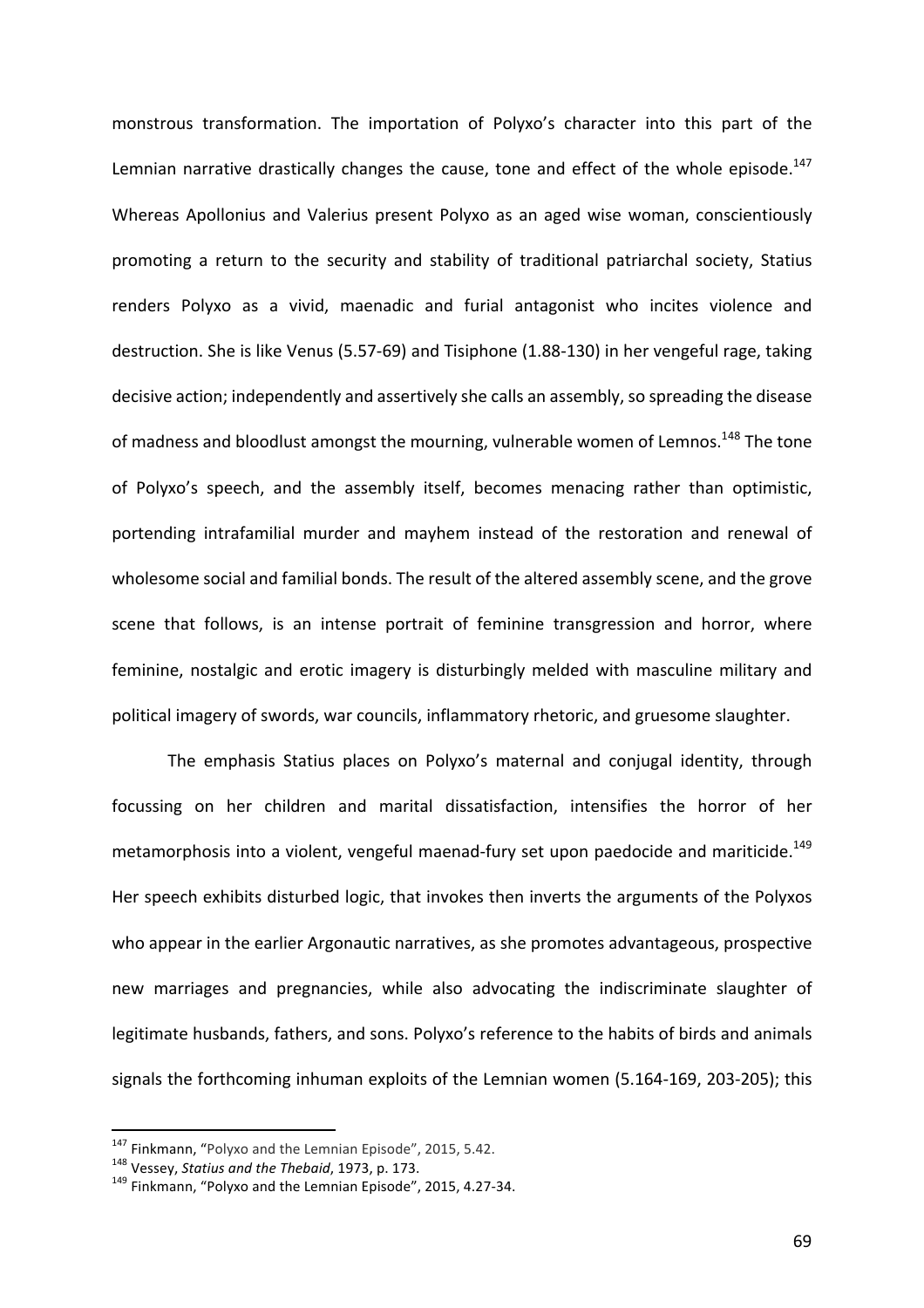monstrous transformation. The importation of Polyxo's character into this part of the Lemnian narrative drastically changes the cause, tone and effect of the whole episode.[147] Whereas Apollonius and Valerius present Polyxo as an aged wise woman, conscientiously promoting a return to the security and stability of traditional patriarchal society, Statius renders Polyxo as a vivid, maenadic and furial antagonist who incites violence and destruction. She is like Venus (5.57-69) and Tisiphone (1.88-130) in her vengeful rage, taking decisive action; independently and assertively she calls an assembly, so spreading the disease of madness and bloodlust amongst the mourning, vulnerable women of Lemnos.[148] The tone of Polyxo's speech, and the assembly itself, becomes menacing rather than optimistic, portending intrafamilial murder and mayhem instead of the restoration and renewal of wholesome social and familial bonds. The result of the altered assembly scene, and the grove scene that follows, is an intense portrait of feminine transgression and horror, where feminine, nostalgic and erotic imagery is disturbingly melded with masculine military and political imagery of swords, war councils, inflammatory rhetoric, and gruesome slaughter.

The emphasis Statius places on Polyxo's maternal and conjugal identity, through focussing on her children and marital dissatisfaction, intensifies the horror of her metamorphosis into a violent, vengeful maenad-fury set upon paedocide and mariticide.[149] Her speech exhibits disturbed logic, that invokes then inverts the arguments of the Polyxos who appear in the earlier Argonautic narratives, as she promotes advantageous, prospective new marriages and pregnancies, while also advocating the indiscriminate slaughter of legitimate husbands, fathers, and sons. Polyxo's reference to the habits of birds and animals signals the forthcoming inhuman exploits of the Lemnian women (5.164-169, 203-205); this

---

[147] Finkmann, "Polyxo and the Lemnian Episode", 2015, 5.42.

[148] Vessey, *Statius and the Thebaid*, 1973, p. 173.

[149] Finkmann, "Polyxo and the Lemnian Episode", 2015, 4.27-34.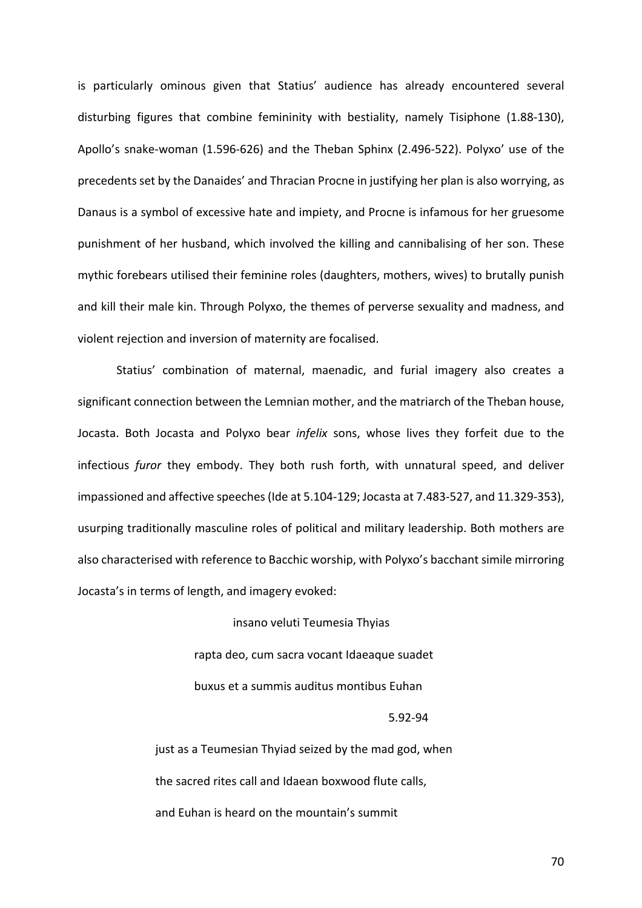is particularly ominous given that Statius' audience has already encountered several disturbing figures that combine femininity with bestiality, namely Tisiphone (1.88-130), Apollo's snake-woman (1.596-626) and the Theban Sphinx (2.496-522). Polyxo' use of the precedents set by the Danaides' and Thracian Procne in justifying her plan is also worrying, as Danaus is a symbol of excessive hate and impiety, and Procne is infamous for her gruesome punishment of her husband, which involved the killing and cannibalising of her son. These mythic forebears utilised their feminine roles (daughters, mothers, wives) to brutally punish and kill their male kin. Through Polyxo, the themes of perverse sexuality and madness, and violent rejection and inversion of maternity are focalised.

Statius' combination of maternal, maenadic, and furial imagery also creates a significant connection between the Lemnian mother, and the matriarch of the Theban house, Jocasta. Both Jocasta and Polyxo bear *infelix* sons, whose lives they forfeit due to the infectious *furor* they embody. They both rush forth, with unnatural speed, and deliver impassioned and affective speeches (Ide at 5.104-129; Jocasta at 7.483-527, and 11.329-353), usurping traditionally masculine roles of political and military leadership. Both mothers are also characterised with reference to Bacchic worship, with Polyxo's bacchant simile mirroring Jocasta's in terms of length, and imagery evoked:

> insano veluti Teumesia Thyias
> rapta deo, cum sacra vocant Idaeaque suadet
> buxus et a summis auditus montibus Euhan
>
> 5.92-94

> just as a Teumesian Thyiad seized by the mad god, when
> the sacred rites call and Idaean boxwood flute calls,
> and Euhan is heard on the mountain's summit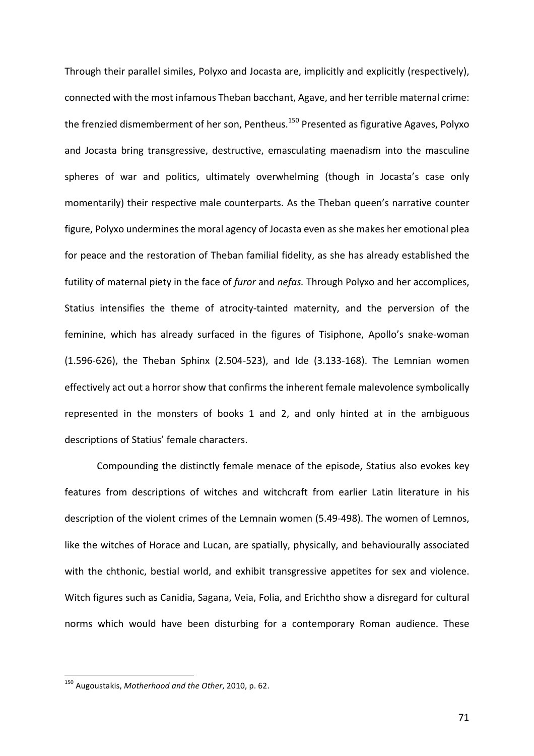Through their parallel similes, Polyxo and Jocasta are, implicitly and explicitly (respectively), connected with the most infamous Theban bacchant, Agave, and her terrible maternal crime: the frenzied dismemberment of her son, Pentheus.[150] Presented as figurative Agaves, Polyxo and Jocasta bring transgressive, destructive, emasculating maenadism into the masculine spheres of war and politics, ultimately overwhelming (though in Jocasta's case only momentarily) their respective male counterparts. As the Theban queen's narrative counter figure, Polyxo undermines the moral agency of Jocasta even as she makes her emotional plea for peace and the restoration of Theban familial fidelity, as she has already established the futility of maternal piety in the face of *furor* and *nefas.* Through Polyxo and her accomplices, Statius intensifies the theme of atrocity-tainted maternity, and the perversion of the feminine, which has already surfaced in the figures of Tisiphone, Apollo's snake-woman (1.596-626), the Theban Sphinx (2.504-523), and Ide (3.133-168). The Lemnian women effectively act out a horror show that confirms the inherent female malevolence symbolically represented in the monsters of books 1 and 2, and only hinted at in the ambiguous descriptions of Statius' female characters.

Compounding the distinctly female menace of the episode, Statius also evokes key features from descriptions of witches and witchcraft from earlier Latin literature in his description of the violent crimes of the Lemnain women (5.49-498). The women of Lemnos, like the witches of Horace and Lucan, are spatially, physically, and behaviourally associated with the chthonic, bestial world, and exhibit transgressive appetites for sex and violence. Witch figures such as Canidia, Sagana, Veia, Folia, and Erichtho show a disregard for cultural norms which would have been disturbing for a contemporary Roman audience. These

[150] Augoustakis, *Motherhood and the Other*, 2010, p. 62.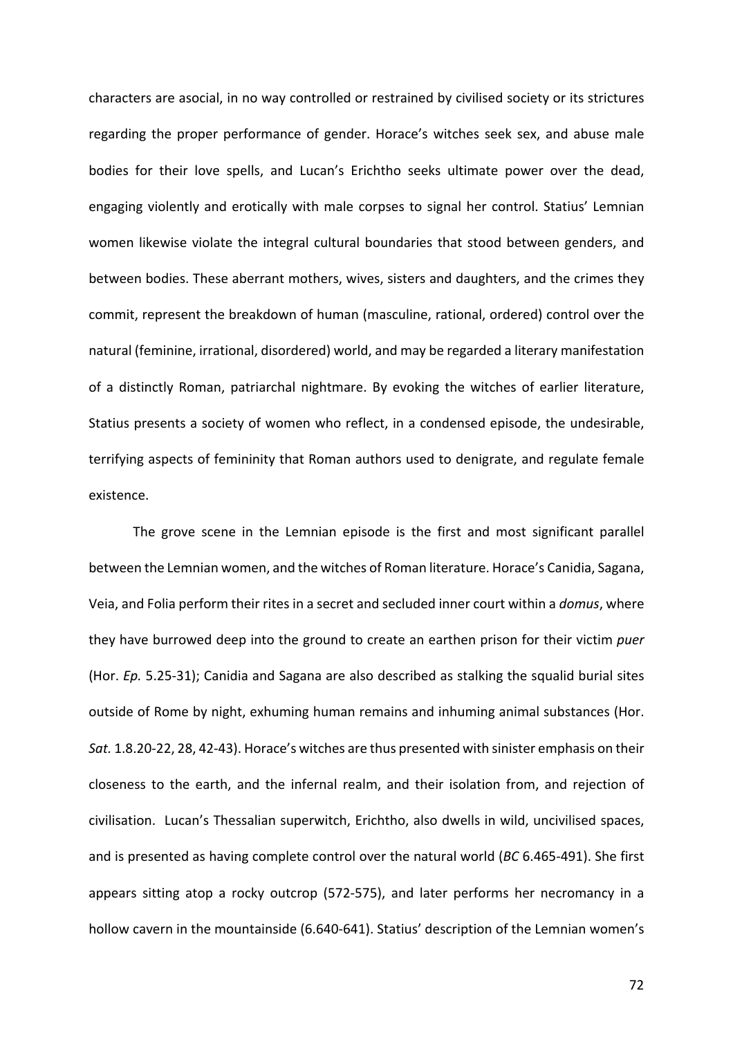characters are asocial, in no way controlled or restrained by civilised society or its strictures regarding the proper performance of gender. Horace's witches seek sex, and abuse male bodies for their love spells, and Lucan's Erichtho seeks ultimate power over the dead, engaging violently and erotically with male corpses to signal her control. Statius' Lemnian women likewise violate the integral cultural boundaries that stood between genders, and between bodies. These aberrant mothers, wives, sisters and daughters, and the crimes they commit, represent the breakdown of human (masculine, rational, ordered) control over the natural (feminine, irrational, disordered) world, and may be regarded a literary manifestation of a distinctly Roman, patriarchal nightmare. By evoking the witches of earlier literature, Statius presents a society of women who reflect, in a condensed episode, the undesirable, terrifying aspects of femininity that Roman authors used to denigrate, and regulate female existence.

The grove scene in the Lemnian episode is the first and most significant parallel between the Lemnian women, and the witches of Roman literature. Horace's Canidia, Sagana, Veia, and Folia perform their rites in a secret and secluded inner court within a *domus*, where they have burrowed deep into the ground to create an earthen prison for their victim *puer* (Hor. *Ep.* 5.25-31); Canidia and Sagana are also described as stalking the squalid burial sites outside of Rome by night, exhuming human remains and inhuming animal substances (Hor. *Sat.* 1.8.20-22, 28, 42-43). Horace's witches are thus presented with sinister emphasis on their closeness to the earth, and the infernal realm, and their isolation from, and rejection of civilisation. Lucan's Thessalian superwitch, Erichtho, also dwells in wild, uncivilised spaces, and is presented as having complete control over the natural world (*BC* 6.465-491). She first appears sitting atop a rocky outcrop (572-575), and later performs her necromancy in a hollow cavern in the mountainside (6.640-641). Statius' description of the Lemnian women's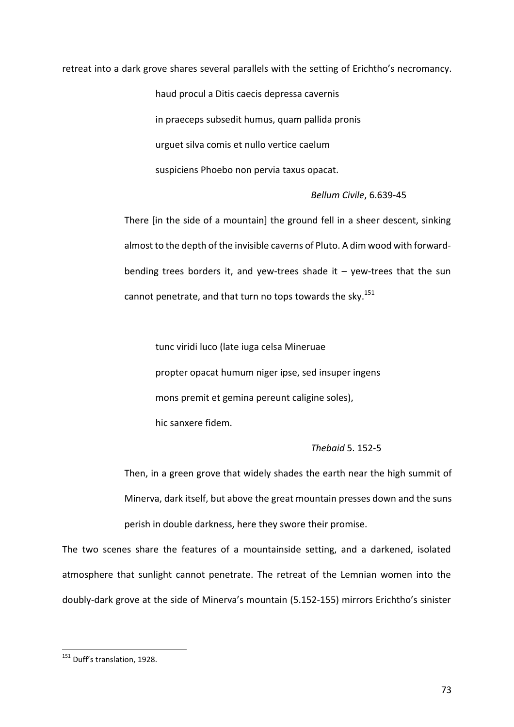retreat into a dark grove shares several parallels with the setting of Erichtho's necromancy.

> haud procul a Ditis caecis depressa cavernis
>
> in praeceps subsedit humus, quam pallida pronis
>
> urguet silva comis et nullo vertice caelum
>
> suspiciens Phoebo non pervia taxus opacat.
>
> *Bellum Civile*, 6.639-45

> There [in the side of a mountain] the ground fell in a sheer descent, sinking almost to the depth of the invisible caverns of Pluto. A dim wood with forward-bending trees borders it, and yew-trees shade it – yew-trees that the sun cannot penetrate, and that turn no tops towards the sky.[151]

> tunc viridi luco (late iuga celsa Mineruae
>
> propter opacat humum niger ipse, sed insuper ingens
>
> mons premit et gemina pereunt caligine soles),
>
> hic sanxere fidem.
>
> *Thebaid* 5. 152-5

> Then, in a green grove that widely shades the earth near the high summit of Minerva, dark itself, but above the great mountain presses down and the suns perish in double darkness, here they swore their promise.

The two scenes share the features of a mountainside setting, and a darkened, isolated atmosphere that sunlight cannot penetrate. The retreat of the Lemnian women into the doubly-dark grove at the side of Minerva's mountain (5.152-155) mirrors Erichtho's sinister

[151] Duff's translation, 1928.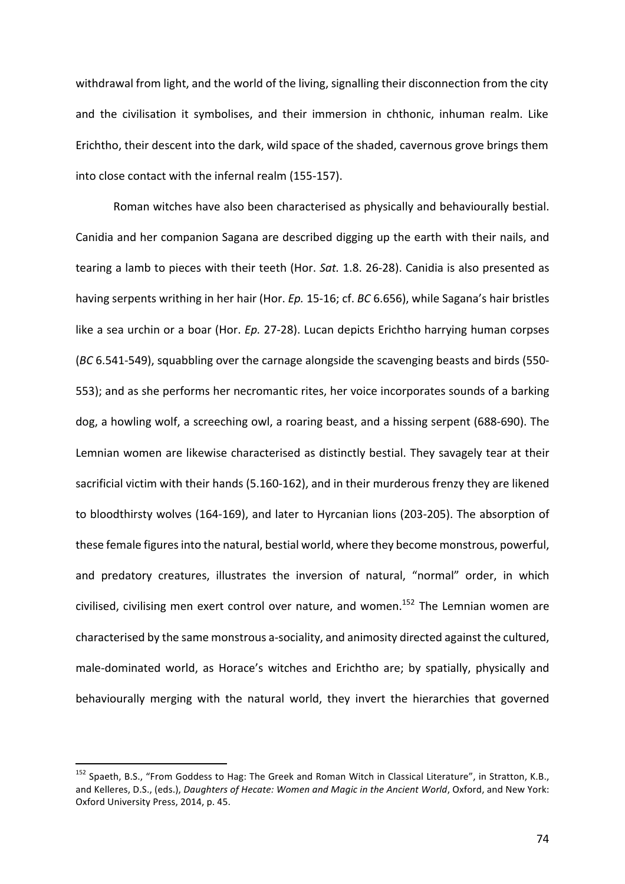withdrawal from light, and the world of the living, signalling their disconnection from the city and the civilisation it symbolises, and their immersion in chthonic, inhuman realm. Like Erichtho, their descent into the dark, wild space of the shaded, cavernous grove brings them into close contact with the infernal realm (155-157).

Roman witches have also been characterised as physically and behaviourally bestial. Canidia and her companion Sagana are described digging up the earth with their nails, and tearing a lamb to pieces with their teeth (Hor. *Sat.* 1.8. 26-28). Canidia is also presented as having serpents writhing in her hair (Hor. *Ep.* 15-16; cf. *BC* 6.656), while Sagana's hair bristles like a sea urchin or a boar (Hor. *Ep.* 27-28). Lucan depicts Erichtho harrying human corpses (*BC* 6.541-549), squabbling over the carnage alongside the scavenging beasts and birds (550-553); and as she performs her necromantic rites, her voice incorporates sounds of a barking dog, a howling wolf, a screeching owl, a roaring beast, and a hissing serpent (688-690). The Lemnian women are likewise characterised as distinctly bestial. They savagely tear at their sacrificial victim with their hands (5.160-162), and in their murderous frenzy they are likened to bloodthirsty wolves (164-169), and later to Hyrcanian lions (203-205). The absorption of these female figures into the natural, bestial world, where they become monstrous, powerful, and predatory creatures, illustrates the inversion of natural, "normal" order, in which civilised, civilising men exert control over nature, and women.[152] The Lemnian women are characterised by the same monstrous a-sociality, and animosity directed against the cultured, male-dominated world, as Horace's witches and Erichtho are; by spatially, physically and behaviourally merging with the natural world, they invert the hierarchies that governed

[152] Spaeth, B.S., "From Goddess to Hag: The Greek and Roman Witch in Classical Literature", in Stratton, K.B., and Kelleres, D.S., (eds.), *Daughters of Hecate: Women and Magic in the Ancient World*, Oxford, and New York: Oxford University Press, 2014, p. 45.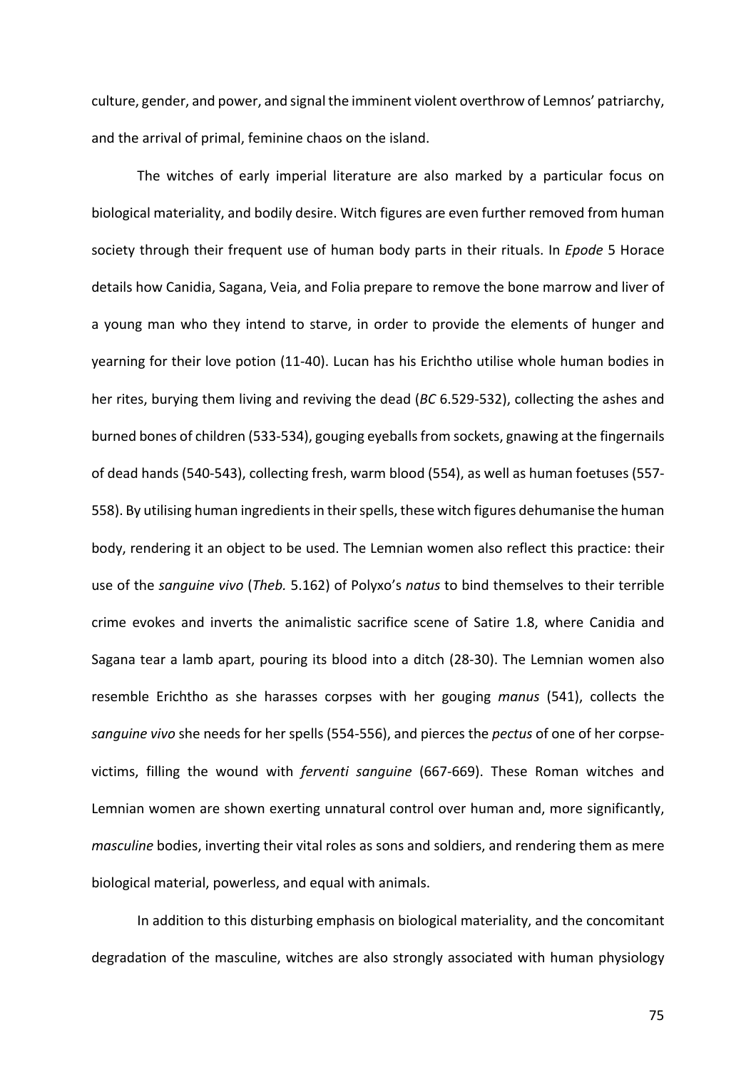culture, gender, and power, and signal the imminent violent overthrow of Lemnos' patriarchy, and the arrival of primal, feminine chaos on the island.

The witches of early imperial literature are also marked by a particular focus on biological materiality, and bodily desire. Witch figures are even further removed from human society through their frequent use of human body parts in their rituals. In *Epode* 5 Horace details how Canidia, Sagana, Veia, and Folia prepare to remove the bone marrow and liver of a young man who they intend to starve, in order to provide the elements of hunger and yearning for their love potion (11-40). Lucan has his Erichtho utilise whole human bodies in her rites, burying them living and reviving the dead (*BC* 6.529-532), collecting the ashes and burned bones of children (533-534), gouging eyeballs from sockets, gnawing at the fingernails of dead hands (540-543), collecting fresh, warm blood (554), as well as human foetuses (557-558). By utilising human ingredients in their spells, these witch figures dehumanise the human body, rendering it an object to be used. The Lemnian women also reflect this practice: their use of the *sanguine vivo* (*Theb.* 5.162) of Polyxo's *natus* to bind themselves to their terrible crime evokes and inverts the animalistic sacrifice scene of Satire 1.8, where Canidia and Sagana tear a lamb apart, pouring its blood into a ditch (28-30). The Lemnian women also resemble Erichtho as she harasses corpses with her gouging *manus* (541), collects the *sanguine vivo* she needs for her spells (554-556), and pierces the *pectus* of one of her corpse-victims, filling the wound with *ferventi sanguine* (667-669). These Roman witches and Lemnian women are shown exerting unnatural control over human and, more significantly, *masculine* bodies, inverting their vital roles as sons and soldiers, and rendering them as mere biological material, powerless, and equal with animals.

In addition to this disturbing emphasis on biological materiality, and the concomitant degradation of the masculine, witches are also strongly associated with human physiology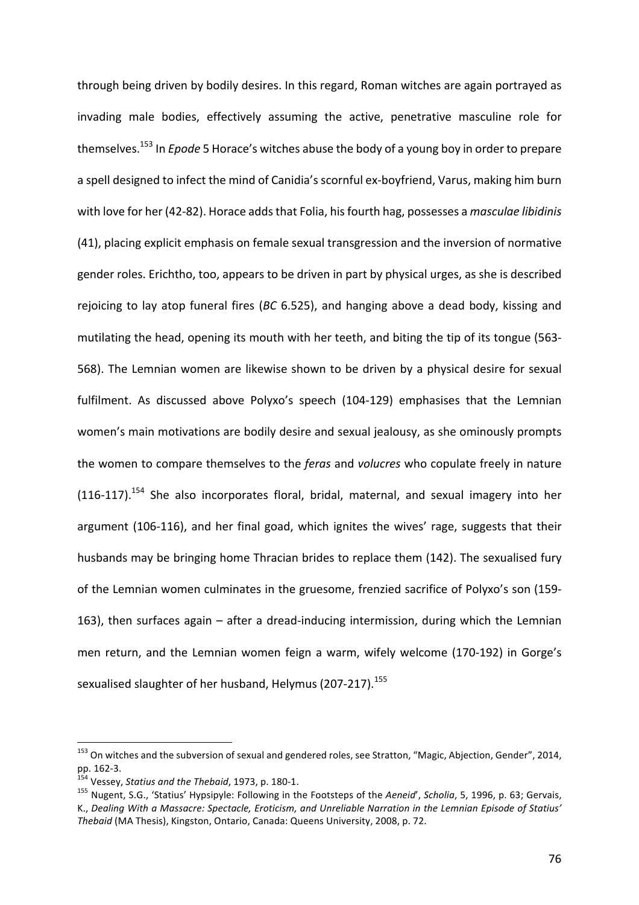through being driven by bodily desires. In this regard, Roman witches are again portrayed as invading male bodies, effectively assuming the active, penetrative masculine role for themselves.[153] In *Epode* 5 Horace's witches abuse the body of a young boy in order to prepare a spell designed to infect the mind of Canidia's scornful ex-boyfriend, Varus, making him burn with love for her (42-82). Horace adds that Folia, his fourth hag, possesses a *masculae libidinis* (41), placing explicit emphasis on female sexual transgression and the inversion of normative gender roles. Erichtho, too, appears to be driven in part by physical urges, as she is described rejoicing to lay atop funeral fires (*BC* 6.525), and hanging above a dead body, kissing and mutilating the head, opening its mouth with her teeth, and biting the tip of its tongue (563-568). The Lemnian women are likewise shown to be driven by a physical desire for sexual fulfilment. As discussed above Polyxo's speech (104-129) emphasises that the Lemnian women's main motivations are bodily desire and sexual jealousy, as she ominously prompts the women to compare themselves to the *feras* and *volucres* who copulate freely in nature (116-117).[154] She also incorporates floral, bridal, maternal, and sexual imagery into her argument (106-116), and her final goad, which ignites the wives' rage, suggests that their husbands may be bringing home Thracian brides to replace them (142). The sexualised fury of the Lemnian women culminates in the gruesome, frenzied sacrifice of Polyxo's son (159-163), then surfaces again – after a dread-inducing intermission, during which the Lemnian men return, and the Lemnian women feign a warm, wifely welcome (170-192) in Gorge's sexualised slaughter of her husband, Helymus (207-217).[155]

---

[153] On witches and the subversion of sexual and gendered roles, see Stratton, "Magic, Abjection, Gender", 2014, pp. 162-3.

[154] Vessey, *Statius and the Thebaid*, 1973, p. 180-1.

[155] Nugent, S.G., 'Statius' Hypsipyle: Following in the Footsteps of the *Aeneid*', *Scholia*, 5, 1996, p. 63; Gervais, K., *Dealing With a Massacre: Spectacle, Eroticism, and Unreliable Narration in the Lemnian Episode of Statius' Thebaid* (MA Thesis), Kingston, Ontario, Canada: Queens University, 2008, p. 72.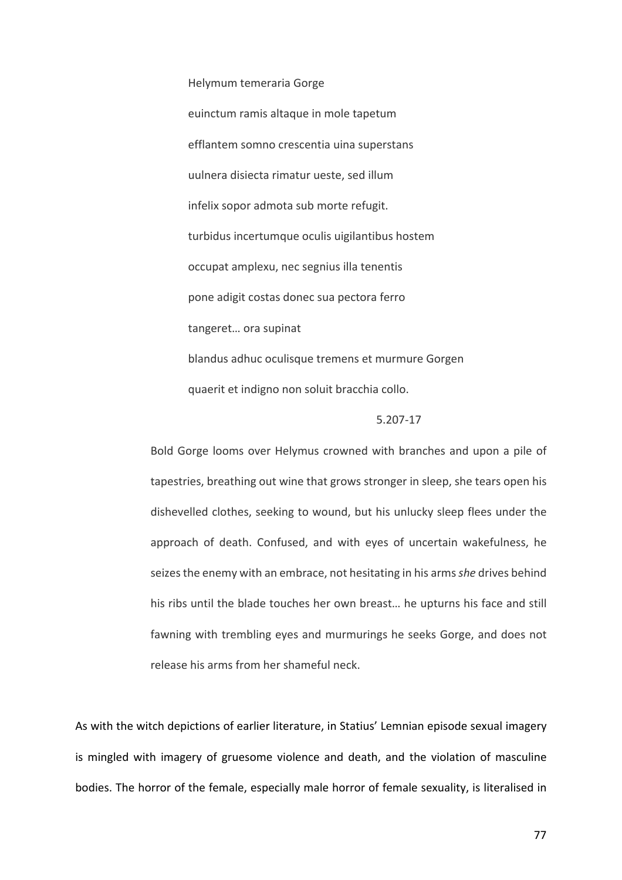> Helymum temeraria Gorge
>
> euinctum ramis altaque in mole tapetum
>
> efflantem somno crescentia uina superstans
>
> uulnera disiecta rimatur ueste, sed illum
>
> infelix sopor admota sub morte refugit.
>
> turbidus incertumque oculis uigilantibus hostem
>
> occupat amplexu, nec segnius illa tenentis
>
> pone adigit costas donec sua pectora ferro
>
> tangeret… ora supinat
>
> blandus adhuc oculisque tremens et murmure Gorgen
>
> quaerit et indigno non soluit bracchia collo.
>
> 5.207-17

> Bold Gorge looms over Helymus crowned with branches and upon a pile of tapestries, breathing out wine that grows stronger in sleep, she tears open his dishevelled clothes, seeking to wound, but his unlucky sleep flees under the approach of death. Confused, and with eyes of uncertain wakefulness, he seizes the enemy with an embrace, not hesitating in his arms *she* drives behind his ribs until the blade touches her own breast… he upturns his face and still fawning with trembling eyes and murmurings he seeks Gorge, and does not release his arms from her shameful neck.

As with the witch depictions of earlier literature, in Statius' Lemnian episode sexual imagery is mingled with imagery of gruesome violence and death, and the violation of masculine bodies. The horror of the female, especially male horror of female sexuality, is literalised in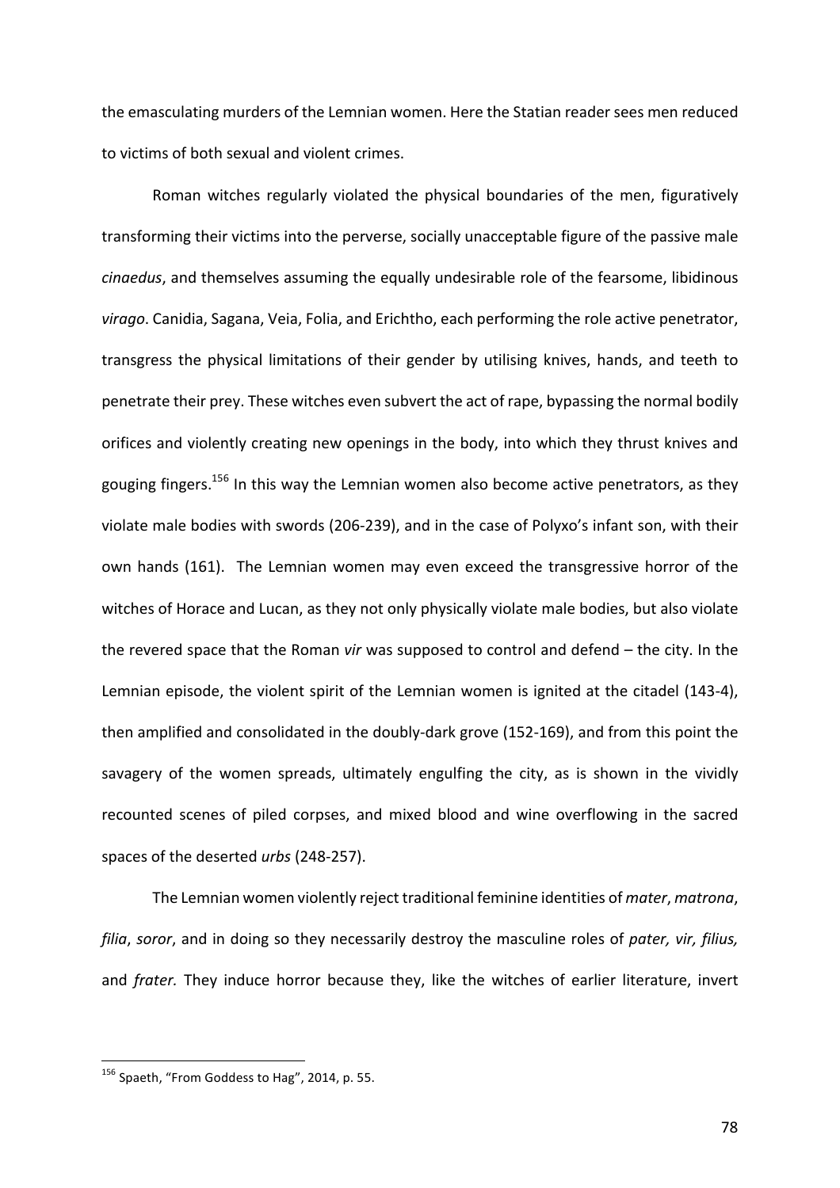the emasculating murders of the Lemnian women. Here the Statian reader sees men reduced to victims of both sexual and violent crimes.

Roman witches regularly violated the physical boundaries of the men, figuratively transforming their victims into the perverse, socially unacceptable figure of the passive male *cinaedus*, and themselves assuming the equally undesirable role of the fearsome, libidinous *virago*. Canidia, Sagana, Veia, Folia, and Erichtho, each performing the role active penetrator, transgress the physical limitations of their gender by utilising knives, hands, and teeth to penetrate their prey. These witches even subvert the act of rape, bypassing the normal bodily orifices and violently creating new openings in the body, into which they thrust knives and gouging fingers.[156] In this way the Lemnian women also become active penetrators, as they violate male bodies with swords (206-239), and in the case of Polyxo's infant son, with their own hands (161). The Lemnian women may even exceed the transgressive horror of the witches of Horace and Lucan, as they not only physically violate male bodies, but also violate the revered space that the Roman *vir* was supposed to control and defend – the city. In the Lemnian episode, the violent spirit of the Lemnian women is ignited at the citadel (143-4), then amplified and consolidated in the doubly-dark grove (152-169), and from this point the savagery of the women spreads, ultimately engulfing the city, as is shown in the vividly recounted scenes of piled corpses, and mixed blood and wine overflowing in the sacred spaces of the deserted *urbs* (248-257).

The Lemnian women violently reject traditional feminine identities of *mater*, *matrona*, *filia*, *soror*, and in doing so they necessarily destroy the masculine roles of *pater, vir, filius,* and *frater.* They induce horror because they, like the witches of earlier literature, invert

---

[156] Spaeth, "From Goddess to Hag", 2014, p. 55.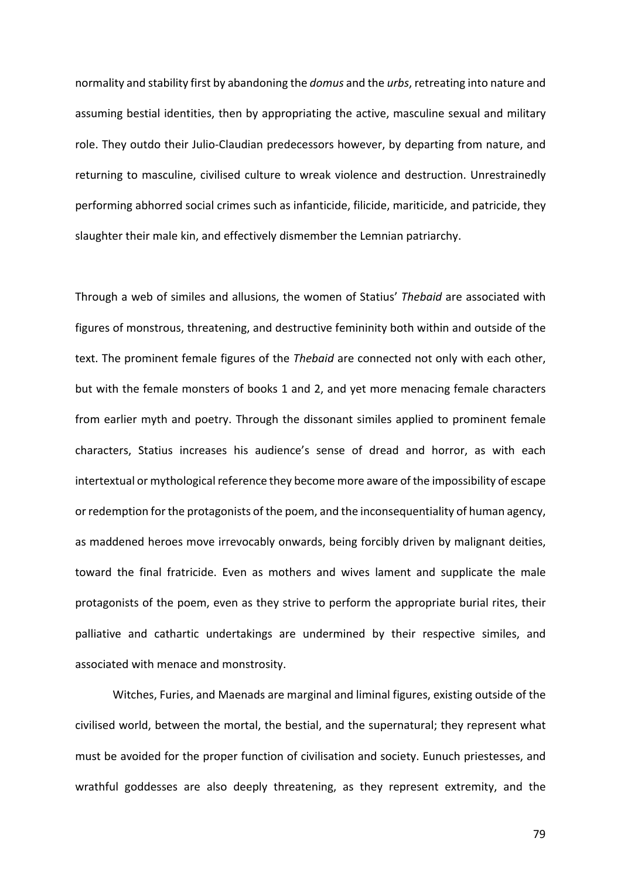normality and stability first by abandoning the *domus* and the *urbs*, retreating into nature and assuming bestial identities, then by appropriating the active, masculine sexual and military role. They outdo their Julio-Claudian predecessors however, by departing from nature, and returning to masculine, civilised culture to wreak violence and destruction. Unrestrainedly performing abhorred social crimes such as infanticide, filicide, mariticide, and patricide, they slaughter their male kin, and effectively dismember the Lemnian patriarchy.

Through a web of similes and allusions, the women of Statius' *Thebaid* are associated with figures of monstrous, threatening, and destructive femininity both within and outside of the text. The prominent female figures of the *Thebaid* are connected not only with each other, but with the female monsters of books 1 and 2, and yet more menacing female characters from earlier myth and poetry. Through the dissonant similes applied to prominent female characters, Statius increases his audience's sense of dread and horror, as with each intertextual or mythological reference they become more aware of the impossibility of escape or redemption for the protagonists of the poem, and the inconsequentiality of human agency, as maddened heroes move irrevocably onwards, being forcibly driven by malignant deities, toward the final fratricide. Even as mothers and wives lament and supplicate the male protagonists of the poem, even as they strive to perform the appropriate burial rites, their palliative and cathartic undertakings are undermined by their respective similes, and associated with menace and monstrosity.

Witches, Furies, and Maenads are marginal and liminal figures, existing outside of the civilised world, between the mortal, the bestial, and the supernatural; they represent what must be avoided for the proper function of civilisation and society. Eunuch priestesses, and wrathful goddesses are also deeply threatening, as they represent extremity, and the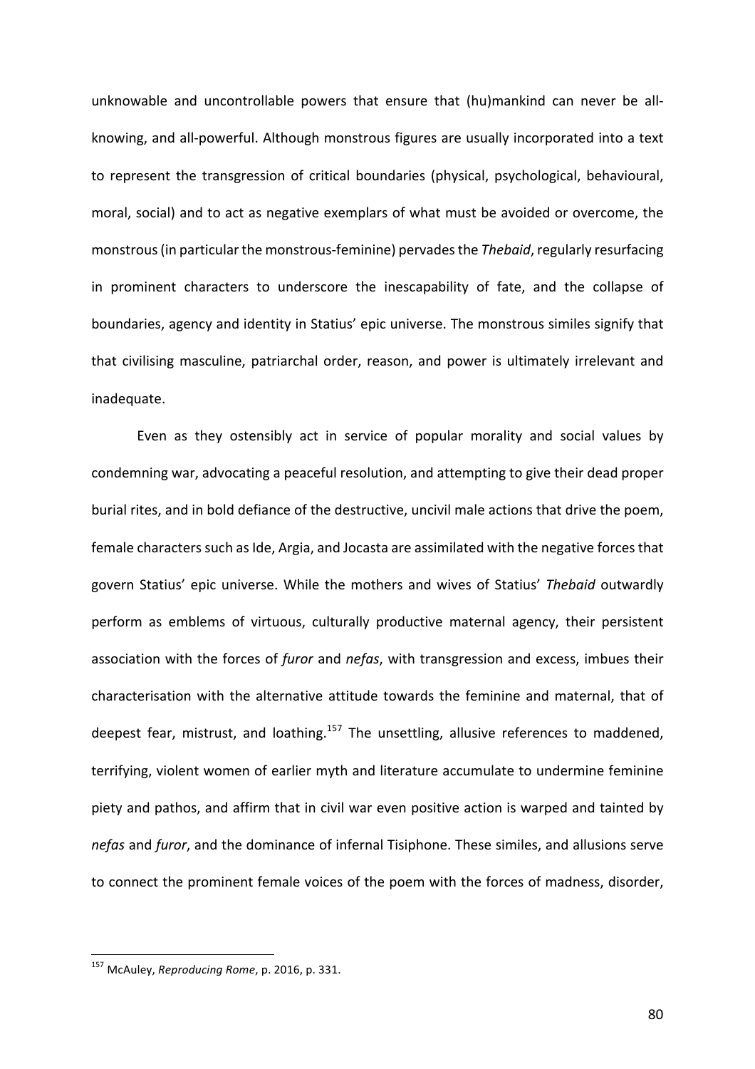unknowable and uncontrollable powers that ensure that (hu)mankind can never be all-knowing, and all-powerful. Although monstrous figures are usually incorporated into a text to represent the transgression of critical boundaries (physical, psychological, behavioural, moral, social) and to act as negative exemplars of what must be avoided or overcome, the monstrous (in particular the monstrous-feminine) pervades the *Thebaid*, regularly resurfacing in prominent characters to underscore the inescapability of fate, and the collapse of boundaries, agency and identity in Statius' epic universe. The monstrous similes signify that that civilising masculine, patriarchal order, reason, and power is ultimately irrelevant and inadequate.

Even as they ostensibly act in service of popular morality and social values by condemning war, advocating a peaceful resolution, and attempting to give their dead proper burial rites, and in bold defiance of the destructive, uncivil male actions that drive the poem, female characters such as Ide, Argia, and Jocasta are assimilated with the negative forces that govern Statius' epic universe. While the mothers and wives of Statius' *Thebaid* outwardly perform as emblems of virtuous, culturally productive maternal agency, their persistent association with the forces of *furor* and *nefas*, with transgression and excess, imbues their characterisation with the alternative attitude towards the feminine and maternal, that of deepest fear, mistrust, and loathing.[157] The unsettling, allusive references to maddened, terrifying, violent women of earlier myth and literature accumulate to undermine feminine piety and pathos, and affirm that in civil war even positive action is warped and tainted by *nefas* and *furor*, and the dominance of infernal Tisiphone. These similes, and allusions serve to connect the prominent female voices of the poem with the forces of madness, disorder,

[157] McAuley, *Reproducing Rome*, p. 2016, p. 331.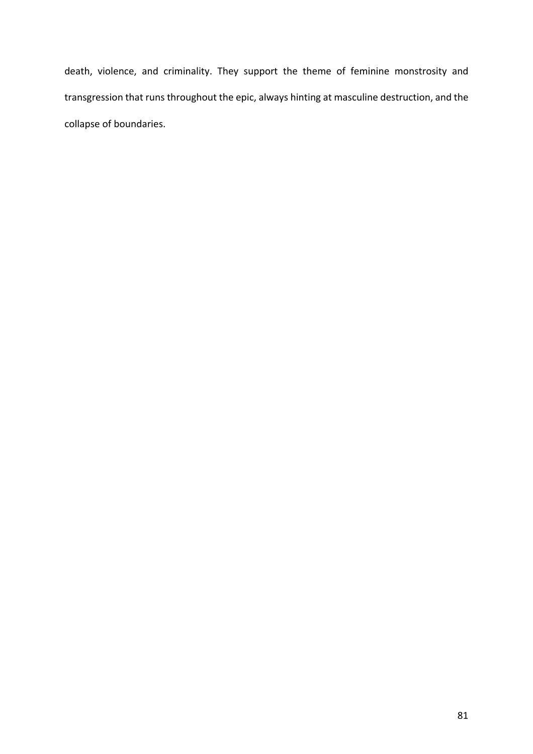death, violence, and criminality. They support the theme of feminine monstrosity and transgression that runs throughout the epic, always hinting at masculine destruction, and the collapse of boundaries.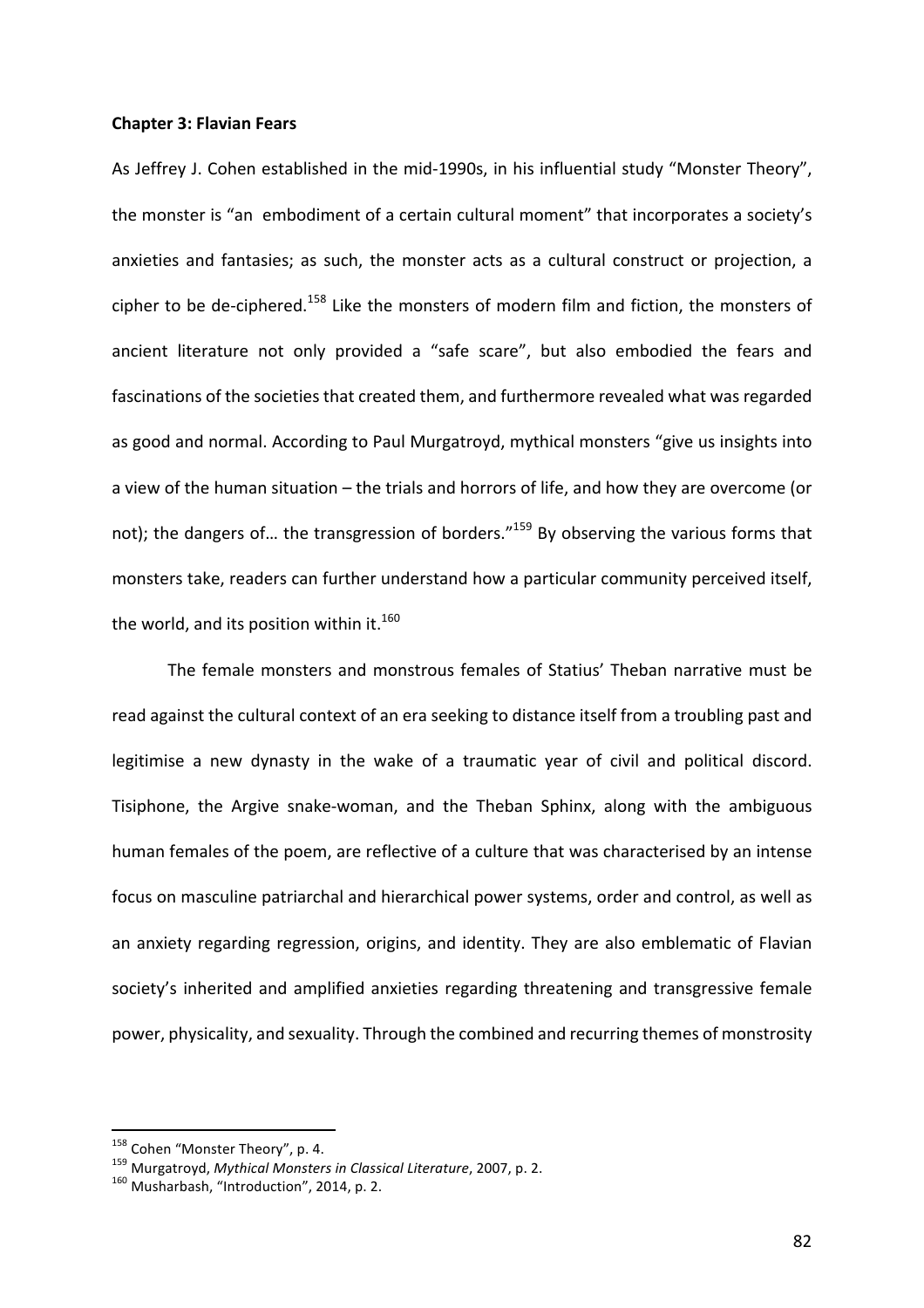**Chapter 3: Flavian Fears**

As Jeffrey J. Cohen established in the mid-1990s, in his influential study "Monster Theory", the monster is "an embodiment of a certain cultural moment" that incorporates a society's anxieties and fantasies; as such, the monster acts as a cultural construct or projection, a cipher to be de-ciphered.[158] Like the monsters of modern film and fiction, the monsters of ancient literature not only provided a "safe scare", but also embodied the fears and fascinations of the societies that created them, and furthermore revealed what was regarded as good and normal. According to Paul Murgatroyd, mythical monsters "give us insights into a view of the human situation – the trials and horrors of life, and how they are overcome (or not); the dangers of… the transgression of borders."[159] By observing the various forms that monsters take, readers can further understand how a particular community perceived itself, the world, and its position within it.[160]

The female monsters and monstrous females of Statius' Theban narrative must be read against the cultural context of an era seeking to distance itself from a troubling past and legitimise a new dynasty in the wake of a traumatic year of civil and political discord. Tisiphone, the Argive snake-woman, and the Theban Sphinx, along with the ambiguous human females of the poem, are reflective of a culture that was characterised by an intense focus on masculine patriarchal and hierarchical power systems, order and control, as well as an anxiety regarding regression, origins, and identity. They are also emblematic of Flavian society's inherited and amplified anxieties regarding threatening and transgressive female power, physicality, and sexuality. Through the combined and recurring themes of monstrosity

[158] Cohen "Monster Theory", p. 4.

[159] Murgatroyd, *Mythical Monsters in Classical Literature*, 2007, p. 2.

[160] Musharbash, "Introduction", 2014, p. 2.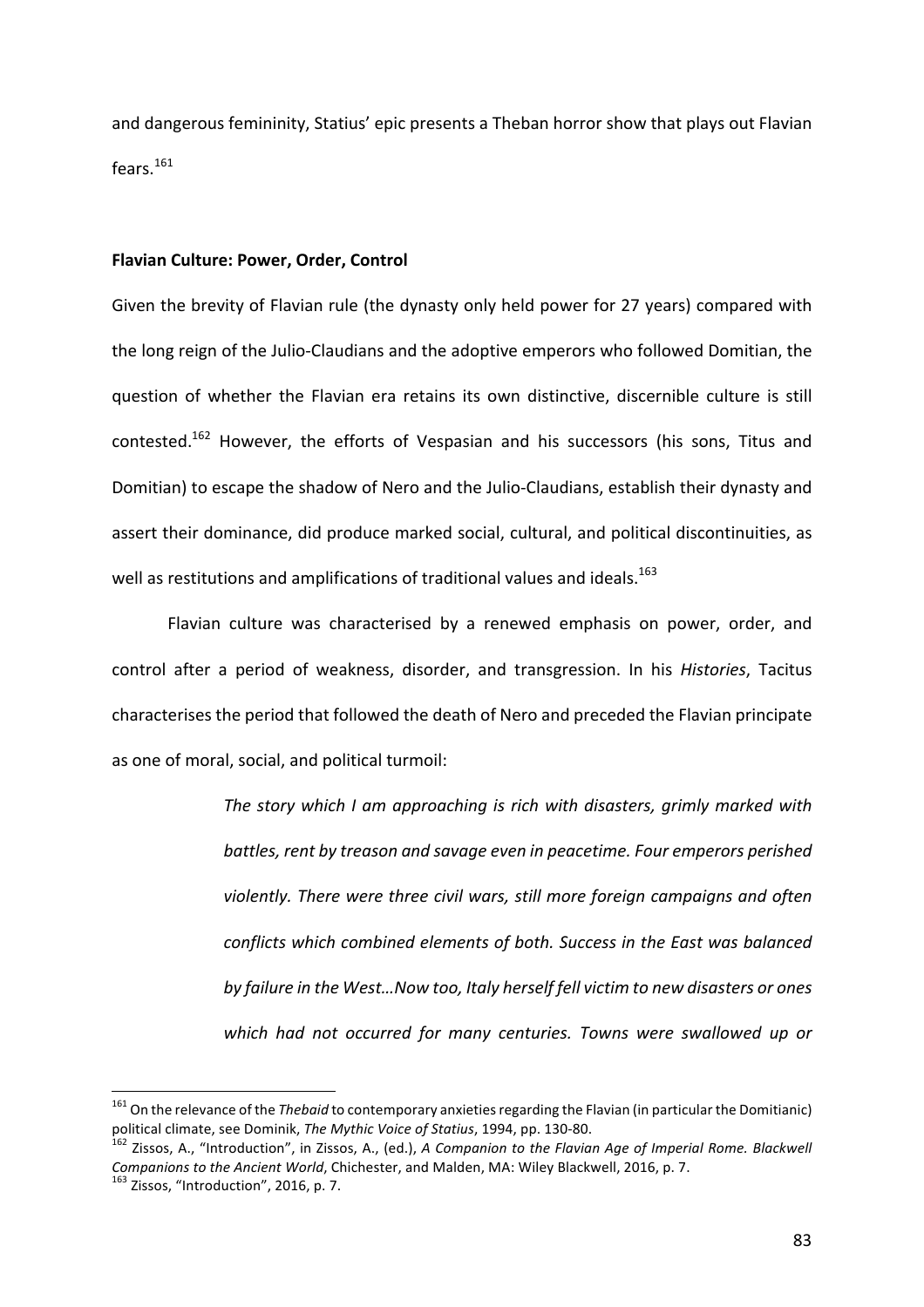and dangerous femininity, Statius' epic presents a Theban horror show that plays out Flavian fears.[161]

**Flavian Culture: Power, Order, Control**

Given the brevity of Flavian rule (the dynasty only held power for 27 years) compared with the long reign of the Julio-Claudians and the adoptive emperors who followed Domitian, the question of whether the Flavian era retains its own distinctive, discernible culture is still contested.[162] However, the efforts of Vespasian and his successors (his sons, Titus and Domitian) to escape the shadow of Nero and the Julio-Claudians, establish their dynasty and assert their dominance, did produce marked social, cultural, and political discontinuities, as well as restitutions and amplifications of traditional values and ideals.[163]

Flavian culture was characterised by a renewed emphasis on power, order, and control after a period of weakness, disorder, and transgression. In his *Histories*, Tacitus characterises the period that followed the death of Nero and preceded the Flavian principate as one of moral, social, and political turmoil:

> *The story which I am approaching is rich with disasters, grimly marked with battles, rent by treason and savage even in peacetime. Four emperors perished violently. There were three civil wars, still more foreign campaigns and often conflicts which combined elements of both. Success in the East was balanced by failure in the West…Now too, Italy herself fell victim to new disasters or ones which had not occurred for many centuries. Towns were swallowed up or*

---

[161] On the relevance of the *Thebaid* to contemporary anxieties regarding the Flavian (in particular the Domitianic) political climate, see Dominik, *The Mythic Voice of Statius*, 1994, pp. 130-80.

[162] Zissos, A., "Introduction", in Zissos, A., (ed.), *A Companion to the Flavian Age of Imperial Rome. Blackwell Companions to the Ancient World*, Chichester, and Malden, MA: Wiley Blackwell, 2016, p. 7.

[163] Zissos, "Introduction", 2016, p. 7.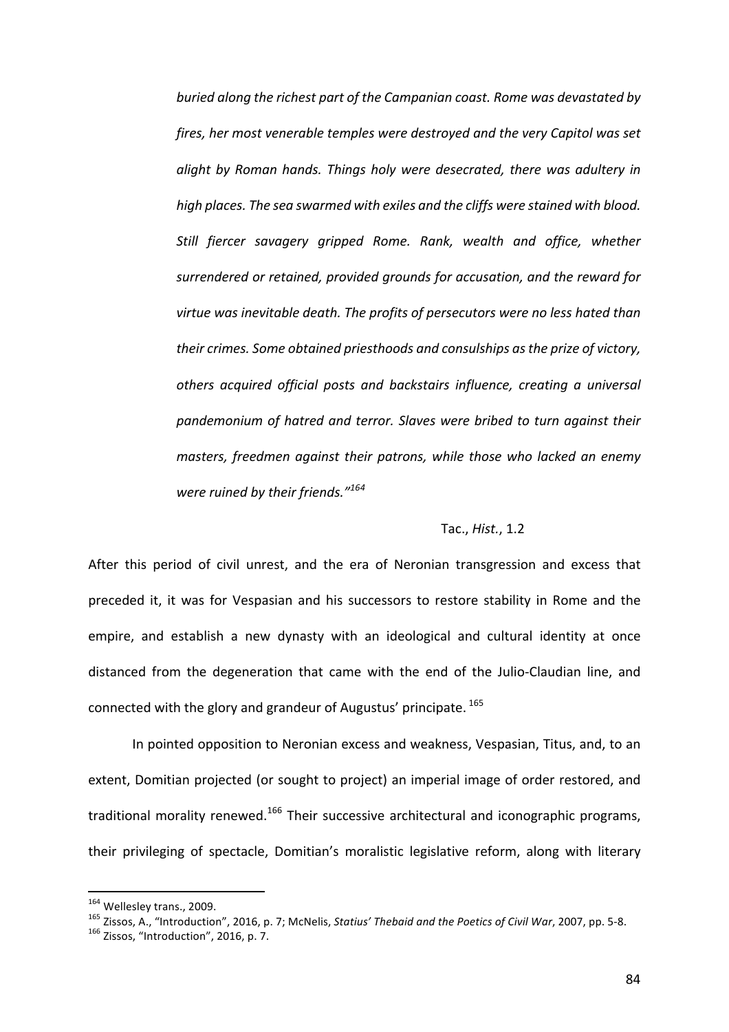> *buried along the richest part of the Campanian coast. Rome was devastated by fires, her most venerable temples were destroyed and the very Capitol was set alight by Roman hands. Things holy were desecrated, there was adultery in high places. The sea swarmed with exiles and the cliffs were stained with blood. Still fiercer savagery gripped Rome. Rank, wealth and office, whether surrendered or retained, provided grounds for accusation, and the reward for virtue was inevitable death. The profits of persecutors were no less hated than their crimes. Some obtained priesthoods and consulships as the prize of victory, others acquired official posts and backstairs influence, creating a universal pandemonium of hatred and terror. Slaves were bribed to turn against their masters, freedmen against their patrons, while those who lacked an enemy were ruined by their friends."*[164]
>
> Tac., *Hist.*, 1.2

After this period of civil unrest, and the era of Neronian transgression and excess that preceded it, it was for Vespasian and his successors to restore stability in Rome and the empire, and establish a new dynasty with an ideological and cultural identity at once distanced from the degeneration that came with the end of the Julio-Claudian line, and connected with the glory and grandeur of Augustus' principate.[165]

In pointed opposition to Neronian excess and weakness, Vespasian, Titus, and, to an extent, Domitian projected (or sought to project) an imperial image of order restored, and traditional morality renewed.[166] Their successive architectural and iconographic programs, their privileging of spectacle, Domitian's moralistic legislative reform, along with literary

---

[164] Wellesley trans., 2009.

[165] Zissos, A., "Introduction", 2016, p. 7; McNelis, *Statius' Thebaid and the Poetics of Civil War*, 2007, pp. 5-8.

[166] Zissos, "Introduction", 2016, p. 7.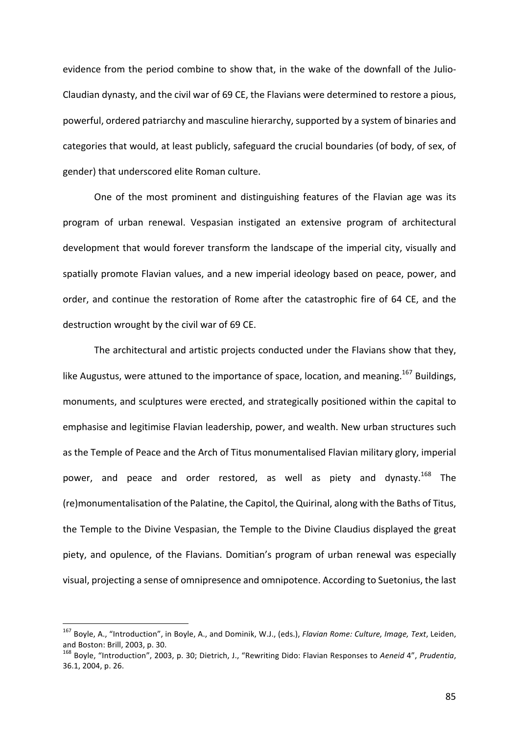evidence from the period combine to show that, in the wake of the downfall of the Julio-Claudian dynasty, and the civil war of 69 CE, the Flavians were determined to restore a pious, powerful, ordered patriarchy and masculine hierarchy, supported by a system of binaries and categories that would, at least publicly, safeguard the crucial boundaries (of body, of sex, of gender) that underscored elite Roman culture.

One of the most prominent and distinguishing features of the Flavian age was its program of urban renewal. Vespasian instigated an extensive program of architectural development that would forever transform the landscape of the imperial city, visually and spatially promote Flavian values, and a new imperial ideology based on peace, power, and order, and continue the restoration of Rome after the catastrophic fire of 64 CE, and the destruction wrought by the civil war of 69 CE.

The architectural and artistic projects conducted under the Flavians show that they, like Augustus, were attuned to the importance of space, location, and meaning.[167] Buildings, monuments, and sculptures were erected, and strategically positioned within the capital to emphasise and legitimise Flavian leadership, power, and wealth. New urban structures such as the Temple of Peace and the Arch of Titus monumentalised Flavian military glory, imperial power, and peace and order restored, as well as piety and dynasty.[168] The (re)monumentalisation of the Palatine, the Capitol, the Quirinal, along with the Baths of Titus, the Temple to the Divine Vespasian, the Temple to the Divine Claudius displayed the great piety, and opulence, of the Flavians. Domitian's program of urban renewal was especially visual, projecting a sense of omnipresence and omnipotence. According to Suetonius, the last

---

[167] Boyle, A., "Introduction", in Boyle, A., and Dominik, W.J., (eds.), *Flavian Rome: Culture, Image, Text*, Leiden, and Boston: Brill, 2003, p. 30.

[168] Boyle, "Introduction", 2003, p. 30; Dietrich, J., "Rewriting Dido: Flavian Responses to *Aeneid* 4", *Prudentia*, 36.1, 2004, p. 26.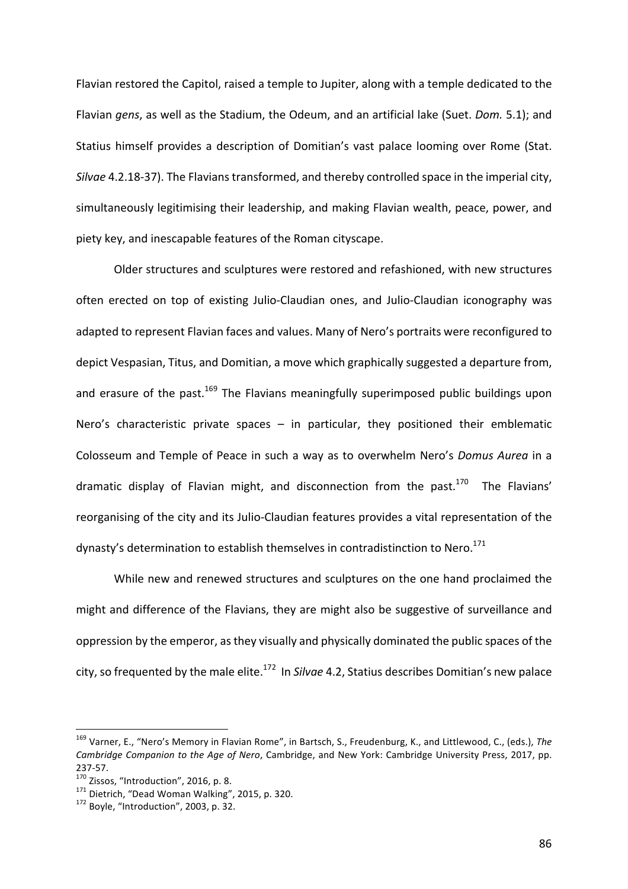Flavian restored the Capitol, raised a temple to Jupiter, along with a temple dedicated to the Flavian *gens*, as well as the Stadium, the Odeum, and an artificial lake (Suet. *Dom.* 5.1); and Statius himself provides a description of Domitian's vast palace looming over Rome (Stat. *Silvae* 4.2.18-37). The Flavians transformed, and thereby controlled space in the imperial city, simultaneously legitimising their leadership, and making Flavian wealth, peace, power, and piety key, and inescapable features of the Roman cityscape.

Older structures and sculptures were restored and refashioned, with new structures often erected on top of existing Julio-Claudian ones, and Julio-Claudian iconography was adapted to represent Flavian faces and values. Many of Nero's portraits were reconfigured to depict Vespasian, Titus, and Domitian, a move which graphically suggested a departure from, and erasure of the past.[169] The Flavians meaningfully superimposed public buildings upon Nero's characteristic private spaces – in particular, they positioned their emblematic Colosseum and Temple of Peace in such a way as to overwhelm Nero's *Domus Aurea* in a dramatic display of Flavian might, and disconnection from the past.[170] The Flavians' reorganising of the city and its Julio-Claudian features provides a vital representation of the dynasty's determination to establish themselves in contradistinction to Nero.[171]

While new and renewed structures and sculptures on the one hand proclaimed the might and difference of the Flavians, they are might also be suggestive of surveillance and oppression by the emperor, as they visually and physically dominated the public spaces of the city, so frequented by the male elite.[172] In *Silvae* 4.2, Statius describes Domitian's new palace

---

[169] Varner, E., "Nero's Memory in Flavian Rome", in Bartsch, S., Freudenburg, K., and Littlewood, C., (eds.), *The Cambridge Companion to the Age of Nero*, Cambridge, and New York: Cambridge University Press, 2017, pp. 237-57.

[170] Zissos, "Introduction", 2016, p. 8.

[171] Dietrich, "Dead Woman Walking", 2015, p. 320.

[172] Boyle, "Introduction", 2003, p. 32.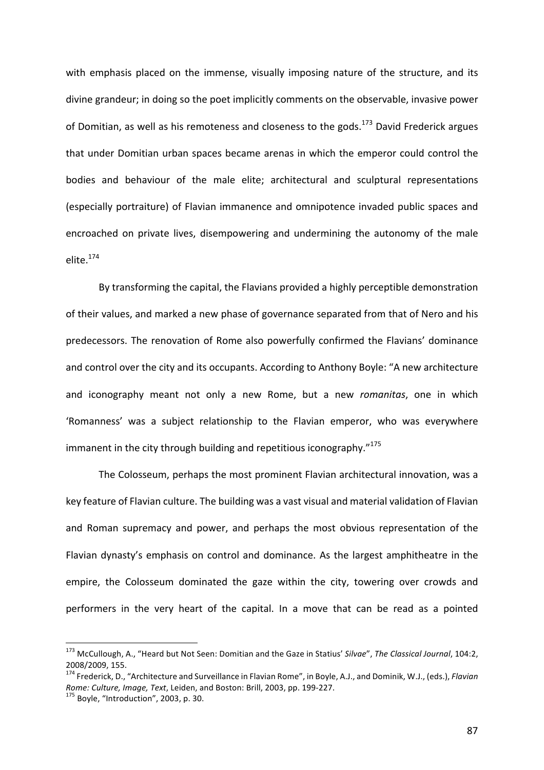with emphasis placed on the immense, visually imposing nature of the structure, and its divine grandeur; in doing so the poet implicitly comments on the observable, invasive power of Domitian, as well as his remoteness and closeness to the gods.[173] David Frederick argues that under Domitian urban spaces became arenas in which the emperor could control the bodies and behaviour of the male elite; architectural and sculptural representations (especially portraiture) of Flavian immanence and omnipotence invaded public spaces and encroached on private lives, disempowering and undermining the autonomy of the male elite.[174]

By transforming the capital, the Flavians provided a highly perceptible demonstration of their values, and marked a new phase of governance separated from that of Nero and his predecessors. The renovation of Rome also powerfully confirmed the Flavians' dominance and control over the city and its occupants. According to Anthony Boyle: "A new architecture and iconography meant not only a new Rome, but a new *romanitas*, one in which 'Romanness' was a subject relationship to the Flavian emperor, who was everywhere immanent in the city through building and repetitious iconography."[175]

The Colosseum, perhaps the most prominent Flavian architectural innovation, was a key feature of Flavian culture. The building was a vast visual and material validation of Flavian and Roman supremacy and power, and perhaps the most obvious representation of the Flavian dynasty's emphasis on control and dominance. As the largest amphitheatre in the empire, the Colosseum dominated the gaze within the city, towering over crowds and performers in the very heart of the capital. In a move that can be read as a pointed

---

[173] McCullough, A., "Heard but Not Seen: Domitian and the Gaze in Statius' *Silvae*", *The Classical Journal*, 104:2, 2008/2009, 155.

[174] Frederick, D., "Architecture and Surveillance in Flavian Rome", in Boyle, A.J., and Dominik, W.J., (eds.), *Flavian Rome: Culture, Image, Text*, Leiden, and Boston: Brill, 2003, pp. 199-227.

[175] Boyle, "Introduction", 2003, p. 30.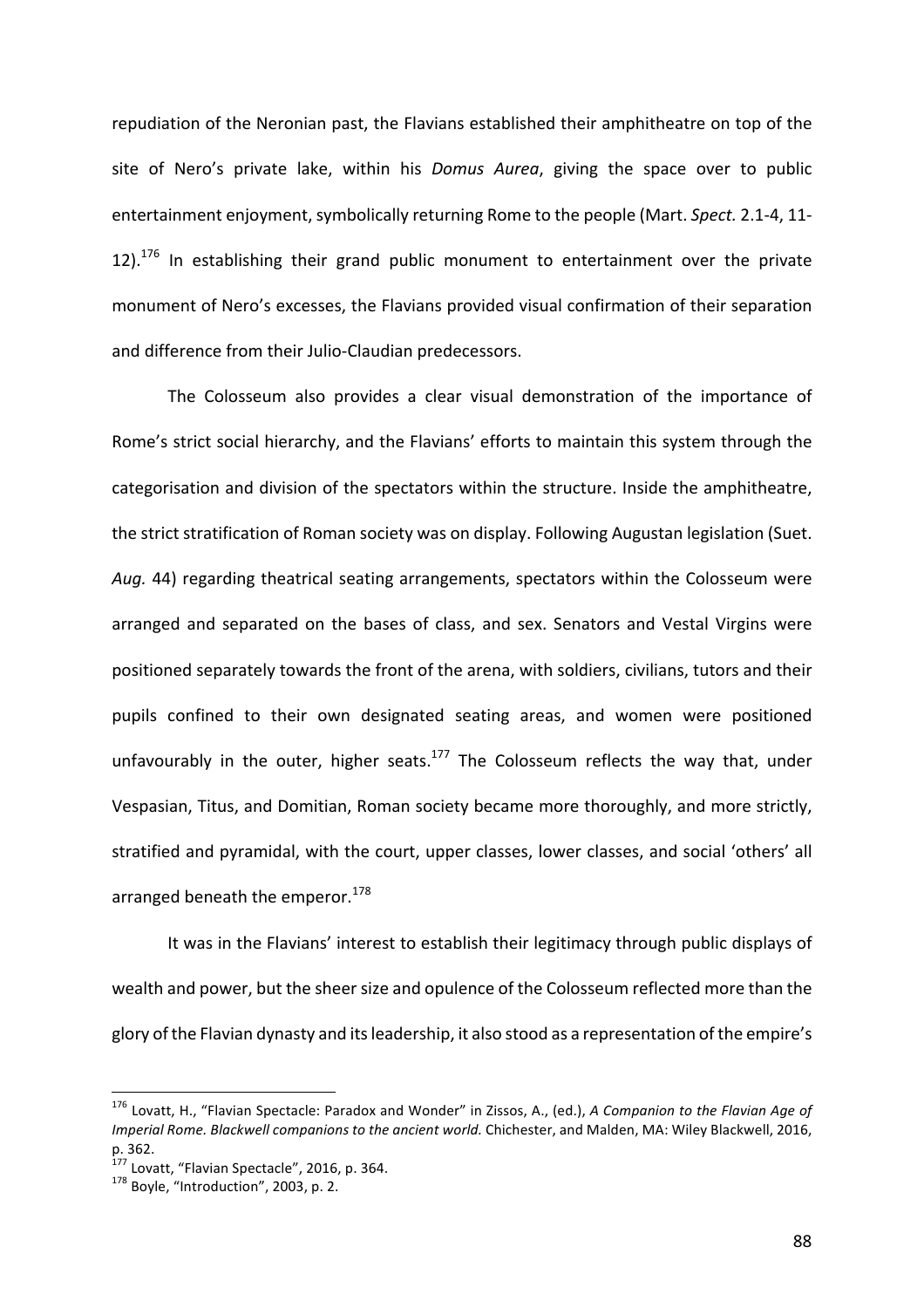repudiation of the Neronian past, the Flavians established their amphitheatre on top of the site of Nero's private lake, within his *Domus Aurea*, giving the space over to public entertainment enjoyment, symbolically returning Rome to the people (Mart. *Spect.* 2.1-4, 11-12).[176] In establishing their grand public monument to entertainment over the private monument of Nero's excesses, the Flavians provided visual confirmation of their separation and difference from their Julio-Claudian predecessors.

The Colosseum also provides a clear visual demonstration of the importance of Rome's strict social hierarchy, and the Flavians' efforts to maintain this system through the categorisation and division of the spectators within the structure. Inside the amphitheatre, the strict stratification of Roman society was on display. Following Augustan legislation (Suet. *Aug.* 44) regarding theatrical seating arrangements, spectators within the Colosseum were arranged and separated on the bases of class, and sex. Senators and Vestal Virgins were positioned separately towards the front of the arena, with soldiers, civilians, tutors and their pupils confined to their own designated seating areas, and women were positioned unfavourably in the outer, higher seats.[177] The Colosseum reflects the way that, under Vespasian, Titus, and Domitian, Roman society became more thoroughly, and more strictly, stratified and pyramidal, with the court, upper classes, lower classes, and social 'others' all arranged beneath the emperor.[178]

It was in the Flavians' interest to establish their legitimacy through public displays of wealth and power, but the sheer size and opulence of the Colosseum reflected more than the glory of the Flavian dynasty and its leadership, it also stood as a representation of the empire's

---

[176] Lovatt, H., "Flavian Spectacle: Paradox and Wonder" in Zissos, A., (ed.), *A Companion to the Flavian Age of Imperial Rome. Blackwell companions to the ancient world.* Chichester, and Malden, MA: Wiley Blackwell, 2016, p. 362.

[177] Lovatt, "Flavian Spectacle", 2016, p. 364.

[178] Boyle, "Introduction", 2003, p. 2.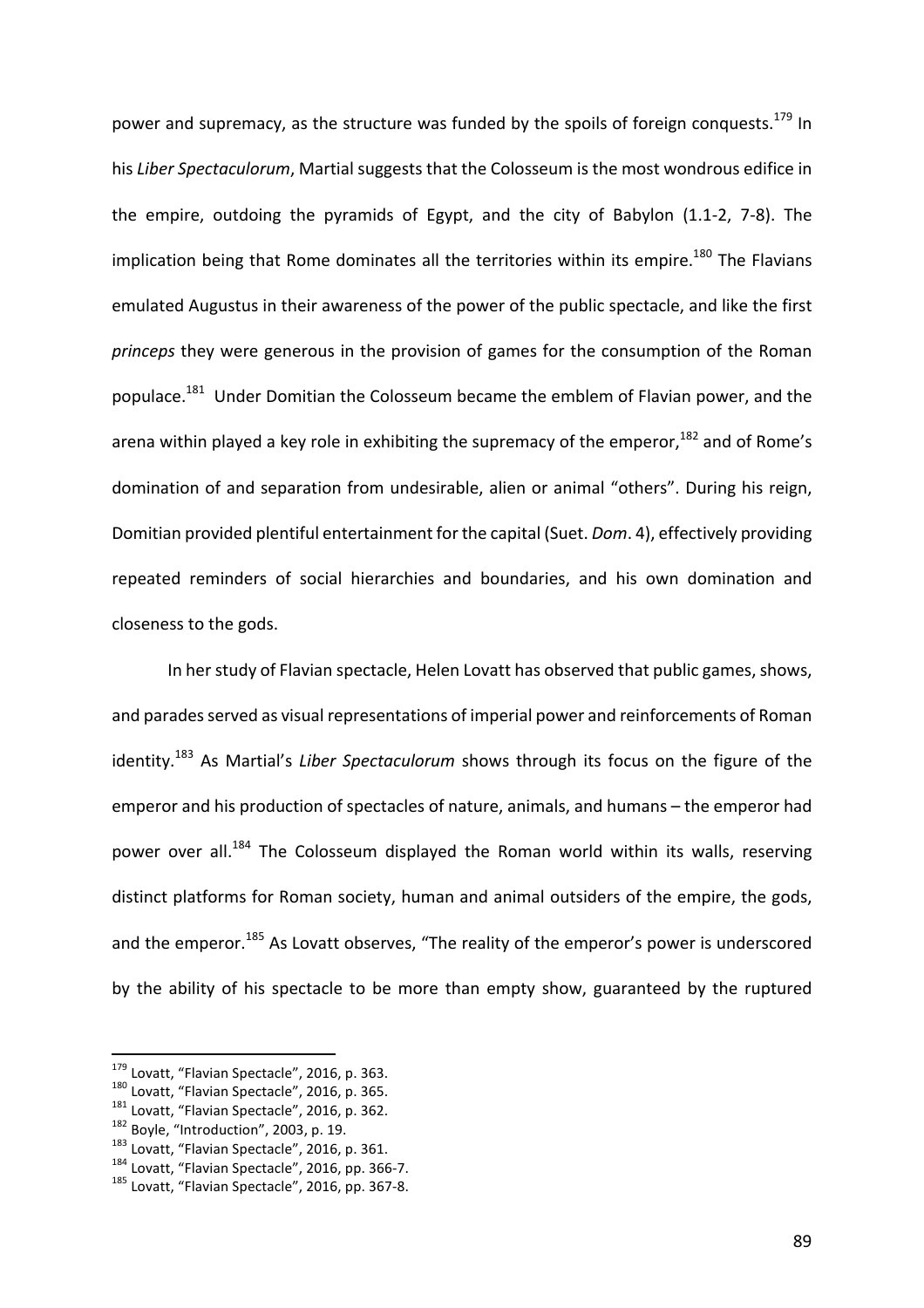power and supremacy, as the structure was funded by the spoils of foreign conquests.[179] In his *Liber Spectaculorum*, Martial suggests that the Colosseum is the most wondrous edifice in the empire, outdoing the pyramids of Egypt, and the city of Babylon (1.1-2, 7-8). The implication being that Rome dominates all the territories within its empire.[180] The Flavians emulated Augustus in their awareness of the power of the public spectacle, and like the first *princeps* they were generous in the provision of games for the consumption of the Roman populace.[181] Under Domitian the Colosseum became the emblem of Flavian power, and the arena within played a key role in exhibiting the supremacy of the emperor,[182] and of Rome's domination of and separation from undesirable, alien or animal "others". During his reign, Domitian provided plentiful entertainment for the capital (Suet. *Dom*. 4), effectively providing repeated reminders of social hierarchies and boundaries, and his own domination and closeness to the gods.

In her study of Flavian spectacle, Helen Lovatt has observed that public games, shows, and parades served as visual representations of imperial power and reinforcements of Roman identity.[183] As Martial's *Liber Spectaculorum* shows through its focus on the figure of the emperor and his production of spectacles of nature, animals, and humans – the emperor had power over all.[184] The Colosseum displayed the Roman world within its walls, reserving distinct platforms for Roman society, human and animal outsiders of the empire, the gods, and the emperor.[185] As Lovatt observes, "The reality of the emperor's power is underscored by the ability of his spectacle to be more than empty show, guaranteed by the ruptured

---

[179] Lovatt, "Flavian Spectacle", 2016, p. 363.
[180] Lovatt, "Flavian Spectacle", 2016, p. 365.
[181] Lovatt, "Flavian Spectacle", 2016, p. 362.
[182] Boyle, "Introduction", 2003, p. 19.
[183] Lovatt, "Flavian Spectacle", 2016, p. 361.
[184] Lovatt, "Flavian Spectacle", 2016, pp. 366-7.
[185] Lovatt, "Flavian Spectacle", 2016, pp. 367-8.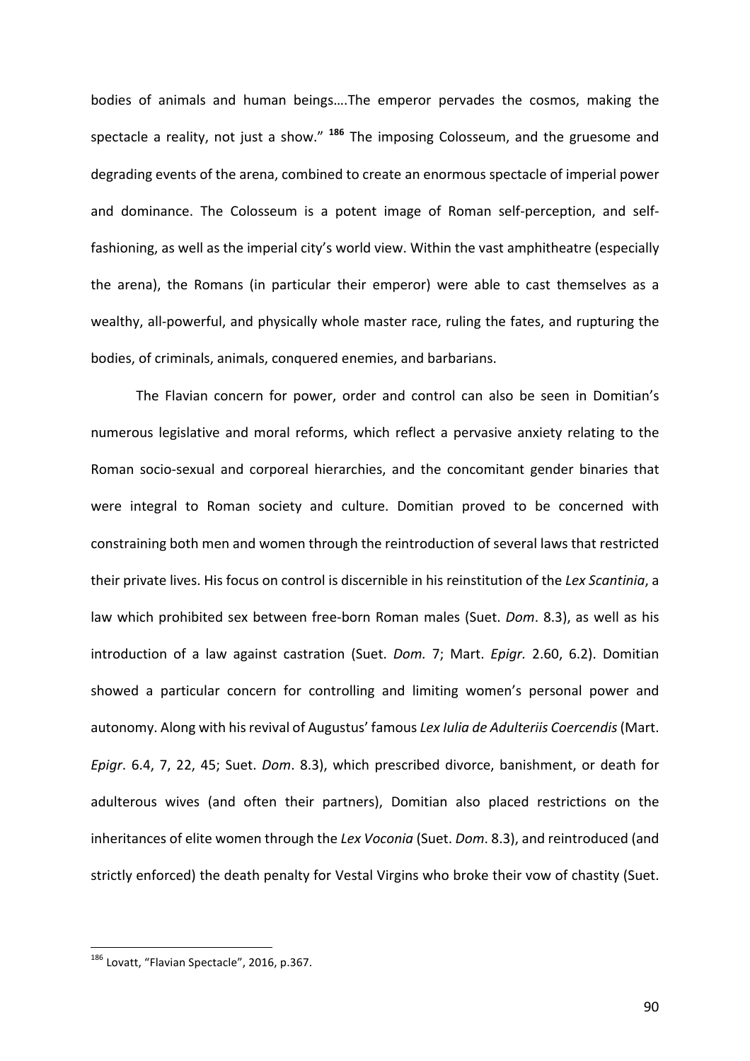bodies of animals and human beings….The emperor pervades the cosmos, making the spectacle a reality, not just a show." [186] The imposing Colosseum, and the gruesome and degrading events of the arena, combined to create an enormous spectacle of imperial power and dominance. The Colosseum is a potent image of Roman self-perception, and self-fashioning, as well as the imperial city's world view. Within the vast amphitheatre (especially the arena), the Romans (in particular their emperor) were able to cast themselves as a wealthy, all-powerful, and physically whole master race, ruling the fates, and rupturing the bodies, of criminals, animals, conquered enemies, and barbarians.

The Flavian concern for power, order and control can also be seen in Domitian's numerous legislative and moral reforms, which reflect a pervasive anxiety relating to the Roman socio-sexual and corporeal hierarchies, and the concomitant gender binaries that were integral to Roman society and culture. Domitian proved to be concerned with constraining both men and women through the reintroduction of several laws that restricted their private lives. His focus on control is discernible in his reinstitution of the *Lex Scantinia*, a law which prohibited sex between free-born Roman males (Suet. *Dom*. 8.3), as well as his introduction of a law against castration (Suet. *Dom.* 7; Mart. *Epigr.* 2.60, 6.2). Domitian showed a particular concern for controlling and limiting women's personal power and autonomy. Along with his revival of Augustus' famous *Lex Iulia de Adulteriis Coercendis* (Mart. *Epigr*. 6.4, 7, 22, 45; Suet. *Dom*. 8.3), which prescribed divorce, banishment, or death for adulterous wives (and often their partners), Domitian also placed restrictions on the inheritances of elite women through the *Lex Voconia* (Suet. *Dom*. 8.3), and reintroduced (and strictly enforced) the death penalty for Vestal Virgins who broke their vow of chastity (Suet.

[186] Lovatt, "Flavian Spectacle", 2016, p.367.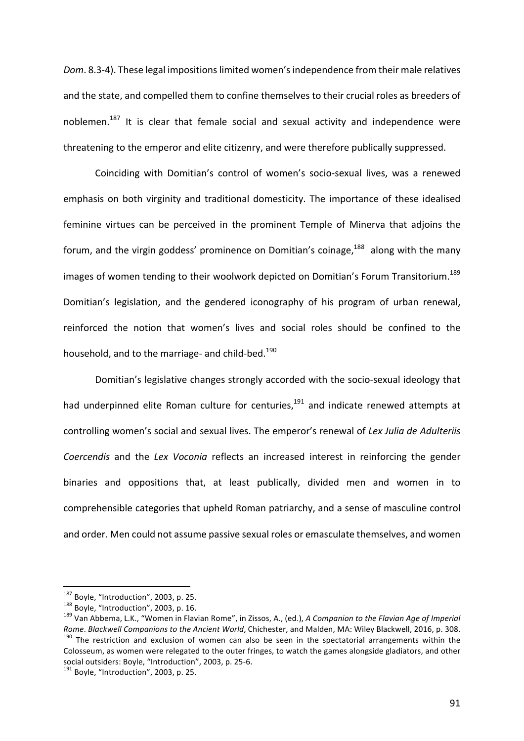*Dom*. 8.3-4). These legal impositions limited women's independence from their male relatives and the state, and compelled them to confine themselves to their crucial roles as breeders of noblemen.[187] It is clear that female social and sexual activity and independence were threatening to the emperor and elite citizenry, and were therefore publically suppressed.

Coinciding with Domitian's control of women's socio-sexual lives, was a renewed emphasis on both virginity and traditional domesticity. The importance of these idealised feminine virtues can be perceived in the prominent Temple of Minerva that adjoins the forum, and the virgin goddess' prominence on Domitian's coinage,[188] along with the many images of women tending to their woolwork depicted on Domitian's Forum Transitorium.[189] Domitian's legislation, and the gendered iconography of his program of urban renewal, reinforced the notion that women's lives and social roles should be confined to the household, and to the marriage- and child-bed.[190]

Domitian's legislative changes strongly accorded with the socio-sexual ideology that had underpinned elite Roman culture for centuries,[191] and indicate renewed attempts at controlling women's social and sexual lives. The emperor's renewal of *Lex Julia de Adulteriis Coercendis* and the *Lex Voconia* reflects an increased interest in reinforcing the gender binaries and oppositions that, at least publically, divided men and women in to comprehensible categories that upheld Roman patriarchy, and a sense of masculine control and order. Men could not assume passive sexual roles or emasculate themselves, and women

---

[187] Boyle, "Introduction", 2003, p. 25.

[188] Boyle, "Introduction", 2003, p. 16.

[189] Van Abbema, L.K., "Women in Flavian Rome", in Zissos, A., (ed.), *A Companion to the Flavian Age of Imperial Rome*. *Blackwell Companions to the Ancient World*, Chichester, and Malden, MA: Wiley Blackwell, 2016, p. 308.

[190] The restriction and exclusion of women can also be seen in the spectatorial arrangements within the Colosseum, as women were relegated to the outer fringes, to watch the games alongside gladiators, and other social outsiders: Boyle, "Introduction", 2003, p. 25-6.

[191] Boyle, "Introduction", 2003, p. 25.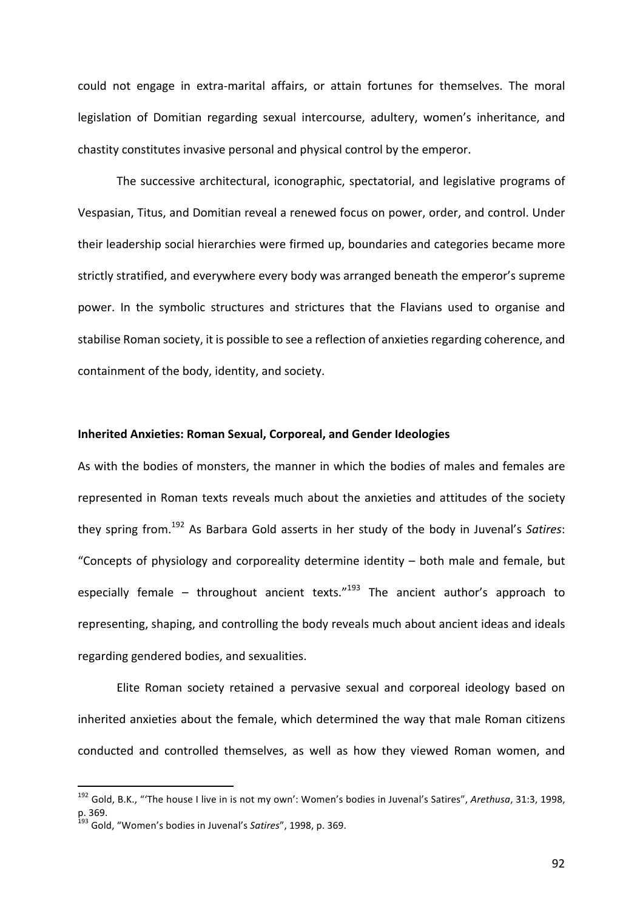could not engage in extra-marital affairs, or attain fortunes for themselves. The moral legislation of Domitian regarding sexual intercourse, adultery, women's inheritance, and chastity constitutes invasive personal and physical control by the emperor.

The successive architectural, iconographic, spectatorial, and legislative programs of Vespasian, Titus, and Domitian reveal a renewed focus on power, order, and control. Under their leadership social hierarchies were firmed up, boundaries and categories became more strictly stratified, and everywhere every body was arranged beneath the emperor's supreme power. In the symbolic structures and strictures that the Flavians used to organise and stabilise Roman society, it is possible to see a reflection of anxieties regarding coherence, and containment of the body, identity, and society.

### Inherited Anxieties: Roman Sexual, Corporeal, and Gender Ideologies

As with the bodies of monsters, the manner in which the bodies of males and females are represented in Roman texts reveals much about the anxieties and attitudes of the society they spring from.[192] As Barbara Gold asserts in her study of the body in Juvenal's *Satires*: "Concepts of physiology and corporeality determine identity – both male and female, but especially female – throughout ancient texts."[193] The ancient author's approach to representing, shaping, and controlling the body reveals much about ancient ideas and ideals regarding gendered bodies, and sexualities.

Elite Roman society retained a pervasive sexual and corporeal ideology based on inherited anxieties about the female, which determined the way that male Roman citizens conducted and controlled themselves, as well as how they viewed Roman women, and

---

[192] Gold, B.K., "'The house I live in is not my own': Women's bodies in Juvenal's Satires", *Arethusa*, 31:3, 1998, p. 369.

[193] Gold, "Women's bodies in Juvenal's *Satires*", 1998, p. 369.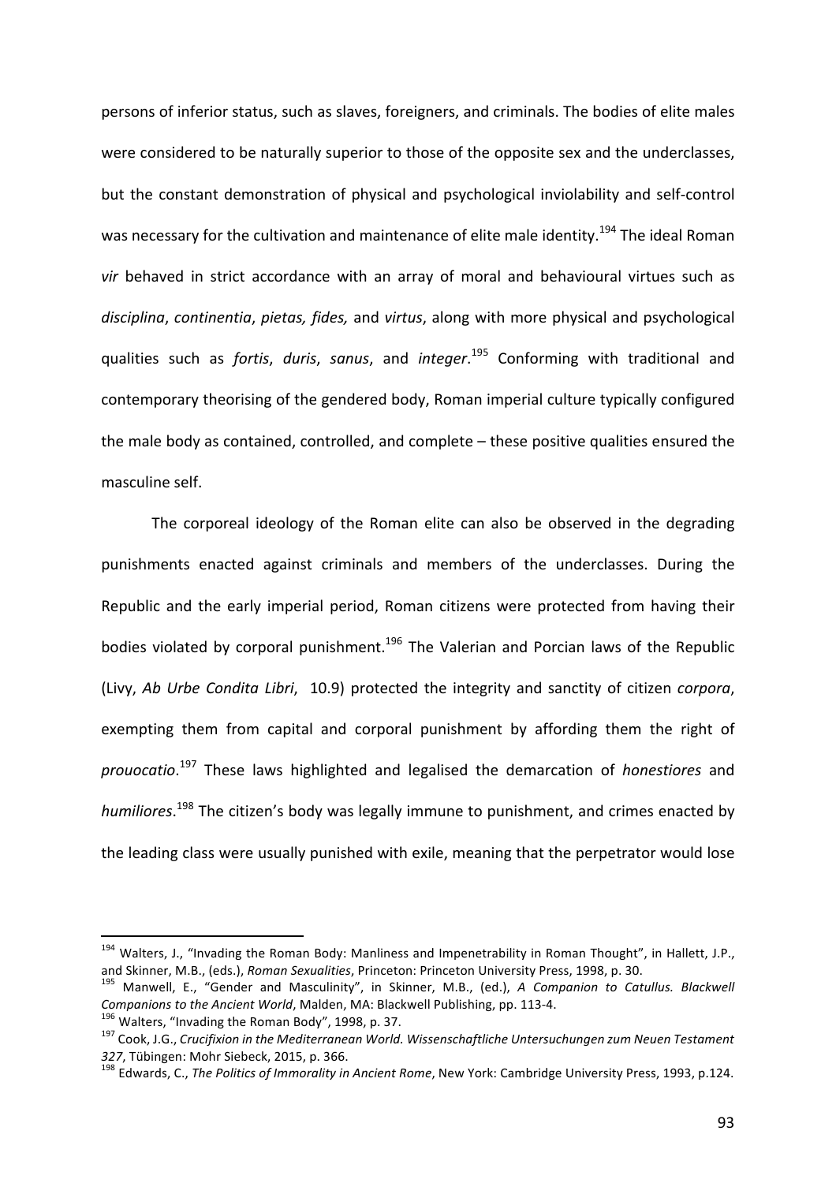persons of inferior status, such as slaves, foreigners, and criminals. The bodies of elite males were considered to be naturally superior to those of the opposite sex and the underclasses, but the constant demonstration of physical and psychological inviolability and self-control was necessary for the cultivation and maintenance of elite male identity.[194] The ideal Roman *vir* behaved in strict accordance with an array of moral and behavioural virtues such as *disciplina*, *continentia*, *pietas, fides,* and *virtus*, along with more physical and psychological qualities such as *fortis*, *duris*, *sanus*, and *integer*.[195] Conforming with traditional and contemporary theorising of the gendered body, Roman imperial culture typically configured the male body as contained, controlled, and complete – these positive qualities ensured the masculine self.

The corporeal ideology of the Roman elite can also be observed in the degrading punishments enacted against criminals and members of the underclasses. During the Republic and the early imperial period, Roman citizens were protected from having their bodies violated by corporal punishment.[196] The Valerian and Porcian laws of the Republic (Livy, *Ab Urbe Condita Libri*, 10.9) protected the integrity and sanctity of citizen *corpora*, exempting them from capital and corporal punishment by affording them the right of *prouocatio*.[197] These laws highlighted and legalised the demarcation of *honestiores* and *humiliores*.[198] The citizen's body was legally immune to punishment, and crimes enacted by the leading class were usually punished with exile, meaning that the perpetrator would lose

---

[194] Walters, J., "Invading the Roman Body: Manliness and Impenetrability in Roman Thought", in Hallett, J.P., and Skinner, M.B., (eds.), *Roman Sexualities*, Princeton: Princeton University Press, 1998, p. 30.

[195] Manwell, E., "Gender and Masculinity", in Skinner, M.B., (ed.), *A Companion to Catullus. Blackwell Companions to the Ancient World*, Malden, MA: Blackwell Publishing, pp. 113-4.

[196] Walters, "Invading the Roman Body", 1998, p. 37.

[197] Cook, J.G., *Crucifixion in the Mediterranean World. Wissenschaftliche Untersuchungen zum Neuen Testament 327*, Tübingen: Mohr Siebeck, 2015, p. 366.

[198] Edwards, C., *The Politics of Immorality in Ancient Rome*, New York: Cambridge University Press, 1993, p.124.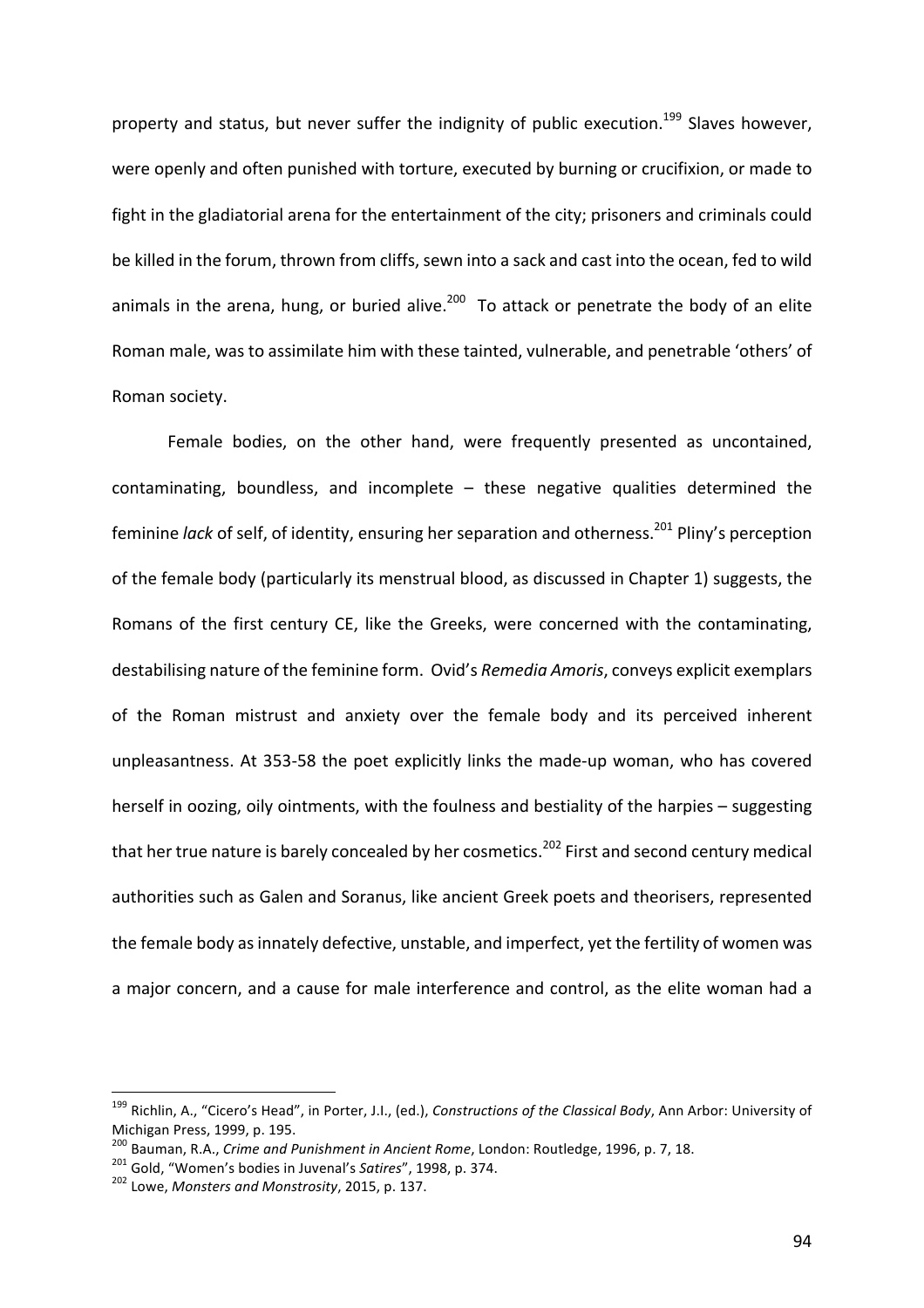property and status, but never suffer the indignity of public execution.[199] Slaves however, were openly and often punished with torture, executed by burning or crucifixion, or made to fight in the gladiatorial arena for the entertainment of the city; prisoners and criminals could be killed in the forum, thrown from cliffs, sewn into a sack and cast into the ocean, fed to wild animals in the arena, hung, or buried alive.[200] To attack or penetrate the body of an elite Roman male, was to assimilate him with these tainted, vulnerable, and penetrable 'others' of Roman society.

Female bodies, on the other hand, were frequently presented as uncontained, contaminating, boundless, and incomplete – these negative qualities determined the feminine *lack* of self, of identity, ensuring her separation and otherness.[201] Pliny's perception of the female body (particularly its menstrual blood, as discussed in Chapter 1) suggests, the Romans of the first century CE, like the Greeks, were concerned with the contaminating, destabilising nature of the feminine form. Ovid's *Remedia Amoris*, conveys explicit exemplars of the Roman mistrust and anxiety over the female body and its perceived inherent unpleasantness. At 353-58 the poet explicitly links the made-up woman, who has covered herself in oozing, oily ointments, with the foulness and bestiality of the harpies – suggesting that her true nature is barely concealed by her cosmetics.[202] First and second century medical authorities such as Galen and Soranus, like ancient Greek poets and theorisers, represented the female body as innately defective, unstable, and imperfect, yet the fertility of women was a major concern, and a cause for male interference and control, as the elite woman had a

---

[199] Richlin, A., "Cicero's Head", in Porter, J.I., (ed.), *Constructions of the Classical Body*, Ann Arbor: University of Michigan Press, 1999, p. 195.

[200] Bauman, R.A., *Crime and Punishment in Ancient Rome*, London: Routledge, 1996, p. 7, 18.

[201] Gold, "Women's bodies in Juvenal's *Satires*", 1998, p. 374.

[202] Lowe, *Monsters and Monstrosity*, 2015, p. 137.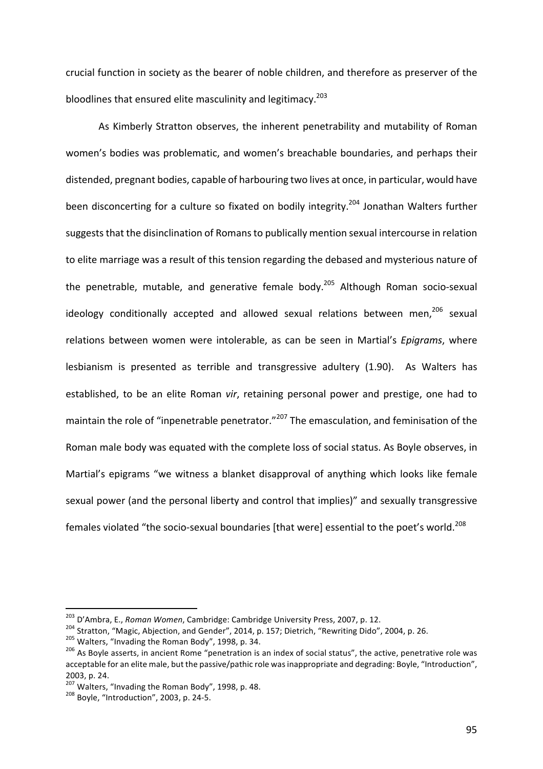crucial function in society as the bearer of noble children, and therefore as preserver of the bloodlines that ensured elite masculinity and legitimacy.[203]

As Kimberly Stratton observes, the inherent penetrability and mutability of Roman women's bodies was problematic, and women's breachable boundaries, and perhaps their distended, pregnant bodies, capable of harbouring two lives at once, in particular, would have been disconcerting for a culture so fixated on bodily integrity.[204] Jonathan Walters further suggests that the disinclination of Romans to publically mention sexual intercourse in relation to elite marriage was a result of this tension regarding the debased and mysterious nature of the penetrable, mutable, and generative female body.[205] Although Roman socio-sexual ideology conditionally accepted and allowed sexual relations between men,[206] sexual relations between women were intolerable, as can be seen in Martial's *Epigrams*, where lesbianism is presented as terrible and transgressive adultery (1.90). As Walters has established, to be an elite Roman *vir*, retaining personal power and prestige, one had to maintain the role of "inpenetrable penetrator."[207] The emasculation, and feminisation of the Roman male body was equated with the complete loss of social status. As Boyle observes, in Martial's epigrams "we witness a blanket disapproval of anything which looks like female sexual power (and the personal liberty and control that implies)" and sexually transgressive females violated "the socio-sexual boundaries [that were] essential to the poet's world.[208]

---

[203] D'Ambra, E., *Roman Women*, Cambridge: Cambridge University Press, 2007, p. 12.

[204] Stratton, "Magic, Abjection, and Gender", 2014, p. 157; Dietrich, "Rewriting Dido", 2004, p. 26.

[205] Walters, "Invading the Roman Body", 1998, p. 34.

[206] As Boyle asserts, in ancient Rome "penetration is an index of social status", the active, penetrative role was acceptable for an elite male, but the passive/pathic role was inappropriate and degrading: Boyle, "Introduction", 2003, p. 24.

[207] Walters, "Invading the Roman Body", 1998, p. 48.

[208] Boyle, "Introduction", 2003, p. 24-5.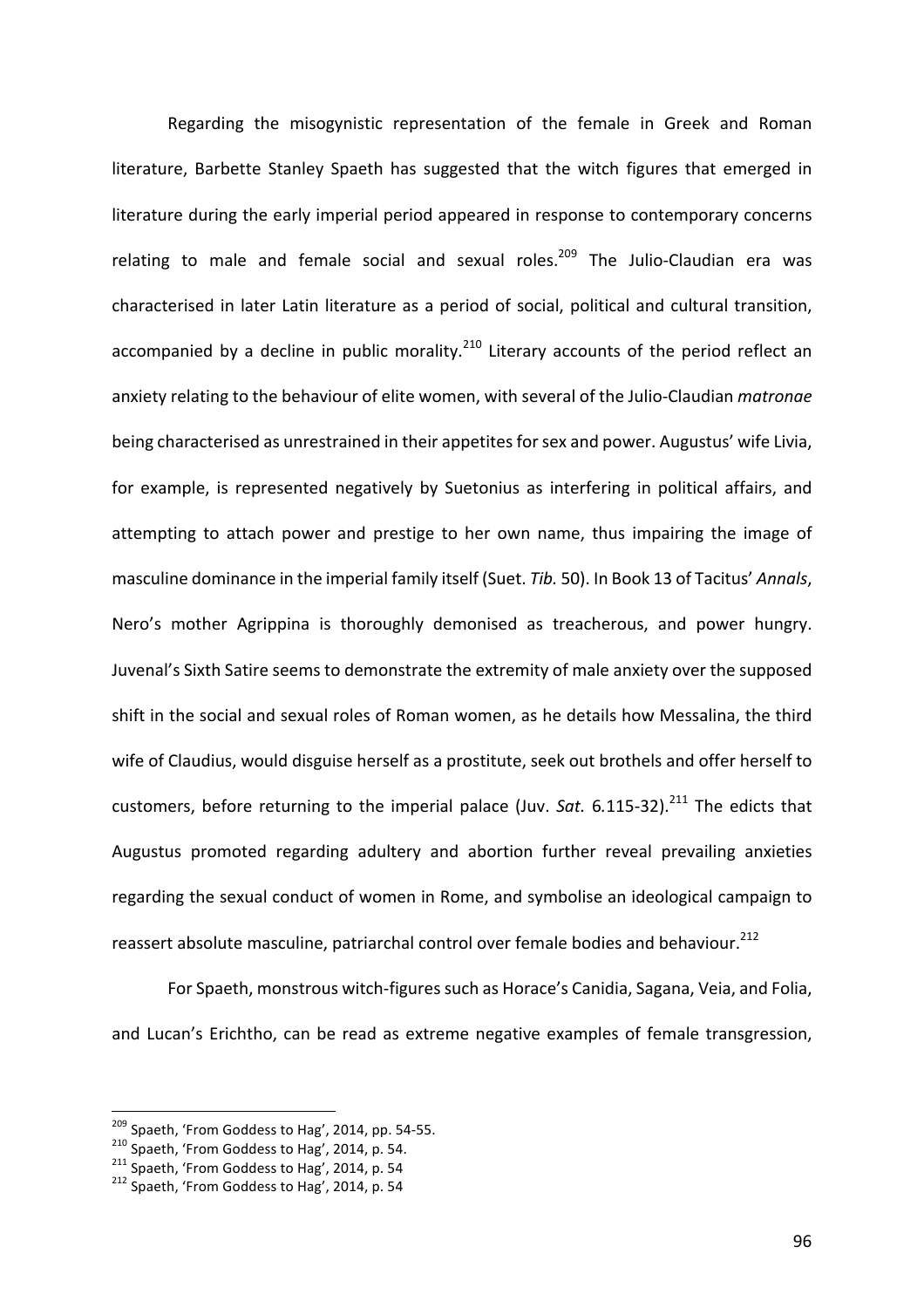Regarding the misogynistic representation of the female in Greek and Roman literature, Barbette Stanley Spaeth has suggested that the witch figures that emerged in literature during the early imperial period appeared in response to contemporary concerns relating to male and female social and sexual roles.[209] The Julio-Claudian era was characterised in later Latin literature as a period of social, political and cultural transition, accompanied by a decline in public morality.[210] Literary accounts of the period reflect an anxiety relating to the behaviour of elite women, with several of the Julio-Claudian *matronae* being characterised as unrestrained in their appetites for sex and power. Augustus' wife Livia, for example, is represented negatively by Suetonius as interfering in political affairs, and attempting to attach power and prestige to her own name, thus impairing the image of masculine dominance in the imperial family itself (Suet. *Tib.* 50). In Book 13 of Tacitus' *Annals*, Nero's mother Agrippina is thoroughly demonised as treacherous, and power hungry. Juvenal's Sixth Satire seems to demonstrate the extremity of male anxiety over the supposed shift in the social and sexual roles of Roman women, as he details how Messalina, the third wife of Claudius, would disguise herself as a prostitute, seek out brothels and offer herself to customers, before returning to the imperial palace (Juv. *Sat.* 6.115-32).[211] The edicts that Augustus promoted regarding adultery and abortion further reveal prevailing anxieties regarding the sexual conduct of women in Rome, and symbolise an ideological campaign to reassert absolute masculine, patriarchal control over female bodies and behaviour.[212]

For Spaeth, monstrous witch-figures such as Horace's Canidia, Sagana, Veia, and Folia, and Lucan's Erichtho, can be read as extreme negative examples of female transgression,

---

[209] Spaeth, 'From Goddess to Hag', 2014, pp. 54-55.

[210] Spaeth, 'From Goddess to Hag', 2014, p. 54.

[211] Spaeth, 'From Goddess to Hag', 2014, p. 54

[212] Spaeth, 'From Goddess to Hag', 2014, p. 54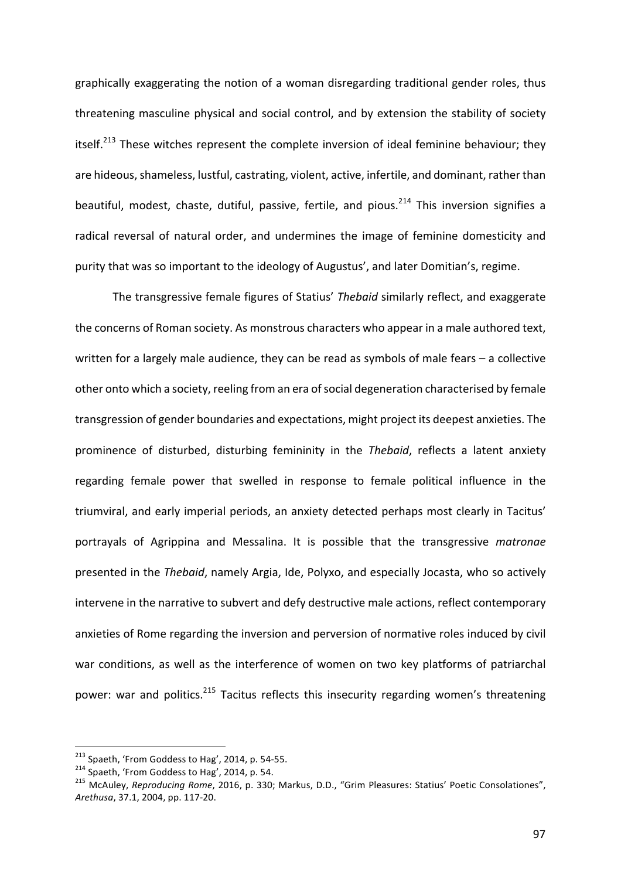graphically exaggerating the notion of a woman disregarding traditional gender roles, thus threatening masculine physical and social control, and by extension the stability of society itself.[213] These witches represent the complete inversion of ideal feminine behaviour; they are hideous, shameless, lustful, castrating, violent, active, infertile, and dominant, rather than beautiful, modest, chaste, dutiful, passive, fertile, and pious.[214] This inversion signifies a radical reversal of natural order, and undermines the image of feminine domesticity and purity that was so important to the ideology of Augustus', and later Domitian's, regime.

The transgressive female figures of Statius' *Thebaid* similarly reflect, and exaggerate the concerns of Roman society. As monstrous characters who appear in a male authored text, written for a largely male audience, they can be read as symbols of male fears – a collective other onto which a society, reeling from an era of social degeneration characterised by female transgression of gender boundaries and expectations, might project its deepest anxieties. The prominence of disturbed, disturbing femininity in the *Thebaid*, reflects a latent anxiety regarding female power that swelled in response to female political influence in the triumviral, and early imperial periods, an anxiety detected perhaps most clearly in Tacitus' portrayals of Agrippina and Messalina. It is possible that the transgressive *matronae* presented in the *Thebaid*, namely Argia, Ide, Polyxo, and especially Jocasta, who so actively intervene in the narrative to subvert and defy destructive male actions, reflect contemporary anxieties of Rome regarding the inversion and perversion of normative roles induced by civil war conditions, as well as the interference of women on two key platforms of patriarchal power: war and politics.[215] Tacitus reflects this insecurity regarding women's threatening

---

[213] Spaeth, 'From Goddess to Hag', 2014, p. 54-55.

[214] Spaeth, 'From Goddess to Hag', 2014, p. 54.

[215] McAuley, *Reproducing Rome*, 2016, p. 330; Markus, D.D., "Grim Pleasures: Statius' Poetic Consolationes", *Arethusa*, 37.1, 2004, pp. 117-20.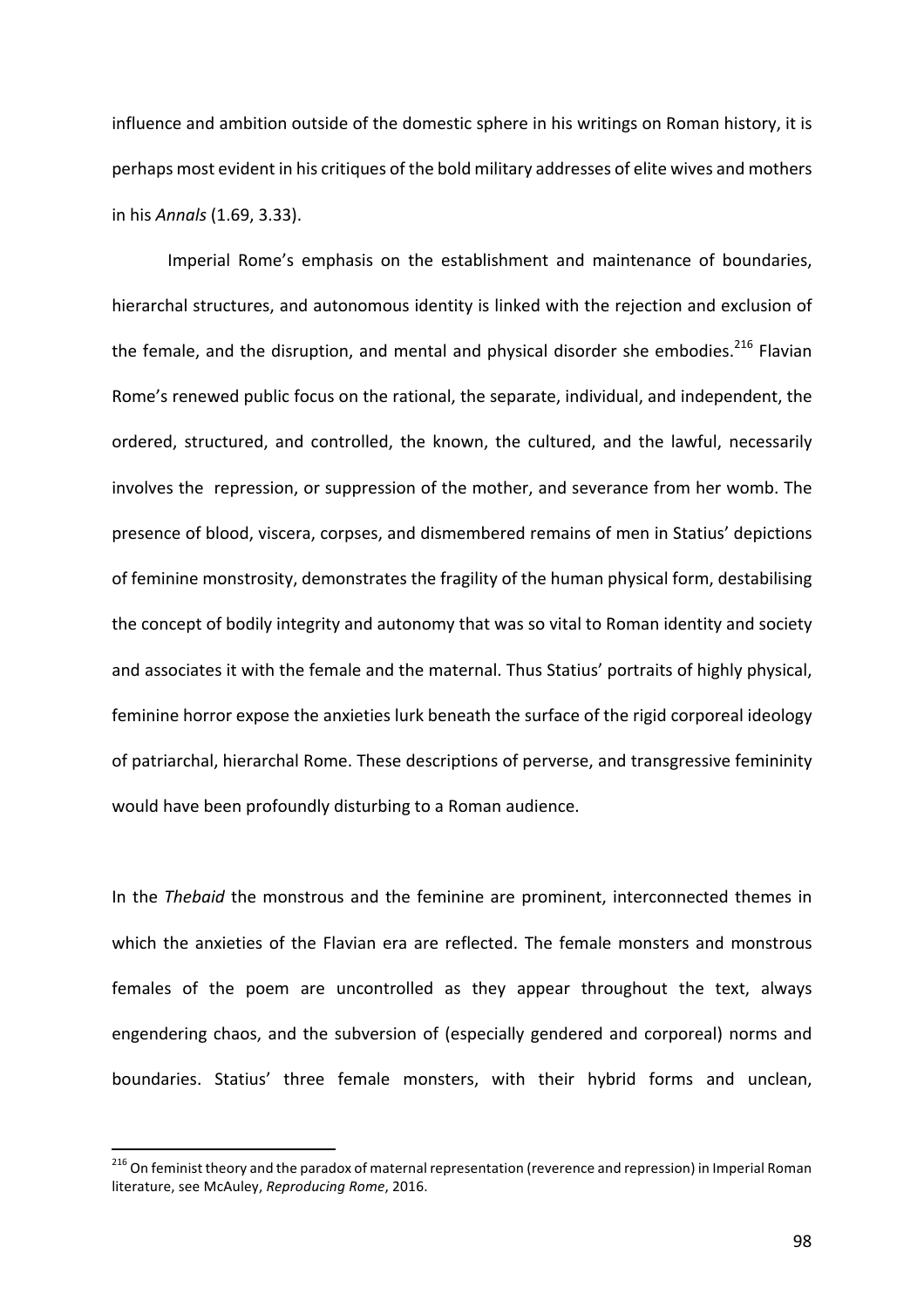influence and ambition outside of the domestic sphere in his writings on Roman history, it is perhaps most evident in his critiques of the bold military addresses of elite wives and mothers in his *Annals* (1.69, 3.33).

Imperial Rome's emphasis on the establishment and maintenance of boundaries, hierarchal structures, and autonomous identity is linked with the rejection and exclusion of the female, and the disruption, and mental and physical disorder she embodies.[216] Flavian Rome's renewed public focus on the rational, the separate, individual, and independent, the ordered, structured, and controlled, the known, the cultured, and the lawful, necessarily involves the repression, or suppression of the mother, and severance from her womb. The presence of blood, viscera, corpses, and dismembered remains of men in Statius' depictions of feminine monstrosity, demonstrates the fragility of the human physical form, destabilising the concept of bodily integrity and autonomy that was so vital to Roman identity and society and associates it with the female and the maternal. Thus Statius' portraits of highly physical, feminine horror expose the anxieties lurk beneath the surface of the rigid corporeal ideology of patriarchal, hierarchal Rome. These descriptions of perverse, and transgressive femininity would have been profoundly disturbing to a Roman audience.

In the *Thebaid* the monstrous and the feminine are prominent, interconnected themes in which the anxieties of the Flavian era are reflected. The female monsters and monstrous females of the poem are uncontrolled as they appear throughout the text, always engendering chaos, and the subversion of (especially gendered and corporeal) norms and boundaries. Statius' three female monsters, with their hybrid forms and unclean,

---

[216] On feminist theory and the paradox of maternal representation (reverence and repression) in Imperial Roman literature, see McAuley, *Reproducing Rome*, 2016.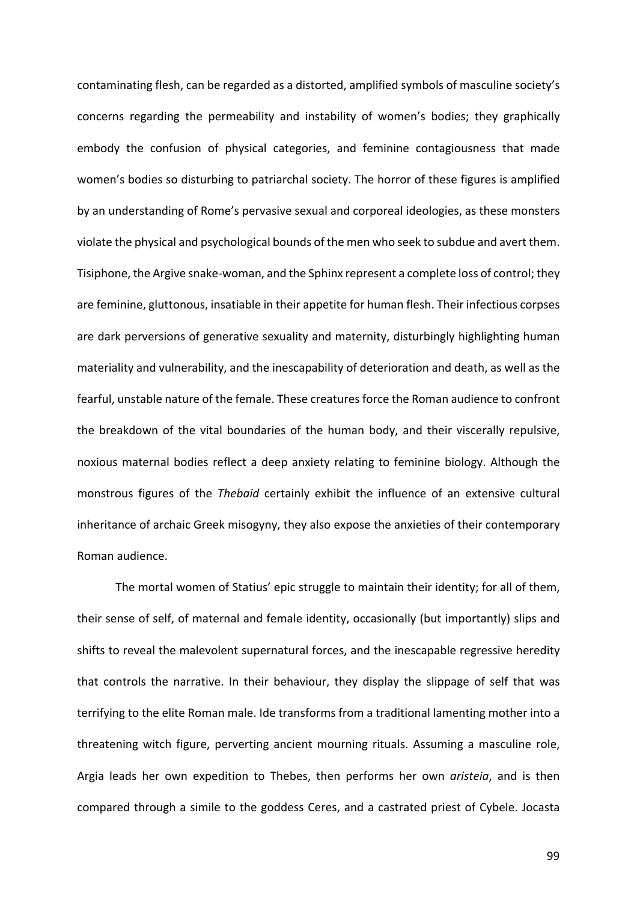contaminating flesh, can be regarded as a distorted, amplified symbols of masculine society's concerns regarding the permeability and instability of women's bodies; they graphically embody the confusion of physical categories, and feminine contagiousness that made women's bodies so disturbing to patriarchal society. The horror of these figures is amplified by an understanding of Rome's pervasive sexual and corporeal ideologies, as these monsters violate the physical and psychological bounds of the men who seek to subdue and avert them. Tisiphone, the Argive snake-woman, and the Sphinx represent a complete loss of control; they are feminine, gluttonous, insatiable in their appetite for human flesh. Their infectious corpses are dark perversions of generative sexuality and maternity, disturbingly highlighting human materiality and vulnerability, and the inescapability of deterioration and death, as well as the fearful, unstable nature of the female. These creatures force the Roman audience to confront the breakdown of the vital boundaries of the human body, and their viscerally repulsive, noxious maternal bodies reflect a deep anxiety relating to feminine biology. Although the monstrous figures of the *Thebaid* certainly exhibit the influence of an extensive cultural inheritance of archaic Greek misogyny, they also expose the anxieties of their contemporary Roman audience.

The mortal women of Statius' epic struggle to maintain their identity; for all of them, their sense of self, of maternal and female identity, occasionally (but importantly) slips and shifts to reveal the malevolent supernatural forces, and the inescapable regressive heredity that controls the narrative. In their behaviour, they display the slippage of self that was terrifying to the elite Roman male. Ide transforms from a traditional lamenting mother into a threatening witch figure, perverting ancient mourning rituals. Assuming a masculine role, Argia leads her own expedition to Thebes, then performs her own *aristeia*, and is then compared through a simile to the goddess Ceres, and a castrated priest of Cybele. Jocasta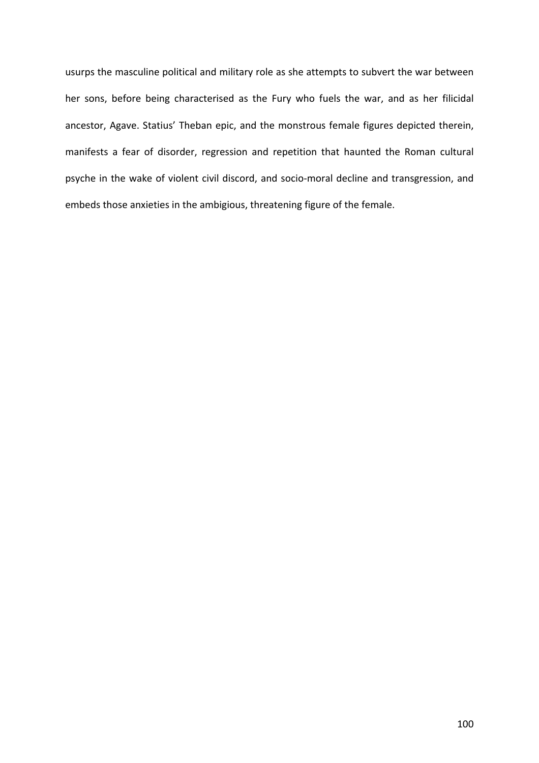usurps the masculine political and military role as she attempts to subvert the war between her sons, before being characterised as the Fury who fuels the war, and as her filicidal ancestor, Agave. Statius' Theban epic, and the monstrous female figures depicted therein, manifests a fear of disorder, regression and repetition that haunted the Roman cultural psyche in the wake of violent civil discord, and socio-moral decline and transgression, and embeds those anxieties in the ambigious, threatening figure of the female.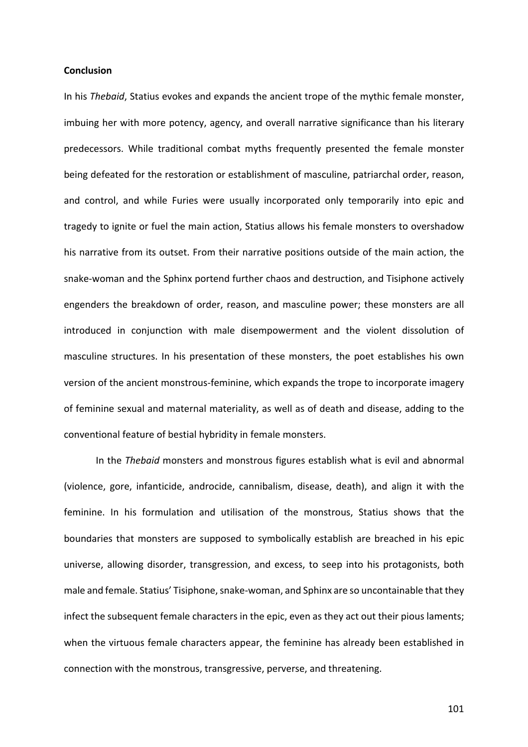**Conclusion**

In his *Thebaid*, Statius evokes and expands the ancient trope of the mythic female monster, imbuing her with more potency, agency, and overall narrative significance than his literary predecessors. While traditional combat myths frequently presented the female monster being defeated for the restoration or establishment of masculine, patriarchal order, reason, and control, and while Furies were usually incorporated only temporarily into epic and tragedy to ignite or fuel the main action, Statius allows his female monsters to overshadow his narrative from its outset. From their narrative positions outside of the main action, the snake-woman and the Sphinx portend further chaos and destruction, and Tisiphone actively engenders the breakdown of order, reason, and masculine power; these monsters are all introduced in conjunction with male disempowerment and the violent dissolution of masculine structures. In his presentation of these monsters, the poet establishes his own version of the ancient monstrous-feminine, which expands the trope to incorporate imagery of feminine sexual and maternal materiality, as well as of death and disease, adding to the conventional feature of bestial hybridity in female monsters.

In the *Thebaid* monsters and monstrous figures establish what is evil and abnormal (violence, gore, infanticide, androcide, cannibalism, disease, death), and align it with the feminine. In his formulation and utilisation of the monstrous, Statius shows that the boundaries that monsters are supposed to symbolically establish are breached in his epic universe, allowing disorder, transgression, and excess, to seep into his protagonists, both male and female. Statius' Tisiphone, snake-woman, and Sphinx are so uncontainable that they infect the subsequent female characters in the epic, even as they act out their pious laments; when the virtuous female characters appear, the feminine has already been established in connection with the monstrous, transgressive, perverse, and threatening.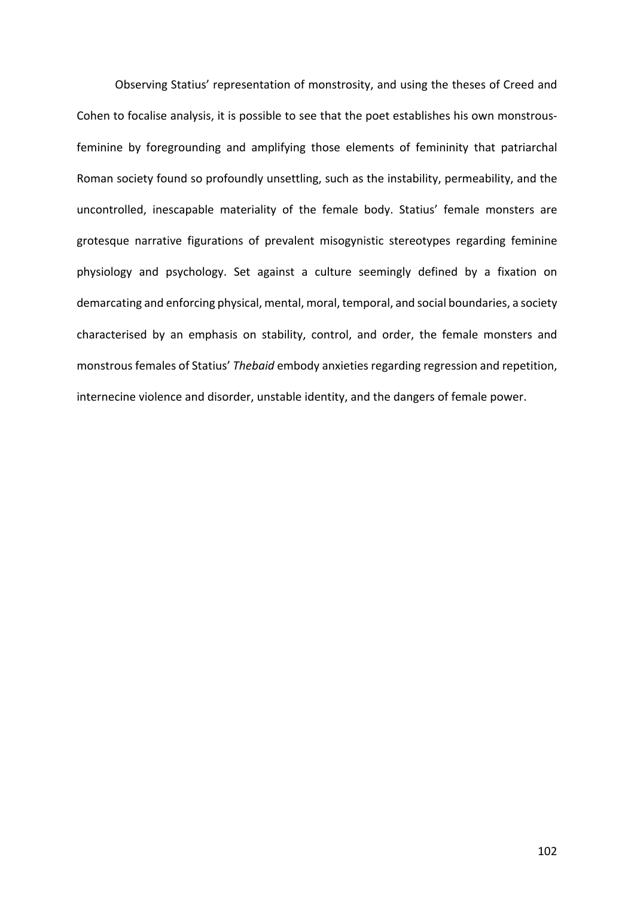Observing Statius' representation of monstrosity, and using the theses of Creed and Cohen to focalise analysis, it is possible to see that the poet establishes his own monstrous-feminine by foregrounding and amplifying those elements of femininity that patriarchal Roman society found so profoundly unsettling, such as the instability, permeability, and the uncontrolled, inescapable materiality of the female body. Statius' female monsters are grotesque narrative figurations of prevalent misogynistic stereotypes regarding feminine physiology and psychology. Set against a culture seemingly defined by a fixation on demarcating and enforcing physical, mental, moral, temporal, and social boundaries, a society characterised by an emphasis on stability, control, and order, the female monsters and monstrous females of Statius' *Thebaid* embody anxieties regarding regression and repetition, internecine violence and disorder, unstable identity, and the dangers of female power.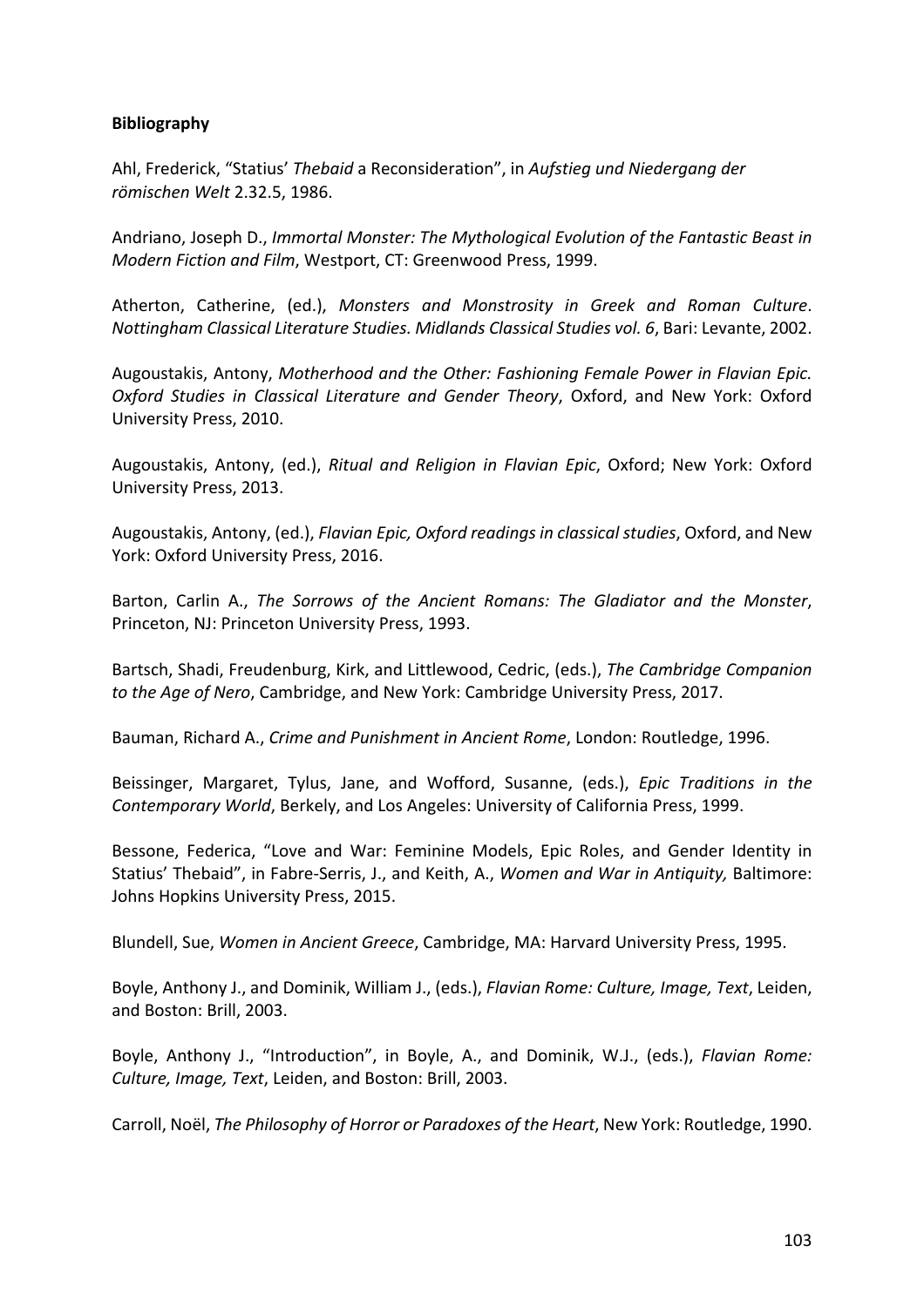**Bibliography**

Ahl, Frederick, “Statius’ *Thebaid* a Reconsideration”, in *Aufstieg und Niedergang der römischen Welt* 2.32.5, 1986.

Andriano, Joseph D., *Immortal Monster: The Mythological Evolution of the Fantastic Beast in Modern Fiction and Film*, Westport, CT: Greenwood Press, 1999.

Atherton, Catherine, (ed.), *Monsters and Monstrosity in Greek and Roman Culture*. *Nottingham Classical Literature Studies. Midlands Classical Studies vol. 6*, Bari: Levante, 2002.

Augoustakis, Antony, *Motherhood and the Other: Fashioning Female Power in Flavian Epic. Oxford Studies in Classical Literature and Gender Theory*, Oxford, and New York: Oxford University Press, 2010.

Augoustakis, Antony, (ed.), *Ritual and Religion in Flavian Epic*, Oxford; New York: Oxford University Press, 2013.

Augoustakis, Antony, (ed.), *Flavian Epic, Oxford readings in classical studies*, Oxford, and New York: Oxford University Press, 2016.

Barton, Carlin A., *The Sorrows of the Ancient Romans: The Gladiator and the Monster*, Princeton, NJ: Princeton University Press, 1993.

Bartsch, Shadi, Freudenburg, Kirk, and Littlewood, Cedric, (eds.), *The Cambridge Companion to the Age of Nero*, Cambridge, and New York: Cambridge University Press, 2017.

Bauman, Richard A., *Crime and Punishment in Ancient Rome*, London: Routledge, 1996.

Beissinger, Margaret, Tylus, Jane, and Wofford, Susanne, (eds.), *Epic Traditions in the Contemporary World*, Berkely, and Los Angeles: University of California Press, 1999.

Bessone, Federica, “Love and War: Feminine Models, Epic Roles, and Gender Identity in Statius’ Thebaid”, in Fabre-Serris, J., and Keith, A., *Women and War in Antiquity,* Baltimore: Johns Hopkins University Press, 2015.

Blundell, Sue, *Women in Ancient Greece*, Cambridge, MA: Harvard University Press, 1995.

Boyle, Anthony J., and Dominik, William J., (eds.), *Flavian Rome: Culture, Image, Text*, Leiden, and Boston: Brill, 2003.

Boyle, Anthony J., “Introduction”, in Boyle, A., and Dominik, W.J., (eds.), *Flavian Rome: Culture, Image, Text*, Leiden, and Boston: Brill, 2003.

Carroll, Noël, *The Philosophy of Horror or Paradoxes of the Heart*, New York: Routledge, 1990.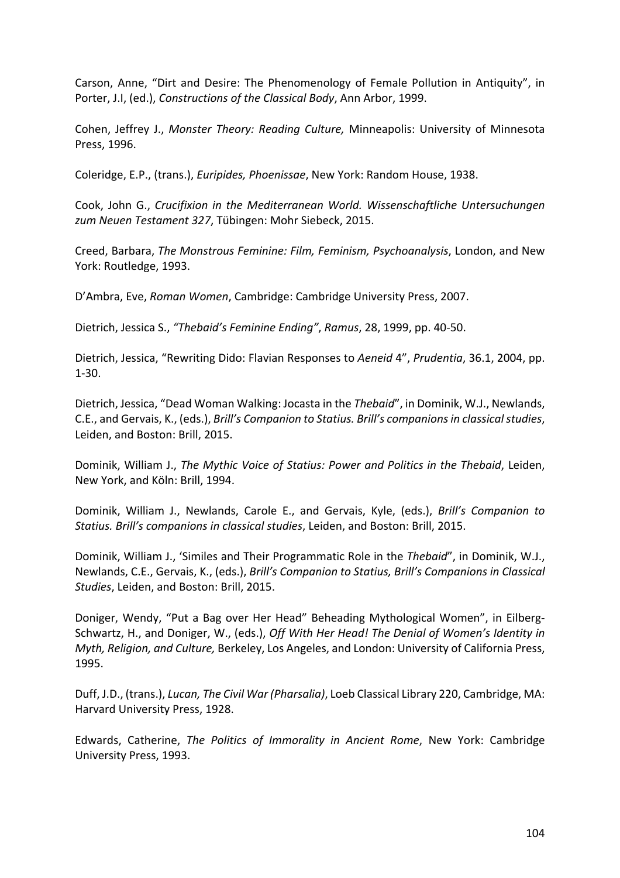Carson, Anne, “Dirt and Desire: The Phenomenology of Female Pollution in Antiquity”, in Porter, J.I, (ed.), *Constructions of the Classical Body*, Ann Arbor, 1999.

Cohen, Jeffrey J., *Monster Theory: Reading Culture,* Minneapolis: University of Minnesota Press, 1996.

Coleridge, E.P., (trans.), *Euripides, Phoenissae*, New York: Random House, 1938.

Cook, John G., *Crucifixion in the Mediterranean World. Wissenschaftliche Untersuchungen zum Neuen Testament 327*, Tübingen: Mohr Siebeck, 2015.

Creed, Barbara, *The Monstrous Feminine: Film, Feminism, Psychoanalysis*, London, and New York: Routledge, 1993.

D’Ambra, Eve, *Roman Women*, Cambridge: Cambridge University Press, 2007.

Dietrich, Jessica S., *“Thebaid’s Feminine Ending”*, *Ramus*, 28, 1999, pp. 40-50.

Dietrich, Jessica, “Rewriting Dido: Flavian Responses to *Aeneid* 4”, *Prudentia*, 36.1, 2004, pp. 1-30.

Dietrich, Jessica, “Dead Woman Walking: Jocasta in the *Thebaid*”, in Dominik, W.J., Newlands, C.E., and Gervais, K., (eds.), *Brill’s Companion to Statius. Brill’s companions in classical studies*, Leiden, and Boston: Brill, 2015.

Dominik, William J., *The Mythic Voice of Statius: Power and Politics in the Thebaid*, Leiden, New York, and Köln: Brill, 1994.

Dominik, William J., Newlands, Carole E., and Gervais, Kyle, (eds.), *Brill’s Companion to Statius. Brill’s companions in classical studies*, Leiden, and Boston: Brill, 2015.

Dominik, William J., ‘Similes and Their Programmatic Role in the *Thebaid*”, in Dominik, W.J., Newlands, C.E., Gervais, K., (eds.), *Brill’s Companion to Statius, Brill’s Companions in Classical Studies*, Leiden, and Boston: Brill, 2015.

Doniger, Wendy, “Put a Bag over Her Head” Beheading Mythological Women”, in Eilberg-Schwartz, H., and Doniger, W., (eds.), *Off With Her Head! The Denial of Women’s Identity in Myth, Religion, and Culture,* Berkeley, Los Angeles, and London: University of California Press, 1995.

Duff, J.D., (trans.), *Lucan, The Civil War (Pharsalia)*, Loeb Classical Library 220, Cambridge, MA: Harvard University Press, 1928.

Edwards, Catherine, *The Politics of Immorality in Ancient Rome*, New York: Cambridge University Press, 1993.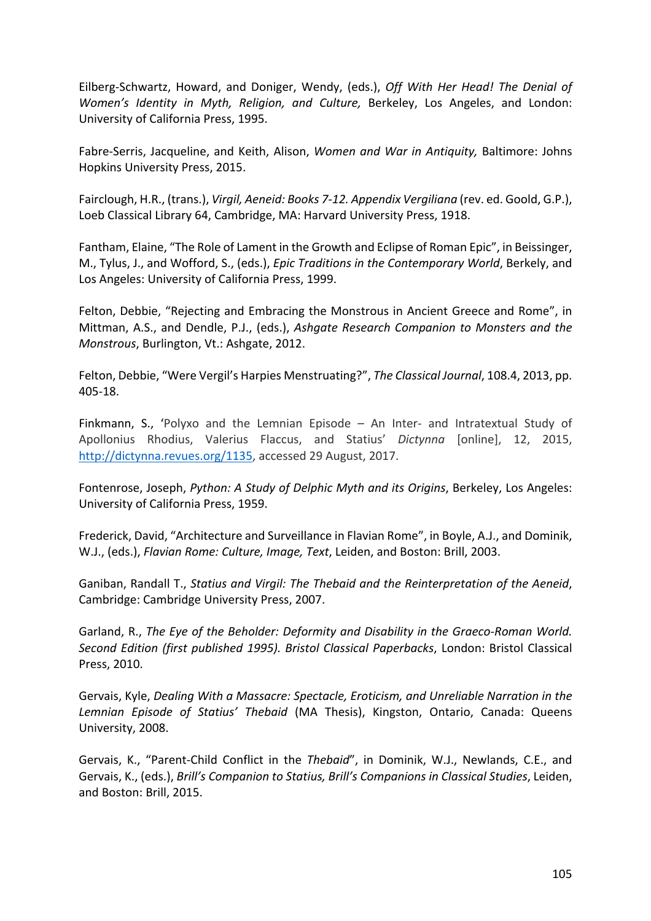Eilberg-Schwartz, Howard, and Doniger, Wendy, (eds.), *Off With Her Head! The Denial of Women's Identity in Myth, Religion, and Culture,* Berkeley, Los Angeles, and London: University of California Press, 1995.

Fabre-Serris, Jacqueline, and Keith, Alison, *Women and War in Antiquity,* Baltimore: Johns Hopkins University Press, 2015.

Fairclough, H.R., (trans.), *Virgil, Aeneid: Books 7-12. Appendix Vergiliana* (rev. ed. Goold, G.P.), Loeb Classical Library 64, Cambridge, MA: Harvard University Press, 1918.

Fantham, Elaine, "The Role of Lament in the Growth and Eclipse of Roman Epic", in Beissinger, M., Tylus, J., and Wofford, S., (eds.), *Epic Traditions in the Contemporary World*, Berkely, and Los Angeles: University of California Press, 1999.

Felton, Debbie, "Rejecting and Embracing the Monstrous in Ancient Greece and Rome", in Mittman, A.S., and Dendle, P.J., (eds.), *Ashgate Research Companion to Monsters and the Monstrous*, Burlington, Vt.: Ashgate, 2012.

Felton, Debbie, "Were Vergil's Harpies Menstruating?", *The Classical Journal*, 108.4, 2013, pp. 405-18.

Finkmann, S., 'Polyxo and the Lemnian Episode – An Inter- and Intratextual Study of Apollonius Rhodius, Valerius Flaccus, and Statius' *Dictynna* [online], 12, 2015, http://dictynna.revues.org/1135, accessed 29 August, 2017.

Fontenrose, Joseph, *Python: A Study of Delphic Myth and its Origins*, Berkeley, Los Angeles: University of California Press, 1959.

Frederick, David, "Architecture and Surveillance in Flavian Rome", in Boyle, A.J., and Dominik, W.J., (eds.), *Flavian Rome: Culture, Image, Text*, Leiden, and Boston: Brill, 2003.

Ganiban, Randall T., *Statius and Virgil: The Thebaid and the Reinterpretation of the Aeneid*, Cambridge: Cambridge University Press, 2007.

Garland, R., *The Eye of the Beholder: Deformity and Disability in the Graeco-Roman World. Second Edition (first published 1995). Bristol Classical Paperbacks*, London: Bristol Classical Press, 2010.

Gervais, Kyle, *Dealing With a Massacre: Spectacle, Eroticism, and Unreliable Narration in the Lemnian Episode of Statius' Thebaid* (MA Thesis), Kingston, Ontario, Canada: Queens University, 2008.

Gervais, K., "Parent-Child Conflict in the *Thebaid*", in Dominik, W.J., Newlands, C.E., and Gervais, K., (eds.), *Brill's Companion to Statius, Brill's Companions in Classical Studies*, Leiden, and Boston: Brill, 2015.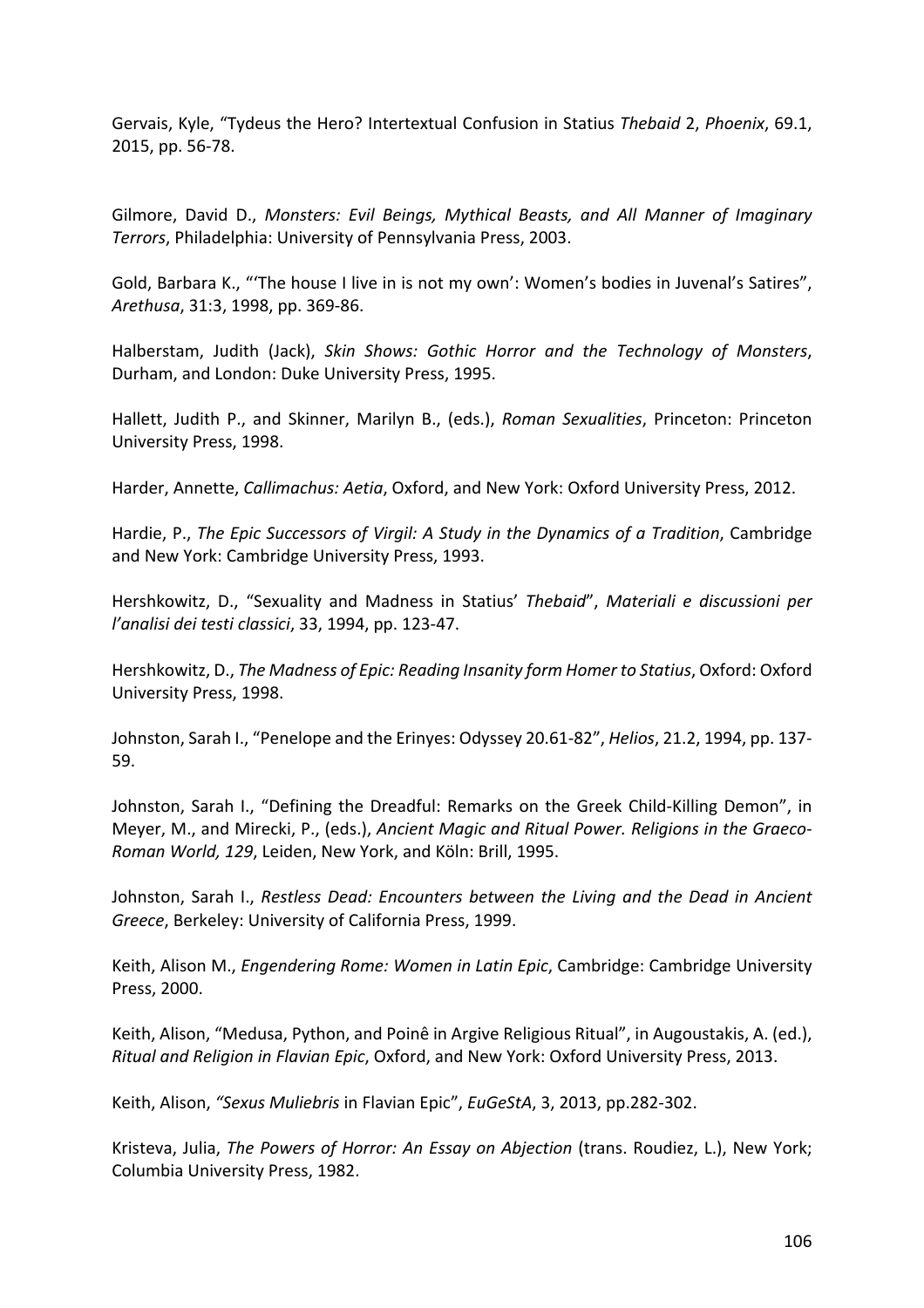Gervais, Kyle, "Tydeus the Hero? Intertextual Confusion in Statius *Thebaid* 2, *Phoenix*, 69.1, 2015, pp. 56-78.

Gilmore, David D., *Monsters: Evil Beings, Mythical Beasts, and All Manner of Imaginary Terrors*, Philadelphia: University of Pennsylvania Press, 2003.

Gold, Barbara K., "'The house I live in is not my own': Women's bodies in Juvenal's Satires", *Arethusa*, 31:3, 1998, pp. 369-86.

Halberstam, Judith (Jack), *Skin Shows: Gothic Horror and the Technology of Monsters*, Durham, and London: Duke University Press, 1995.

Hallett, Judith P., and Skinner, Marilyn B., (eds.), *Roman Sexualities*, Princeton: Princeton University Press, 1998.

Harder, Annette, *Callimachus: Aetia*, Oxford, and New York: Oxford University Press, 2012.

Hardie, P., *The Epic Successors of Virgil: A Study in the Dynamics of a Tradition*, Cambridge and New York: Cambridge University Press, 1993.

Hershkowitz, D., "Sexuality and Madness in Statius' *Thebaid*", *Materiali e discussioni per l'analisi dei testi classici*, 33, 1994, pp. 123-47.

Hershkowitz, D., *The Madness of Epic: Reading Insanity form Homer to Statius*, Oxford: Oxford University Press, 1998.

Johnston, Sarah I., "Penelope and the Erinyes: Odyssey 20.61-82", *Helios*, 21.2, 1994, pp. 137-59.

Johnston, Sarah I., "Defining the Dreadful: Remarks on the Greek Child-Killing Demon", in Meyer, M., and Mirecki, P., (eds.), *Ancient Magic and Ritual Power. Religions in the Graeco-Roman World, 129*, Leiden, New York, and Köln: Brill, 1995.

Johnston, Sarah I., *Restless Dead: Encounters between the Living and the Dead in Ancient Greece*, Berkeley: University of California Press, 1999.

Keith, Alison M., *Engendering Rome: Women in Latin Epic*, Cambridge: Cambridge University Press, 2000.

Keith, Alison, "Medusa, Python, and Poinê in Argive Religious Ritual", in Augoustakis, A. (ed.), *Ritual and Religion in Flavian Epic*, Oxford, and New York: Oxford University Press, 2013.

Keith, Alison, *"Sexus Muliebris* in Flavian Epic", *EuGeStA*, 3, 2013, pp.282-302.

Kristeva, Julia, *The Powers of Horror: An Essay on Abjection* (trans. Roudiez, L.), New York; Columbia University Press, 1982.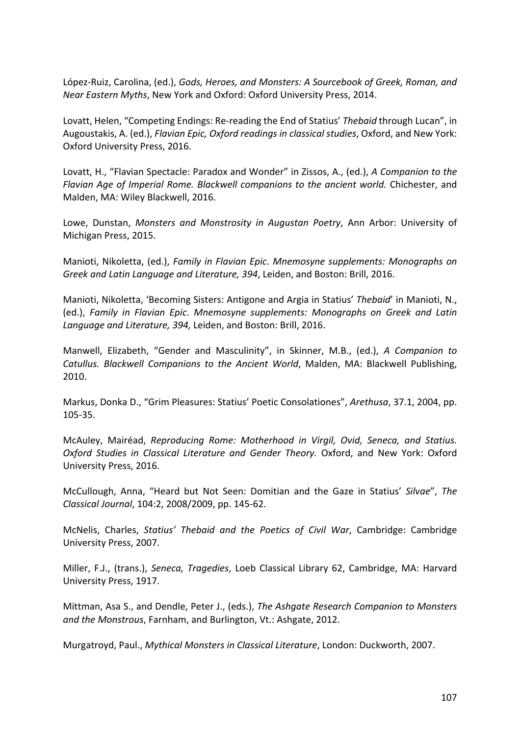López-Ruiz, Carolina, (ed.), *Gods, Heroes, and Monsters: A Sourcebook of Greek, Roman, and Near Eastern Myths*, New York and Oxford: Oxford University Press, 2014.

Lovatt, Helen, "Competing Endings: Re-reading the End of Statius' *Thebaid* through Lucan", in Augoustakis, A. (ed.), *Flavian Epic, Oxford readings in classical studies*, Oxford, and New York: Oxford University Press, 2016.

Lovatt, H., "Flavian Spectacle: Paradox and Wonder" in Zissos, A., (ed.), *A Companion to the Flavian Age of Imperial Rome. Blackwell companions to the ancient world.* Chichester, and Malden, MA: Wiley Blackwell, 2016.

Lowe, Dunstan, *Monsters and Monstrosity in Augustan Poetry*, Ann Arbor: University of Michigan Press, 2015.

Manioti, Nikoletta, (ed.), *Family in Flavian Epic*. *Mnemosyne supplements: Monographs on Greek and Latin Language and Literature, 394*, Leiden, and Boston: Brill, 2016.

Manioti, Nikoletta, 'Becoming Sisters: Antigone and Argia in Statius' *Thebaid*' in Manioti, N., (ed.), *Family in Flavian Epic*. *Mnemosyne supplements: Monographs on Greek and Latin Language and Literature, 394,* Leiden, and Boston: Brill, 2016.

Manwell, Elizabeth, "Gender and Masculinity", in Skinner, M.B., (ed.), *A Companion to Catullus. Blackwell Companions to the Ancient World*, Malden, MA: Blackwell Publishing, 2010.

Markus, Donka D., "Grim Pleasures: Statius' Poetic Consolationes", *Arethusa*, 37.1, 2004, pp. 105-35.

McAuley, Mairéad, *Reproducing Rome: Motherhood in Virgil, Ovid, Seneca, and Statius. Oxford Studies in Classical Literature and Gender Theory.* Oxford, and New York: Oxford University Press, 2016.

McCullough, Anna, "Heard but Not Seen: Domitian and the Gaze in Statius' *Silvae*", *The Classical Journal*, 104:2, 2008/2009, pp. 145-62.

McNelis, Charles, *Statius' Thebaid and the Poetics of Civil War*, Cambridge: Cambridge University Press, 2007.

Miller, F.J., (trans.), *Seneca, Tragedies*, Loeb Classical Library 62, Cambridge, MA: Harvard University Press, 1917.

Mittman, Asa S., and Dendle, Peter J., (eds.), *The Ashgate Research Companion to Monsters and the Monstrous*, Farnham, and Burlington, Vt.: Ashgate, 2012.

Murgatroyd, Paul., *Mythical Monsters in Classical Literature*, London: Duckworth, 2007.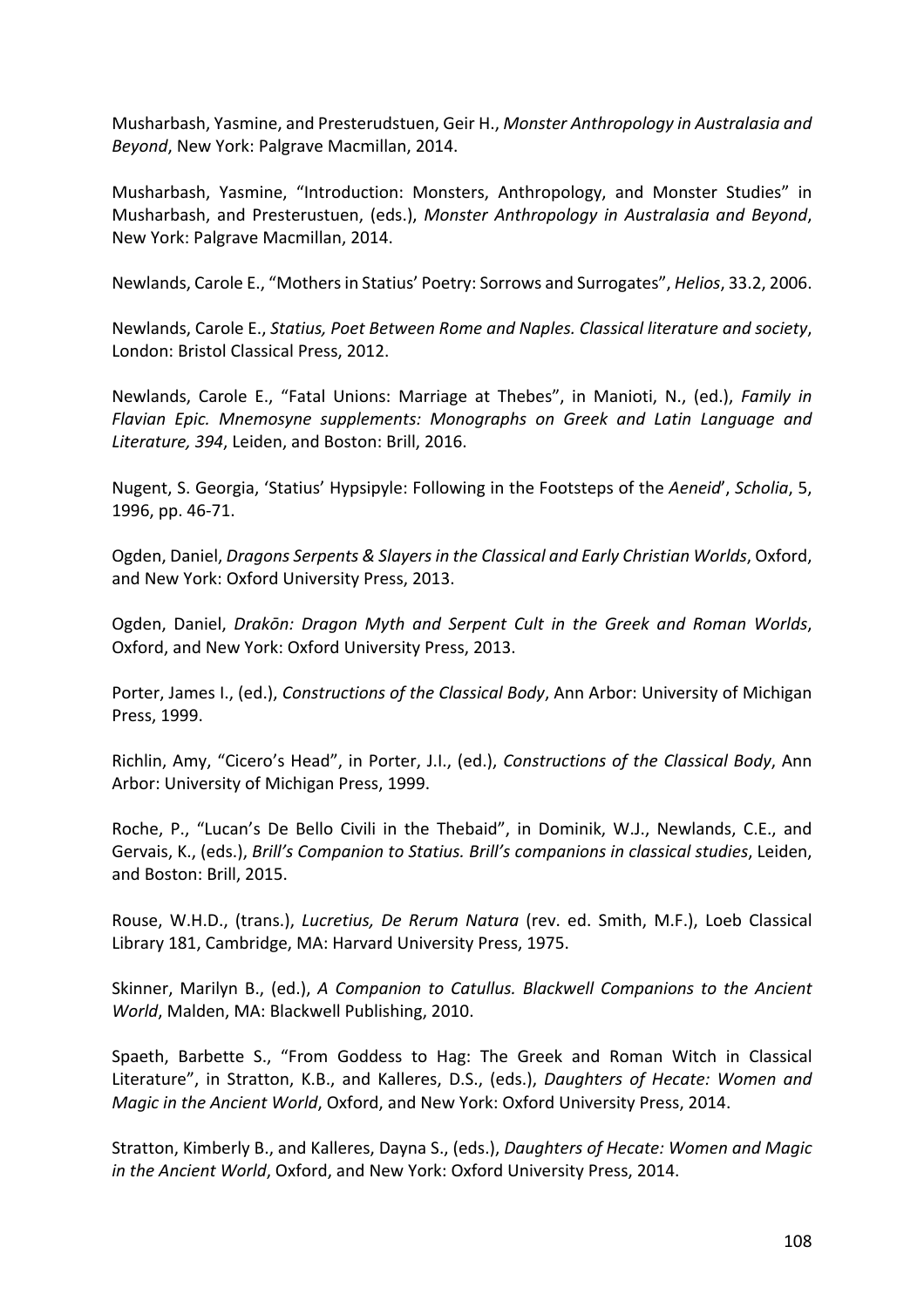Musharbash, Yasmine, and Presterudstuen, Geir H., *Monster Anthropology in Australasia and Beyond*, New York: Palgrave Macmillan, 2014.

Musharbash, Yasmine, "Introduction: Monsters, Anthropology, and Monster Studies" in Musharbash, and Presterustuen, (eds.), *Monster Anthropology in Australasia and Beyond*, New York: Palgrave Macmillan, 2014.

Newlands, Carole E., "Mothers in Statius' Poetry: Sorrows and Surrogates", *Helios*, 33.2, 2006.

Newlands, Carole E., *Statius, Poet Between Rome and Naples. Classical literature and society*, London: Bristol Classical Press, 2012.

Newlands, Carole E., "Fatal Unions: Marriage at Thebes", in Manioti, N., (ed.), *Family in Flavian Epic. Mnemosyne supplements: Monographs on Greek and Latin Language and Literature, 394*, Leiden, and Boston: Brill, 2016.

Nugent, S. Georgia, 'Statius' Hypsipyle: Following in the Footsteps of the *Aeneid*', *Scholia*, 5, 1996, pp. 46-71.

Ogden, Daniel, *Dragons Serpents & Slayers in the Classical and Early Christian Worlds*, Oxford, and New York: Oxford University Press, 2013.

Ogden, Daniel, *Drakōn: Dragon Myth and Serpent Cult in the Greek and Roman Worlds*, Oxford, and New York: Oxford University Press, 2013.

Porter, James I., (ed.), *Constructions of the Classical Body*, Ann Arbor: University of Michigan Press, 1999.

Richlin, Amy, "Cicero's Head", in Porter, J.I., (ed.), *Constructions of the Classical Body*, Ann Arbor: University of Michigan Press, 1999.

Roche, P., "Lucan's De Bello Civili in the Thebaid", in Dominik, W.J., Newlands, C.E., and Gervais, K., (eds.), *Brill's Companion to Statius. Brill's companions in classical studies*, Leiden, and Boston: Brill, 2015.

Rouse, W.H.D., (trans.), *Lucretius, De Rerum Natura* (rev. ed. Smith, M.F.), Loeb Classical Library 181, Cambridge, MA: Harvard University Press, 1975.

Skinner, Marilyn B., (ed.), *A Companion to Catullus. Blackwell Companions to the Ancient World*, Malden, MA: Blackwell Publishing, 2010.

Spaeth, Barbette S., "From Goddess to Hag: The Greek and Roman Witch in Classical Literature", in Stratton, K.B., and Kalleres, D.S., (eds.), *Daughters of Hecate: Women and Magic in the Ancient World*, Oxford, and New York: Oxford University Press, 2014.

Stratton, Kimberly B., and Kalleres, Dayna S., (eds.), *Daughters of Hecate: Women and Magic in the Ancient World*, Oxford, and New York: Oxford University Press, 2014.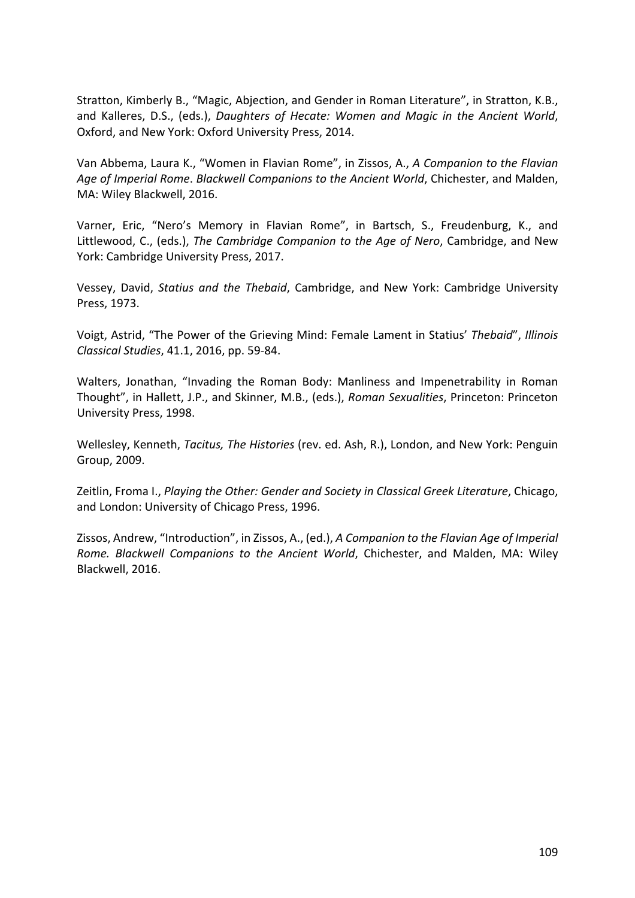Stratton, Kimberly B., “Magic, Abjection, and Gender in Roman Literature”, in Stratton, K.B., and Kalleres, D.S., (eds.), *Daughters of Hecate: Women and Magic in the Ancient World*, Oxford, and New York: Oxford University Press, 2014.

Van Abbema, Laura K., “Women in Flavian Rome”, in Zissos, A., *A Companion to the Flavian Age of Imperial Rome*. *Blackwell Companions to the Ancient World*, Chichester, and Malden, MA: Wiley Blackwell, 2016.

Varner, Eric, “Nero’s Memory in Flavian Rome”, in Bartsch, S., Freudenburg, K., and Littlewood, C., (eds.), *The Cambridge Companion to the Age of Nero*, Cambridge, and New York: Cambridge University Press, 2017.

Vessey, David, *Statius and the Thebaid*, Cambridge, and New York: Cambridge University Press, 1973.

Voigt, Astrid, “The Power of the Grieving Mind: Female Lament in Statius’ *Thebaid*”, *Illinois Classical Studies*, 41.1, 2016, pp. 59-84.

Walters, Jonathan, “Invading the Roman Body: Manliness and Impenetrability in Roman Thought”, in Hallett, J.P., and Skinner, M.B., (eds.), *Roman Sexualities*, Princeton: Princeton University Press, 1998.

Wellesley, Kenneth, *Tacitus, The Histories* (rev. ed. Ash, R.), London, and New York: Penguin Group, 2009.

Zeitlin, Froma I., *Playing the Other: Gender and Society in Classical Greek Literature*, Chicago, and London: University of Chicago Press, 1996.

Zissos, Andrew, “Introduction”, in Zissos, A., (ed.), *A Companion to the Flavian Age of Imperial Rome. Blackwell Companions to the Ancient World*, Chichester, and Malden, MA: Wiley Blackwell, 2016.